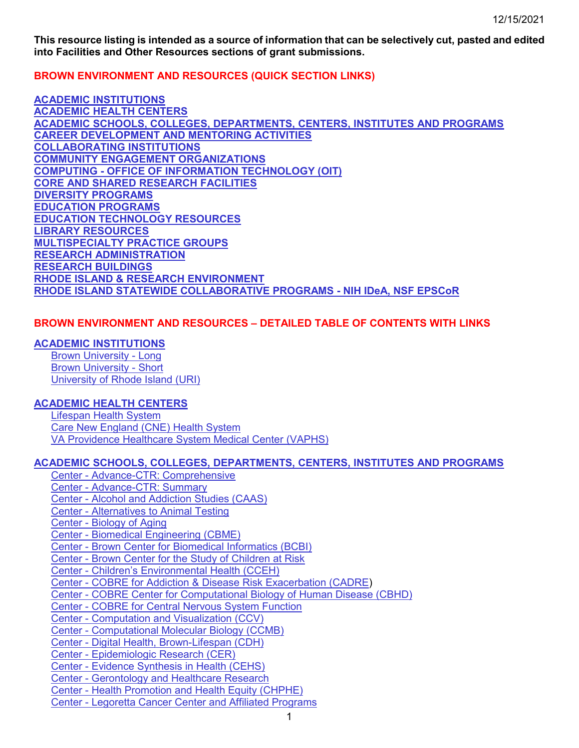12/15/2021

**This resource listing is intended as a source of information that can be selectively cut, pasted and edited into Facilities and Other Resources sections of grant submissions.**

## BROWN ENVIRONMENT AND RESOURCES (QUICK SECTION LINKS)

**ACADEMIC INSTITUTIONS**
**ACADEMIC HEALTH CENTERS**
**ACADEMIC SCHOOLS, COLLEGES, DEPARTMENTS, CENTERS, INSTITUTES AND PROGRAMS**
**CAREER DEVELOPMENT AND MENTORING ACTIVITIES**
**COLLABORATING INSTITUTIONS**
**COMMUNITY ENGAGEMENT ORGANIZATIONS**
**COMPUTING - OFFICE OF INFORMATION TECHNOLOGY (OIT)**
**CORE AND SHARED RESEARCH FACILITIES**
**DIVERSITY PROGRAMS**
**EDUCATION PROGRAMS**
**EDUCATION TECHNOLOGY RESOURCES**
**LIBRARY RESOURCES**
**MULTISPECIALTY PRACTICE GROUPS**
**RESEARCH ADMINISTRATION**
**RESEARCH BUILDINGS**
**RHODE ISLAND & RESEARCH ENVIRONMENT**
**RHODE ISLAND STATEWIDE COLLABORATIVE PROGRAMS - NIH IDeA, NSF EPSCoR**

## BROWN ENVIRONMENT AND RESOURCES – DETAILED TABLE OF CONTENTS WITH LINKS

**ACADEMIC INSTITUTIONS**

- Brown University - Long
- Brown University - Short
- University of Rhode Island (URI)

**ACADEMIC HEALTH CENTERS**

- Lifespan Health System
- Care New England (CNE) Health System
- VA Providence Healthcare System Medical Center (VAPHS)

**ACADEMIC SCHOOLS, COLLEGES, DEPARTMENTS, CENTERS, INSTITUTES AND PROGRAMS**

- Center - Advance-CTR: Comprehensive
- Center - Advance-CTR: Summary
- Center - Alcohol and Addiction Studies (CAAS)
- Center - Alternatives to Animal Testing
- Center - Biology of Aging
- Center - Biomedical Engineering (CBME)
- Center - Brown Center for Biomedical Informatics (BCBI)
- Center - Brown Center for the Study of Children at Risk
- Center - Children's Environmental Health (CCEH)
- Center - COBRE for Addiction & Disease Risk Exacerbation (CADRE)
- Center - COBRE Center for Computational Biology of Human Disease (CBHD)
- Center - COBRE for Central Nervous System Function
- Center - Computation and Visualization (CCV)
- Center - Computational Molecular Biology (CCMB)
- Center - Digital Health, Brown-Lifespan (CDH)
- Center - Epidemiologic Research (CER)
- Center - Evidence Synthesis in Health (CEHS)
- Center - Gerontology and Healthcare Research
- Center - Health Promotion and Health Equity (CHPHE)
- Center - Legoretta Cancer Center and Affiliated Programs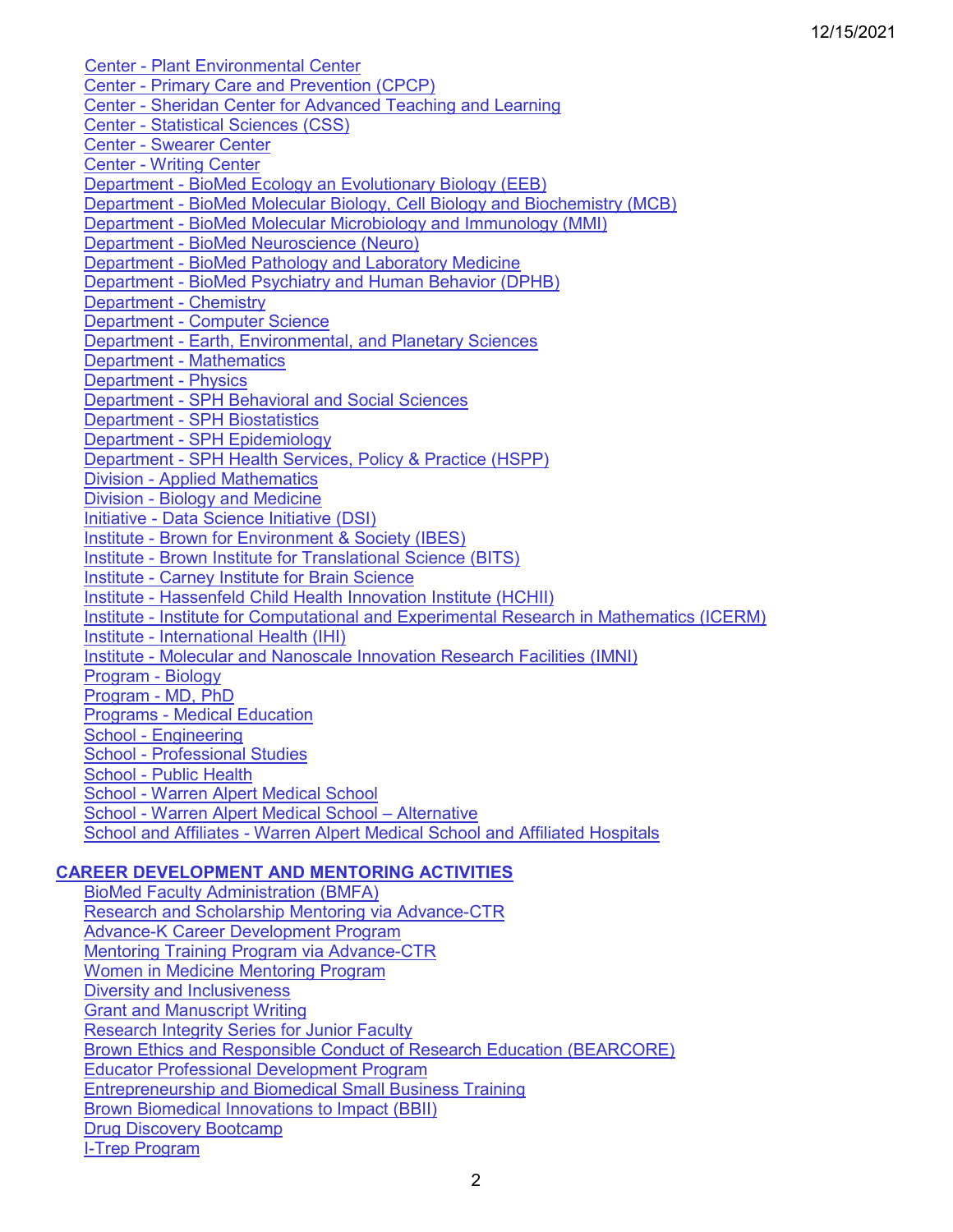- Center - Plant Environmental Center
- Center - Primary Care and Prevention (CPCP)
- Center - Sheridan Center for Advanced Teaching and Learning
- Center - Statistical Sciences (CSS)
- Center - Swearer Center
- Center - Writing Center
- Department - BioMed Ecology an Evolutionary Biology (EEB)
- Department - BioMed Molecular Biology, Cell Biology and Biochemistry (MCB)
- Department - BioMed Molecular Microbiology and Immunology (MMI)
- Department - BioMed Neuroscience (Neuro)
- Department - BioMed Pathology and Laboratory Medicine
- Department - BioMed Psychiatry and Human Behavior (DPHB)
- Department - Chemistry
- Department - Computer Science
- Department - Earth, Environmental, and Planetary Sciences
- Department - Mathematics
- Department - Physics
- Department - SPH Behavioral and Social Sciences
- Department - SPH Biostatistics
- Department - SPH Epidemiology
- Department - SPH Health Services, Policy & Practice (HSPP)
- Division - Applied Mathematics
- Division - Biology and Medicine
- Initiative - Data Science Initiative (DSI)
- Institute - Brown for Environment & Society (IBES)
- Institute - Brown Institute for Translational Science (BITS)
- Institute - Carney Institute for Brain Science
- Institute - Hassenfeld Child Health Innovation Institute (HCHII)
- Institute - Institute for Computational and Experimental Research in Mathematics (ICERM)
- Institute - International Health (IHI)
- Institute - Molecular and Nanoscale Innovation Research Facilities (IMNI)
- Program - Biology
- Program - MD, PhD
- Programs - Medical Education
- School - Engineering
- School - Professional Studies
- School - Public Health
- School - Warren Alpert Medical School
- School - Warren Alpert Medical School – Alternative
- School and Affiliates - Warren Alpert Medical School and Affiliated Hospitals

## CAREER DEVELOPMENT AND MENTORING ACTIVITIES

- BioMed Faculty Administration (BMFA)
- Research and Scholarship Mentoring via Advance-CTR
- Advance-K Career Development Program
- Mentoring Training Program via Advance-CTR
- Women in Medicine Mentoring Program
- Diversity and Inclusiveness
- Grant and Manuscript Writing
- Research Integrity Series for Junior Faculty
- Brown Ethics and Responsible Conduct of Research Education (BEARCORE)
- Educator Professional Development Program
- Entrepreneurship and Biomedical Small Business Training
- Brown Biomedical Innovations to Impact (BBII)
- Drug Discovery Bootcamp
- I-Trep Program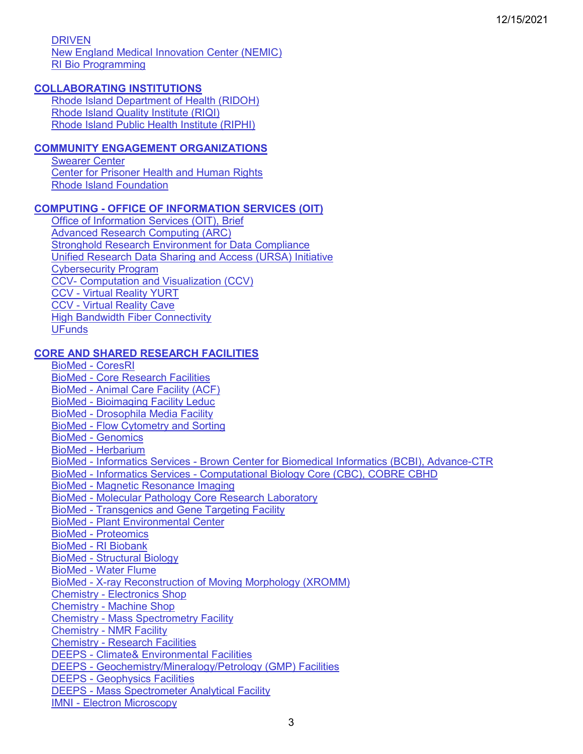- DRIVEN
- New England Medical Innovation Center (NEMIC)
- RI Bio Programming

## COLLABORATING INSTITUTIONS

- Rhode Island Department of Health (RIDOH)
- Rhode Island Quality Institute (RIQI)
- Rhode Island Public Health Institute (RIPHI)

## COMMUNITY ENGAGEMENT ORGANIZATIONS

- Swearer Center
- Center for Prisoner Health and Human Rights
- Rhode Island Foundation

## COMPUTING - OFFICE OF INFORMATION SERVICES (OIT)

- Office of Information Services (OIT), Brief
- Advanced Research Computing (ARC)
- Stronghold Research Environment for Data Compliance
- Unified Research Data Sharing and Access (URSA) Initiative
- Cybersecurity Program
- CCV- Computation and Visualization (CCV)
- CCV - Virtual Reality YURT
- CCV - Virtual Reality Cave
- High Bandwidth Fiber Connectivity
- UFunds

## CORE AND SHARED RESEARCH FACILITIES

- BioMed - CoresRI
- BioMed - Core Research Facilities
- BioMed - Animal Care Facility (ACF)
- BioMed - Bioimaging Facility Leduc
- BioMed - Drosophila Media Facility
- BioMed - Flow Cytometry and Sorting
- BioMed - Genomics
- BioMed - Herbarium
- BioMed - Informatics Services - Brown Center for Biomedical Informatics (BCBI), Advance-CTR
- BioMed - Informatics Services - Computational Biology Core (CBC), COBRE CBHD
- BioMed - Magnetic Resonance Imaging
- BioMed - Molecular Pathology Core Research Laboratory
- BioMed - Transgenics and Gene Targeting Facility
- BioMed - Plant Environmental Center
- BioMed - Proteomics
- BioMed - RI Biobank
- BioMed - Structural Biology
- BioMed - Water Flume
- BioMed - X-ray Reconstruction of Moving Morphology (XROMM)
- Chemistry - Electronics Shop
- Chemistry - Machine Shop
- Chemistry - Mass Spectrometry Facility
- Chemistry - NMR Facility
- Chemistry - Research Facilities
- DEEPS - Climate& Environmental Facilities
- DEEPS - Geochemistry/Mineralogy/Petrology (GMP) Facilities
- DEEPS - Geophysics Facilities
- DEEPS - Mass Spectrometer Analytical Facility
- IMNI - Electron Microscopy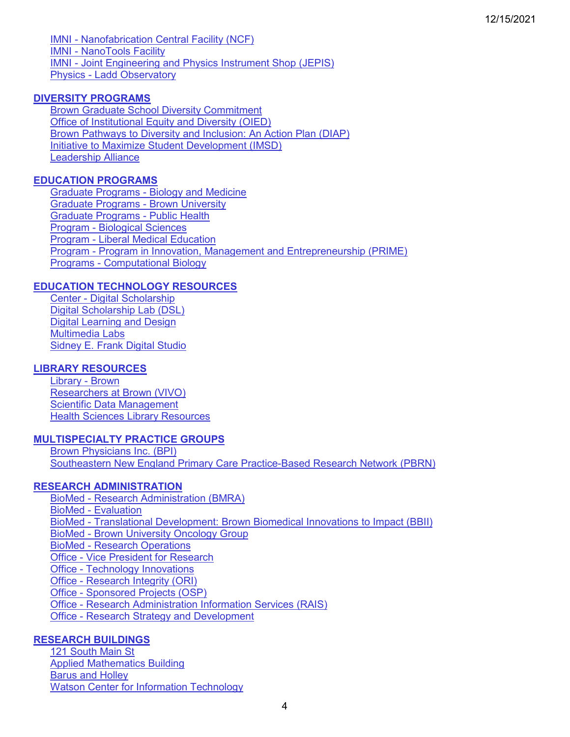- IMNI - Nanofabrication Central Facility (NCF)
- IMNI - NanoTools Facility
- IMNI - Joint Engineering and Physics Instrument Shop (JEPIS)
- Physics - Ladd Observatory

## DIVERSITY PROGRAMS

- Brown Graduate School Diversity Commitment
- Office of Institutional Equity and Diversity (OIED)
- Brown Pathways to Diversity and Inclusion: An Action Plan (DIAP)
- Initiative to Maximize Student Development (IMSD)
- Leadership Alliance

## EDUCATION PROGRAMS

- Graduate Programs - Biology and Medicine
- Graduate Programs - Brown University
- Graduate Programs - Public Health
- Program - Biological Sciences
- Program - Liberal Medical Education
- Program - Program in Innovation, Management and Entrepreneurship (PRIME)
- Programs - Computational Biology

## EDUCATION TECHNOLOGY RESOURCES

- Center - Digital Scholarship
- Digital Scholarship Lab (DSL)
- Digital Learning and Design
- Multimedia Labs
- Sidney E. Frank Digital Studio

## LIBRARY RESOURCES

- Library - Brown
- Researchers at Brown (VIVO)
- Scientific Data Management
- Health Sciences Library Resources

## MULTISPECIALTY PRACTICE GROUPS

- Brown Physicians Inc. (BPI)
- Southeastern New England Primary Care Practice-Based Research Network (PBRN)

## RESEARCH ADMINISTRATION

- BioMed - Research Administration (BMRA)
- BioMed - Evaluation
- BioMed - Translational Development: Brown Biomedical Innovations to Impact (BBII)
- BioMed - Brown University Oncology Group
- BioMed - Research Operations
- Office - Vice President for Research
- Office - Technology Innovations
- Office - Research Integrity (ORI)
- Office - Sponsored Projects (OSP)
- Office - Research Administration Information Services (RAIS)
- Office - Research Strategy and Development

## RESEARCH BUILDINGS

- 121 South Main St
- Applied Mathematics Building
- Barus and Holley
- Watson Center for Information Technology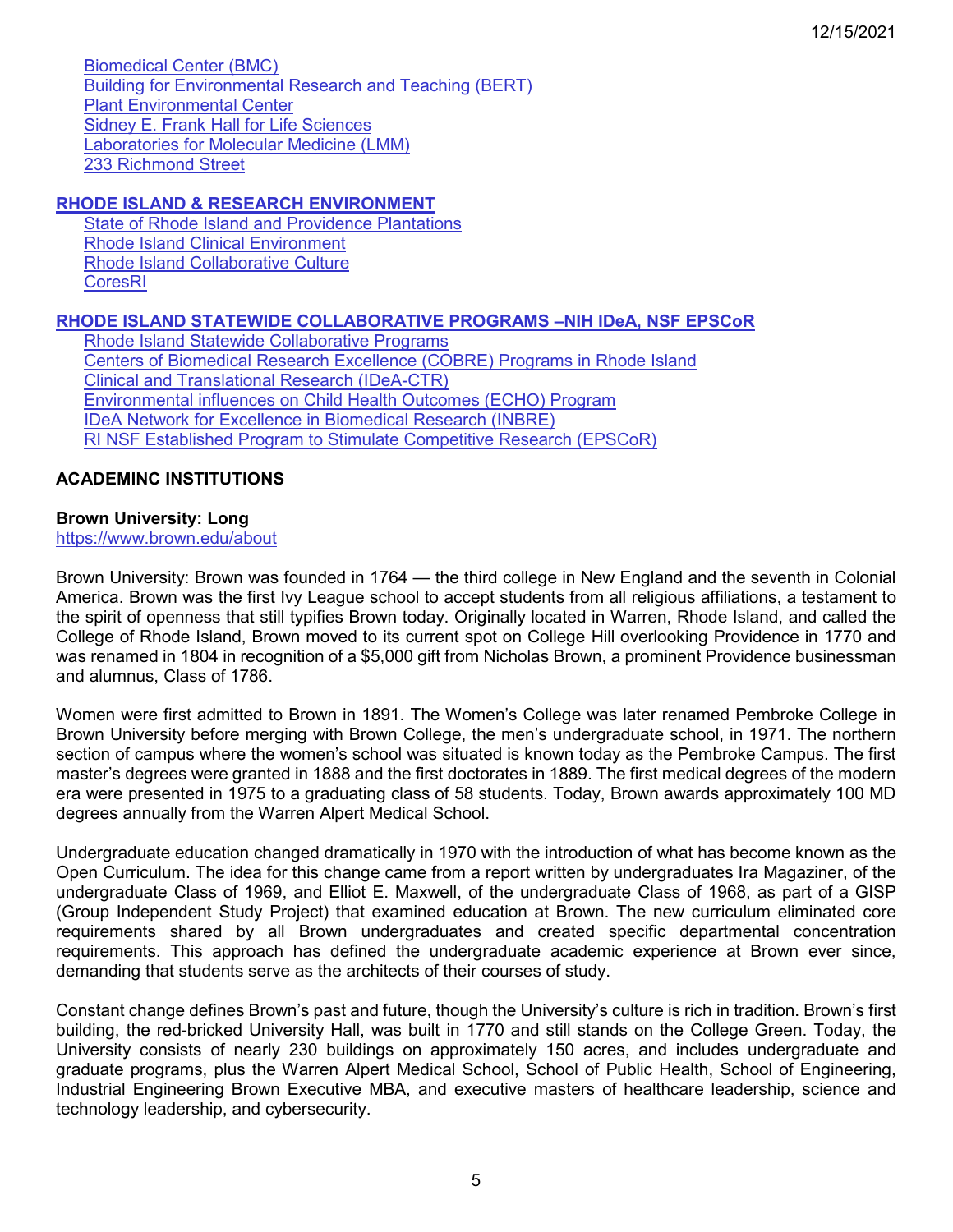Biomedical Center (BMC)
Building for Environmental Research and Teaching (BERT)
Plant Environmental Center
Sidney E. Frank Hall for Life Sciences
Laboratories for Molecular Medicine (LMM)
233 Richmond Street

## RHODE ISLAND & RESEARCH ENVIRONMENT

State of Rhode Island and Providence Plantations
Rhode Island Clinical Environment
Rhode Island Collaborative Culture
CoresRI

## RHODE ISLAND STATEWIDE COLLABORATIVE PROGRAMS –NIH IDeA, NSF EPSCoR

Rhode Island Statewide Collaborative Programs
Centers of Biomedical Research Excellence (COBRE) Programs in Rhode Island
Clinical and Translational Research (IDeA-CTR)
Environmental influences on Child Health Outcomes (ECHO) Program
IDeA Network for Excellence in Biomedical Research (INBRE)
RI NSF Established Program to Stimulate Competitive Research (EPSCoR)

## ACADEMINC INSTITUTIONS

**Brown University: Long**
https://www.brown.edu/about

Brown University: Brown was founded in 1764 — the third college in New England and the seventh in Colonial America. Brown was the first Ivy League school to accept students from all religious affiliations, a testament to the spirit of openness that still typifies Brown today. Originally located in Warren, Rhode Island, and called the College of Rhode Island, Brown moved to its current spot on College Hill overlooking Providence in 1770 and was renamed in 1804 in recognition of a $5,000 gift from Nicholas Brown, a prominent Providence businessman and alumnus, Class of 1786.

Women were first admitted to Brown in 1891. The Women's College was later renamed Pembroke College in Brown University before merging with Brown College, the men's undergraduate school, in 1971. The northern section of campus where the women's school was situated is known today as the Pembroke Campus. The first master's degrees were granted in 1888 and the first doctorates in 1889. The first medical degrees of the modern era were presented in 1975 to a graduating class of 58 students. Today, Brown awards approximately 100 MD degrees annually from the Warren Alpert Medical School.

Undergraduate education changed dramatically in 1970 with the introduction of what has become known as the Open Curriculum. The idea for this change came from a report written by undergraduates Ira Magaziner, of the undergraduate Class of 1969, and Elliot E. Maxwell, of the undergraduate Class of 1968, as part of a GISP (Group Independent Study Project) that examined education at Brown. The new curriculum eliminated core requirements shared by all Brown undergraduates and created specific departmental concentration requirements. This approach has defined the undergraduate academic experience at Brown ever since, demanding that students serve as the architects of their courses of study.

Constant change defines Brown's past and future, though the University's culture is rich in tradition. Brown's first building, the red-bricked University Hall, was built in 1770 and still stands on the College Green. Today, the University consists of nearly 230 buildings on approximately 150 acres, and includes undergraduate and graduate programs, plus the Warren Alpert Medical School, School of Public Health, School of Engineering, Industrial Engineering Brown Executive MBA, and executive masters of healthcare leadership, science and technology leadership, and cybersecurity.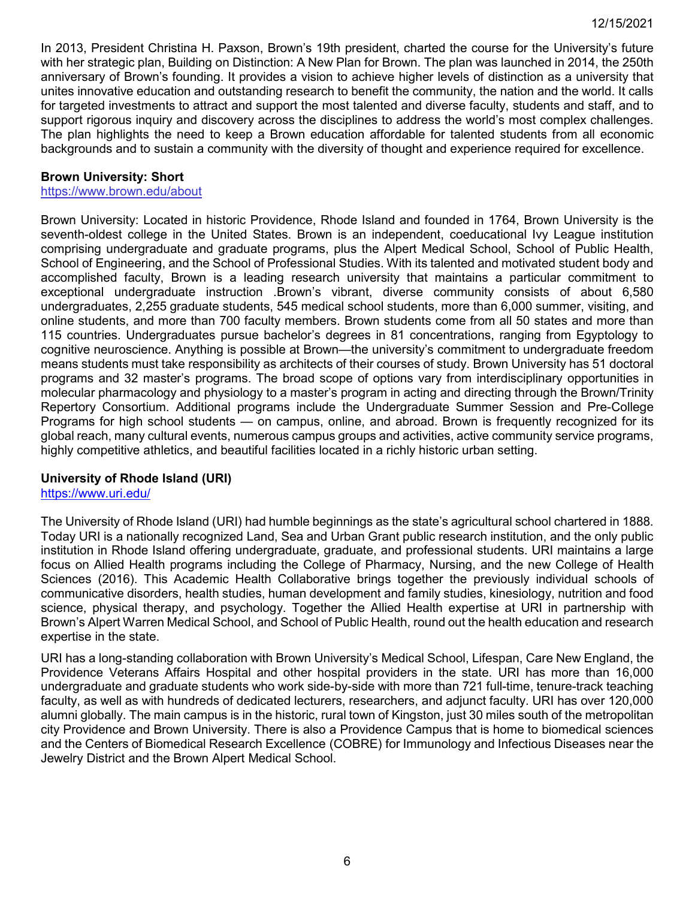In 2013, President Christina H. Paxson, Brown's 19th president, charted the course for the University's future with her strategic plan, Building on Distinction: A New Plan for Brown. The plan was launched in 2014, the 250th anniversary of Brown's founding. It provides a vision to achieve higher levels of distinction as a university that unites innovative education and outstanding research to benefit the community, the nation and the world. It calls for targeted investments to attract and support the most talented and diverse faculty, students and staff, and to support rigorous inquiry and discovery across the disciplines to address the world's most complex challenges. The plan highlights the need to keep a Brown education affordable for talented students from all economic backgrounds and to sustain a community with the diversity of thought and experience required for excellence.

**Brown University: Short**

https://www.brown.edu/about

Brown University: Located in historic Providence, Rhode Island and founded in 1764, Brown University is the seventh-oldest college in the United States. Brown is an independent, coeducational Ivy League institution comprising undergraduate and graduate programs, plus the Alpert Medical School, School of Public Health, School of Engineering, and the School of Professional Studies. With its talented and motivated student body and accomplished faculty, Brown is a leading research university that maintains a particular commitment to exceptional undergraduate instruction .Brown's vibrant, diverse community consists of about 6,580 undergraduates, 2,255 graduate students, 545 medical school students, more than 6,000 summer, visiting, and online students, and more than 700 faculty members. Brown students come from all 50 states and more than 115 countries. Undergraduates pursue bachelor's degrees in 81 concentrations, ranging from Egyptology to cognitive neuroscience. Anything is possible at Brown—the university's commitment to undergraduate freedom means students must take responsibility as architects of their courses of study. Brown University has 51 doctoral programs and 32 master's programs. The broad scope of options vary from interdisciplinary opportunities in molecular pharmacology and physiology to a master's program in acting and directing through the Brown/Trinity Repertory Consortium. Additional programs include the Undergraduate Summer Session and Pre-College Programs for high school students — on campus, online, and abroad. Brown is frequently recognized for its global reach, many cultural events, numerous campus groups and activities, active community service programs, highly competitive athletics, and beautiful facilities located in a richly historic urban setting.

**University of Rhode Island (URI)**

https://www.uri.edu/

The University of Rhode Island (URI) had humble beginnings as the state's agricultural school chartered in 1888. Today URI is a nationally recognized Land, Sea and Urban Grant public research institution, and the only public institution in Rhode Island offering undergraduate, graduate, and professional students. URI maintains a large focus on Allied Health programs including the College of Pharmacy, Nursing, and the new College of Health Sciences (2016). This Academic Health Collaborative brings together the previously individual schools of communicative disorders, health studies, human development and family studies, kinesiology, nutrition and food science, physical therapy, and psychology. Together the Allied Health expertise at URI in partnership with Brown's Alpert Warren Medical School, and School of Public Health, round out the health education and research expertise in the state.

URI has a long-standing collaboration with Brown University's Medical School, Lifespan, Care New England, the Providence Veterans Affairs Hospital and other hospital providers in the state. URI has more than 16,000 undergraduate and graduate students who work side-by-side with more than 721 full-time, tenure-track teaching faculty, as well as with hundreds of dedicated lecturers, researchers, and adjunct faculty. URI has over 120,000 alumni globally. The main campus is in the historic, rural town of Kingston, just 30 miles south of the metropolitan city Providence and Brown University. There is also a Providence Campus that is home to biomedical sciences and the Centers of Biomedical Research Excellence (COBRE) for Immunology and Infectious Diseases near the Jewelry District and the Brown Alpert Medical School.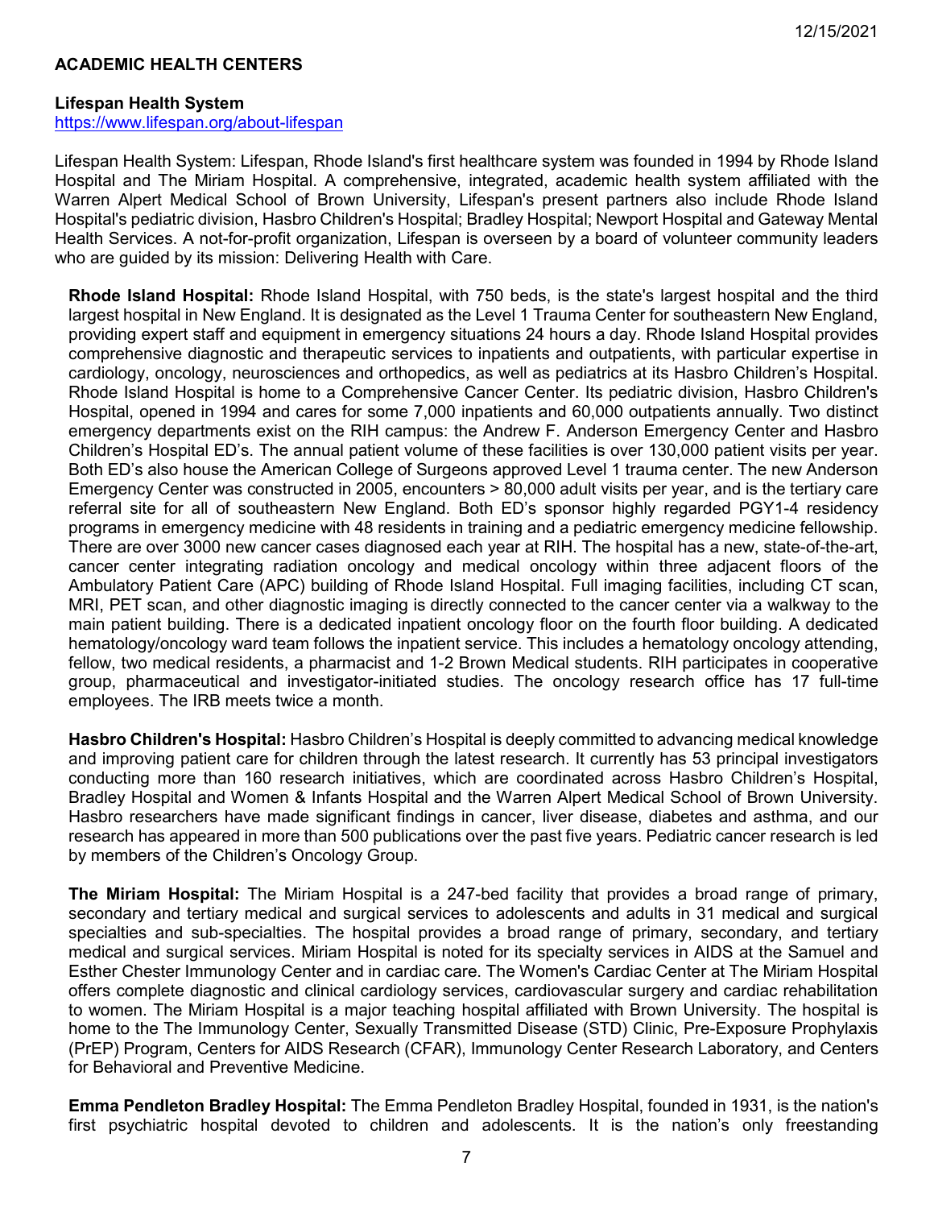## ACADEMIC HEALTH CENTERS

### Lifespan Health System

https://www.lifespan.org/about-lifespan

Lifespan Health System: Lifespan, Rhode Island's first healthcare system was founded in 1994 by Rhode Island Hospital and The Miriam Hospital. A comprehensive, integrated, academic health system affiliated with the Warren Alpert Medical School of Brown University, Lifespan's present partners also include Rhode Island Hospital's pediatric division, Hasbro Children's Hospital; Bradley Hospital; Newport Hospital and Gateway Mental Health Services. A not-for-profit organization, Lifespan is overseen by a board of volunteer community leaders who are guided by its mission: Delivering Health with Care.

**Rhode Island Hospital:** Rhode Island Hospital, with 750 beds, is the state's largest hospital and the third largest hospital in New England. It is designated as the Level 1 Trauma Center for southeastern New England, providing expert staff and equipment in emergency situations 24 hours a day. Rhode Island Hospital provides comprehensive diagnostic and therapeutic services to inpatients and outpatients, with particular expertise in cardiology, oncology, neurosciences and orthopedics, as well as pediatrics at its Hasbro Children's Hospital. Rhode Island Hospital is home to a Comprehensive Cancer Center. Its pediatric division, Hasbro Children's Hospital, opened in 1994 and cares for some 7,000 inpatients and 60,000 outpatients annually. Two distinct emergency departments exist on the RIH campus: the Andrew F. Anderson Emergency Center and Hasbro Children's Hospital ED's. The annual patient volume of these facilities is over 130,000 patient visits per year. Both ED's also house the American College of Surgeons approved Level 1 trauma center. The new Anderson Emergency Center was constructed in 2005, encounters > 80,000 adult visits per year, and is the tertiary care referral site for all of southeastern New England. Both ED's sponsor highly regarded PGY1-4 residency programs in emergency medicine with 48 residents in training and a pediatric emergency medicine fellowship. There are over 3000 new cancer cases diagnosed each year at RIH. The hospital has a new, state-of-the-art, cancer center integrating radiation oncology and medical oncology within three adjacent floors of the Ambulatory Patient Care (APC) building of Rhode Island Hospital. Full imaging facilities, including CT scan, MRI, PET scan, and other diagnostic imaging is directly connected to the cancer center via a walkway to the main patient building. There is a dedicated inpatient oncology floor on the fourth floor building. A dedicated hematology/oncology ward team follows the inpatient service. This includes a hematology oncology attending, fellow, two medical residents, a pharmacist and 1-2 Brown Medical students. RIH participates in cooperative group, pharmaceutical and investigator-initiated studies. The oncology research office has 17 full-time employees. The IRB meets twice a month.

**Hasbro Children's Hospital:** Hasbro Children's Hospital is deeply committed to advancing medical knowledge and improving patient care for children through the latest research. It currently has 53 principal investigators conducting more than 160 research initiatives, which are coordinated across Hasbro Children's Hospital, Bradley Hospital and Women & Infants Hospital and the Warren Alpert Medical School of Brown University. Hasbro researchers have made significant findings in cancer, liver disease, diabetes and asthma, and our research has appeared in more than 500 publications over the past five years. Pediatric cancer research is led by members of the Children's Oncology Group.

**The Miriam Hospital:** The Miriam Hospital is a 247-bed facility that provides a broad range of primary, secondary and tertiary medical and surgical services to adolescents and adults in 31 medical and surgical specialties and sub-specialties. The hospital provides a broad range of primary, secondary, and tertiary medical and surgical services. Miriam Hospital is noted for its specialty services in AIDS at the Samuel and Esther Chester Immunology Center and in cardiac care. The Women's Cardiac Center at The Miriam Hospital offers complete diagnostic and clinical cardiology services, cardiovascular surgery and cardiac rehabilitation to women. The Miriam Hospital is a major teaching hospital affiliated with Brown University. The hospital is home to the The Immunology Center, Sexually Transmitted Disease (STD) Clinic, Pre-Exposure Prophylaxis (PrEP) Program, Centers for AIDS Research (CFAR), Immunology Center Research Laboratory, and Centers for Behavioral and Preventive Medicine.

**Emma Pendleton Bradley Hospital:** The Emma Pendleton Bradley Hospital, founded in 1931, is the nation's first psychiatric hospital devoted to children and adolescents. It is the nation's only freestanding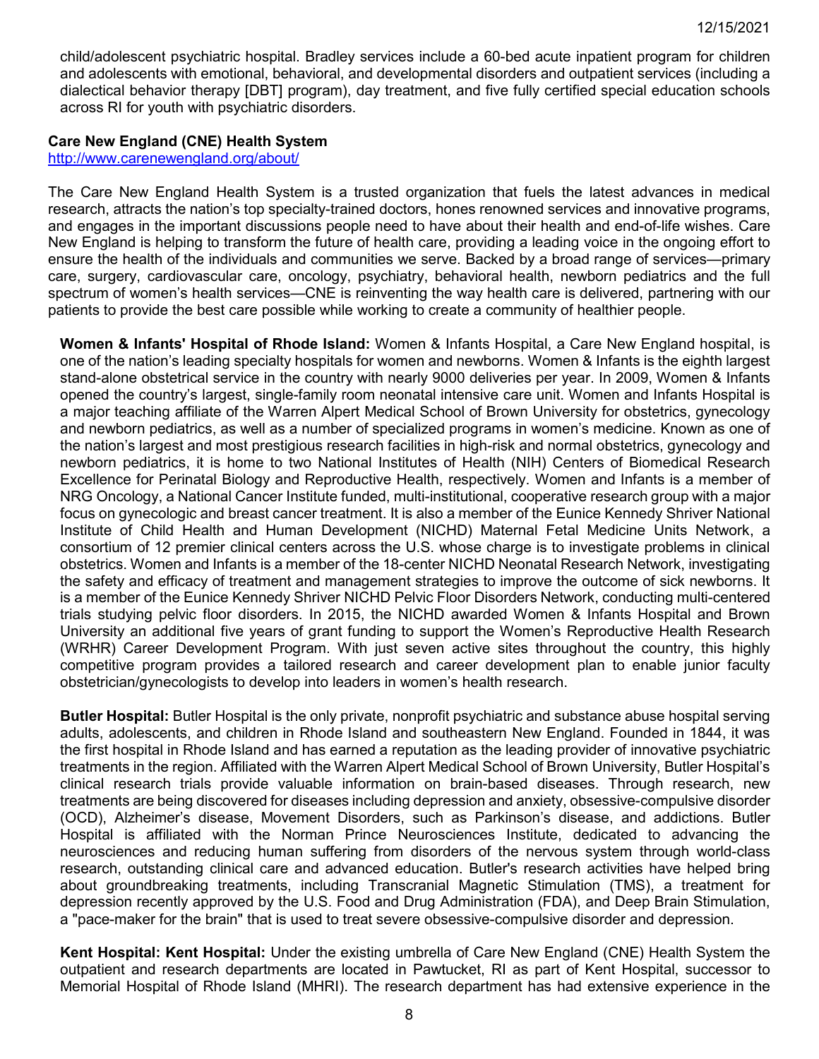child/adolescent psychiatric hospital. Bradley services include a 60-bed acute inpatient program for children and adolescents with emotional, behavioral, and developmental disorders and outpatient services (including a dialectical behavior therapy [DBT] program), day treatment, and five fully certified special education schools across RI for youth with psychiatric disorders.

**Care New England (CNE) Health System**
http://www.carenewengland.org/about/

The Care New England Health System is a trusted organization that fuels the latest advances in medical research, attracts the nation's top specialty-trained doctors, hones renowned services and innovative programs, and engages in the important discussions people need to have about their health and end-of-life wishes. Care New England is helping to transform the future of health care, providing a leading voice in the ongoing effort to ensure the health of the individuals and communities we serve. Backed by a broad range of services—primary care, surgery, cardiovascular care, oncology, psychiatry, behavioral health, newborn pediatrics and the full spectrum of women's health services—CNE is reinventing the way health care is delivered, partnering with our patients to provide the best care possible while working to create a community of healthier people.

**Women & Infants' Hospital of Rhode Island:** Women & Infants Hospital, a Care New England hospital, is one of the nation's leading specialty hospitals for women and newborns. Women & Infants is the eighth largest stand-alone obstetrical service in the country with nearly 9000 deliveries per year. In 2009, Women & Infants opened the country's largest, single-family room neonatal intensive care unit. Women and Infants Hospital is a major teaching affiliate of the Warren Alpert Medical School of Brown University for obstetrics, gynecology and newborn pediatrics, as well as a number of specialized programs in women's medicine. Known as one of the nation's largest and most prestigious research facilities in high-risk and normal obstetrics, gynecology and newborn pediatrics, it is home to two National Institutes of Health (NIH) Centers of Biomedical Research Excellence for Perinatal Biology and Reproductive Health, respectively. Women and Infants is a member of NRG Oncology, a National Cancer Institute funded, multi-institutional, cooperative research group with a major focus on gynecologic and breast cancer treatment. It is also a member of the Eunice Kennedy Shriver National Institute of Child Health and Human Development (NICHD) Maternal Fetal Medicine Units Network, a consortium of 12 premier clinical centers across the U.S. whose charge is to investigate problems in clinical obstetrics. Women and Infants is a member of the 18-center NICHD Neonatal Research Network, investigating the safety and efficacy of treatment and management strategies to improve the outcome of sick newborns. It is a member of the Eunice Kennedy Shriver NICHD Pelvic Floor Disorders Network, conducting multi-centered trials studying pelvic floor disorders. In 2015, the NICHD awarded Women & Infants Hospital and Brown University an additional five years of grant funding to support the Women's Reproductive Health Research (WRHR) Career Development Program. With just seven active sites throughout the country, this highly competitive program provides a tailored research and career development plan to enable junior faculty obstetrician/gynecologists to develop into leaders in women's health research.

**Butler Hospital:** Butler Hospital is the only private, nonprofit psychiatric and substance abuse hospital serving adults, adolescents, and children in Rhode Island and southeastern New England. Founded in 1844, it was the first hospital in Rhode Island and has earned a reputation as the leading provider of innovative psychiatric treatments in the region. Affiliated with the Warren Alpert Medical School of Brown University, Butler Hospital's clinical research trials provide valuable information on brain-based diseases. Through research, new treatments are being discovered for diseases including depression and anxiety, obsessive-compulsive disorder (OCD), Alzheimer's disease, Movement Disorders, such as Parkinson's disease, and addictions. Butler Hospital is affiliated with the Norman Prince Neurosciences Institute, dedicated to advancing the neurosciences and reducing human suffering from disorders of the nervous system through world-class research, outstanding clinical care and advanced education. Butler's research activities have helped bring about groundbreaking treatments, including Transcranial Magnetic Stimulation (TMS), a treatment for depression recently approved by the U.S. Food and Drug Administration (FDA), and Deep Brain Stimulation, a "pace-maker for the brain" that is used to treat severe obsessive-compulsive disorder and depression.

**Kent Hospital: Kent Hospital:** Under the existing umbrella of Care New England (CNE) Health System the outpatient and research departments are located in Pawtucket, RI as part of Kent Hospital, successor to Memorial Hospital of Rhode Island (MHRI). The research department has had extensive experience in the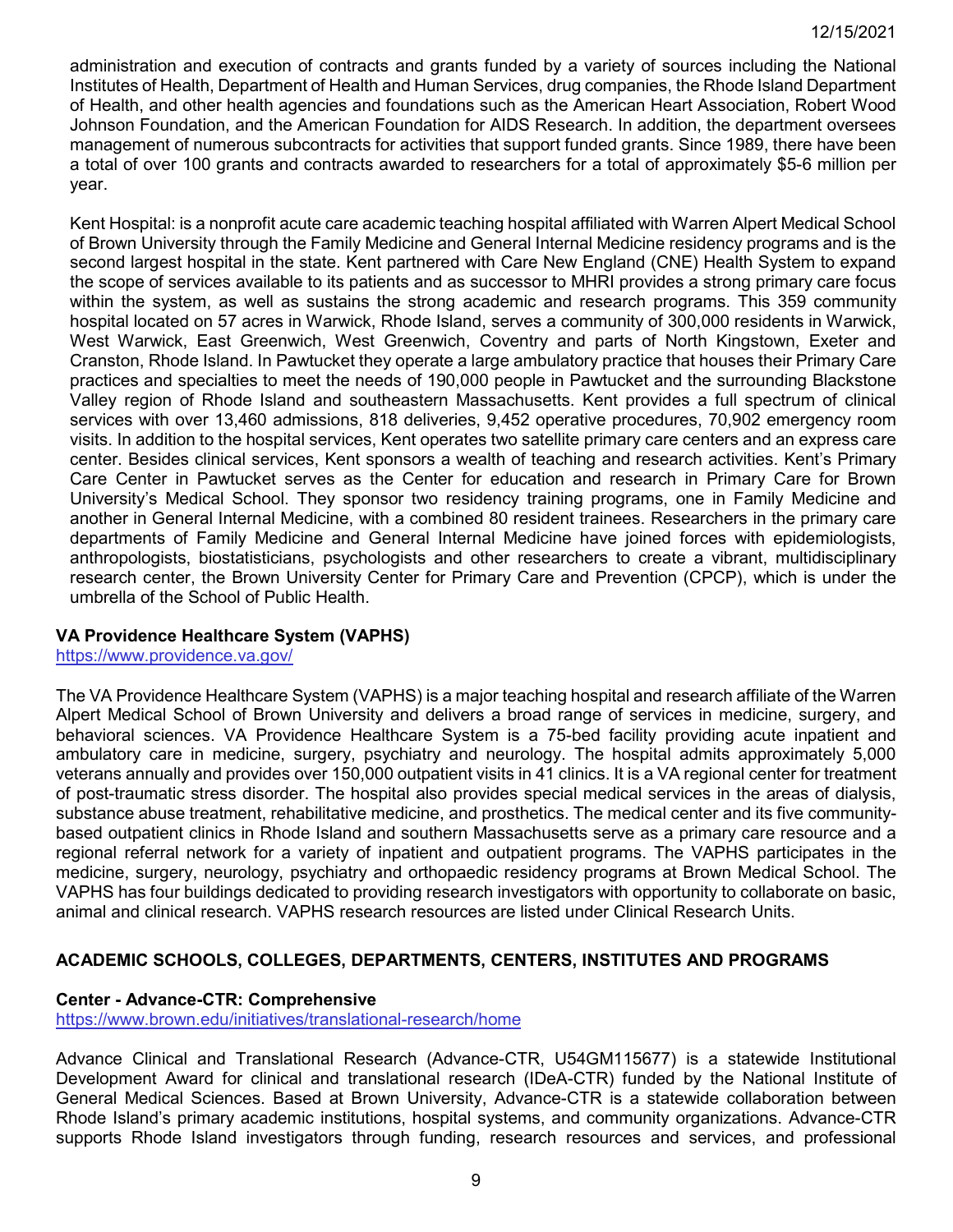administration and execution of contracts and grants funded by a variety of sources including the National Institutes of Health, Department of Health and Human Services, drug companies, the Rhode Island Department of Health, and other health agencies and foundations such as the American Heart Association, Robert Wood Johnson Foundation, and the American Foundation for AIDS Research. In addition, the department oversees management of numerous subcontracts for activities that support funded grants. Since 1989, there have been a total of over 100 grants and contracts awarded to researchers for a total of approximately $5-6 million per year.

Kent Hospital: is a nonprofit acute care academic teaching hospital affiliated with Warren Alpert Medical School of Brown University through the Family Medicine and General Internal Medicine residency programs and is the second largest hospital in the state. Kent partnered with Care New England (CNE) Health System to expand the scope of services available to its patients and as successor to MHRI provides a strong primary care focus within the system, as well as sustains the strong academic and research programs. This 359 community hospital located on 57 acres in Warwick, Rhode Island, serves a community of 300,000 residents in Warwick, West Warwick, East Greenwich, West Greenwich, Coventry and parts of North Kingstown, Exeter and Cranston, Rhode Island. In Pawtucket they operate a large ambulatory practice that houses their Primary Care practices and specialties to meet the needs of 190,000 people in Pawtucket and the surrounding Blackstone Valley region of Rhode Island and southeastern Massachusetts. Kent provides a full spectrum of clinical services with over 13,460 admissions, 818 deliveries, 9,452 operative procedures, 70,902 emergency room visits. In addition to the hospital services, Kent operates two satellite primary care centers and an express care center. Besides clinical services, Kent sponsors a wealth of teaching and research activities. Kent's Primary Care Center in Pawtucket serves as the Center for education and research in Primary Care for Brown University's Medical School. They sponsor two residency training programs, one in Family Medicine and another in General Internal Medicine, with a combined 80 resident trainees. Researchers in the primary care departments of Family Medicine and General Internal Medicine have joined forces with epidemiologists, anthropologists, biostatisticians, psychologists and other researchers to create a vibrant, multidisciplinary research center, the Brown University Center for Primary Care and Prevention (CPCP), which is under the umbrella of the School of Public Health.

### VA Providence Healthcare System (VAPHS)

https://www.providence.va.gov/

The VA Providence Healthcare System (VAPHS) is a major teaching hospital and research affiliate of the Warren Alpert Medical School of Brown University and delivers a broad range of services in medicine, surgery, and behavioral sciences. VA Providence Healthcare System is a 75-bed facility providing acute inpatient and ambulatory care in medicine, surgery, psychiatry and neurology. The hospital admits approximately 5,000 veterans annually and provides over 150,000 outpatient visits in 41 clinics. It is a VA regional center for treatment of post-traumatic stress disorder. The hospital also provides special medical services in the areas of dialysis, substance abuse treatment, rehabilitative medicine, and prosthetics. The medical center and its five community-based outpatient clinics in Rhode Island and southern Massachusetts serve as a primary care resource and a regional referral network for a variety of inpatient and outpatient programs. The VAPHS participates in the medicine, surgery, neurology, psychiatry and orthopaedic residency programs at Brown Medical School. The VAPHS has four buildings dedicated to providing research investigators with opportunity to collaborate on basic, animal and clinical research. VAPHS research resources are listed under Clinical Research Units.

## ACADEMIC SCHOOLS, COLLEGES, DEPARTMENTS, CENTERS, INSTITUTES AND PROGRAMS

### Center - Advance-CTR: Comprehensive

https://www.brown.edu/initiatives/translational-research/home

Advance Clinical and Translational Research (Advance-CTR, U54GM115677) is a statewide Institutional Development Award for clinical and translational research (IDeA-CTR) funded by the National Institute of General Medical Sciences. Based at Brown University, Advance-CTR is a statewide collaboration between Rhode Island's primary academic institutions, hospital systems, and community organizations. Advance-CTR supports Rhode Island investigators through funding, research resources and services, and professional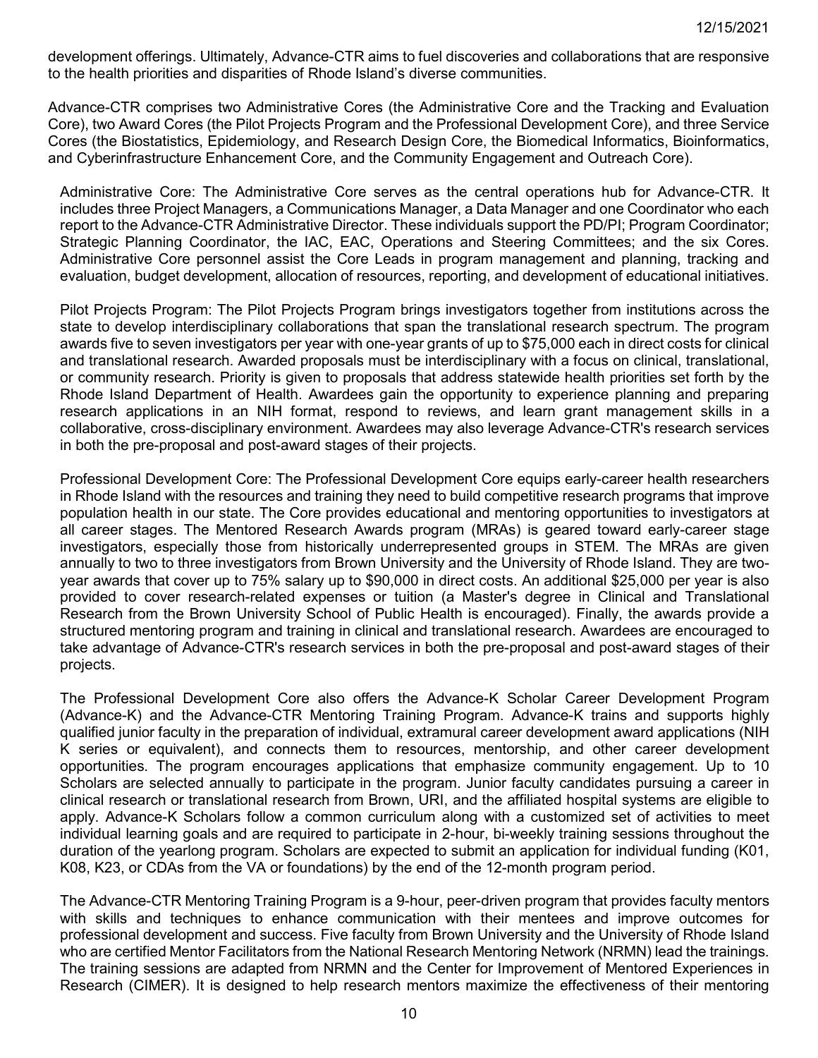development offerings. Ultimately, Advance-CTR aims to fuel discoveries and collaborations that are responsive to the health priorities and disparities of Rhode Island's diverse communities.

Advance-CTR comprises two Administrative Cores (the Administrative Core and the Tracking and Evaluation Core), two Award Cores (the Pilot Projects Program and the Professional Development Core), and three Service Cores (the Biostatistics, Epidemiology, and Research Design Core, the Biomedical Informatics, Bioinformatics, and Cyberinfrastructure Enhancement Core, and the Community Engagement and Outreach Core).

Administrative Core: The Administrative Core serves as the central operations hub for Advance-CTR. It includes three Project Managers, a Communications Manager, a Data Manager and one Coordinator who each report to the Advance-CTR Administrative Director. These individuals support the PD/PI; Program Coordinator; Strategic Planning Coordinator, the IAC, EAC, Operations and Steering Committees; and the six Cores. Administrative Core personnel assist the Core Leads in program management and planning, tracking and evaluation, budget development, allocation of resources, reporting, and development of educational initiatives.

Pilot Projects Program: The Pilot Projects Program brings investigators together from institutions across the state to develop interdisciplinary collaborations that span the translational research spectrum. The program awards five to seven investigators per year with one-year grants of up to $75,000 each in direct costs for clinical and translational research. Awarded proposals must be interdisciplinary with a focus on clinical, translational, or community research. Priority is given to proposals that address statewide health priorities set forth by the Rhode Island Department of Health. Awardees gain the opportunity to experience planning and preparing research applications in an NIH format, respond to reviews, and learn grant management skills in a collaborative, cross-disciplinary environment. Awardees may also leverage Advance-CTR's research services in both the pre-proposal and post-award stages of their projects.

Professional Development Core: The Professional Development Core equips early-career health researchers in Rhode Island with the resources and training they need to build competitive research programs that improve population health in our state. The Core provides educational and mentoring opportunities to investigators at all career stages. The Mentored Research Awards program (MRAs) is geared toward early-career stage investigators, especially those from historically underrepresented groups in STEM. The MRAs are given annually to two to three investigators from Brown University and the University of Rhode Island. They are two-year awards that cover up to 75% salary up to $90,000 in direct costs. An additional $25,000 per year is also provided to cover research-related expenses or tuition (a Master's degree in Clinical and Translational Research from the Brown University School of Public Health is encouraged). Finally, the awards provide a structured mentoring program and training in clinical and translational research. Awardees are encouraged to take advantage of Advance-CTR's research services in both the pre-proposal and post-award stages of their projects.

The Professional Development Core also offers the Advance-K Scholar Career Development Program (Advance-K) and the Advance-CTR Mentoring Training Program. Advance-K trains and supports highly qualified junior faculty in the preparation of individual, extramural career development award applications (NIH K series or equivalent), and connects them to resources, mentorship, and other career development opportunities. The program encourages applications that emphasize community engagement. Up to 10 Scholars are selected annually to participate in the program. Junior faculty candidates pursuing a career in clinical research or translational research from Brown, URI, and the affiliated hospital systems are eligible to apply. Advance-K Scholars follow a common curriculum along with a customized set of activities to meet individual learning goals and are required to participate in 2-hour, bi-weekly training sessions throughout the duration of the yearlong program. Scholars are expected to submit an application for individual funding (K01, K08, K23, or CDAs from the VA or foundations) by the end of the 12-month program period.

The Advance-CTR Mentoring Training Program is a 9-hour, peer-driven program that provides faculty mentors with skills and techniques to enhance communication with their mentees and improve outcomes for professional development and success. Five faculty from Brown University and the University of Rhode Island who are certified Mentor Facilitators from the National Research Mentoring Network (NRMN) lead the trainings. The training sessions are adapted from NRMN and the Center for Improvement of Mentored Experiences in Research (CIMER). It is designed to help research mentors maximize the effectiveness of their mentoring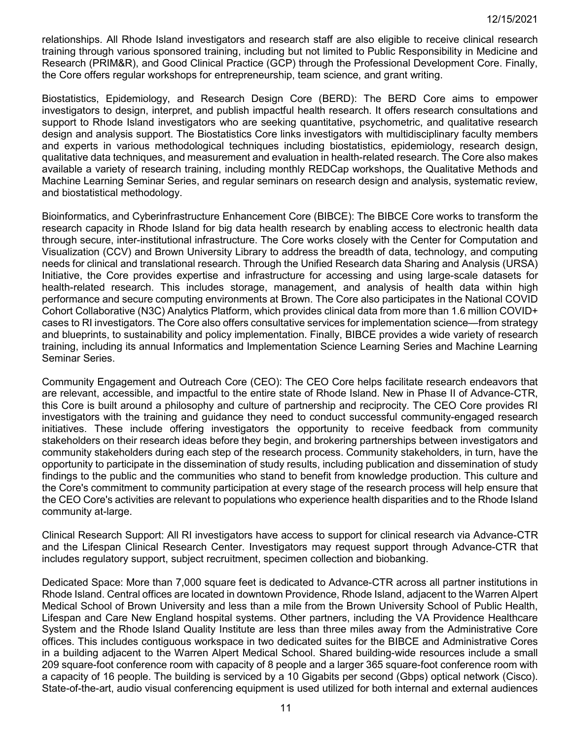relationships. All Rhode Island investigators and research staff are also eligible to receive clinical research training through various sponsored training, including but not limited to Public Responsibility in Medicine and Research (PRIM&R), and Good Clinical Practice (GCP) through the Professional Development Core. Finally, the Core offers regular workshops for entrepreneurship, team science, and grant writing.

Biostatistics, Epidemiology, and Research Design Core (BERD): The BERD Core aims to empower investigators to design, interpret, and publish impactful health research. It offers research consultations and support to Rhode Island investigators who are seeking quantitative, psychometric, and qualitative research design and analysis support. The Biostatistics Core links investigators with multidisciplinary faculty members and experts in various methodological techniques including biostatistics, epidemiology, research design, qualitative data techniques, and measurement and evaluation in health-related research. The Core also makes available a variety of research training, including monthly REDCap workshops, the Qualitative Methods and Machine Learning Seminar Series, and regular seminars on research design and analysis, systematic review, and biostatistical methodology.

Bioinformatics, and Cyberinfrastructure Enhancement Core (BIBCE): The BIBCE Core works to transform the research capacity in Rhode Island for big data health research by enabling access to electronic health data through secure, inter-institutional infrastructure. The Core works closely with the Center for Computation and Visualization (CCV) and Brown University Library to address the breadth of data, technology, and computing needs for clinical and translational research. Through the Unified Research data Sharing and Analysis (URSA) Initiative, the Core provides expertise and infrastructure for accessing and using large-scale datasets for health-related research. This includes storage, management, and analysis of health data within high performance and secure computing environments at Brown. The Core also participates in the National COVID Cohort Collaborative (N3C) Analytics Platform, which provides clinical data from more than 1.6 million COVID+ cases to RI investigators. The Core also offers consultative services for implementation science—from strategy and blueprints, to sustainability and policy implementation. Finally, BIBCE provides a wide variety of research training, including its annual Informatics and Implementation Science Learning Series and Machine Learning Seminar Series.

Community Engagement and Outreach Core (CEO): The CEO Core helps facilitate research endeavors that are relevant, accessible, and impactful to the entire state of Rhode Island. New in Phase II of Advance-CTR, this Core is built around a philosophy and culture of partnership and reciprocity. The CEO Core provides RI investigators with the training and guidance they need to conduct successful community-engaged research initiatives. These include offering investigators the opportunity to receive feedback from community stakeholders on their research ideas before they begin, and brokering partnerships between investigators and community stakeholders during each step of the research process. Community stakeholders, in turn, have the opportunity to participate in the dissemination of study results, including publication and dissemination of study findings to the public and the communities who stand to benefit from knowledge production. This culture and the Core's commitment to community participation at every stage of the research process will help ensure that the CEO Core's activities are relevant to populations who experience health disparities and to the Rhode Island community at-large.

Clinical Research Support: All RI investigators have access to support for clinical research via Advance-CTR and the Lifespan Clinical Research Center. Investigators may request support through Advance-CTR that includes regulatory support, subject recruitment, specimen collection and biobanking.

Dedicated Space: More than 7,000 square feet is dedicated to Advance-CTR across all partner institutions in Rhode Island. Central offices are located in downtown Providence, Rhode Island, adjacent to the Warren Alpert Medical School of Brown University and less than a mile from the Brown University School of Public Health, Lifespan and Care New England hospital systems. Other partners, including the VA Providence Healthcare System and the Rhode Island Quality Institute are less than three miles away from the Administrative Core offices. This includes contiguous workspace in two dedicated suites for the BIBCE and Administrative Cores in a building adjacent to the Warren Alpert Medical School. Shared building-wide resources include a small 209 square-foot conference room with capacity of 8 people and a larger 365 square-foot conference room with a capacity of 16 people. The building is serviced by a 10 Gigabits per second (Gbps) optical network (Cisco). State-of-the-art, audio visual conferencing equipment is used utilized for both internal and external audiences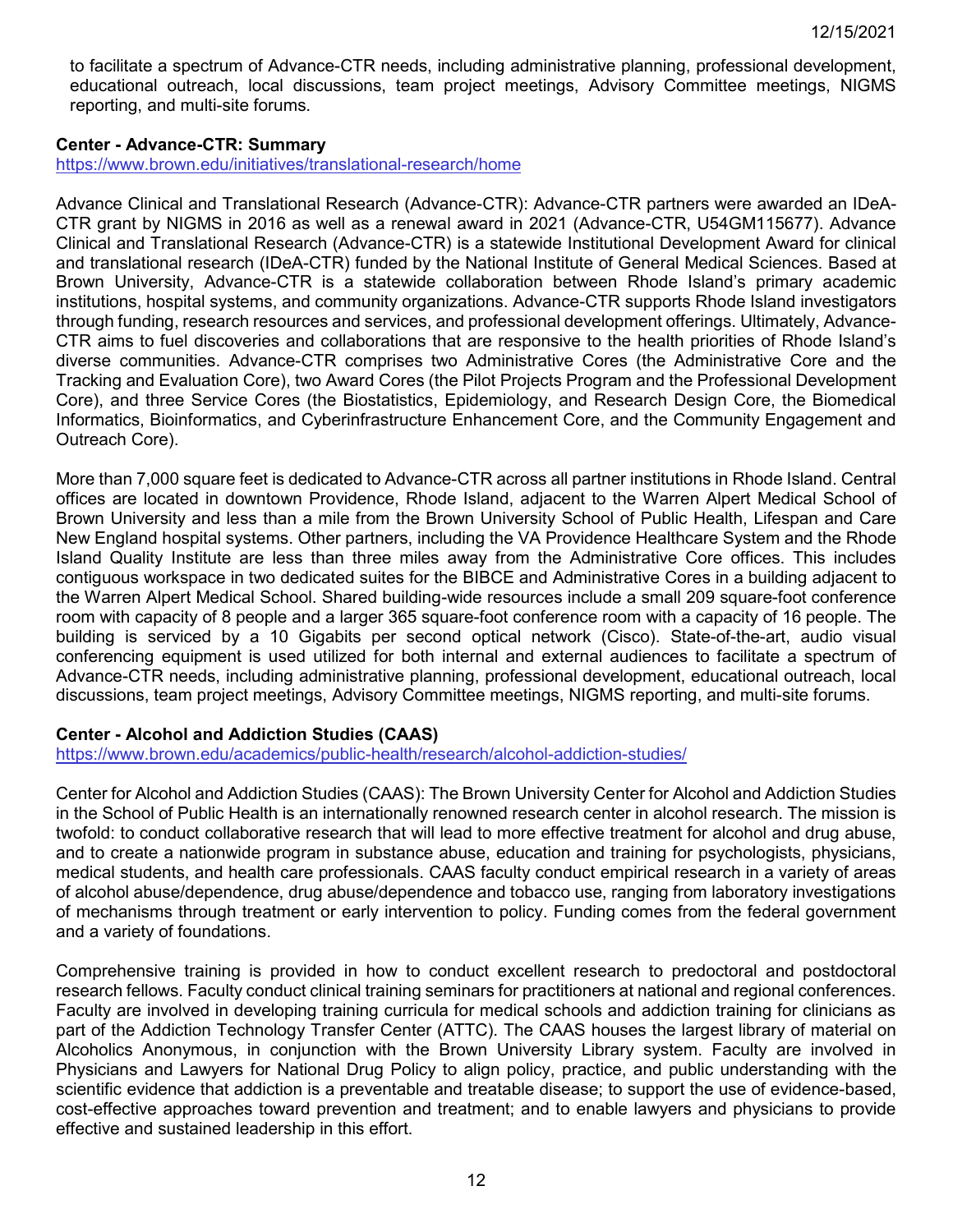to facilitate a spectrum of Advance-CTR needs, including administrative planning, professional development, educational outreach, local discussions, team project meetings, Advisory Committee meetings, NIGMS reporting, and multi-site forums.

**Center - Advance-CTR: Summary**
https://www.brown.edu/initiatives/translational-research/home

Advance Clinical and Translational Research (Advance-CTR): Advance-CTR partners were awarded an IDeA-CTR grant by NIGMS in 2016 as well as a renewal award in 2021 (Advance-CTR, U54GM115677). Advance Clinical and Translational Research (Advance-CTR) is a statewide Institutional Development Award for clinical and translational research (IDeA-CTR) funded by the National Institute of General Medical Sciences. Based at Brown University, Advance-CTR is a statewide collaboration between Rhode Island's primary academic institutions, hospital systems, and community organizations. Advance-CTR supports Rhode Island investigators through funding, research resources and services, and professional development offerings. Ultimately, Advance-CTR aims to fuel discoveries and collaborations that are responsive to the health priorities of Rhode Island's diverse communities. Advance-CTR comprises two Administrative Cores (the Administrative Core and the Tracking and Evaluation Core), two Award Cores (the Pilot Projects Program and the Professional Development Core), and three Service Cores (the Biostatistics, Epidemiology, and Research Design Core, the Biomedical Informatics, Bioinformatics, and Cyberinfrastructure Enhancement Core, and the Community Engagement and Outreach Core).

More than 7,000 square feet is dedicated to Advance-CTR across all partner institutions in Rhode Island. Central offices are located in downtown Providence, Rhode Island, adjacent to the Warren Alpert Medical School of Brown University and less than a mile from the Brown University School of Public Health, Lifespan and Care New England hospital systems. Other partners, including the VA Providence Healthcare System and the Rhode Island Quality Institute are less than three miles away from the Administrative Core offices. This includes contiguous workspace in two dedicated suites for the BIBCE and Administrative Cores in a building adjacent to the Warren Alpert Medical School. Shared building-wide resources include a small 209 square-foot conference room with capacity of 8 people and a larger 365 square-foot conference room with a capacity of 16 people. The building is serviced by a 10 Gigabits per second optical network (Cisco). State-of-the-art, audio visual conferencing equipment is used utilized for both internal and external audiences to facilitate a spectrum of Advance-CTR needs, including administrative planning, professional development, educational outreach, local discussions, team project meetings, Advisory Committee meetings, NIGMS reporting, and multi-site forums.

**Center - Alcohol and Addiction Studies (CAAS)**
https://www.brown.edu/academics/public-health/research/alcohol-addiction-studies/

Center for Alcohol and Addiction Studies (CAAS): The Brown University Center for Alcohol and Addiction Studies in the School of Public Health is an internationally renowned research center in alcohol research. The mission is twofold: to conduct collaborative research that will lead to more effective treatment for alcohol and drug abuse, and to create a nationwide program in substance abuse, education and training for psychologists, physicians, medical students, and health care professionals. CAAS faculty conduct empirical research in a variety of areas of alcohol abuse/dependence, drug abuse/dependence and tobacco use, ranging from laboratory investigations of mechanisms through treatment or early intervention to policy. Funding comes from the federal government and a variety of foundations.

Comprehensive training is provided in how to conduct excellent research to predoctoral and postdoctoral research fellows. Faculty conduct clinical training seminars for practitioners at national and regional conferences. Faculty are involved in developing training curricula for medical schools and addiction training for clinicians as part of the Addiction Technology Transfer Center (ATTC). The CAAS houses the largest library of material on Alcoholics Anonymous, in conjunction with the Brown University Library system. Faculty are involved in Physicians and Lawyers for National Drug Policy to align policy, practice, and public understanding with the scientific evidence that addiction is a preventable and treatable disease; to support the use of evidence-based, cost-effective approaches toward prevention and treatment; and to enable lawyers and physicians to provide effective and sustained leadership in this effort.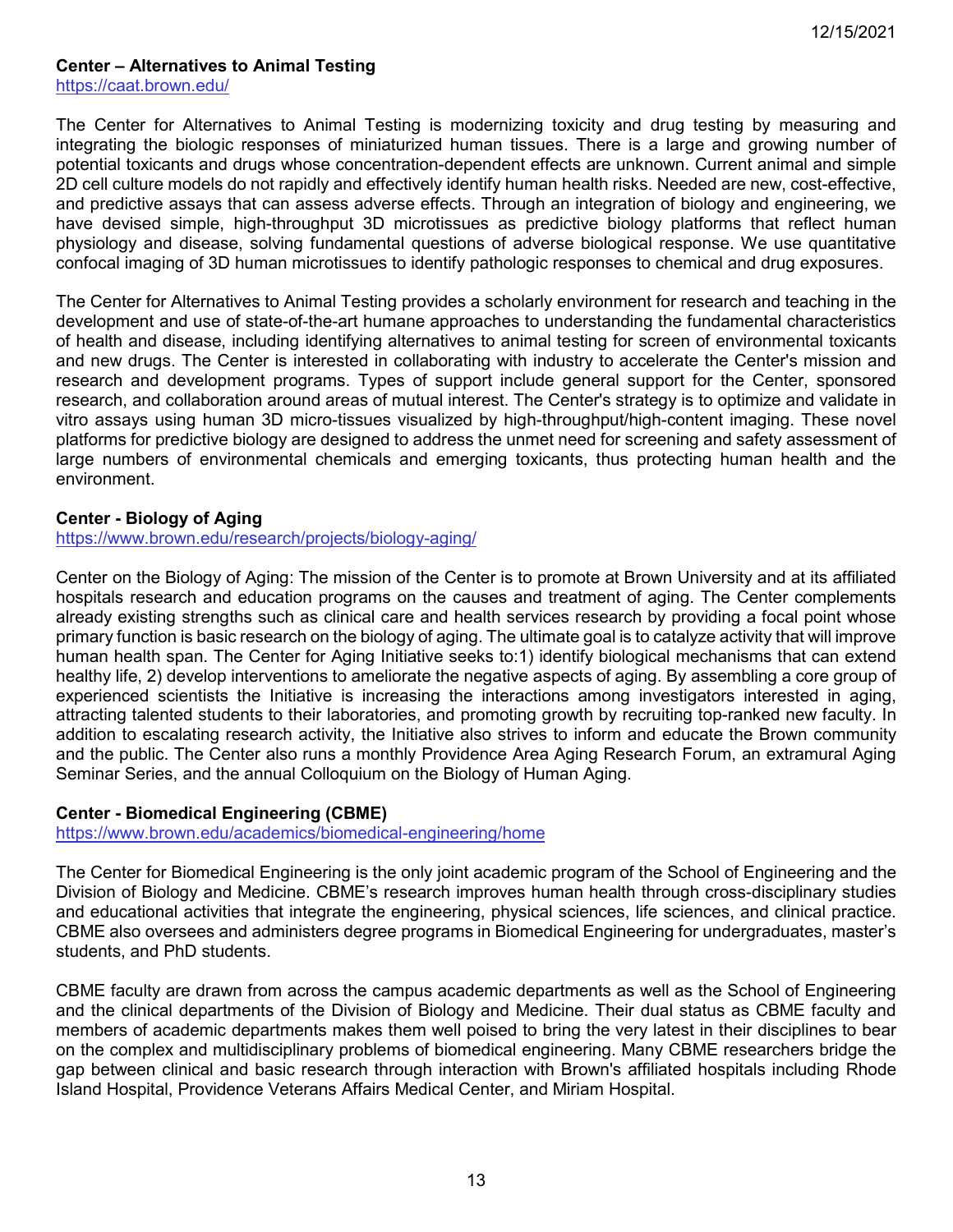**Center – Alternatives to Animal Testing**
https://caat.brown.edu/

The Center for Alternatives to Animal Testing is modernizing toxicity and drug testing by measuring and integrating the biologic responses of miniaturized human tissues. There is a large and growing number of potential toxicants and drugs whose concentration-dependent effects are unknown. Current animal and simple 2D cell culture models do not rapidly and effectively identify human health risks. Needed are new, cost-effective, and predictive assays that can assess adverse effects. Through an integration of biology and engineering, we have devised simple, high-throughput 3D microtissues as predictive biology platforms that reflect human physiology and disease, solving fundamental questions of adverse biological response. We use quantitative confocal imaging of 3D human microtissues to identify pathologic responses to chemical and drug exposures.

The Center for Alternatives to Animal Testing provides a scholarly environment for research and teaching in the development and use of state-of-the-art humane approaches to understanding the fundamental characteristics of health and disease, including identifying alternatives to animal testing for screen of environmental toxicants and new drugs. The Center is interested in collaborating with industry to accelerate the Center's mission and research and development programs. Types of support include general support for the Center, sponsored research, and collaboration around areas of mutual interest. The Center's strategy is to optimize and validate in vitro assays using human 3D micro-tissues visualized by high-throughput/high-content imaging. These novel platforms for predictive biology are designed to address the unmet need for screening and safety assessment of large numbers of environmental chemicals and emerging toxicants, thus protecting human health and the environment.

**Center - Biology of Aging**
https://www.brown.edu/research/projects/biology-aging/

Center on the Biology of Aging: The mission of the Center is to promote at Brown University and at its affiliated hospitals research and education programs on the causes and treatment of aging. The Center complements already existing strengths such as clinical care and health services research by providing a focal point whose primary function is basic research on the biology of aging. The ultimate goal is to catalyze activity that will improve human health span. The Center for Aging Initiative seeks to:1) identify biological mechanisms that can extend healthy life, 2) develop interventions to ameliorate the negative aspects of aging. By assembling a core group of experienced scientists the Initiative is increasing the interactions among investigators interested in aging, attracting talented students to their laboratories, and promoting growth by recruiting top-ranked new faculty. In addition to escalating research activity, the Initiative also strives to inform and educate the Brown community and the public. The Center also runs a monthly Providence Area Aging Research Forum, an extramural Aging Seminar Series, and the annual Colloquium on the Biology of Human Aging.

**Center - Biomedical Engineering (CBME)**
https://www.brown.edu/academics/biomedical-engineering/home

The Center for Biomedical Engineering is the only joint academic program of the School of Engineering and the Division of Biology and Medicine. CBME's research improves human health through cross-disciplinary studies and educational activities that integrate the engineering, physical sciences, life sciences, and clinical practice. CBME also oversees and administers degree programs in Biomedical Engineering for undergraduates, master's students, and PhD students.

CBME faculty are drawn from across the campus academic departments as well as the School of Engineering and the clinical departments of the Division of Biology and Medicine. Their dual status as CBME faculty and members of academic departments makes them well poised to bring the very latest in their disciplines to bear on the complex and multidisciplinary problems of biomedical engineering. Many CBME researchers bridge the gap between clinical and basic research through interaction with Brown's affiliated hospitals including Rhode Island Hospital, Providence Veterans Affairs Medical Center, and Miriam Hospital.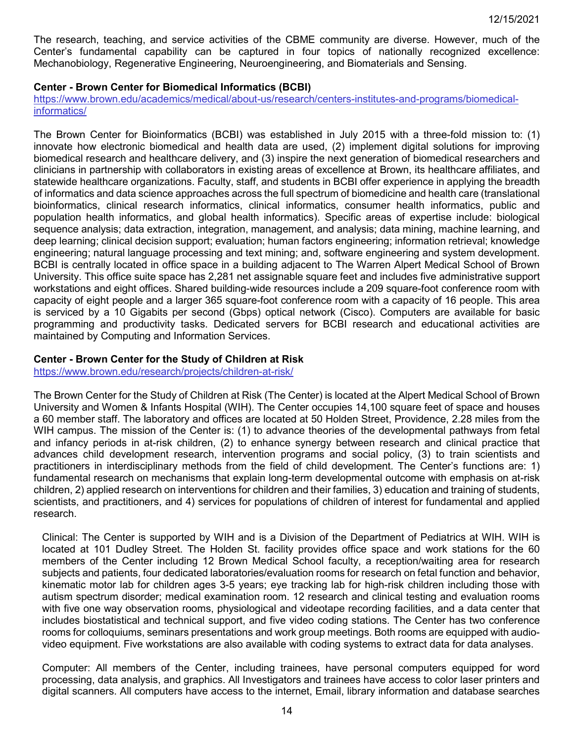The research, teaching, and service activities of the CBME community are diverse. However, much of the Center's fundamental capability can be captured in four topics of nationally recognized excellence: Mechanobiology, Regenerative Engineering, Neuroengineering, and Biomaterials and Sensing.

**Center - Brown Center for Biomedical Informatics (BCBI)**
https://www.brown.edu/academics/medical/about-us/research/centers-institutes-and-programs/biomedical-informatics/

The Brown Center for Bioinformatics (BCBI) was established in July 2015 with a three-fold mission to: (1) innovate how electronic biomedical and health data are used, (2) implement digital solutions for improving biomedical research and healthcare delivery, and (3) inspire the next generation of biomedical researchers and clinicians in partnership with collaborators in existing areas of excellence at Brown, its healthcare affiliates, and statewide healthcare organizations. Faculty, staff, and students in BCBI offer experience in applying the breadth of informatics and data science approaches across the full spectrum of biomedicine and health care (translational bioinformatics, clinical research informatics, clinical informatics, consumer health informatics, public and population health informatics, and global health informatics). Specific areas of expertise include: biological sequence analysis; data extraction, integration, management, and analysis; data mining, machine learning, and deep learning; clinical decision support; evaluation; human factors engineering; information retrieval; knowledge engineering; natural language processing and text mining; and, software engineering and system development. BCBI is centrally located in office space in a building adjacent to The Warren Alpert Medical School of Brown University. This office suite space has 2,281 net assignable square feet and includes five administrative support workstations and eight offices. Shared building-wide resources include a 209 square-foot conference room with capacity of eight people and a larger 365 square-foot conference room with a capacity of 16 people. This area is serviced by a 10 Gigabits per second (Gbps) optical network (Cisco). Computers are available for basic programming and productivity tasks. Dedicated servers for BCBI research and educational activities are maintained by Computing and Information Services.

**Center - Brown Center for the Study of Children at Risk**
https://www.brown.edu/research/projects/children-at-risk/

The Brown Center for the Study of Children at Risk (The Center) is located at the Alpert Medical School of Brown University and Women & Infants Hospital (WIH). The Center occupies 14,100 square feet of space and houses a 60 member staff. The laboratory and offices are located at 50 Holden Street, Providence, 2.28 miles from the WIH campus. The mission of the Center is: (1) to advance theories of the developmental pathways from fetal and infancy periods in at-risk children, (2) to enhance synergy between research and clinical practice that advances child development research, intervention programs and social policy, (3) to train scientists and practitioners in interdisciplinary methods from the field of child development. The Center's functions are: 1) fundamental research on mechanisms that explain long-term developmental outcome with emphasis on at-risk children, 2) applied research on interventions for children and their families, 3) education and training of students, scientists, and practitioners, and 4) services for populations of children of interest for fundamental and applied research.

Clinical: The Center is supported by WIH and is a Division of the Department of Pediatrics at WIH. WIH is located at 101 Dudley Street. The Holden St. facility provides office space and work stations for the 60 members of the Center including 12 Brown Medical School faculty, a reception/waiting area for research subjects and patients, four dedicated laboratories/evaluation rooms for research on fetal function and behavior, kinematic motor lab for children ages 3-5 years; eye tracking lab for high-risk children including those with autism spectrum disorder; medical examination room. 12 research and clinical testing and evaluation rooms with five one way observation rooms, physiological and videotape recording facilities, and a data center that includes biostatistical and technical support, and five video coding stations. The Center has two conference rooms for colloquiums, seminars presentations and work group meetings. Both rooms are equipped with audio-video equipment. Five workstations are also available with coding systems to extract data for data analyses.

Computer: All members of the Center, including trainees, have personal computers equipped for word processing, data analysis, and graphics. All Investigators and trainees have access to color laser printers and digital scanners. All computers have access to the internet, Email, library information and database searches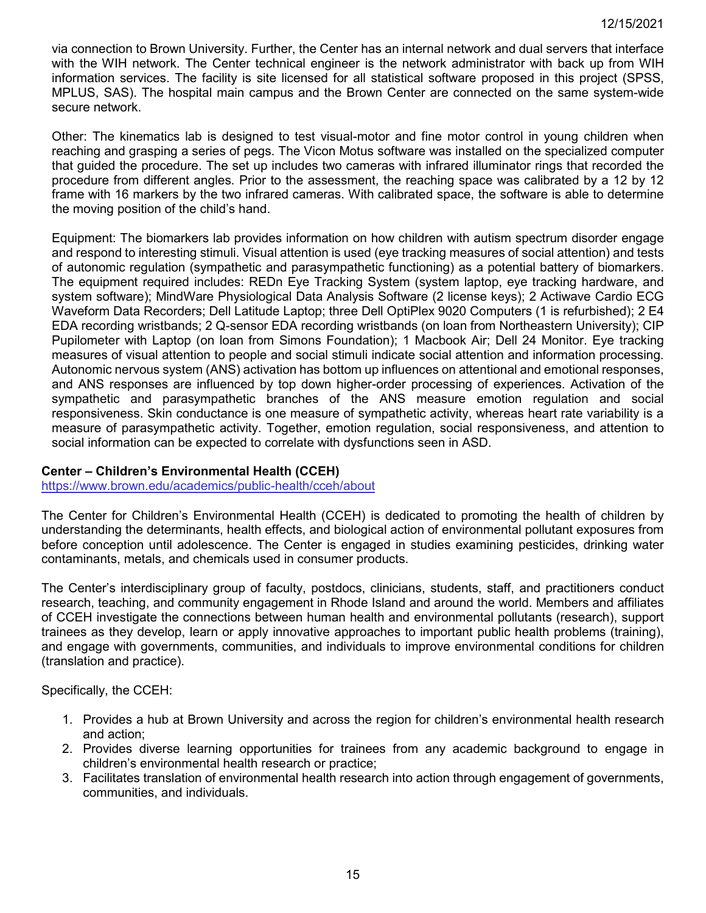via connection to Brown University. Further, the Center has an internal network and dual servers that interface with the WIH network. The Center technical engineer is the network administrator with back up from WIH information services. The facility is site licensed for all statistical software proposed in this project (SPSS, MPLUS, SAS). The hospital main campus and the Brown Center are connected on the same system-wide secure network.

Other: The kinematics lab is designed to test visual-motor and fine motor control in young children when reaching and grasping a series of pegs. The Vicon Motus software was installed on the specialized computer that guided the procedure. The set up includes two cameras with infrared illuminator rings that recorded the procedure from different angles. Prior to the assessment, the reaching space was calibrated by a 12 by 12 frame with 16 markers by the two infrared cameras. With calibrated space, the software is able to determine the moving position of the child's hand.

Equipment: The biomarkers lab provides information on how children with autism spectrum disorder engage and respond to interesting stimuli. Visual attention is used (eye tracking measures of social attention) and tests of autonomic regulation (sympathetic and parasympathetic functioning) as a potential battery of biomarkers. The equipment required includes: REDn Eye Tracking System (system laptop, eye tracking hardware, and system software); MindWare Physiological Data Analysis Software (2 license keys); 2 Actiwave Cardio ECG Waveform Data Recorders; Dell Latitude Laptop; three Dell OptiPlex 9020 Computers (1 is refurbished); 2 E4 EDA recording wristbands; 2 Q-sensor EDA recording wristbands (on loan from Northeastern University); CIP Pupilometer with Laptop (on loan from Simons Foundation); 1 Macbook Air; Dell 24 Monitor. Eye tracking measures of visual attention to people and social stimuli indicate social attention and information processing. Autonomic nervous system (ANS) activation has bottom up influences on attentional and emotional responses, and ANS responses are influenced by top down higher-order processing of experiences. Activation of the sympathetic and parasympathetic branches of the ANS measure emotion regulation and social responsiveness. Skin conductance is one measure of sympathetic activity, whereas heart rate variability is a measure of parasympathetic activity. Together, emotion regulation, social responsiveness, and attention to social information can be expected to correlate with dysfunctions seen in ASD.

**Center – Children's Environmental Health (CCEH)**
https://www.brown.edu/academics/public-health/cceh/about

The Center for Children's Environmental Health (CCEH) is dedicated to promoting the health of children by understanding the determinants, health effects, and biological action of environmental pollutant exposures from before conception until adolescence. The Center is engaged in studies examining pesticides, drinking water contaminants, metals, and chemicals used in consumer products.

The Center's interdisciplinary group of faculty, postdocs, clinicians, students, staff, and practitioners conduct research, teaching, and community engagement in Rhode Island and around the world. Members and affiliates of CCEH investigate the connections between human health and environmental pollutants (research), support trainees as they develop, learn or apply innovative approaches to important public health problems (training), and engage with governments, communities, and individuals to improve environmental conditions for children (translation and practice).

Specifically, the CCEH:

1. Provides a hub at Brown University and across the region for children's environmental health research and action;
2. Provides diverse learning opportunities for trainees from any academic background to engage in children's environmental health research or practice;
3. Facilitates translation of environmental health research into action through engagement of governments, communities, and individuals.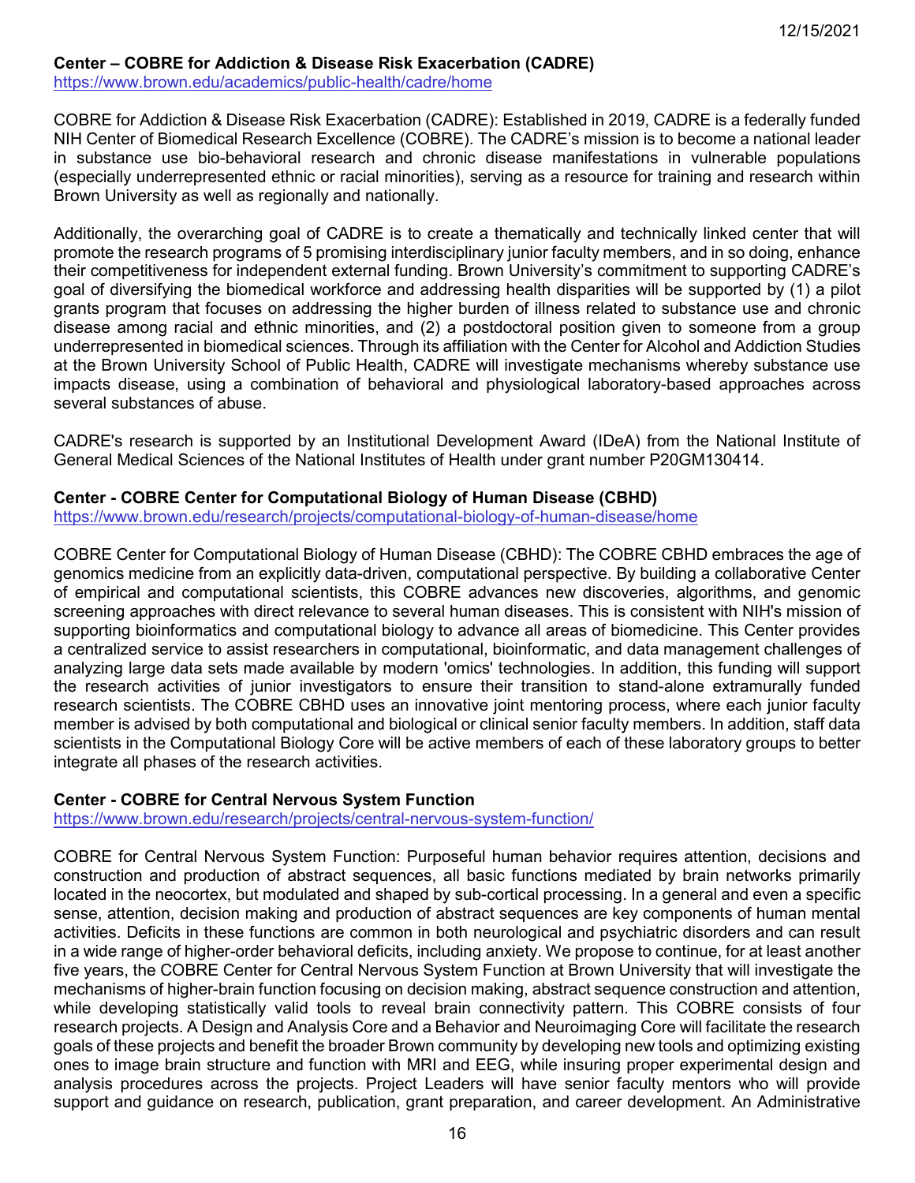### Center – COBRE for Addiction & Disease Risk Exacerbation (CADRE)

https://www.brown.edu/academics/public-health/cadre/home

COBRE for Addiction & Disease Risk Exacerbation (CADRE): Established in 2019, CADRE is a federally funded NIH Center of Biomedical Research Excellence (COBRE). The CADRE's mission is to become a national leader in substance use bio-behavioral research and chronic disease manifestations in vulnerable populations (especially underrepresented ethnic or racial minorities), serving as a resource for training and research within Brown University as well as regionally and nationally.

Additionally, the overarching goal of CADRE is to create a thematically and technically linked center that will promote the research programs of 5 promising interdisciplinary junior faculty members, and in so doing, enhance their competitiveness for independent external funding. Brown University's commitment to supporting CADRE's goal of diversifying the biomedical workforce and addressing health disparities will be supported by (1) a pilot grants program that focuses on addressing the higher burden of illness related to substance use and chronic disease among racial and ethnic minorities, and (2) a postdoctoral position given to someone from a group underrepresented in biomedical sciences. Through its affiliation with the Center for Alcohol and Addiction Studies at the Brown University School of Public Health, CADRE will investigate mechanisms whereby substance use impacts disease, using a combination of behavioral and physiological laboratory-based approaches across several substances of abuse.

CADRE's research is supported by an Institutional Development Award (IDeA) from the National Institute of General Medical Sciences of the National Institutes of Health under grant number P20GM130414.

### Center - COBRE Center for Computational Biology of Human Disease (CBHD)

https://www.brown.edu/research/projects/computational-biology-of-human-disease/home

COBRE Center for Computational Biology of Human Disease (CBHD): The COBRE CBHD embraces the age of genomics medicine from an explicitly data-driven, computational perspective. By building a collaborative Center of empirical and computational scientists, this COBRE advances new discoveries, algorithms, and genomic screening approaches with direct relevance to several human diseases. This is consistent with NIH's mission of supporting bioinformatics and computational biology to advance all areas of biomedicine. This Center provides a centralized service to assist researchers in computational, bioinformatic, and data management challenges of analyzing large data sets made available by modern 'omics' technologies. In addition, this funding will support the research activities of junior investigators to ensure their transition to stand-alone extramurally funded research scientists. The COBRE CBHD uses an innovative joint mentoring process, where each junior faculty member is advised by both computational and biological or clinical senior faculty members. In addition, staff data scientists in the Computational Biology Core will be active members of each of these laboratory groups to better integrate all phases of the research activities.

### Center - COBRE for Central Nervous System Function

https://www.brown.edu/research/projects/central-nervous-system-function/

COBRE for Central Nervous System Function: Purposeful human behavior requires attention, decisions and construction and production of abstract sequences, all basic functions mediated by brain networks primarily located in the neocortex, but modulated and shaped by sub-cortical processing. In a general and even a specific sense, attention, decision making and production of abstract sequences are key components of human mental activities. Deficits in these functions are common in both neurological and psychiatric disorders and can result in a wide range of higher-order behavioral deficits, including anxiety. We propose to continue, for at least another five years, the COBRE Center for Central Nervous System Function at Brown University that will investigate the mechanisms of higher-brain function focusing on decision making, abstract sequence construction and attention, while developing statistically valid tools to reveal brain connectivity pattern. This COBRE consists of four research projects. A Design and Analysis Core and a Behavior and Neuroimaging Core will facilitate the research goals of these projects and benefit the broader Brown community by developing new tools and optimizing existing ones to image brain structure and function with MRI and EEG, while insuring proper experimental design and analysis procedures across the projects. Project Leaders will have senior faculty mentors who will provide support and guidance on research, publication, grant preparation, and career development. An Administrative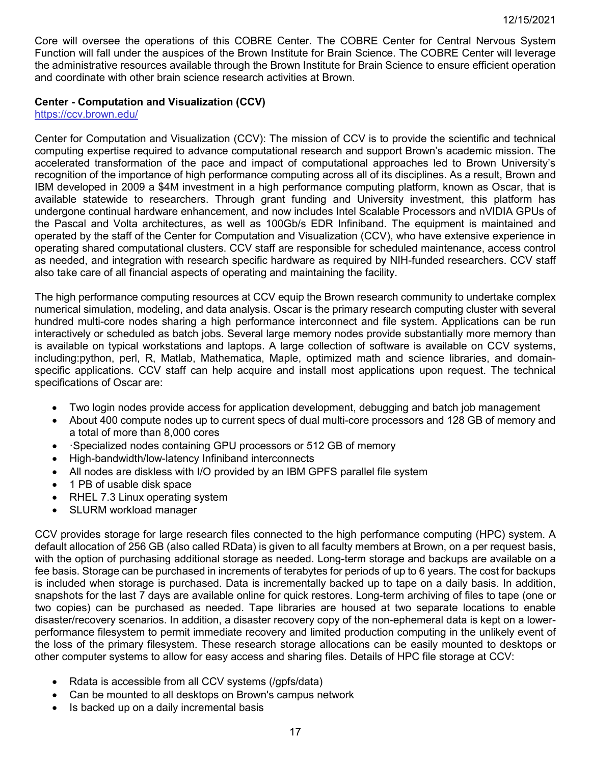Core will oversee the operations of this COBRE Center. The COBRE Center for Central Nervous System Function will fall under the auspices of the Brown Institute for Brain Science. The COBRE Center will leverage the administrative resources available through the Brown Institute for Brain Science to ensure efficient operation and coordinate with other brain science research activities at Brown.

**Center - Computation and Visualization (CCV)**
https://ccv.brown.edu/

Center for Computation and Visualization (CCV): The mission of CCV is to provide the scientific and technical computing expertise required to advance computational research and support Brown's academic mission. The accelerated transformation of the pace and impact of computational approaches led to Brown University's recognition of the importance of high performance computing across all of its disciplines. As a result, Brown and IBM developed in 2009 a $4M investment in a high performance computing platform, known as Oscar, that is available statewide to researchers. Through grant funding and University investment, this platform has undergone continual hardware enhancement, and now includes Intel Scalable Processors and nVIDIA GPUs of the Pascal and Volta architectures, as well as 100Gb/s EDR Infiniband. The equipment is maintained and operated by the staff of the Center for Computation and Visualization (CCV), who have extensive experience in operating shared computational clusters. CCV staff are responsible for scheduled maintenance, access control as needed, and integration with research specific hardware as required by NIH-funded researchers. CCV staff also take care of all financial aspects of operating and maintaining the facility.

The high performance computing resources at CCV equip the Brown research community to undertake complex numerical simulation, modeling, and data analysis. Oscar is the primary research computing cluster with several hundred multi-core nodes sharing a high performance interconnect and file system. Applications can be run interactively or scheduled as batch jobs. Several large memory nodes provide substantially more memory than is available on typical workstations and laptops. A large collection of software is available on CCV systems, including:python, perl, R, Matlab, Mathematica, Maple, optimized math and science libraries, and domain-specific applications. CCV staff can help acquire and install most applications upon request. The technical specifications of Oscar are:

- Two login nodes provide access for application development, debugging and batch job management
- About 400 compute nodes up to current specs of dual multi-core processors and 128 GB of memory and a total of more than 8,000 cores
- ·Specialized nodes containing GPU processors or 512 GB of memory
- High-bandwidth/low-latency Infiniband interconnects
- All nodes are diskless with I/O provided by an IBM GPFS parallel file system
- 1 PB of usable disk space
- RHEL 7.3 Linux operating system
- SLURM workload manager

CCV provides storage for large research files connected to the high performance computing (HPC) system. A default allocation of 256 GB (also called RData) is given to all faculty members at Brown, on a per request basis, with the option of purchasing additional storage as needed. Long-term storage and backups are available on a fee basis. Storage can be purchased in increments of terabytes for periods of up to 6 years. The cost for backups is included when storage is purchased. Data is incrementally backed up to tape on a daily basis. In addition, snapshots for the last 7 days are available online for quick restores. Long-term archiving of files to tape (one or two copies) can be purchased as needed. Tape libraries are housed at two separate locations to enable disaster/recovery scenarios. In addition, a disaster recovery copy of the non-ephemeral data is kept on a lower-performance filesystem to permit immediate recovery and limited production computing in the unlikely event of the loss of the primary filesystem. These research storage allocations can be easily mounted to desktops or other computer systems to allow for easy access and sharing files. Details of HPC file storage at CCV:

- Rdata is accessible from all CCV systems (/gpfs/data)
- Can be mounted to all desktops on Brown's campus network
- Is backed up on a daily incremental basis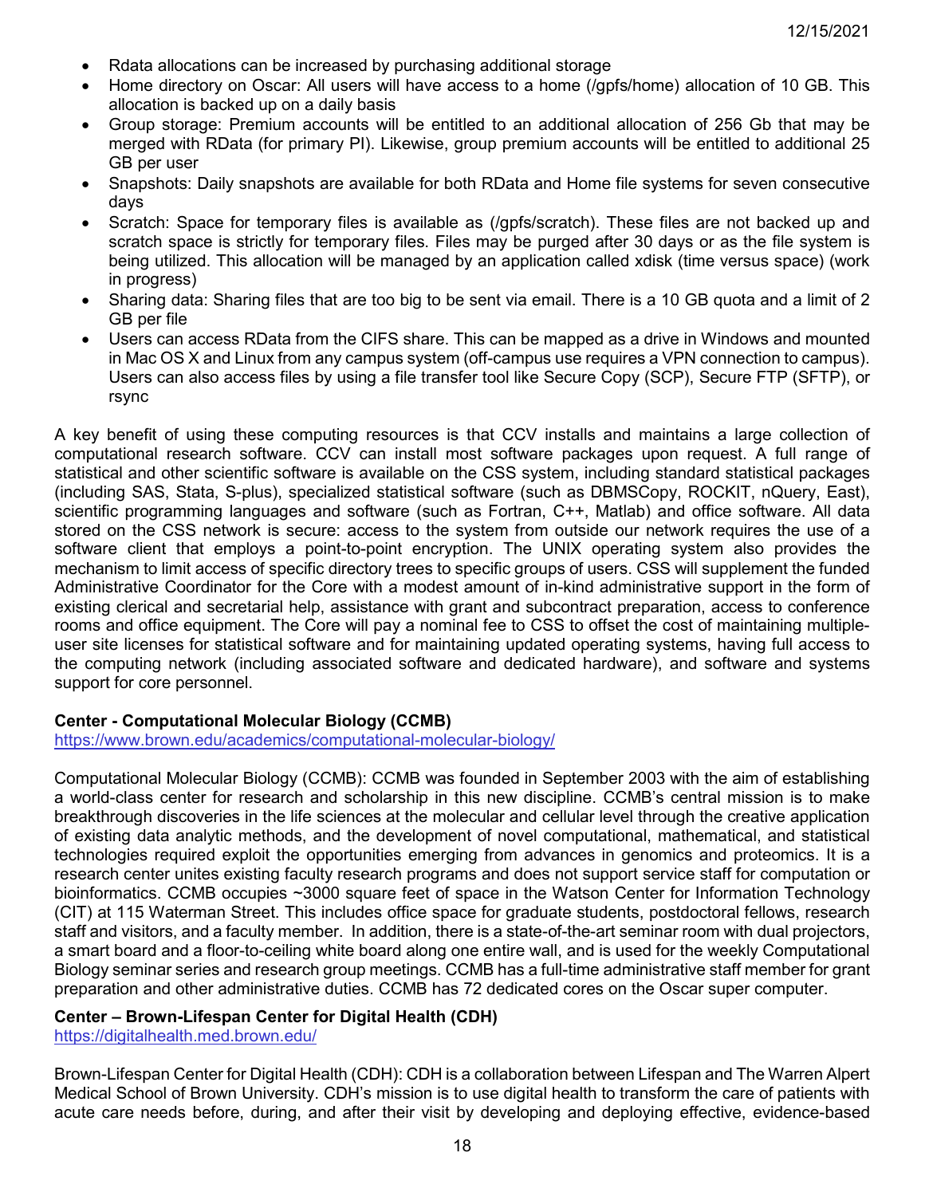- Rdata allocations can be increased by purchasing additional storage
- Home directory on Oscar: All users will have access to a home (/gpfs/home) allocation of 10 GB. This allocation is backed up on a daily basis
- Group storage: Premium accounts will be entitled to an additional allocation of 256 Gb that may be merged with RData (for primary PI). Likewise, group premium accounts will be entitled to additional 25 GB per user
- Snapshots: Daily snapshots are available for both RData and Home file systems for seven consecutive days
- Scratch: Space for temporary files is available as (/gpfs/scratch). These files are not backed up and scratch space is strictly for temporary files. Files may be purged after 30 days or as the file system is being utilized. This allocation will be managed by an application called xdisk (time versus space) (work in progress)
- Sharing data: Sharing files that are too big to be sent via email. There is a 10 GB quota and a limit of 2 GB per file
- Users can access RData from the CIFS share. This can be mapped as a drive in Windows and mounted in Mac OS X and Linux from any campus system (off-campus use requires a VPN connection to campus). Users can also access files by using a file transfer tool like Secure Copy (SCP), Secure FTP (SFTP), or rsync

A key benefit of using these computing resources is that CCV installs and maintains a large collection of computational research software. CCV can install most software packages upon request. A full range of statistical and other scientific software is available on the CSS system, including standard statistical packages (including SAS, Stata, S-plus), specialized statistical software (such as DBMSCopy, ROCKIT, nQuery, East), scientific programming languages and software (such as Fortran, C++, Matlab) and office software. All data stored on the CSS network is secure: access to the system from outside our network requires the use of a software client that employs a point-to-point encryption. The UNIX operating system also provides the mechanism to limit access of specific directory trees to specific groups of users. CSS will supplement the funded Administrative Coordinator for the Core with a modest amount of in-kind administrative support in the form of existing clerical and secretarial help, assistance with grant and subcontract preparation, access to conference rooms and office equipment. The Core will pay a nominal fee to CSS to offset the cost of maintaining multiple-user site licenses for statistical software and for maintaining updated operating systems, having full access to the computing network (including associated software and dedicated hardware), and software and systems support for core personnel.

**Center - Computational Molecular Biology (CCMB)**
https://www.brown.edu/academics/computational-molecular-biology/

Computational Molecular Biology (CCMB): CCMB was founded in September 2003 with the aim of establishing a world-class center for research and scholarship in this new discipline. CCMB's central mission is to make breakthrough discoveries in the life sciences at the molecular and cellular level through the creative application of existing data analytic methods, and the development of novel computational, mathematical, and statistical technologies required exploit the opportunities emerging from advances in genomics and proteomics. It is a research center unites existing faculty research programs and does not support service staff for computation or bioinformatics. CCMB occupies ~3000 square feet of space in the Watson Center for Information Technology (CIT) at 115 Waterman Street. This includes office space for graduate students, postdoctoral fellows, research staff and visitors, and a faculty member. In addition, there is a state-of-the-art seminar room with dual projectors, a smart board and a floor-to-ceiling white board along one entire wall, and is used for the weekly Computational Biology seminar series and research group meetings. CCMB has a full-time administrative staff member for grant preparation and other administrative duties. CCMB has 72 dedicated cores on the Oscar super computer.

**Center – Brown-Lifespan Center for Digital Health (CDH)**
https://digitalhealth.med.brown.edu/

Brown-Lifespan Center for Digital Health (CDH): CDH is a collaboration between Lifespan and The Warren Alpert Medical School of Brown University. CDH's mission is to use digital health to transform the care of patients with acute care needs before, during, and after their visit by developing and deploying effective, evidence-based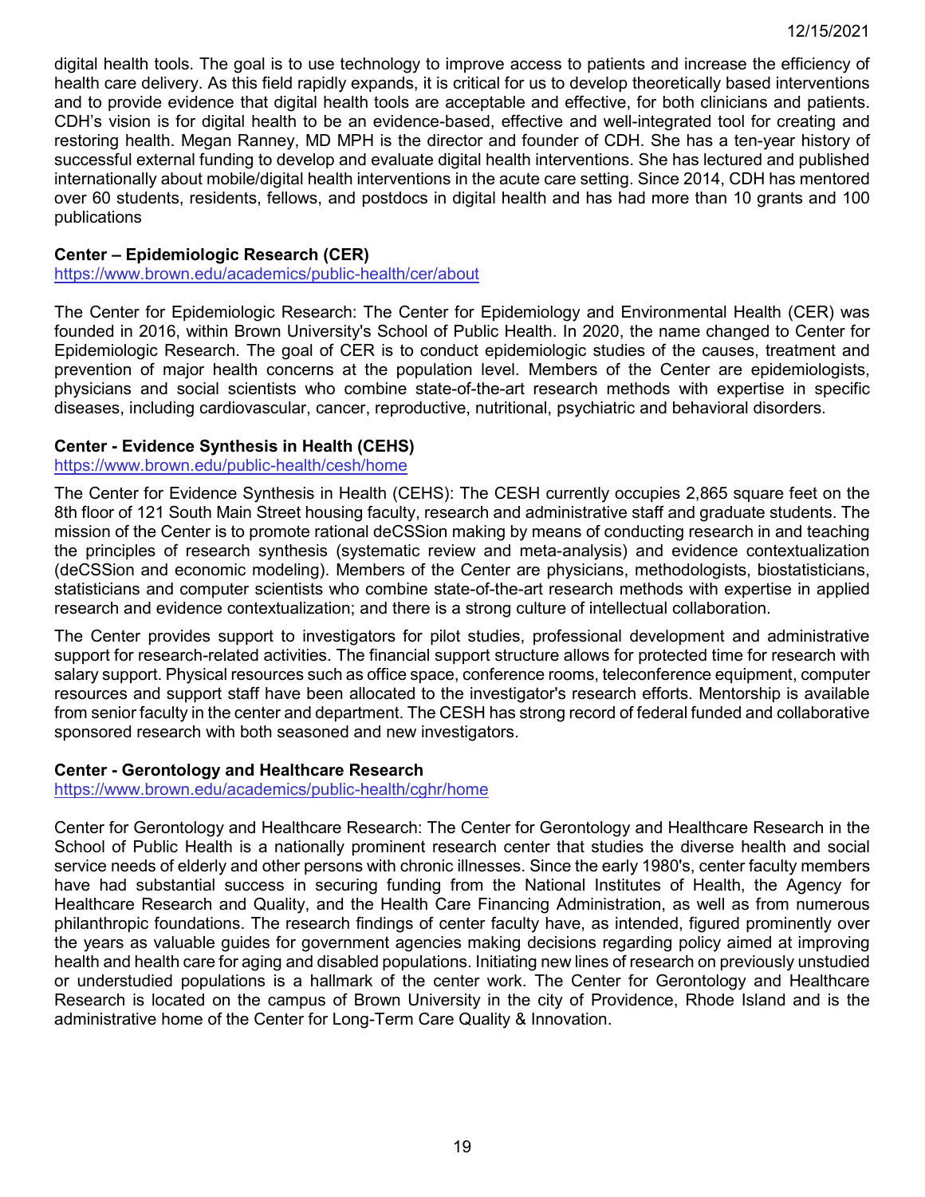digital health tools. The goal is to use technology to improve access to patients and increase the efficiency of health care delivery. As this field rapidly expands, it is critical for us to develop theoretically based interventions and to provide evidence that digital health tools are acceptable and effective, for both clinicians and patients. CDH's vision is for digital health to be an evidence-based, effective and well-integrated tool for creating and restoring health. Megan Ranney, MD MPH is the director and founder of CDH. She has a ten-year history of successful external funding to develop and evaluate digital health interventions. She has lectured and published internationally about mobile/digital health interventions in the acute care setting. Since 2014, CDH has mentored over 60 students, residents, fellows, and postdocs in digital health and has had more than 10 grants and 100 publications

**Center – Epidemiologic Research (CER)**
https://www.brown.edu/academics/public-health/cer/about

The Center for Epidemiologic Research: The Center for Epidemiology and Environmental Health (CER) was founded in 2016, within Brown University's School of Public Health. In 2020, the name changed to Center for Epidemiologic Research. The goal of CER is to conduct epidemiologic studies of the causes, treatment and prevention of major health concerns at the population level. Members of the Center are epidemiologists, physicians and social scientists who combine state-of-the-art research methods with expertise in specific diseases, including cardiovascular, cancer, reproductive, nutritional, psychiatric and behavioral disorders.

**Center - Evidence Synthesis in Health (CEHS)**
https://www.brown.edu/public-health/cesh/home

The Center for Evidence Synthesis in Health (CEHS): The CESH currently occupies 2,865 square feet on the 8th floor of 121 South Main Street housing faculty, research and administrative staff and graduate students. The mission of the Center is to promote rational deCSSion making by means of conducting research in and teaching the principles of research synthesis (systematic review and meta-analysis) and evidence contextualization (deCSSion and economic modeling). Members of the Center are physicians, methodologists, biostatisticians, statisticians and computer scientists who combine state-of-the-art research methods with expertise in applied research and evidence contextualization; and there is a strong culture of intellectual collaboration.

The Center provides support to investigators for pilot studies, professional development and administrative support for research-related activities. The financial support structure allows for protected time for research with salary support. Physical resources such as office space, conference rooms, teleconference equipment, computer resources and support staff have been allocated to the investigator's research efforts. Mentorship is available from senior faculty in the center and department. The CESH has strong record of federal funded and collaborative sponsored research with both seasoned and new investigators.

**Center - Gerontology and Healthcare Research**
https://www.brown.edu/academics/public-health/cghr/home

Center for Gerontology and Healthcare Research: The Center for Gerontology and Healthcare Research in the School of Public Health is a nationally prominent research center that studies the diverse health and social service needs of elderly and other persons with chronic illnesses. Since the early 1980's, center faculty members have had substantial success in securing funding from the National Institutes of Health, the Agency for Healthcare Research and Quality, and the Health Care Financing Administration, as well as from numerous philanthropic foundations. The research findings of center faculty have, as intended, figured prominently over the years as valuable guides for government agencies making decisions regarding policy aimed at improving health and health care for aging and disabled populations. Initiating new lines of research on previously unstudied or understudied populations is a hallmark of the center work. The Center for Gerontology and Healthcare Research is located on the campus of Brown University in the city of Providence, Rhode Island and is the administrative home of the Center for Long-Term Care Quality & Innovation.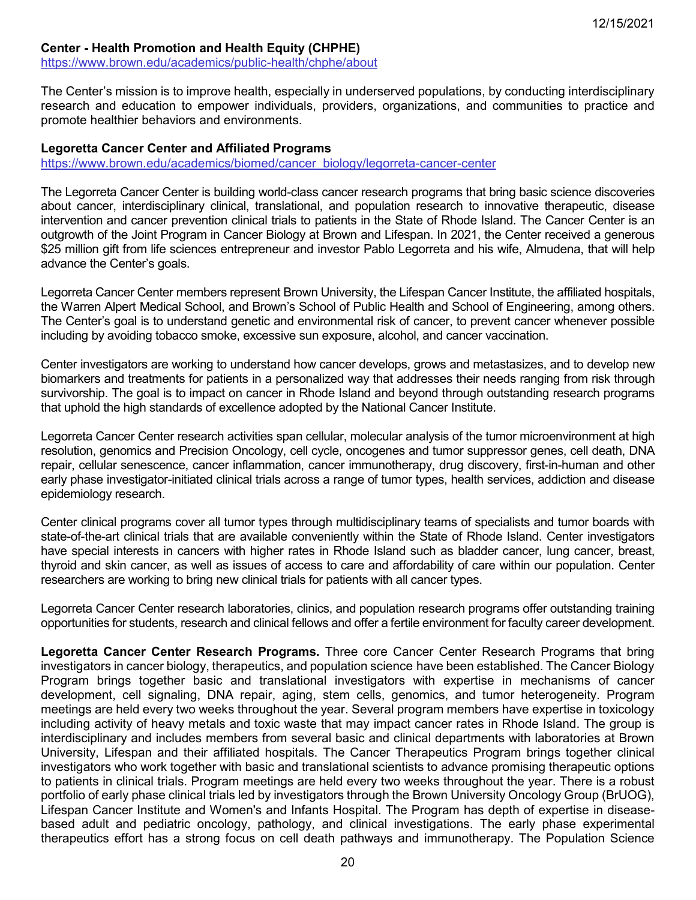**Center - Health Promotion and Health Equity (CHPHE)**
https://www.brown.edu/academics/public-health/chphe/about

The Center's mission is to improve health, especially in underserved populations, by conducting interdisciplinary research and education to empower individuals, providers, organizations, and communities to practice and promote healthier behaviors and environments.

**Legorretta Cancer Center and Affiliated Programs**
https://www.brown.edu/academics/biomed/cancer_biology/legorreta-cancer-center

The Legorreta Cancer Center is building world-class cancer research programs that bring basic science discoveries about cancer, interdisciplinary clinical, translational, and population research to innovative therapeutic, disease intervention and cancer prevention clinical trials to patients in the State of Rhode Island. The Cancer Center is an outgrowth of the Joint Program in Cancer Biology at Brown and Lifespan. In 2021, the Center received a generous $25 million gift from life sciences entrepreneur and investor Pablo Legorreta and his wife, Almudena, that will help advance the Center's goals.

Legorreta Cancer Center members represent Brown University, the Lifespan Cancer Institute, the affiliated hospitals, the Warren Alpert Medical School, and Brown's School of Public Health and School of Engineering, among others. The Center's goal is to understand genetic and environmental risk of cancer, to prevent cancer whenever possible including by avoiding tobacco smoke, excessive sun exposure, alcohol, and cancer vaccination.

Center investigators are working to understand how cancer develops, grows and metastasizes, and to develop new biomarkers and treatments for patients in a personalized way that addresses their needs ranging from risk through survivorship. The goal is to impact on cancer in Rhode Island and beyond through outstanding research programs that uphold the high standards of excellence adopted by the National Cancer Institute.

Legorreta Cancer Center research activities span cellular, molecular analysis of the tumor microenvironment at high resolution, genomics and Precision Oncology, cell cycle, oncogenes and tumor suppressor genes, cell death, DNA repair, cellular senescence, cancer inflammation, cancer immunotherapy, drug discovery, first-in-human and other early phase investigator-initiated clinical trials across a range of tumor types, health services, addiction and disease epidemiology research.

Center clinical programs cover all tumor types through multidisciplinary teams of specialists and tumor boards with state-of-the-art clinical trials that are available conveniently within the State of Rhode Island. Center investigators have special interests in cancers with higher rates in Rhode Island such as bladder cancer, lung cancer, breast, thyroid and skin cancer, as well as issues of access to care and affordability of care within our population. Center researchers are working to bring new clinical trials for patients with all cancer types.

Legorreta Cancer Center research laboratories, clinics, and population research programs offer outstanding training opportunities for students, research and clinical fellows and offer a fertile environment for faculty career development.

**Legorretta Cancer Center Research Programs.** Three core Cancer Center Research Programs that bring investigators in cancer biology, therapeutics, and population science have been established. The Cancer Biology Program brings together basic and translational investigators with expertise in mechanisms of cancer development, cell signaling, DNA repair, aging, stem cells, genomics, and tumor heterogeneity. Program meetings are held every two weeks throughout the year. Several program members have expertise in toxicology including activity of heavy metals and toxic waste that may impact cancer rates in Rhode Island. The group is interdisciplinary and includes members from several basic and clinical departments with laboratories at Brown University, Lifespan and their affiliated hospitals. The Cancer Therapeutics Program brings together clinical investigators who work together with basic and translational scientists to advance promising therapeutic options to patients in clinical trials. Program meetings are held every two weeks throughout the year. There is a robust portfolio of early phase clinical trials led by investigators through the Brown University Oncology Group (BrUOG), Lifespan Cancer Institute and Women's and Infants Hospital. The Program has depth of expertise in disease-based adult and pediatric oncology, pathology, and clinical investigations. The early phase experimental therapeutics effort has a strong focus on cell death pathways and immunotherapy. The Population Science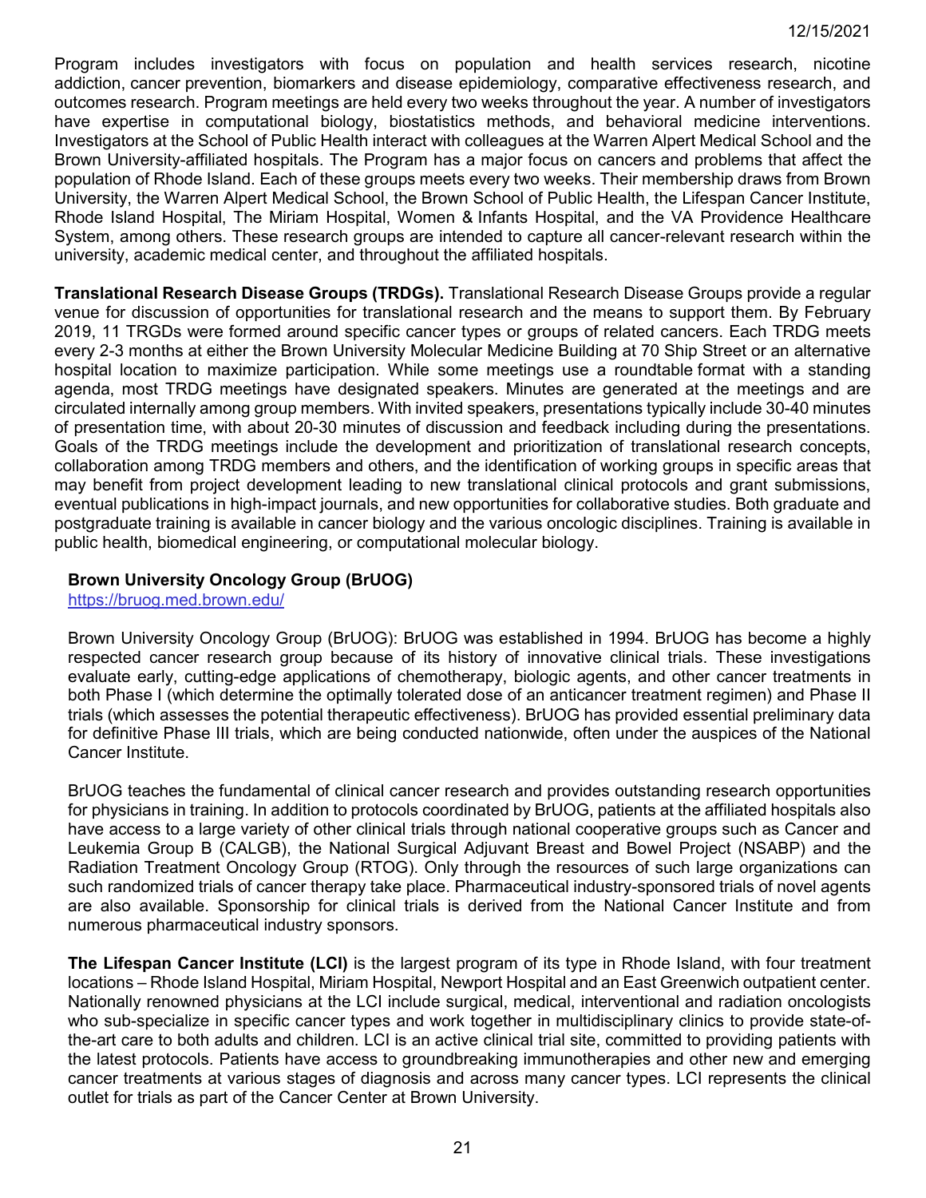Program includes investigators with focus on population and health services research, nicotine addiction, cancer prevention, biomarkers and disease epidemiology, comparative effectiveness research, and outcomes research. Program meetings are held every two weeks throughout the year. A number of investigators have expertise in computational biology, biostatistics methods, and behavioral medicine interventions. Investigators at the School of Public Health interact with colleagues at the Warren Alpert Medical School and the Brown University-affiliated hospitals. The Program has a major focus on cancers and problems that affect the population of Rhode Island. Each of these groups meets every two weeks. Their membership draws from Brown University, the Warren Alpert Medical School, the Brown School of Public Health, the Lifespan Cancer Institute, Rhode Island Hospital, The Miriam Hospital, Women & Infants Hospital, and the VA Providence Healthcare System, among others. These research groups are intended to capture all cancer-relevant research within the university, academic medical center, and throughout the affiliated hospitals.

**Translational Research Disease Groups (TRDGs).** Translational Research Disease Groups provide a regular venue for discussion of opportunities for translational research and the means to support them. By February 2019, 11 TRGDs were formed around specific cancer types or groups of related cancers. Each TRDG meets every 2-3 months at either the Brown University Molecular Medicine Building at 70 Ship Street or an alternative hospital location to maximize participation. While some meetings use a roundtable format with a standing agenda, most TRDG meetings have designated speakers. Minutes are generated at the meetings and are circulated internally among group members. With invited speakers, presentations typically include 30-40 minutes of presentation time, with about 20-30 minutes of discussion and feedback including during the presentations. Goals of the TRDG meetings include the development and prioritization of translational research concepts, collaboration among TRDG members and others, and the identification of working groups in specific areas that may benefit from project development leading to new translational clinical protocols and grant submissions, eventual publications in high-impact journals, and new opportunities for collaborative studies. Both graduate and postgraduate training is available in cancer biology and the various oncologic disciplines. Training is available in public health, biomedical engineering, or computational molecular biology.

**Brown University Oncology Group (BrUOG)**
https://bruog.med.brown.edu/

Brown University Oncology Group (BrUOG): BrUOG was established in 1994. BrUOG has become a highly respected cancer research group because of its history of innovative clinical trials. These investigations evaluate early, cutting-edge applications of chemotherapy, biologic agents, and other cancer treatments in both Phase I (which determine the optimally tolerated dose of an anticancer treatment regimen) and Phase II trials (which assesses the potential therapeutic effectiveness). BrUOG has provided essential preliminary data for definitive Phase III trials, which are being conducted nationwide, often under the auspices of the National Cancer Institute.

BrUOG teaches the fundamental of clinical cancer research and provides outstanding research opportunities for physicians in training. In addition to protocols coordinated by BrUOG, patients at the affiliated hospitals also have access to a large variety of other clinical trials through national cooperative groups such as Cancer and Leukemia Group B (CALGB), the National Surgical Adjuvant Breast and Bowel Project (NSABP) and the Radiation Treatment Oncology Group (RTOG). Only through the resources of such large organizations can such randomized trials of cancer therapy take place. Pharmaceutical industry-sponsored trials of novel agents are also available. Sponsorship for clinical trials is derived from the National Cancer Institute and from numerous pharmaceutical industry sponsors.

**The Lifespan Cancer Institute (LCI)** is the largest program of its type in Rhode Island, with four treatment locations – Rhode Island Hospital, Miriam Hospital, Newport Hospital and an East Greenwich outpatient center. Nationally renowned physicians at the LCI include surgical, medical, interventional and radiation oncologists who sub-specialize in specific cancer types and work together in multidisciplinary clinics to provide state-of-the-art care to both adults and children. LCI is an active clinical trial site, committed to providing patients with the latest protocols. Patients have access to groundbreaking immunotherapies and other new and emerging cancer treatments at various stages of diagnosis and across many cancer types. LCI represents the clinical outlet for trials as part of the Cancer Center at Brown University.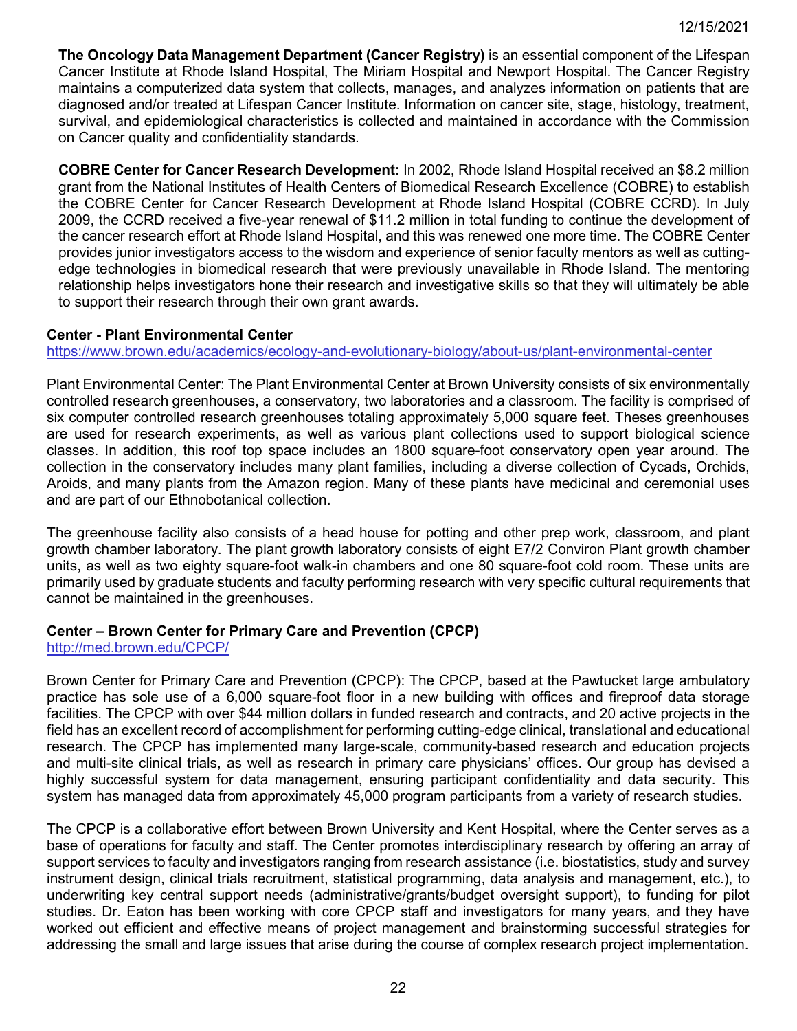**The Oncology Data Management Department (Cancer Registry)** is an essential component of the Lifespan Cancer Institute at Rhode Island Hospital, The Miriam Hospital and Newport Hospital. The Cancer Registry maintains a computerized data system that collects, manages, and analyzes information on patients that are diagnosed and/or treated at Lifespan Cancer Institute. Information on cancer site, stage, histology, treatment, survival, and epidemiological characteristics is collected and maintained in accordance with the Commission on Cancer quality and confidentiality standards.

**COBRE Center for Cancer Research Development:** In 2002, Rhode Island Hospital received an $8.2 million grant from the National Institutes of Health Centers of Biomedical Research Excellence (COBRE) to establish the COBRE Center for Cancer Research Development at Rhode Island Hospital (COBRE CCRD). In July 2009, the CCRD received a five-year renewal of $11.2 million in total funding to continue the development of the cancer research effort at Rhode Island Hospital, and this was renewed one more time. The COBRE Center provides junior investigators access to the wisdom and experience of senior faculty mentors as well as cutting-edge technologies in biomedical research that were previously unavailable in Rhode Island. The mentoring relationship helps investigators hone their research and investigative skills so that they will ultimately be able to support their research through their own grant awards.

**Center - Plant Environmental Center**
https://www.brown.edu/academics/ecology-and-evolutionary-biology/about-us/plant-environmental-center

Plant Environmental Center: The Plant Environmental Center at Brown University consists of six environmentally controlled research greenhouses, a conservatory, two laboratories and a classroom. The facility is comprised of six computer controlled research greenhouses totaling approximately 5,000 square feet. Theses greenhouses are used for research experiments, as well as various plant collections used to support biological science classes. In addition, this roof top space includes an 1800 square-foot conservatory open year around. The collection in the conservatory includes many plant families, including a diverse collection of Cycads, Orchids, Aroids, and many plants from the Amazon region. Many of these plants have medicinal and ceremonial uses and are part of our Ethnobotanical collection.

The greenhouse facility also consists of a head house for potting and other prep work, classroom, and plant growth chamber laboratory. The plant growth laboratory consists of eight E7/2 Conviron Plant growth chamber units, as well as two eighty square-foot walk-in chambers and one 80 square-foot cold room. These units are primarily used by graduate students and faculty performing research with very specific cultural requirements that cannot be maintained in the greenhouses.

**Center – Brown Center for Primary Care and Prevention (CPCP)**
http://med.brown.edu/CPCP/

Brown Center for Primary Care and Prevention (CPCP): The CPCP, based at the Pawtucket large ambulatory practice has sole use of a 6,000 square-foot floor in a new building with offices and fireproof data storage facilities. The CPCP with over $44 million dollars in funded research and contracts, and 20 active projects in the field has an excellent record of accomplishment for performing cutting-edge clinical, translational and educational research. The CPCP has implemented many large-scale, community-based research and education projects and multi-site clinical trials, as well as research in primary care physicians' offices. Our group has devised a highly successful system for data management, ensuring participant confidentiality and data security. This system has managed data from approximately 45,000 program participants from a variety of research studies.

The CPCP is a collaborative effort between Brown University and Kent Hospital, where the Center serves as a base of operations for faculty and staff. The Center promotes interdisciplinary research by offering an array of support services to faculty and investigators ranging from research assistance (i.e. biostatistics, study and survey instrument design, clinical trials recruitment, statistical programming, data analysis and management, etc.), to underwriting key central support needs (administrative/grants/budget oversight support), to funding for pilot studies. Dr. Eaton has been working with core CPCP staff and investigators for many years, and they have worked out efficient and effective means of project management and brainstorming successful strategies for addressing the small and large issues that arise during the course of complex research project implementation.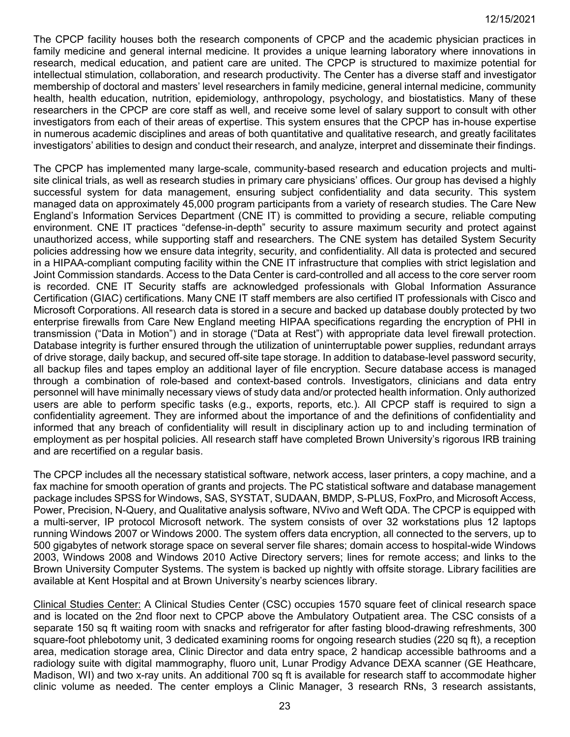The CPCP facility houses both the research components of CPCP and the academic physician practices in family medicine and general internal medicine. It provides a unique learning laboratory where innovations in research, medical education, and patient care are united. The CPCP is structured to maximize potential for intellectual stimulation, collaboration, and research productivity. The Center has a diverse staff and investigator membership of doctoral and masters' level researchers in family medicine, general internal medicine, community health, health education, nutrition, epidemiology, anthropology, psychology, and biostatistics. Many of these researchers in the CPCP are core staff as well, and receive some level of salary support to consult with other investigators from each of their areas of expertise. This system ensures that the CPCP has in-house expertise in numerous academic disciplines and areas of both quantitative and qualitative research, and greatly facilitates investigators' abilities to design and conduct their research, and analyze, interpret and disseminate their findings.

The CPCP has implemented many large-scale, community-based research and education projects and multi-site clinical trials, as well as research studies in primary care physicians' offices. Our group has devised a highly successful system for data management, ensuring subject confidentiality and data security. This system managed data on approximately 45,000 program participants from a variety of research studies. The Care New England's Information Services Department (CNE IT) is committed to providing a secure, reliable computing environment. CNE IT practices "defense-in-depth" security to assure maximum security and protect against unauthorized access, while supporting staff and researchers. The CNE system has detailed System Security policies addressing how we ensure data integrity, security, and confidentiality. All data is protected and secured in a HIPAA-compliant computing facility within the CNE IT infrastructure that complies with strict legislation and Joint Commission standards. Access to the Data Center is card-controlled and all access to the core server room is recorded. CNE IT Security staffs are acknowledged professionals with Global Information Assurance Certification (GIAC) certifications. Many CNE IT staff members are also certified IT professionals with Cisco and Microsoft Corporations. All research data is stored in a secure and backed up database doubly protected by two enterprise firewalls from Care New England meeting HIPAA specifications regarding the encryption of PHI in transmission ("Data in Motion") and in storage ("Data at Rest") with appropriate data level firewall protection. Database integrity is further ensured through the utilization of uninterruptable power supplies, redundant arrays of drive storage, daily backup, and secured off-site tape storage. In addition to database-level password security, all backup files and tapes employ an additional layer of file encryption. Secure database access is managed through a combination of role-based and context-based controls. Investigators, clinicians and data entry personnel will have minimally necessary views of study data and/or protected health information. Only authorized users are able to perform specific tasks (e.g., exports, reports, etc.). All CPCP staff is required to sign a confidentiality agreement. They are informed about the importance of and the definitions of confidentiality and informed that any breach of confidentiality will result in disciplinary action up to and including termination of employment as per hospital policies. All research staff have completed Brown University's rigorous IRB training and are recertified on a regular basis.

The CPCP includes all the necessary statistical software, network access, laser printers, a copy machine, and a fax machine for smooth operation of grants and projects. The PC statistical software and database management package includes SPSS for Windows, SAS, SYSTAT, SUDAAN, BMDP, S-PLUS, FoxPro, and Microsoft Access, Power, Precision, N-Query, and Qualitative analysis software, NVivo and Weft QDA. The CPCP is equipped with a multi-server, IP protocol Microsoft network. The system consists of over 32 workstations plus 12 laptops running Windows 2007 or Windows 2000. The system offers data encryption, all connected to the servers, up to 500 gigabytes of network storage space on several server file shares; domain access to hospital-wide Windows 2003, Windows 2008 and Windows 2010 Active Directory servers; lines for remote access; and links to the Brown University Computer Systems. The system is backed up nightly with offsite storage. Library facilities are available at Kent Hospital and at Brown University's nearby sciences library.

Clinical Studies Center: A Clinical Studies Center (CSC) occupies 1570 square feet of clinical research space and is located on the 2nd floor next to CPCP above the Ambulatory Outpatient area. The CSC consists of a separate 150 sq ft waiting room with snacks and refrigerator for after fasting blood-drawing refreshments, 300 square-foot phlebotomy unit, 3 dedicated examining rooms for ongoing research studies (220 sq ft), a reception area, medication storage area, Clinic Director and data entry space, 2 handicap accessible bathrooms and a radiology suite with digital mammography, fluoro unit, Lunar Prodigy Advance DEXA scanner (GE Heathcare, Madison, WI) and two x-ray units. An additional 700 sq ft is available for research staff to accommodate higher clinic volume as needed. The center employs a Clinic Manager, 3 research RNs, 3 research assistants,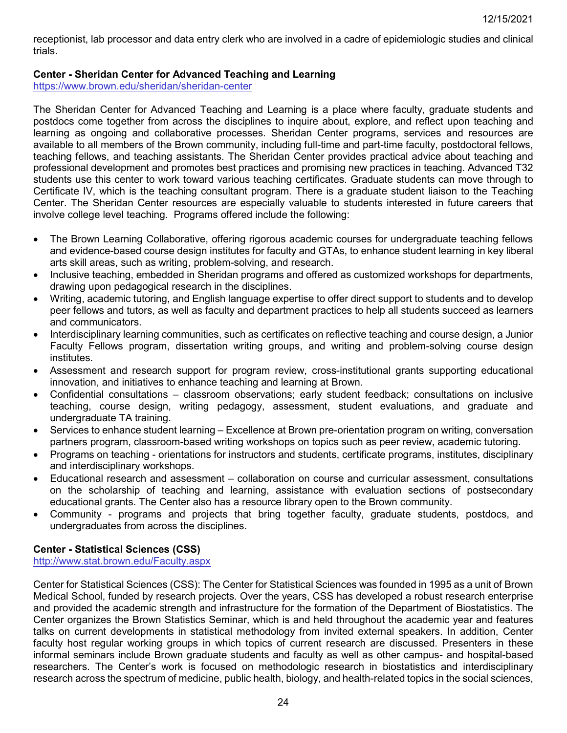receptionist, lab processor and data entry clerk who are involved in a cadre of epidemiologic studies and clinical trials.

**Center - Sheridan Center for Advanced Teaching and Learning**
https://www.brown.edu/sheridan/sheridan-center

The Sheridan Center for Advanced Teaching and Learning is a place where faculty, graduate students and postdocs come together from across the disciplines to inquire about, explore, and reflect upon teaching and learning as ongoing and collaborative processes. Sheridan Center programs, services and resources are available to all members of the Brown community, including full-time and part-time faculty, postdoctoral fellows, teaching fellows, and teaching assistants. The Sheridan Center provides practical advice about teaching and professional development and promotes best practices and promising new practices in teaching. Advanced T32 students use this center to work toward various teaching certificates. Graduate students can move through to Certificate IV, which is the teaching consultant program. There is a graduate student liaison to the Teaching Center. The Sheridan Center resources are especially valuable to students interested in future careers that involve college level teaching. Programs offered include the following:

- The Brown Learning Collaborative, offering rigorous academic courses for undergraduate teaching fellows and evidence-based course design institutes for faculty and GTAs, to enhance student learning in key liberal arts skill areas, such as writing, problem-solving, and research.
- Inclusive teaching, embedded in Sheridan programs and offered as customized workshops for departments, drawing upon pedagogical research in the disciplines.
- Writing, academic tutoring, and English language expertise to offer direct support to students and to develop peer fellows and tutors, as well as faculty and department practices to help all students succeed as learners and communicators.
- Interdisciplinary learning communities, such as certificates on reflective teaching and course design, a Junior Faculty Fellows program, dissertation writing groups, and writing and problem-solving course design institutes.
- Assessment and research support for program review, cross-institutional grants supporting educational innovation, and initiatives to enhance teaching and learning at Brown.
- Confidential consultations – classroom observations; early student feedback; consultations on inclusive teaching, course design, writing pedagogy, assessment, student evaluations, and graduate and undergraduate TA training.
- Services to enhance student learning – Excellence at Brown pre-orientation program on writing, conversation partners program, classroom-based writing workshops on topics such as peer review, academic tutoring.
- Programs on teaching - orientations for instructors and students, certificate programs, institutes, disciplinary and interdisciplinary workshops.
- Educational research and assessment – collaboration on course and curricular assessment, consultations on the scholarship of teaching and learning, assistance with evaluation sections of postsecondary educational grants. The Center also has a resource library open to the Brown community.
- Community - programs and projects that bring together faculty, graduate students, postdocs, and undergraduates from across the disciplines.

**Center - Statistical Sciences (CSS)**
http://www.stat.brown.edu/Faculty.aspx

Center for Statistical Sciences (CSS): The Center for Statistical Sciences was founded in 1995 as a unit of Brown Medical School, funded by research projects. Over the years, CSS has developed a robust research enterprise and provided the academic strength and infrastructure for the formation of the Department of Biostatistics. The Center organizes the Brown Statistics Seminar, which is and held throughout the academic year and features talks on current developments in statistical methodology from invited external speakers. In addition, Center faculty host regular working groups in which topics of current research are discussed. Presenters in these informal seminars include Brown graduate students and faculty as well as other campus- and hospital-based researchers. The Center's work is focused on methodologic research in biostatistics and interdisciplinary research across the spectrum of medicine, public health, biology, and health-related topics in the social sciences,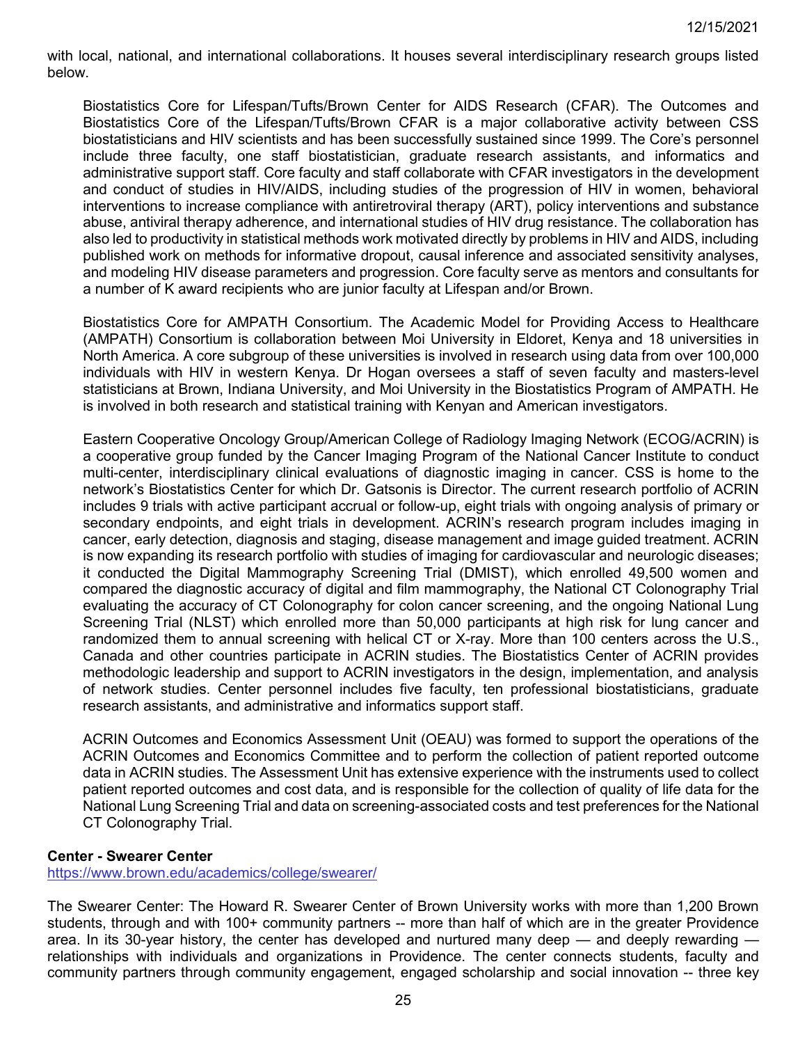with local, national, and international collaborations. It houses several interdisciplinary research groups listed below.

Biostatistics Core for Lifespan/Tufts/Brown Center for AIDS Research (CFAR). The Outcomes and Biostatistics Core of the Lifespan/Tufts/Brown CFAR is a major collaborative activity between CSS biostatisticians and HIV scientists and has been successfully sustained since 1999. The Core's personnel include three faculty, one staff biostatistician, graduate research assistants, and informatics and administrative support staff. Core faculty and staff collaborate with CFAR investigators in the development and conduct of studies in HIV/AIDS, including studies of the progression of HIV in women, behavioral interventions to increase compliance with antiretroviral therapy (ART), policy interventions and substance abuse, antiviral therapy adherence, and international studies of HIV drug resistance. The collaboration has also led to productivity in statistical methods work motivated directly by problems in HIV and AIDS, including published work on methods for informative dropout, causal inference and associated sensitivity analyses, and modeling HIV disease parameters and progression. Core faculty serve as mentors and consultants for a number of K award recipients who are junior faculty at Lifespan and/or Brown.

Biostatistics Core for AMPATH Consortium. The Academic Model for Providing Access to Healthcare (AMPATH) Consortium is collaboration between Moi University in Eldoret, Kenya and 18 universities in North America. A core subgroup of these universities is involved in research using data from over 100,000 individuals with HIV in western Kenya. Dr Hogan oversees a staff of seven faculty and masters-level statisticians at Brown, Indiana University, and Moi University in the Biostatistics Program of AMPATH. He is involved in both research and statistical training with Kenyan and American investigators.

Eastern Cooperative Oncology Group/American College of Radiology Imaging Network (ECOG/ACRIN) is a cooperative group funded by the Cancer Imaging Program of the National Cancer Institute to conduct multi-center, interdisciplinary clinical evaluations of diagnostic imaging in cancer. CSS is home to the network's Biostatistics Center for which Dr. Gatsonis is Director. The current research portfolio of ACRIN includes 9 trials with active participant accrual or follow-up, eight trials with ongoing analysis of primary or secondary endpoints, and eight trials in development. ACRIN's research program includes imaging in cancer, early detection, diagnosis and staging, disease management and image guided treatment. ACRIN is now expanding its research portfolio with studies of imaging for cardiovascular and neurologic diseases; it conducted the Digital Mammography Screening Trial (DMIST), which enrolled 49,500 women and compared the diagnostic accuracy of digital and film mammography, the National CT Colonography Trial evaluating the accuracy of CT Colonography for colon cancer screening, and the ongoing National Lung Screening Trial (NLST) which enrolled more than 50,000 participants at high risk for lung cancer and randomized them to annual screening with helical CT or X-ray. More than 100 centers across the U.S., Canada and other countries participate in ACRIN studies. The Biostatistics Center of ACRIN provides methodologic leadership and support to ACRIN investigators in the design, implementation, and analysis of network studies. Center personnel includes five faculty, ten professional biostatisticians, graduate research assistants, and administrative and informatics support staff.

ACRIN Outcomes and Economics Assessment Unit (OEAU) was formed to support the operations of the ACRIN Outcomes and Economics Committee and to perform the collection of patient reported outcome data in ACRIN studies. The Assessment Unit has extensive experience with the instruments used to collect patient reported outcomes and cost data, and is responsible for the collection of quality of life data for the National Lung Screening Trial and data on screening-associated costs and test preferences for the National CT Colonography Trial.

**Center - Swearer Center**

https://www.brown.edu/academics/college/swearer/

The Swearer Center: The Howard R. Swearer Center of Brown University works with more than 1,200 Brown students, through and with 100+ community partners -- more than half of which are in the greater Providence area. In its 30-year history, the center has developed and nurtured many deep — and deeply rewarding — relationships with individuals and organizations in Providence. The center connects students, faculty and community partners through community engagement, engaged scholarship and social innovation -- three key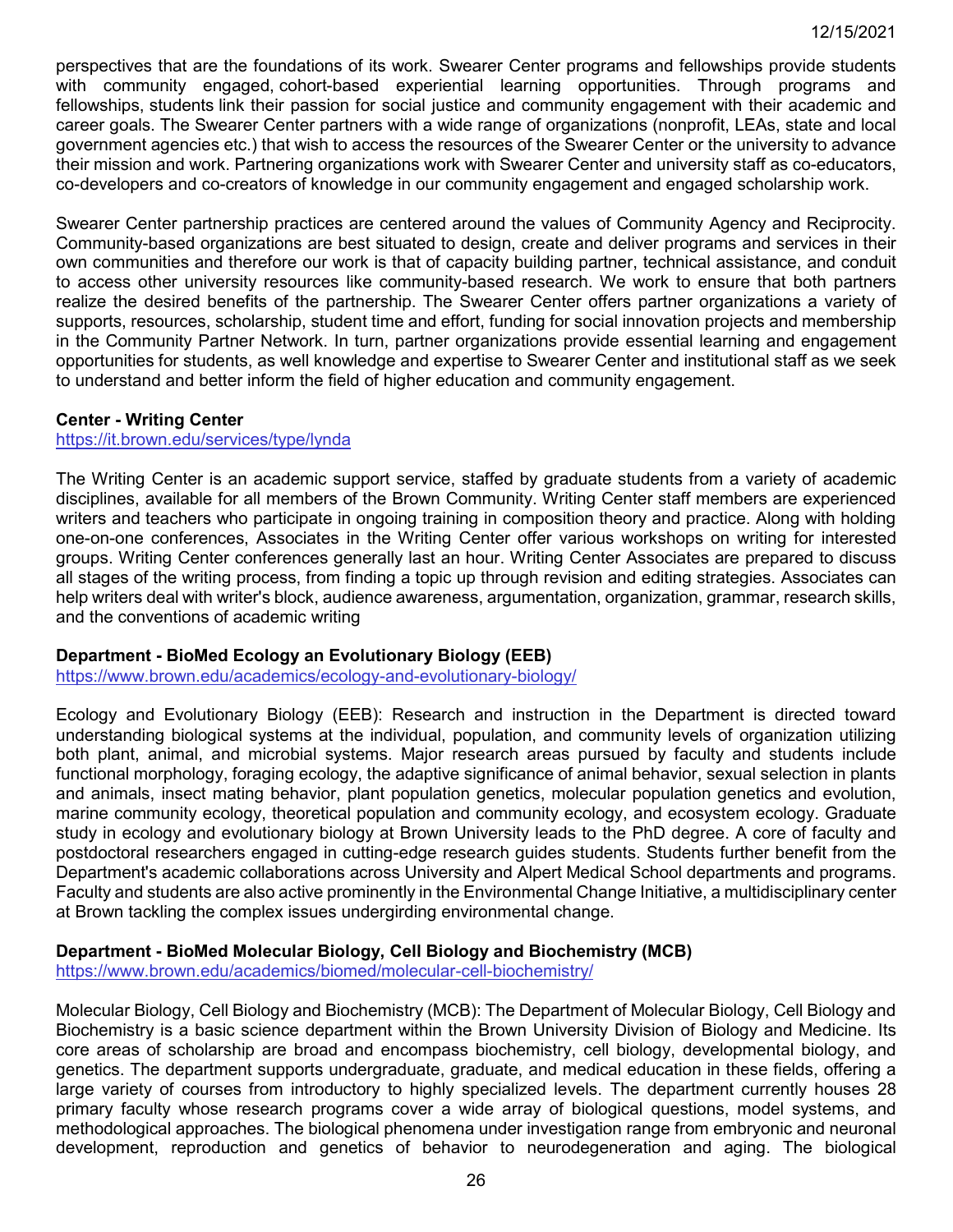perspectives that are the foundations of its work. Swearer Center programs and fellowships provide students with community engaged, cohort-based experiential learning opportunities. Through programs and fellowships, students link their passion for social justice and community engagement with their academic and career goals. The Swearer Center partners with a wide range of organizations (nonprofit, LEAs, state and local government agencies etc.) that wish to access the resources of the Swearer Center or the university to advance their mission and work. Partnering organizations work with Swearer Center and university staff as co-educators, co-developers and co-creators of knowledge in our community engagement and engaged scholarship work.

Swearer Center partnership practices are centered around the values of Community Agency and Reciprocity. Community-based organizations are best situated to design, create and deliver programs and services in their own communities and therefore our work is that of capacity building partner, technical assistance, and conduit to access other university resources like community-based research. We work to ensure that both partners realize the desired benefits of the partnership. The Swearer Center offers partner organizations a variety of supports, resources, scholarship, student time and effort, funding for social innovation projects and membership in the Community Partner Network. In turn, partner organizations provide essential learning and engagement opportunities for students, as well knowledge and expertise to Swearer Center and institutional staff as we seek to understand and better inform the field of higher education and community engagement.

**Center - Writing Center**

https://it.brown.edu/services/type/lynda

The Writing Center is an academic support service, staffed by graduate students from a variety of academic disciplines, available for all members of the Brown Community. Writing Center staff members are experienced writers and teachers who participate in ongoing training in composition theory and practice. Along with holding one-on-one conferences, Associates in the Writing Center offer various workshops on writing for interested groups. Writing Center conferences generally last an hour. Writing Center Associates are prepared to discuss all stages of the writing process, from finding a topic up through revision and editing strategies. Associates can help writers deal with writer's block, audience awareness, argumentation, organization, grammar, research skills, and the conventions of academic writing

**Department - BioMed Ecology an Evolutionary Biology (EEB)**

https://www.brown.edu/academics/ecology-and-evolutionary-biology/

Ecology and Evolutionary Biology (EEB): Research and instruction in the Department is directed toward understanding biological systems at the individual, population, and community levels of organization utilizing both plant, animal, and microbial systems. Major research areas pursued by faculty and students include functional morphology, foraging ecology, the adaptive significance of animal behavior, sexual selection in plants and animals, insect mating behavior, plant population genetics, molecular population genetics and evolution, marine community ecology, theoretical population and community ecology, and ecosystem ecology. Graduate study in ecology and evolutionary biology at Brown University leads to the PhD degree. A core of faculty and postdoctoral researchers engaged in cutting-edge research guides students. Students further benefit from the Department's academic collaborations across University and Alpert Medical School departments and programs. Faculty and students are also active prominently in the Environmental Change Initiative, a multidisciplinary center at Brown tackling the complex issues undergirding environmental change.

**Department - BioMed Molecular Biology, Cell Biology and Biochemistry (MCB)**

https://www.brown.edu/academics/biomed/molecular-cell-biochemistry/

Molecular Biology, Cell Biology and Biochemistry (MCB): The Department of Molecular Biology, Cell Biology and Biochemistry is a basic science department within the Brown University Division of Biology and Medicine. Its core areas of scholarship are broad and encompass biochemistry, cell biology, developmental biology, and genetics. The department supports undergraduate, graduate, and medical education in these fields, offering a large variety of courses from introductory to highly specialized levels. The department currently houses 28 primary faculty whose research programs cover a wide array of biological questions, model systems, and methodological approaches. The biological phenomena under investigation range from embryonic and neuronal development, reproduction and genetics of behavior to neurodegeneration and aging. The biological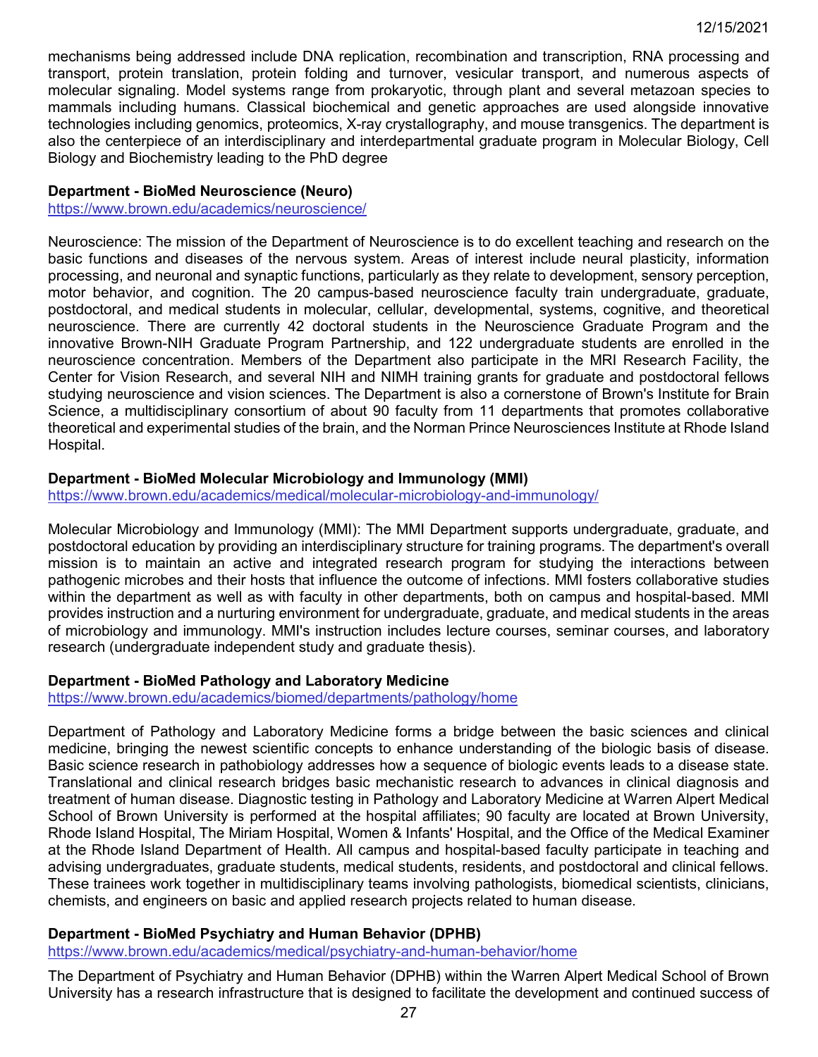mechanisms being addressed include DNA replication, recombination and transcription, RNA processing and transport, protein translation, protein folding and turnover, vesicular transport, and numerous aspects of molecular signaling. Model systems range from prokaryotic, through plant and several metazoan species to mammals including humans. Classical biochemical and genetic approaches are used alongside innovative technologies including genomics, proteomics, X-ray crystallography, and mouse transgenics. The department is also the centerpiece of an interdisciplinary and interdepartmental graduate program in Molecular Biology, Cell Biology and Biochemistry leading to the PhD degree

**Department - BioMed Neuroscience (Neuro)**
https://www.brown.edu/academics/neuroscience/

Neuroscience: The mission of the Department of Neuroscience is to do excellent teaching and research on the basic functions and diseases of the nervous system. Areas of interest include neural plasticity, information processing, and neuronal and synaptic functions, particularly as they relate to development, sensory perception, motor behavior, and cognition. The 20 campus-based neuroscience faculty train undergraduate, graduate, postdoctoral, and medical students in molecular, cellular, developmental, systems, cognitive, and theoretical neuroscience. There are currently 42 doctoral students in the Neuroscience Graduate Program and the innovative Brown-NIH Graduate Program Partnership, and 122 undergraduate students are enrolled in the neuroscience concentration. Members of the Department also participate in the MRI Research Facility, the Center for Vision Research, and several NIH and NIMH training grants for graduate and postdoctoral fellows studying neuroscience and vision sciences. The Department is also a cornerstone of Brown's Institute for Brain Science, a multidisciplinary consortium of about 90 faculty from 11 departments that promotes collaborative theoretical and experimental studies of the brain, and the Norman Prince Neurosciences Institute at Rhode Island Hospital.

**Department - BioMed Molecular Microbiology and Immunology (MMI)**
https://www.brown.edu/academics/medical/molecular-microbiology-and-immunology/

Molecular Microbiology and Immunology (MMI): The MMI Department supports undergraduate, graduate, and postdoctoral education by providing an interdisciplinary structure for training programs. The department's overall mission is to maintain an active and integrated research program for studying the interactions between pathogenic microbes and their hosts that influence the outcome of infections. MMI fosters collaborative studies within the department as well as with faculty in other departments, both on campus and hospital-based. MMI provides instruction and a nurturing environment for undergraduate, graduate, and medical students in the areas of microbiology and immunology. MMI's instruction includes lecture courses, seminar courses, and laboratory research (undergraduate independent study and graduate thesis).

**Department - BioMed Pathology and Laboratory Medicine**
https://www.brown.edu/academics/biomed/departments/pathology/home

Department of Pathology and Laboratory Medicine forms a bridge between the basic sciences and clinical medicine, bringing the newest scientific concepts to enhance understanding of the biologic basis of disease. Basic science research in pathobiology addresses how a sequence of biologic events leads to a disease state. Translational and clinical research bridges basic mechanistic research to advances in clinical diagnosis and treatment of human disease. Diagnostic testing in Pathology and Laboratory Medicine at Warren Alpert Medical School of Brown University is performed at the hospital affiliates; 90 faculty are located at Brown University, Rhode Island Hospital, The Miriam Hospital, Women & Infants' Hospital, and the Office of the Medical Examiner at the Rhode Island Department of Health. All campus and hospital-based faculty participate in teaching and advising undergraduates, graduate students, medical students, residents, and postdoctoral and clinical fellows. These trainees work together in multidisciplinary teams involving pathologists, biomedical scientists, clinicians, chemists, and engineers on basic and applied research projects related to human disease.

**Department - BioMed Psychiatry and Human Behavior (DPHB)**
https://www.brown.edu/academics/medical/psychiatry-and-human-behavior/home

The Department of Psychiatry and Human Behavior (DPHB) within the Warren Alpert Medical School of Brown University has a research infrastructure that is designed to facilitate the development and continued success of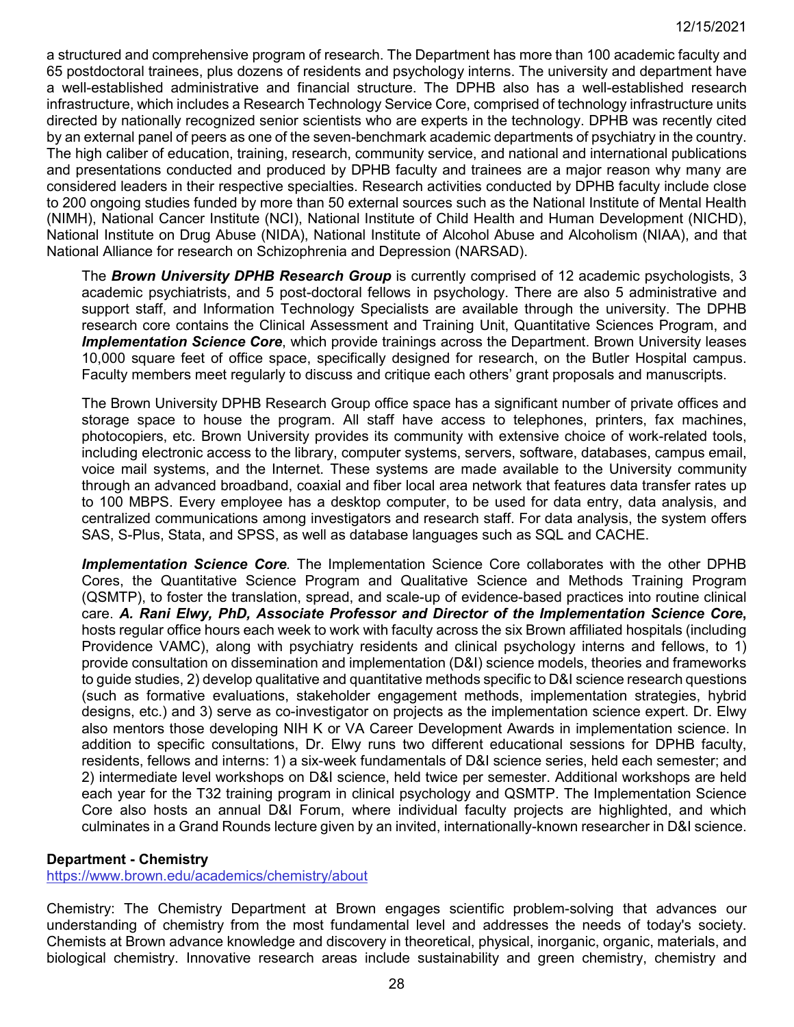a structured and comprehensive program of research. The Department has more than 100 academic faculty and 65 postdoctoral trainees, plus dozens of residents and psychology interns. The university and department have a well-established administrative and financial structure. The DPHB also has a well-established research infrastructure, which includes a Research Technology Service Core, comprised of technology infrastructure units directed by nationally recognized senior scientists who are experts in the technology. DPHB was recently cited by an external panel of peers as one of the seven-benchmark academic departments of psychiatry in the country. The high caliber of education, training, research, community service, and national and international publications and presentations conducted and produced by DPHB faculty and trainees are a major reason why many are considered leaders in their respective specialties. Research activities conducted by DPHB faculty include close to 200 ongoing studies funded by more than 50 external sources such as the National Institute of Mental Health (NIMH), National Cancer Institute (NCI), National Institute of Child Health and Human Development (NICHD), National Institute on Drug Abuse (NIDA), National Institute of Alcohol Abuse and Alcoholism (NIAA), and that National Alliance for research on Schizophrenia and Depression (NARSAD).

The ***Brown University DPHB Research Group*** is currently comprised of 12 academic psychologists, 3 academic psychiatrists, and 5 post-doctoral fellows in psychology. There are also 5 administrative and support staff, and Information Technology Specialists are available through the university. The DPHB research core contains the Clinical Assessment and Training Unit, Quantitative Sciences Program, and ***Implementation Science Core***, which provide trainings across the Department. Brown University leases 10,000 square feet of office space, specifically designed for research, on the Butler Hospital campus. Faculty members meet regularly to discuss and critique each others' grant proposals and manuscripts.

The Brown University DPHB Research Group office space has a significant number of private offices and storage space to house the program. All staff have access to telephones, printers, fax machines, photocopiers, etc. Brown University provides its community with extensive choice of work-related tools, including electronic access to the library, computer systems, servers, software, databases, campus email, voice mail systems, and the Internet. These systems are made available to the University community through an advanced broadband, coaxial and fiber local area network that features data transfer rates up to 100 MBPS. Every employee has a desktop computer, to be used for data entry, data analysis, and centralized communications among investigators and research staff. For data analysis, the system offers SAS, S-Plus, Stata, and SPSS, as well as database languages such as SQL and CACHE.

***Implementation Science Core****.* The Implementation Science Core collaborates with the other DPHB Cores, the Quantitative Science Program and Qualitative Science and Methods Training Program (QSMTP), to foster the translation, spread, and scale-up of evidence-based practices into routine clinical care. ***A. Rani Elwy, PhD, Associate Professor and Director of the Implementation Science Core,*** hosts regular office hours each week to work with faculty across the six Brown affiliated hospitals (including Providence VAMC), along with psychiatry residents and clinical psychology interns and fellows, to 1) provide consultation on dissemination and implementation (D&I) science models, theories and frameworks to guide studies, 2) develop qualitative and quantitative methods specific to D&I science research questions (such as formative evaluations, stakeholder engagement methods, implementation strategies, hybrid designs, etc.) and 3) serve as co-investigator on projects as the implementation science expert. Dr. Elwy also mentors those developing NIH K or VA Career Development Awards in implementation science. In addition to specific consultations, Dr. Elwy runs two different educational sessions for DPHB faculty, residents, fellows and interns: 1) a six-week fundamentals of D&I science series, held each semester; and 2) intermediate level workshops on D&I science, held twice per semester. Additional workshops are held each year for the T32 training program in clinical psychology and QSMTP. The Implementation Science Core also hosts an annual D&I Forum, where individual faculty projects are highlighted, and which culminates in a Grand Rounds lecture given by an invited, internationally-known researcher in D&I science.

**Department - Chemistry**

https://www.brown.edu/academics/chemistry/about

Chemistry: The Chemistry Department at Brown engages scientific problem-solving that advances our understanding of chemistry from the most fundamental level and addresses the needs of today's society. Chemists at Brown advance knowledge and discovery in theoretical, physical, inorganic, organic, materials, and biological chemistry. Innovative research areas include sustainability and green chemistry, chemistry and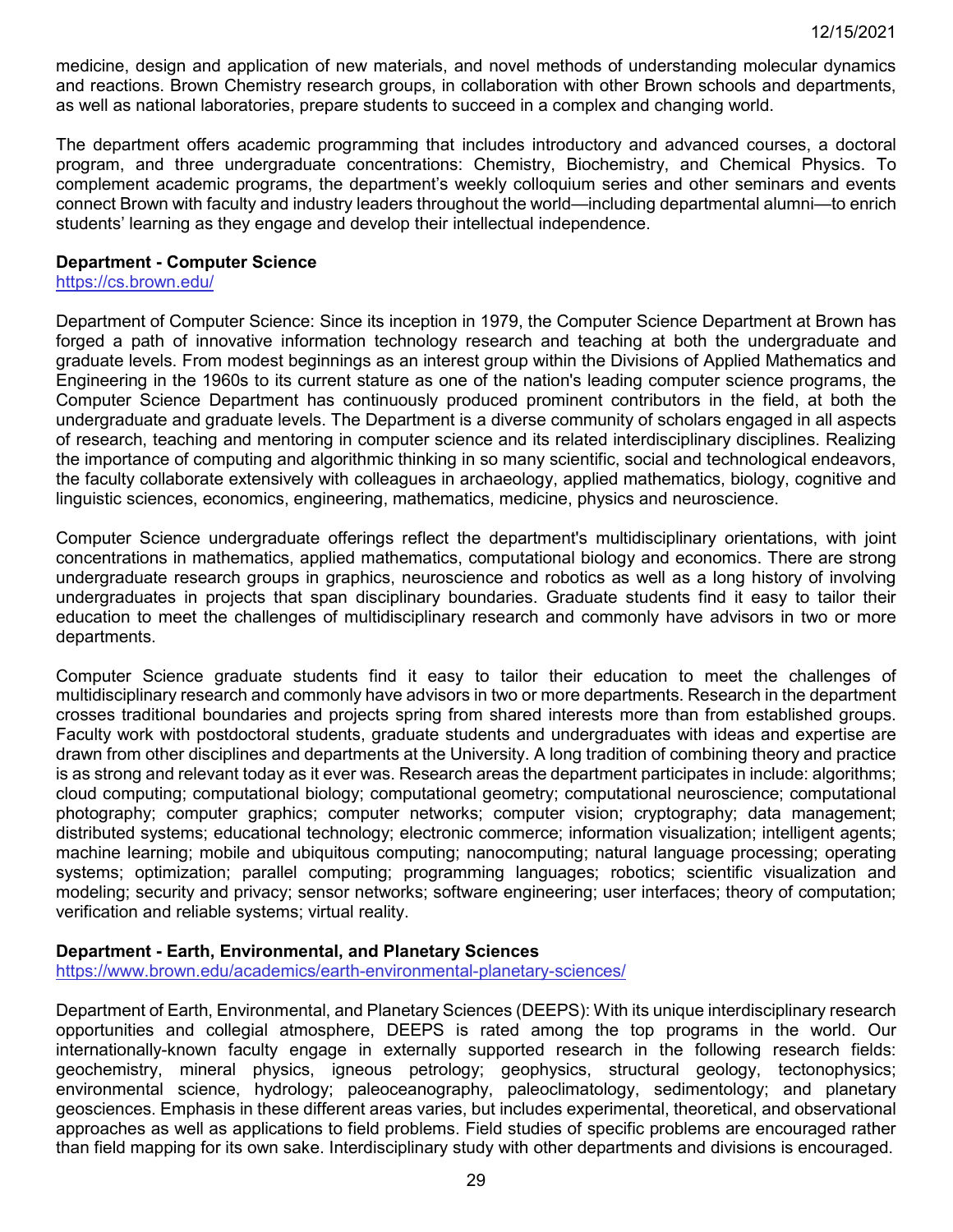medicine, design and application of new materials, and novel methods of understanding molecular dynamics and reactions. Brown Chemistry research groups, in collaboration with other Brown schools and departments, as well as national laboratories, prepare students to succeed in a complex and changing world.

The department offers academic programming that includes introductory and advanced courses, a doctoral program, and three undergraduate concentrations: Chemistry, Biochemistry, and Chemical Physics. To complement academic programs, the department's weekly colloquium series and other seminars and events connect Brown with faculty and industry leaders throughout the world—including departmental alumni—to enrich students' learning as they engage and develop their intellectual independence.

**Department - Computer Science**
https://cs.brown.edu/

Department of Computer Science: Since its inception in 1979, the Computer Science Department at Brown has forged a path of innovative information technology research and teaching at both the undergraduate and graduate levels. From modest beginnings as an interest group within the Divisions of Applied Mathematics and Engineering in the 1960s to its current stature as one of the nation's leading computer science programs, the Computer Science Department has continuously produced prominent contributors in the field, at both the undergraduate and graduate levels. The Department is a diverse community of scholars engaged in all aspects of research, teaching and mentoring in computer science and its related interdisciplinary disciplines. Realizing the importance of computing and algorithmic thinking in so many scientific, social and technological endeavors, the faculty collaborate extensively with colleagues in archaeology, applied mathematics, biology, cognitive and linguistic sciences, economics, engineering, mathematics, medicine, physics and neuroscience.

Computer Science undergraduate offerings reflect the department's multidisciplinary orientations, with joint concentrations in mathematics, applied mathematics, computational biology and economics. There are strong undergraduate research groups in graphics, neuroscience and robotics as well as a long history of involving undergraduates in projects that span disciplinary boundaries. Graduate students find it easy to tailor their education to meet the challenges of multidisciplinary research and commonly have advisors in two or more departments.

Computer Science graduate students find it easy to tailor their education to meet the challenges of multidisciplinary research and commonly have advisors in two or more departments. Research in the department crosses traditional boundaries and projects spring from shared interests more than from established groups. Faculty work with postdoctoral students, graduate students and undergraduates with ideas and expertise are drawn from other disciplines and departments at the University. A long tradition of combining theory and practice is as strong and relevant today as it ever was. Research areas the department participates in include: algorithms; cloud computing; computational biology; computational geometry; computational neuroscience; computational photography; computer graphics; computer networks; computer vision; cryptography; data management; distributed systems; educational technology; electronic commerce; information visualization; intelligent agents; machine learning; mobile and ubiquitous computing; nanocomputing; natural language processing; operating systems; optimization; parallel computing; programming languages; robotics; scientific visualization and modeling; security and privacy; sensor networks; software engineering; user interfaces; theory of computation; verification and reliable systems; virtual reality.

**Department - Earth, Environmental, and Planetary Sciences**
https://www.brown.edu/academics/earth-environmental-planetary-sciences/

Department of Earth, Environmental, and Planetary Sciences (DEEPS): With its unique interdisciplinary research opportunities and collegial atmosphere, DEEPS is rated among the top programs in the world. Our internationally-known faculty engage in externally supported research in the following research fields: geochemistry, mineral physics, igneous petrology; geophysics, structural geology, tectonophysics; environmental science, hydrology; paleoceanography, paleoclimatology, sedimentology; and planetary geosciences. Emphasis in these different areas varies, but includes experimental, theoretical, and observational approaches as well as applications to field problems. Field studies of specific problems are encouraged rather than field mapping for its own sake. Interdisciplinary study with other departments and divisions is encouraged.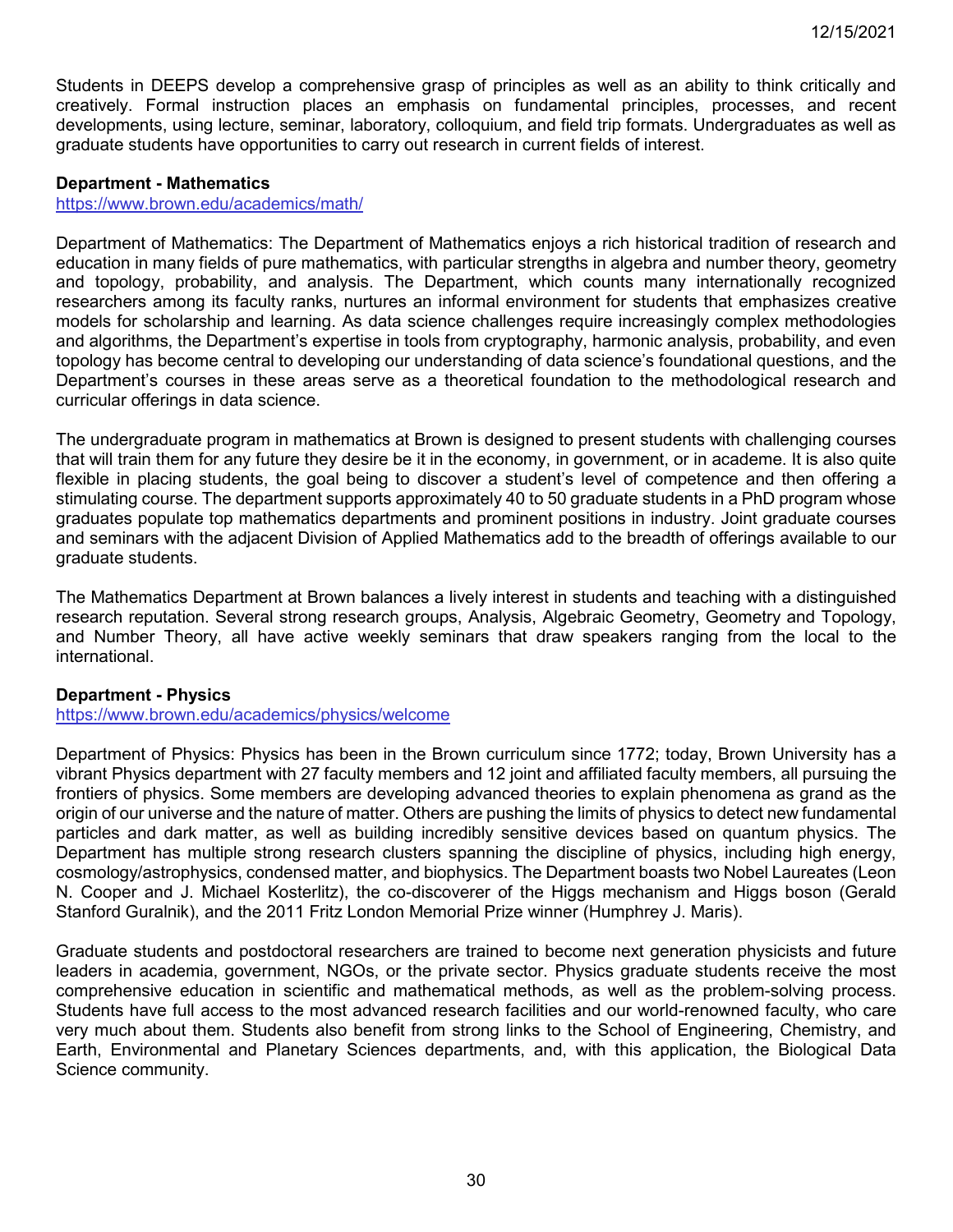Students in DEEPS develop a comprehensive grasp of principles as well as an ability to think critically and creatively. Formal instruction places an emphasis on fundamental principles, processes, and recent developments, using lecture, seminar, laboratory, colloquium, and field trip formats. Undergraduates as well as graduate students have opportunities to carry out research in current fields of interest.

**Department - Mathematics**
[https://www.brown.edu/academics/math/](https://www.brown.edu/academics/math/)

Department of Mathematics: The Department of Mathematics enjoys a rich historical tradition of research and education in many fields of pure mathematics, with particular strengths in algebra and number theory, geometry and topology, probability, and analysis. The Department, which counts many internationally recognized researchers among its faculty ranks, nurtures an informal environment for students that emphasizes creative models for scholarship and learning. As data science challenges require increasingly complex methodologies and algorithms, the Department's expertise in tools from cryptography, harmonic analysis, probability, and even topology has become central to developing our understanding of data science's foundational questions, and the Department's courses in these areas serve as a theoretical foundation to the methodological research and curricular offerings in data science.

The undergraduate program in mathematics at Brown is designed to present students with challenging courses that will train them for any future they desire be it in the economy, in government, or in academe. It is also quite flexible in placing students, the goal being to discover a student's level of competence and then offering a stimulating course. The department supports approximately 40 to 50 graduate students in a PhD program whose graduates populate top mathematics departments and prominent positions in industry. Joint graduate courses and seminars with the adjacent Division of Applied Mathematics add to the breadth of offerings available to our graduate students.

The Mathematics Department at Brown balances a lively interest in students and teaching with a distinguished research reputation. Several strong research groups, Analysis, Algebraic Geometry, Geometry and Topology, and Number Theory, all have active weekly seminars that draw speakers ranging from the local to the international.

**Department - Physics**
[https://www.brown.edu/academics/physics/welcome](https://www.brown.edu/academics/physics/welcome)

Department of Physics: Physics has been in the Brown curriculum since 1772; today, Brown University has a vibrant Physics department with 27 faculty members and 12 joint and affiliated faculty members, all pursuing the frontiers of physics. Some members are developing advanced theories to explain phenomena as grand as the origin of our universe and the nature of matter. Others are pushing the limits of physics to detect new fundamental particles and dark matter, as well as building incredibly sensitive devices based on quantum physics. The Department has multiple strong research clusters spanning the discipline of physics, including high energy, cosmology/astrophysics, condensed matter, and biophysics. The Department boasts two Nobel Laureates (Leon N. Cooper and J. Michael Kosterlitz), the co-discoverer of the Higgs mechanism and Higgs boson (Gerald Stanford Guralnik), and the 2011 Fritz London Memorial Prize winner (Humphrey J. Maris).

Graduate students and postdoctoral researchers are trained to become next generation physicists and future leaders in academia, government, NGOs, or the private sector. Physics graduate students receive the most comprehensive education in scientific and mathematical methods, as well as the problem-solving process. Students have full access to the most advanced research facilities and our world-renowned faculty, who care very much about them. Students also benefit from strong links to the School of Engineering, Chemistry, and Earth, Environmental and Planetary Sciences departments, and, with this application, the Biological Data Science community.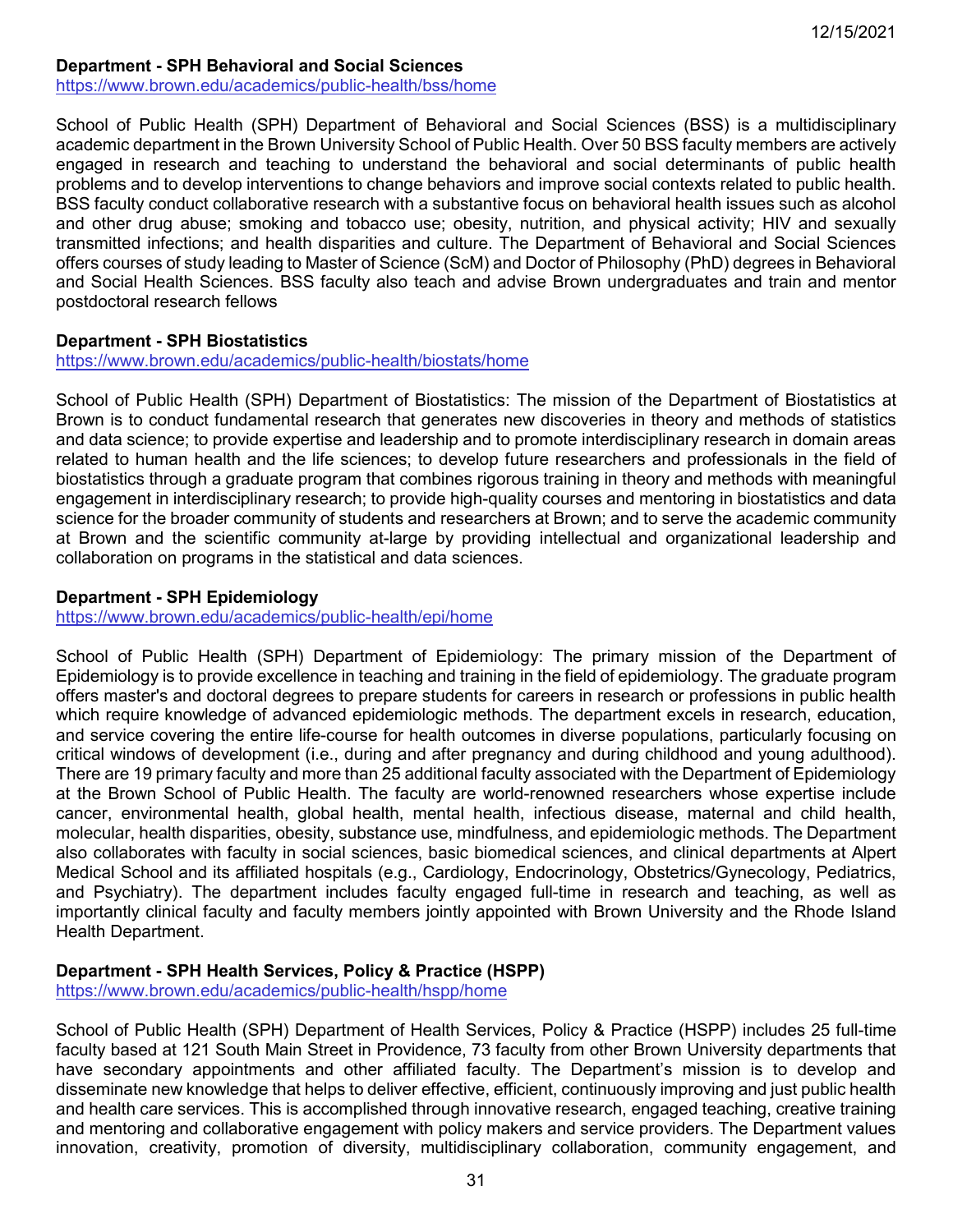**Department - SPH Behavioral and Social Sciences**
https://www.brown.edu/academics/public-health/bss/home

School of Public Health (SPH) Department of Behavioral and Social Sciences (BSS) is a multidisciplinary academic department in the Brown University School of Public Health. Over 50 BSS faculty members are actively engaged in research and teaching to understand the behavioral and social determinants of public health problems and to develop interventions to change behaviors and improve social contexts related to public health. BSS faculty conduct collaborative research with a substantive focus on behavioral health issues such as alcohol and other drug abuse; smoking and tobacco use; obesity, nutrition, and physical activity; HIV and sexually transmitted infections; and health disparities and culture. The Department of Behavioral and Social Sciences offers courses of study leading to Master of Science (ScM) and Doctor of Philosophy (PhD) degrees in Behavioral and Social Health Sciences. BSS faculty also teach and advise Brown undergraduates and train and mentor postdoctoral research fellows

**Department - SPH Biostatistics**
https://www.brown.edu/academics/public-health/biostats/home

School of Public Health (SPH) Department of Biostatistics: The mission of the Department of Biostatistics at Brown is to conduct fundamental research that generates new discoveries in theory and methods of statistics and data science; to provide expertise and leadership and to promote interdisciplinary research in domain areas related to human health and the life sciences; to develop future researchers and professionals in the field of biostatistics through a graduate program that combines rigorous training in theory and methods with meaningful engagement in interdisciplinary research; to provide high-quality courses and mentoring in biostatistics and data science for the broader community of students and researchers at Brown; and to serve the academic community at Brown and the scientific community at-large by providing intellectual and organizational leadership and collaboration on programs in the statistical and data sciences.

**Department - SPH Epidemiology**
https://www.brown.edu/academics/public-health/epi/home

School of Public Health (SPH) Department of Epidemiology: The primary mission of the Department of Epidemiology is to provide excellence in teaching and training in the field of epidemiology. The graduate program offers master's and doctoral degrees to prepare students for careers in research or professions in public health which require knowledge of advanced epidemiologic methods. The department excels in research, education, and service covering the entire life-course for health outcomes in diverse populations, particularly focusing on critical windows of development (i.e., during and after pregnancy and during childhood and young adulthood). There are 19 primary faculty and more than 25 additional faculty associated with the Department of Epidemiology at the Brown School of Public Health. The faculty are world-renowned researchers whose expertise include cancer, environmental health, global health, mental health, infectious disease, maternal and child health, molecular, health disparities, obesity, substance use, mindfulness, and epidemiologic methods. The Department also collaborates with faculty in social sciences, basic biomedical sciences, and clinical departments at Alpert Medical School and its affiliated hospitals (e.g., Cardiology, Endocrinology, Obstetrics/Gynecology, Pediatrics, and Psychiatry). The department includes faculty engaged full-time in research and teaching, as well as importantly clinical faculty and faculty members jointly appointed with Brown University and the Rhode Island Health Department.

**Department - SPH Health Services, Policy & Practice (HSPP)**
https://www.brown.edu/academics/public-health/hspp/home

School of Public Health (SPH) Department of Health Services, Policy & Practice (HSPP) includes 25 full-time faculty based at 121 South Main Street in Providence, 73 faculty from other Brown University departments that have secondary appointments and other affiliated faculty. The Department's mission is to develop and disseminate new knowledge that helps to deliver effective, efficient, continuously improving and just public health and health care services. This is accomplished through innovative research, engaged teaching, creative training and mentoring and collaborative engagement with policy makers and service providers. The Department values innovation, creativity, promotion of diversity, multidisciplinary collaboration, community engagement, and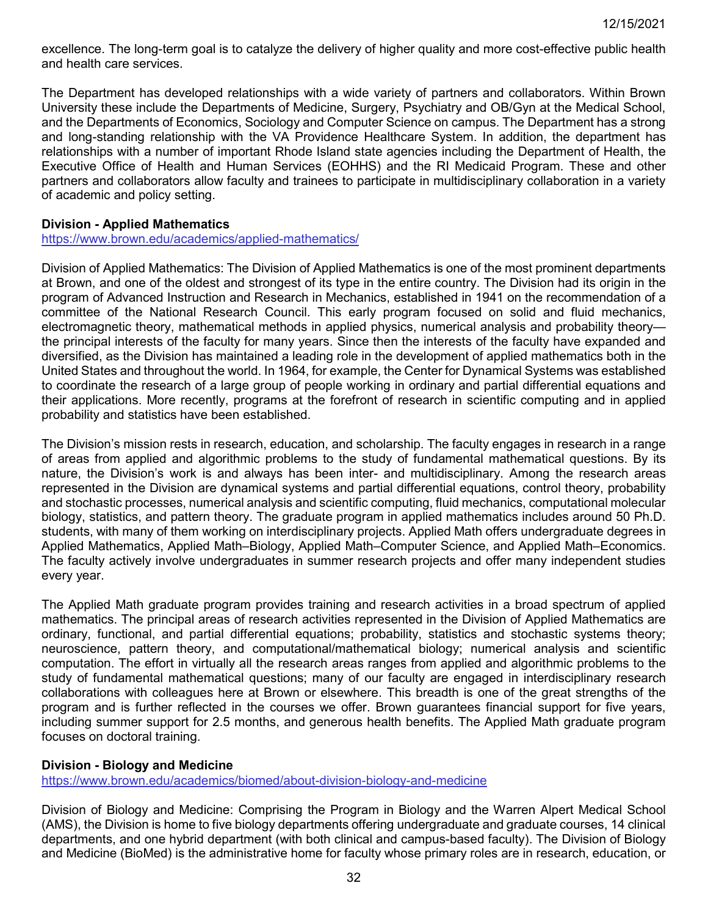excellence. The long-term goal is to catalyze the delivery of higher quality and more cost-effective public health and health care services.

The Department has developed relationships with a wide variety of partners and collaborators. Within Brown University these include the Departments of Medicine, Surgery, Psychiatry and OB/Gyn at the Medical School, and the Departments of Economics, Sociology and Computer Science on campus. The Department has a strong and long-standing relationship with the VA Providence Healthcare System. In addition, the department has relationships with a number of important Rhode Island state agencies including the Department of Health, the Executive Office of Health and Human Services (EOHHS) and the RI Medicaid Program. These and other partners and collaborators allow faculty and trainees to participate in multidisciplinary collaboration in a variety of academic and policy setting.

**Division - Applied Mathematics**
https://www.brown.edu/academics/applied-mathematics/

Division of Applied Mathematics: The Division of Applied Mathematics is one of the most prominent departments at Brown, and one of the oldest and strongest of its type in the entire country. The Division had its origin in the program of Advanced Instruction and Research in Mechanics, established in 1941 on the recommendation of a committee of the National Research Council. This early program focused on solid and fluid mechanics, electromagnetic theory, mathematical methods in applied physics, numerical analysis and probability theory—the principal interests of the faculty for many years. Since then the interests of the faculty have expanded and diversified, as the Division has maintained a leading role in the development of applied mathematics both in the United States and throughout the world. In 1964, for example, the Center for Dynamical Systems was established to coordinate the research of a large group of people working in ordinary and partial differential equations and their applications. More recently, programs at the forefront of research in scientific computing and in applied probability and statistics have been established.

The Division's mission rests in research, education, and scholarship. The faculty engages in research in a range of areas from applied and algorithmic problems to the study of fundamental mathematical questions. By its nature, the Division's work is and always has been inter- and multidisciplinary. Among the research areas represented in the Division are dynamical systems and partial differential equations, control theory, probability and stochastic processes, numerical analysis and scientific computing, fluid mechanics, computational molecular biology, statistics, and pattern theory. The graduate program in applied mathematics includes around 50 Ph.D. students, with many of them working on interdisciplinary projects. Applied Math offers undergraduate degrees in Applied Mathematics, Applied Math–Biology, Applied Math–Computer Science, and Applied Math–Economics. The faculty actively involve undergraduates in summer research projects and offer many independent studies every year.

The Applied Math graduate program provides training and research activities in a broad spectrum of applied mathematics. The principal areas of research activities represented in the Division of Applied Mathematics are ordinary, functional, and partial differential equations; probability, statistics and stochastic systems theory; neuroscience, pattern theory, and computational/mathematical biology; numerical analysis and scientific computation. The effort in virtually all the research areas ranges from applied and algorithmic problems to the study of fundamental mathematical questions; many of our faculty are engaged in interdisciplinary research collaborations with colleagues here at Brown or elsewhere. This breadth is one of the great strengths of the program and is further reflected in the courses we offer. Brown guarantees financial support for five years, including summer support for 2.5 months, and generous health benefits. The Applied Math graduate program focuses on doctoral training.

**Division - Biology and Medicine**
https://www.brown.edu/academics/biomed/about-division-biology-and-medicine

Division of Biology and Medicine: Comprising the Program in Biology and the Warren Alpert Medical School (AMS), the Division is home to five biology departments offering undergraduate and graduate courses, 14 clinical departments, and one hybrid department (with both clinical and campus-based faculty). The Division of Biology and Medicine (BioMed) is the administrative home for faculty whose primary roles are in research, education, or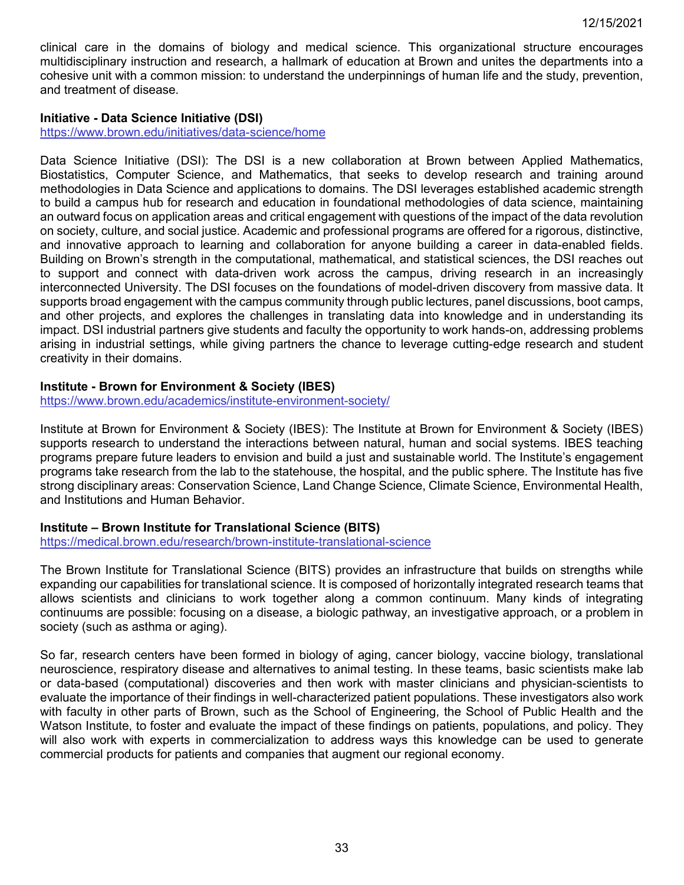clinical care in the domains of biology and medical science. This organizational structure encourages multidisciplinary instruction and research, a hallmark of education at Brown and unites the departments into a cohesive unit with a common mission: to understand the underpinnings of human life and the study, prevention, and treatment of disease.

**Initiative - Data Science Initiative (DSI)**
https://www.brown.edu/initiatives/data-science/home

Data Science Initiative (DSI): The DSI is a new collaboration at Brown between Applied Mathematics, Biostatistics, Computer Science, and Mathematics, that seeks to develop research and training around methodologies in Data Science and applications to domains. The DSI leverages established academic strength to build a campus hub for research and education in foundational methodologies of data science, maintaining an outward focus on application areas and critical engagement with questions of the impact of the data revolution on society, culture, and social justice. Academic and professional programs are offered for a rigorous, distinctive, and innovative approach to learning and collaboration for anyone building a career in data-enabled fields. Building on Brown's strength in the computational, mathematical, and statistical sciences, the DSI reaches out to support and connect with data-driven work across the campus, driving research in an increasingly interconnected University. The DSI focuses on the foundations of model-driven discovery from massive data. It supports broad engagement with the campus community through public lectures, panel discussions, boot camps, and other projects, and explores the challenges in translating data into knowledge and in understanding its impact. DSI industrial partners give students and faculty the opportunity to work hands-on, addressing problems arising in industrial settings, while giving partners the chance to leverage cutting-edge research and student creativity in their domains.

**Institute - Brown for Environment & Society (IBES)**
https://www.brown.edu/academics/institute-environment-society/

Institute at Brown for Environment & Society (IBES): The Institute at Brown for Environment & Society (IBES) supports research to understand the interactions between natural, human and social systems. IBES teaching programs prepare future leaders to envision and build a just and sustainable world. The Institute's engagement programs take research from the lab to the statehouse, the hospital, and the public sphere. The Institute has five strong disciplinary areas: Conservation Science, Land Change Science, Climate Science, Environmental Health, and Institutions and Human Behavior.

**Institute – Brown Institute for Translational Science (BITS)**
https://medical.brown.edu/research/brown-institute-translational-science

The Brown Institute for Translational Science (BITS) provides an infrastructure that builds on strengths while expanding our capabilities for translational science. It is composed of horizontally integrated research teams that allows scientists and clinicians to work together along a common continuum. Many kinds of integrating continuums are possible: focusing on a disease, a biologic pathway, an investigative approach, or a problem in society (such as asthma or aging).

So far, research centers have been formed in biology of aging, cancer biology, vaccine biology, translational neuroscience, respiratory disease and alternatives to animal testing. In these teams, basic scientists make lab or data-based (computational) discoveries and then work with master clinicians and physician-scientists to evaluate the importance of their findings in well-characterized patient populations. These investigators also work with faculty in other parts of Brown, such as the School of Engineering, the School of Public Health and the Watson Institute, to foster and evaluate the impact of these findings on patients, populations, and policy. They will also work with experts in commercialization to address ways this knowledge can be used to generate commercial products for patients and companies that augment our regional economy.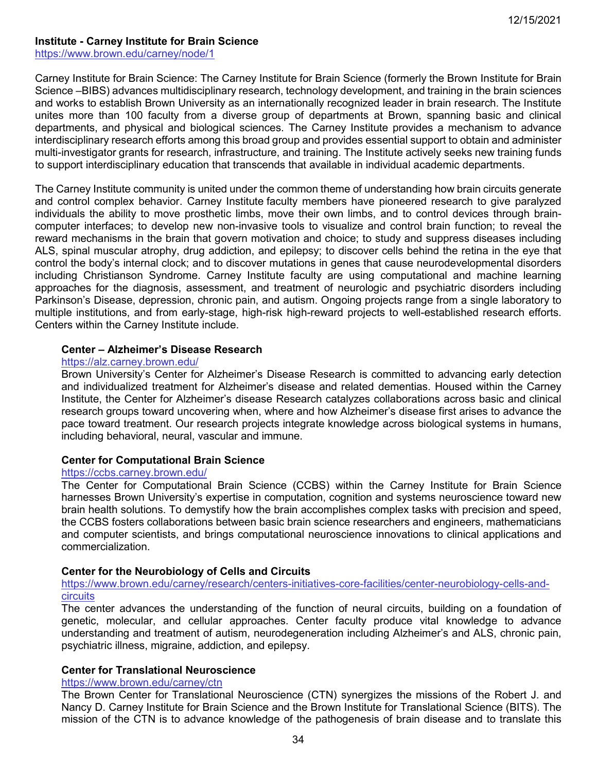### Institute - Carney Institute for Brain Science

https://www.brown.edu/carney/node/1

Carney Institute for Brain Science: The Carney Institute for Brain Science (formerly the Brown Institute for Brain Science –BIBS) advances multidisciplinary research, technology development, and training in the brain sciences and works to establish Brown University as an internationally recognized leader in brain research. The Institute unites more than 100 faculty from a diverse group of departments at Brown, spanning basic and clinical departments, and physical and biological sciences. The Carney Institute provides a mechanism to advance interdisciplinary research efforts among this broad group and provides essential support to obtain and administer multi-investigator grants for research, infrastructure, and training. The Institute actively seeks new training funds to support interdisciplinary education that transcends that available in individual academic departments.

The Carney Institute community is united under the common theme of understanding how brain circuits generate and control complex behavior. Carney Institute faculty members have pioneered research to give paralyzed individuals the ability to move prosthetic limbs, move their own limbs, and to control devices through brain-computer interfaces; to develop new non-invasive tools to visualize and control brain function; to reveal the reward mechanisms in the brain that govern motivation and choice; to study and suppress diseases including ALS, spinal muscular atrophy, drug addiction, and epilepsy; to discover cells behind the retina in the eye that control the body's internal clock; and to discover mutations in genes that cause neurodevelopmental disorders including Christianson Syndrome. Carney Institute faculty are using computational and machine learning approaches for the diagnosis, assessment, and treatment of neurologic and psychiatric disorders including Parkinson's Disease, depression, chronic pain, and autism. Ongoing projects range from a single laboratory to multiple institutions, and from early-stage, high-risk high-reward projects to well-established research efforts. Centers within the Carney Institute include.

#### Center – Alzheimer's Disease Research

https://alz.carney.brown.edu/

Brown University's Center for Alzheimer's Disease Research is committed to advancing early detection and individualized treatment for Alzheimer's disease and related dementias. Housed within the Carney Institute, the Center for Alzheimer's disease Research catalyzes collaborations across basic and clinical research groups toward uncovering when, where and how Alzheimer's disease first arises to advance the pace toward treatment. Our research projects integrate knowledge across biological systems in humans, including behavioral, neural, vascular and immune.

#### Center for Computational Brain Science

https://ccbs.carney.brown.edu/

The Center for Computational Brain Science (CCBS) within the Carney Institute for Brain Science harnesses Brown University's expertise in computation, cognition and systems neuroscience toward new brain health solutions. To demystify how the brain accomplishes complex tasks with precision and speed, the CCBS fosters collaborations between basic brain science researchers and engineers, mathematicians and computer scientists, and brings computational neuroscience innovations to clinical applications and commercialization.

#### Center for the Neurobiology of Cells and Circuits

https://www.brown.edu/carney/research/centers-initiatives-core-facilities/center-neurobiology-cells-and-circuits

The center advances the understanding of the function of neural circuits, building on a foundation of genetic, molecular, and cellular approaches. Center faculty produce vital knowledge to advance understanding and treatment of autism, neurodegeneration including Alzheimer's and ALS, chronic pain, psychiatric illness, migraine, addiction, and epilepsy.

#### Center for Translational Neuroscience

https://www.brown.edu/carney/ctn

The Brown Center for Translational Neuroscience (CTN) synergizes the missions of the Robert J. and Nancy D. Carney Institute for Brain Science and the Brown Institute for Translational Science (BITS). The mission of the CTN is to advance knowledge of the pathogenesis of brain disease and to translate this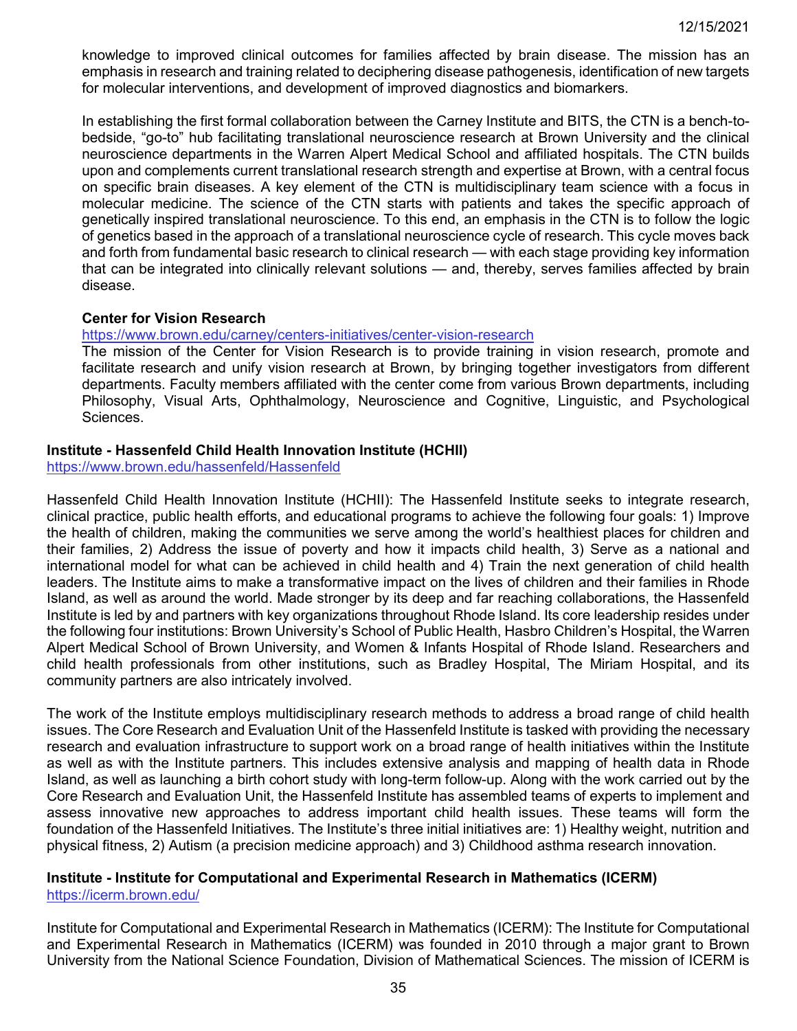knowledge to improved clinical outcomes for families affected by brain disease. The mission has an emphasis in research and training related to deciphering disease pathogenesis, identification of new targets for molecular interventions, and development of improved diagnostics and biomarkers.

In establishing the first formal collaboration between the Carney Institute and BITS, the CTN is a bench-to-bedside, “go-to” hub facilitating translational neuroscience research at Brown University and the clinical neuroscience departments in the Warren Alpert Medical School and affiliated hospitals. The CTN builds upon and complements current translational research strength and expertise at Brown, with a central focus on specific brain diseases. A key element of the CTN is multidisciplinary team science with a focus in molecular medicine. The science of the CTN starts with patients and takes the specific approach of genetically inspired translational neuroscience. To this end, an emphasis in the CTN is to follow the logic of genetics based in the approach of a translational neuroscience cycle of research. This cycle moves back and forth from fundamental basic research to clinical research — with each stage providing key information that can be integrated into clinically relevant solutions — and, thereby, serves families affected by brain disease.

**Center for Vision Research**
https://www.brown.edu/carney/centers-initiatives/center-vision-research
The mission of the Center for Vision Research is to provide training in vision research, promote and facilitate research and unify vision research at Brown, by bringing together investigators from different departments. Faculty members affiliated with the center come from various Brown departments, including Philosophy, Visual Arts, Ophthalmology, Neuroscience and Cognitive, Linguistic, and Psychological Sciences.

**Institute - Hassenfeld Child Health Innovation Institute (HCHII)**
https://www.brown.edu/hassenfeld/Hassenfeld

Hassenfeld Child Health Innovation Institute (HCHII): The Hassenfeld Institute seeks to integrate research, clinical practice, public health efforts, and educational programs to achieve the following four goals: 1) Improve the health of children, making the communities we serve among the world’s healthiest places for children and their families, 2) Address the issue of poverty and how it impacts child health, 3) Serve as a national and international model for what can be achieved in child health and 4) Train the next generation of child health leaders. The Institute aims to make a transformative impact on the lives of children and their families in Rhode Island, as well as around the world. Made stronger by its deep and far reaching collaborations, the Hassenfeld Institute is led by and partners with key organizations throughout Rhode Island. Its core leadership resides under the following four institutions: Brown University’s School of Public Health, Hasbro Children’s Hospital, the Warren Alpert Medical School of Brown University, and Women & Infants Hospital of Rhode Island. Researchers and child health professionals from other institutions, such as Bradley Hospital, The Miriam Hospital, and its community partners are also intricately involved.

The work of the Institute employs multidisciplinary research methods to address a broad range of child health issues. The Core Research and Evaluation Unit of the Hassenfeld Institute is tasked with providing the necessary research and evaluation infrastructure to support work on a broad range of health initiatives within the Institute as well as with the Institute partners. This includes extensive analysis and mapping of health data in Rhode Island, as well as launching a birth cohort study with long-term follow-up. Along with the work carried out by the Core Research and Evaluation Unit, the Hassenfeld Institute has assembled teams of experts to implement and assess innovative new approaches to address important child health issues. These teams will form the foundation of the Hassenfeld Initiatives. The Institute’s three initial initiatives are: 1) Healthy weight, nutrition and physical fitness, 2) Autism (a precision medicine approach) and 3) Childhood asthma research innovation.

**Institute - Institute for Computational and Experimental Research in Mathematics (ICERM)**
https://icerm.brown.edu/

Institute for Computational and Experimental Research in Mathematics (ICERM): The Institute for Computational and Experimental Research in Mathematics (ICERM) was founded in 2010 through a major grant to Brown University from the National Science Foundation, Division of Mathematical Sciences. The mission of ICERM is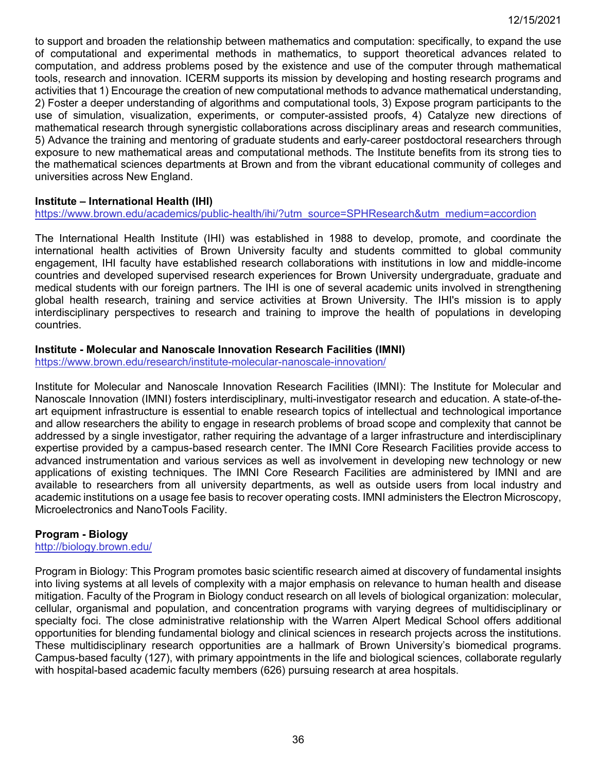to support and broaden the relationship between mathematics and computation: specifically, to expand the use of computational and experimental methods in mathematics, to support theoretical advances related to computation, and address problems posed by the existence and use of the computer through mathematical tools, research and innovation. ICERM supports its mission by developing and hosting research programs and activities that 1) Encourage the creation of new computational methods to advance mathematical understanding, 2) Foster a deeper understanding of algorithms and computational tools, 3) Expose program participants to the use of simulation, visualization, experiments, or computer-assisted proofs, 4) Catalyze new directions of mathematical research through synergistic collaborations across disciplinary areas and research communities, 5) Advance the training and mentoring of graduate students and early-career postdoctoral researchers through exposure to new mathematical areas and computational methods. The Institute benefits from its strong ties to the mathematical sciences departments at Brown and from the vibrant educational community of colleges and universities across New England.

**Institute – International Health (IHI)**
https://www.brown.edu/academics/public-health/ihi/?utm_source=SPHResearch&utm_medium=accordion

The International Health Institute (IHI) was established in 1988 to develop, promote, and coordinate the international health activities of Brown University faculty and students committed to global community engagement, IHI faculty have established research collaborations with institutions in low and middle-income countries and developed supervised research experiences for Brown University undergraduate, graduate and medical students with our foreign partners. The IHI is one of several academic units involved in strengthening global health research, training and service activities at Brown University. The IHI's mission is to apply interdisciplinary perspectives to research and training to improve the health of populations in developing countries.

**Institute - Molecular and Nanoscale Innovation Research Facilities (IMNI)**
https://www.brown.edu/research/institute-molecular-nanoscale-innovation/

Institute for Molecular and Nanoscale Innovation Research Facilities (IMNI): The Institute for Molecular and Nanoscale Innovation (IMNI) fosters interdisciplinary, multi-investigator research and education. A state-of-the-art equipment infrastructure is essential to enable research topics of intellectual and technological importance and allow researchers the ability to engage in research problems of broad scope and complexity that cannot be addressed by a single investigator, rather requiring the advantage of a larger infrastructure and interdisciplinary expertise provided by a campus-based research center. The IMNI Core Research Facilities provide access to advanced instrumentation and various services as well as involvement in developing new technology or new applications of existing techniques. The IMNI Core Research Facilities are administered by IMNI and are available to researchers from all university departments, as well as outside users from local industry and academic institutions on a usage fee basis to recover operating costs. IMNI administers the Electron Microscopy, Microelectronics and NanoTools Facility.

**Program - Biology**
http://biology.brown.edu/

Program in Biology: This Program promotes basic scientific research aimed at discovery of fundamental insights into living systems at all levels of complexity with a major emphasis on relevance to human health and disease mitigation. Faculty of the Program in Biology conduct research on all levels of biological organization: molecular, cellular, organismal and population, and concentration programs with varying degrees of multidisciplinary or specialty foci. The close administrative relationship with the Warren Alpert Medical School offers additional opportunities for blending fundamental biology and clinical sciences in research projects across the institutions. These multidisciplinary research opportunities are a hallmark of Brown University's biomedical programs. Campus-based faculty (127), with primary appointments in the life and biological sciences, collaborate regularly with hospital-based academic faculty members (626) pursuing research at area hospitals.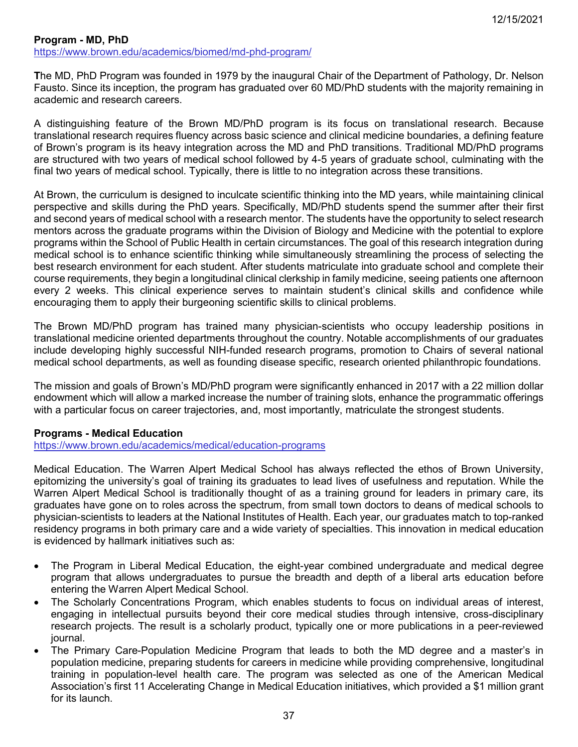**Program - MD, PhD**
https://www.brown.edu/academics/biomed/md-phd-program/

**T**he MD, PhD Program was founded in 1979 by the inaugural Chair of the Department of Pathology, Dr. Nelson Fausto. Since its inception, the program has graduated over 60 MD/PhD students with the majority remaining in academic and research careers.

A distinguishing feature of the Brown MD/PhD program is its focus on translational research. Because translational research requires fluency across basic science and clinical medicine boundaries, a defining feature of Brown's program is its heavy integration across the MD and PhD transitions. Traditional MD/PhD programs are structured with two years of medical school followed by 4-5 years of graduate school, culminating with the final two years of medical school. Typically, there is little to no integration across these transitions.

At Brown, the curriculum is designed to inculcate scientific thinking into the MD years, while maintaining clinical perspective and skills during the PhD years. Specifically, MD/PhD students spend the summer after their first and second years of medical school with a research mentor. The students have the opportunity to select research mentors across the graduate programs within the Division of Biology and Medicine with the potential to explore programs within the School of Public Health in certain circumstances. The goal of this research integration during medical school is to enhance scientific thinking while simultaneously streamlining the process of selecting the best research environment for each student. After students matriculate into graduate school and complete their course requirements, they begin a longitudinal clinical clerkship in family medicine, seeing patients one afternoon every 2 weeks. This clinical experience serves to maintain student's clinical skills and confidence while encouraging them to apply their burgeoning scientific skills to clinical problems.

The Brown MD/PhD program has trained many physician-scientists who occupy leadership positions in translational medicine oriented departments throughout the country. Notable accomplishments of our graduates include developing highly successful NIH-funded research programs, promotion to Chairs of several national medical school departments, as well as founding disease specific, research oriented philanthropic foundations.

The mission and goals of Brown's MD/PhD program were significantly enhanced in 2017 with a 22 million dollar endowment which will allow a marked increase the number of training slots, enhance the programmatic offerings with a particular focus on career trajectories, and, most importantly, matriculate the strongest students.

**Programs - Medical Education**
https://www.brown.edu/academics/medical/education-programs

Medical Education. The Warren Alpert Medical School has always reflected the ethos of Brown University, epitomizing the university's goal of training its graduates to lead lives of usefulness and reputation. While the Warren Alpert Medical School is traditionally thought of as a training ground for leaders in primary care, its graduates have gone on to roles across the spectrum, from small town doctors to deans of medical schools to physician-scientists to leaders at the National Institutes of Health. Each year, our graduates match to top-ranked residency programs in both primary care and a wide variety of specialties. This innovation in medical education is evidenced by hallmark initiatives such as:

- The Program in Liberal Medical Education, the eight-year combined undergraduate and medical degree program that allows undergraduates to pursue the breadth and depth of a liberal arts education before entering the Warren Alpert Medical School.
- The Scholarly Concentrations Program, which enables students to focus on individual areas of interest, engaging in intellectual pursuits beyond their core medical studies through intensive, cross-disciplinary research projects. The result is a scholarly product, typically one or more publications in a peer-reviewed journal.
- The Primary Care-Population Medicine Program that leads to both the MD degree and a master's in population medicine, preparing students for careers in medicine while providing comprehensive, longitudinal training in population-level health care. The program was selected as one of the American Medical Association's first 11 Accelerating Change in Medical Education initiatives, which provided a $1 million grant for its launch.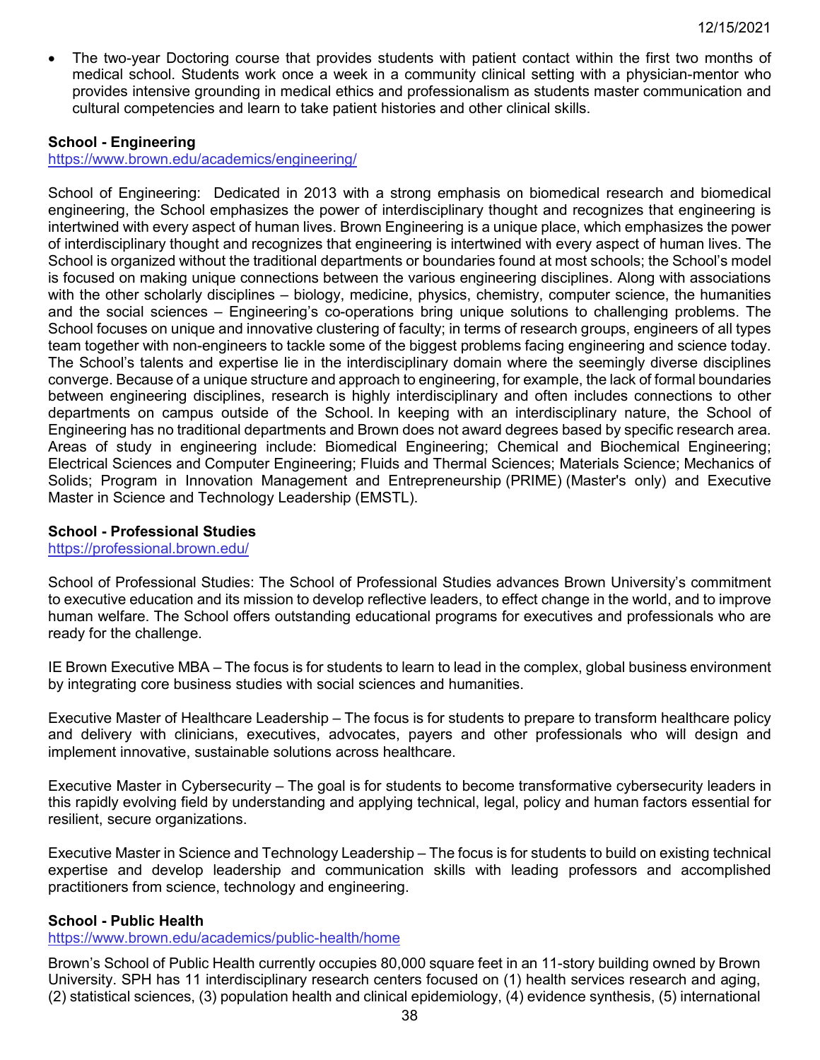- The two-year Doctoring course that provides students with patient contact within the first two months of medical school. Students work once a week in a community clinical setting with a physician-mentor who provides intensive grounding in medical ethics and professionalism as students master communication and cultural competencies and learn to take patient histories and other clinical skills.

**School - Engineering**
https://www.brown.edu/academics/engineering/

School of Engineering: Dedicated in 2013 with a strong emphasis on biomedical research and biomedical engineering, the School emphasizes the power of interdisciplinary thought and recognizes that engineering is intertwined with every aspect of human lives. Brown Engineering is a unique place, which emphasizes the power of interdisciplinary thought and recognizes that engineering is intertwined with every aspect of human lives. The School is organized without the traditional departments or boundaries found at most schools; the School's model is focused on making unique connections between the various engineering disciplines. Along with associations with the other scholarly disciplines – biology, medicine, physics, chemistry, computer science, the humanities and the social sciences – Engineering's co-operations bring unique solutions to challenging problems. The School focuses on unique and innovative clustering of faculty; in terms of research groups, engineers of all types team together with non-engineers to tackle some of the biggest problems facing engineering and science today. The School's talents and expertise lie in the interdisciplinary domain where the seemingly diverse disciplines converge. Because of a unique structure and approach to engineering, for example, the lack of formal boundaries between engineering disciplines, research is highly interdisciplinary and often includes connections to other departments on campus outside of the School. In keeping with an interdisciplinary nature, the School of Engineering has no traditional departments and Brown does not award degrees based by specific research area. Areas of study in engineering include: Biomedical Engineering; Chemical and Biochemical Engineering; Electrical Sciences and Computer Engineering; Fluids and Thermal Sciences; Materials Science; Mechanics of Solids; Program in Innovation Management and Entrepreneurship (PRIME) (Master's only) and Executive Master in Science and Technology Leadership (EMSTL).

**School - Professional Studies**
https://professional.brown.edu/

School of Professional Studies: The School of Professional Studies advances Brown University's commitment to executive education and its mission to develop reflective leaders, to effect change in the world, and to improve human welfare. The School offers outstanding educational programs for executives and professionals who are ready for the challenge.

IE Brown Executive MBA – The focus is for students to learn to lead in the complex, global business environment by integrating core business studies with social sciences and humanities.

Executive Master of Healthcare Leadership – The focus is for students to prepare to transform healthcare policy and delivery with clinicians, executives, advocates, payers and other professionals who will design and implement innovative, sustainable solutions across healthcare.

Executive Master in Cybersecurity – The goal is for students to become transformative cybersecurity leaders in this rapidly evolving field by understanding and applying technical, legal, policy and human factors essential for resilient, secure organizations.

Executive Master in Science and Technology Leadership – The focus is for students to build on existing technical expertise and develop leadership and communication skills with leading professors and accomplished practitioners from science, technology and engineering.

**School - Public Health**
https://www.brown.edu/academics/public-health/home

Brown's School of Public Health currently occupies 80,000 square feet in an 11-story building owned by Brown University. SPH has 11 interdisciplinary research centers focused on (1) health services research and aging, (2) statistical sciences, (3) population health and clinical epidemiology, (4) evidence synthesis, (5) international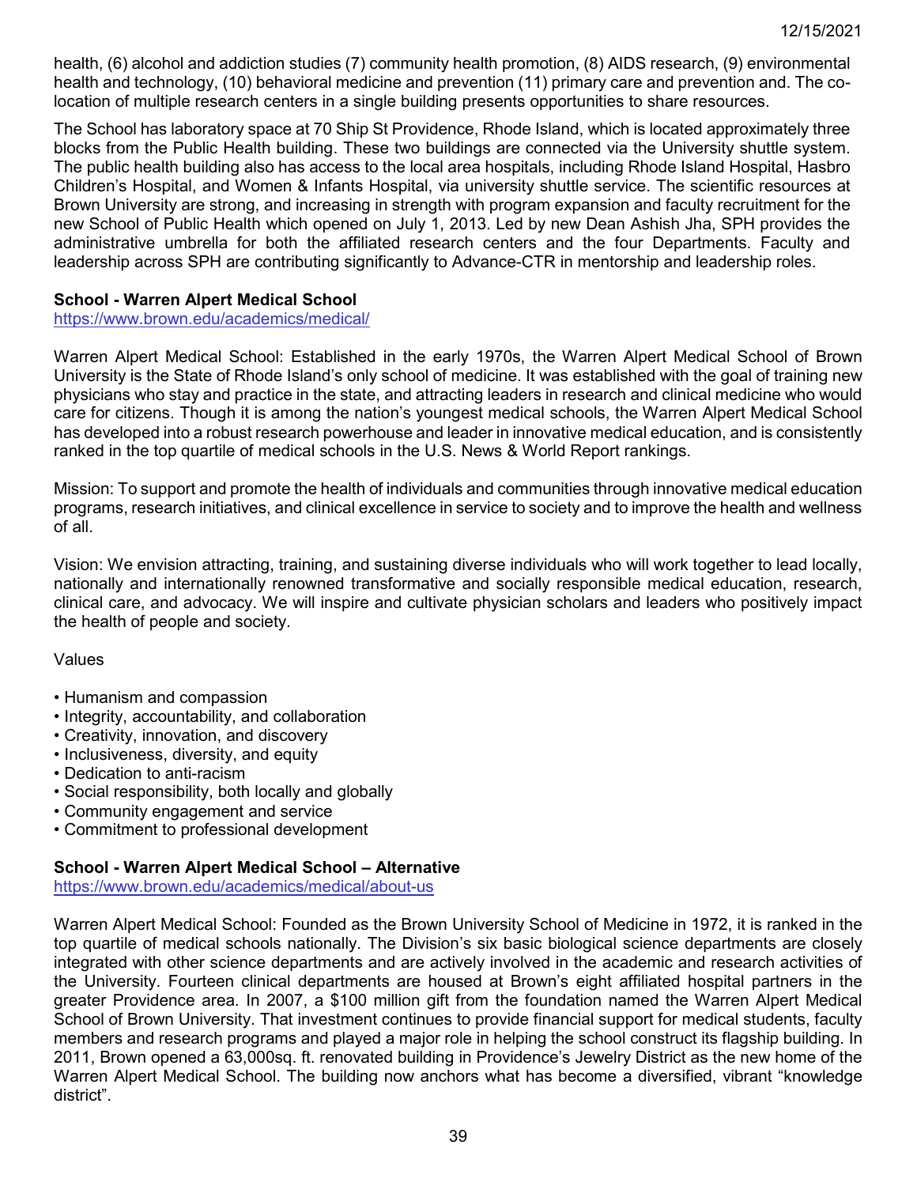health, (6) alcohol and addiction studies (7) community health promotion, (8) AIDS research, (9) environmental health and technology, (10) behavioral medicine and prevention (11) primary care and prevention and. The co-location of multiple research centers in a single building presents opportunities to share resources.

The School has laboratory space at 70 Ship St Providence, Rhode Island, which is located approximately three blocks from the Public Health building. These two buildings are connected via the University shuttle system. The public health building also has access to the local area hospitals, including Rhode Island Hospital, Hasbro Children's Hospital, and Women & Infants Hospital, via university shuttle service. The scientific resources at Brown University are strong, and increasing in strength with program expansion and faculty recruitment for the new School of Public Health which opened on July 1, 2013. Led by new Dean Ashish Jha, SPH provides the administrative umbrella for both the affiliated research centers and the four Departments. Faculty and leadership across SPH are contributing significantly to Advance-CTR in mentorship and leadership roles.

**School - Warren Alpert Medical School**
https://www.brown.edu/academics/medical/

Warren Alpert Medical School: Established in the early 1970s, the Warren Alpert Medical School of Brown University is the State of Rhode Island's only school of medicine. It was established with the goal of training new physicians who stay and practice in the state, and attracting leaders in research and clinical medicine who would care for citizens. Though it is among the nation's youngest medical schools, the Warren Alpert Medical School has developed into a robust research powerhouse and leader in innovative medical education, and is consistently ranked in the top quartile of medical schools in the U.S. News & World Report rankings.

Mission: To support and promote the health of individuals and communities through innovative medical education programs, research initiatives, and clinical excellence in service to society and to improve the health and wellness of all.

Vision: We envision attracting, training, and sustaining diverse individuals who will work together to lead locally, nationally and internationally renowned transformative and socially responsible medical education, research, clinical care, and advocacy. We will inspire and cultivate physician scholars and leaders who positively impact the health of people and society.

Values

- Humanism and compassion
- Integrity, accountability, and collaboration
- Creativity, innovation, and discovery
- Inclusiveness, diversity, and equity
- Dedication to anti-racism
- Social responsibility, both locally and globally
- Community engagement and service
- Commitment to professional development

**School - Warren Alpert Medical School – Alternative**
https://www.brown.edu/academics/medical/about-us

Warren Alpert Medical School: Founded as the Brown University School of Medicine in 1972, it is ranked in the top quartile of medical schools nationally. The Division's six basic biological science departments are closely integrated with other science departments and are actively involved in the academic and research activities of the University. Fourteen clinical departments are housed at Brown's eight affiliated hospital partners in the greater Providence area. In 2007, a $100 million gift from the foundation named the Warren Alpert Medical School of Brown University. That investment continues to provide financial support for medical students, faculty members and research programs and played a major role in helping the school construct its flagship building. In 2011, Brown opened a 63,000sq. ft. renovated building in Providence's Jewelry District as the new home of the Warren Alpert Medical School. The building now anchors what has become a diversified, vibrant "knowledge district".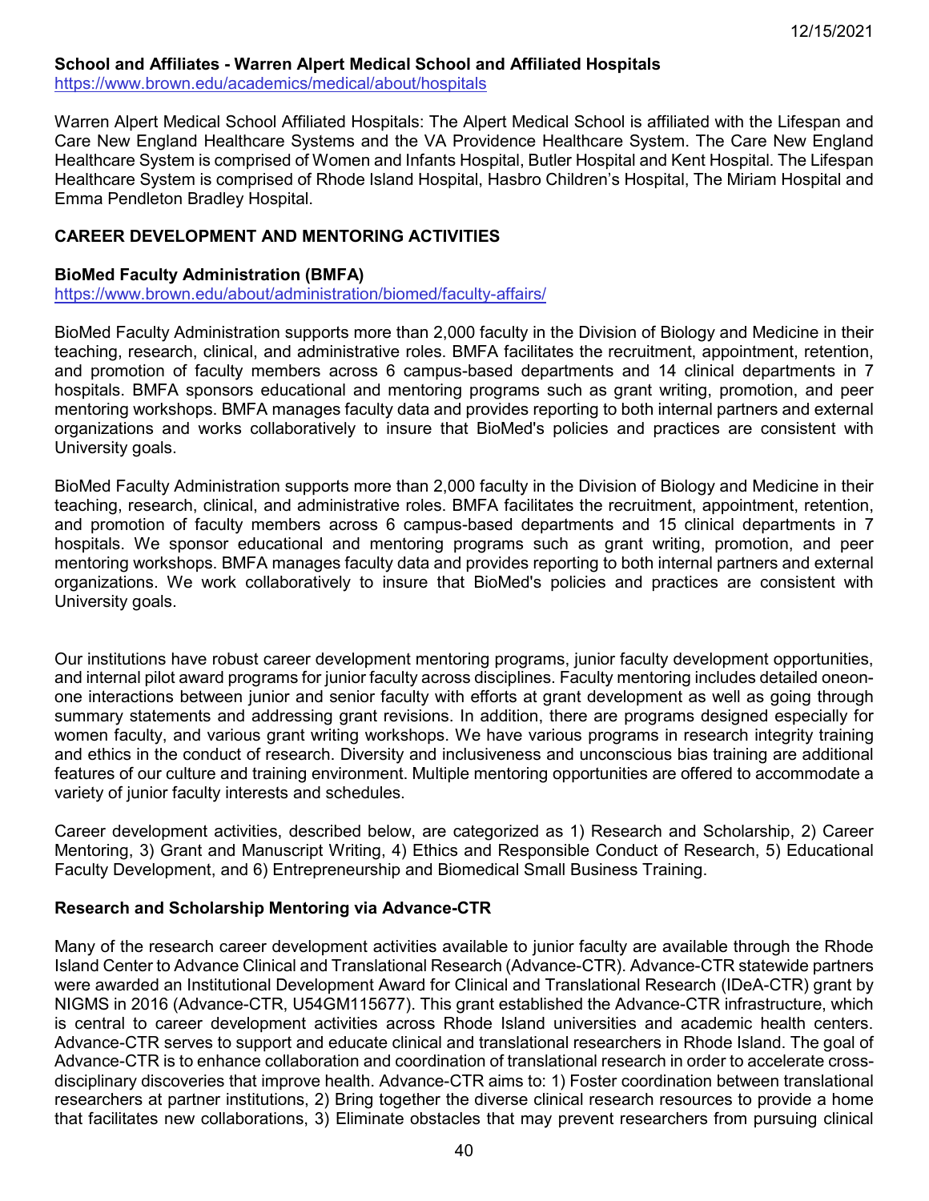**School and Affiliates - Warren Alpert Medical School and Affiliated Hospitals**
https://www.brown.edu/academics/medical/about/hospitals

Warren Alpert Medical School Affiliated Hospitals: The Alpert Medical School is affiliated with the Lifespan and Care New England Healthcare Systems and the VA Providence Healthcare System. The Care New England Healthcare System is comprised of Women and Infants Hospital, Butler Hospital and Kent Hospital. The Lifespan Healthcare System is comprised of Rhode Island Hospital, Hasbro Children's Hospital, The Miriam Hospital and Emma Pendleton Bradley Hospital.

## CAREER DEVELOPMENT AND MENTORING ACTIVITIES

**BioMed Faculty Administration (BMFA)**
https://www.brown.edu/about/administration/biomed/faculty-affairs/

BioMed Faculty Administration supports more than 2,000 faculty in the Division of Biology and Medicine in their teaching, research, clinical, and administrative roles. BMFA facilitates the recruitment, appointment, retention, and promotion of faculty members across 6 campus-based departments and 14 clinical departments in 7 hospitals. BMFA sponsors educational and mentoring programs such as grant writing, promotion, and peer mentoring workshops. BMFA manages faculty data and provides reporting to both internal partners and external organizations and works collaboratively to insure that BioMed's policies and practices are consistent with University goals.

BioMed Faculty Administration supports more than 2,000 faculty in the Division of Biology and Medicine in their teaching, research, clinical, and administrative roles. BMFA facilitates the recruitment, appointment, retention, and promotion of faculty members across 6 campus-based departments and 15 clinical departments in 7 hospitals. We sponsor educational and mentoring programs such as grant writing, promotion, and peer mentoring workshops. BMFA manages faculty data and provides reporting to both internal partners and external organizations. We work collaboratively to insure that BioMed's policies and practices are consistent with University goals.

Our institutions have robust career development mentoring programs, junior faculty development opportunities, and internal pilot award programs for junior faculty across disciplines. Faculty mentoring includes detailed oneon-one interactions between junior and senior faculty with efforts at grant development as well as going through summary statements and addressing grant revisions. In addition, there are programs designed especially for women faculty, and various grant writing workshops. We have various programs in research integrity training and ethics in the conduct of research. Diversity and inclusiveness and unconscious bias training are additional features of our culture and training environment. Multiple mentoring opportunities are offered to accommodate a variety of junior faculty interests and schedules.

Career development activities, described below, are categorized as 1) Research and Scholarship, 2) Career Mentoring, 3) Grant and Manuscript Writing, 4) Ethics and Responsible Conduct of Research, 5) Educational Faculty Development, and 6) Entrepreneurship and Biomedical Small Business Training.

**Research and Scholarship Mentoring via Advance-CTR**

Many of the research career development activities available to junior faculty are available through the Rhode Island Center to Advance Clinical and Translational Research (Advance-CTR). Advance-CTR statewide partners were awarded an Institutional Development Award for Clinical and Translational Research (IDeA-CTR) grant by NIGMS in 2016 (Advance-CTR, U54GM115677). This grant established the Advance-CTR infrastructure, which is central to career development activities across Rhode Island universities and academic health centers. Advance-CTR serves to support and educate clinical and translational researchers in Rhode Island. The goal of Advance-CTR is to enhance collaboration and coordination of translational research in order to accelerate cross-disciplinary discoveries that improve health. Advance-CTR aims to: 1) Foster coordination between translational researchers at partner institutions, 2) Bring together the diverse clinical research resources to provide a home that facilitates new collaborations, 3) Eliminate obstacles that may prevent researchers from pursuing clinical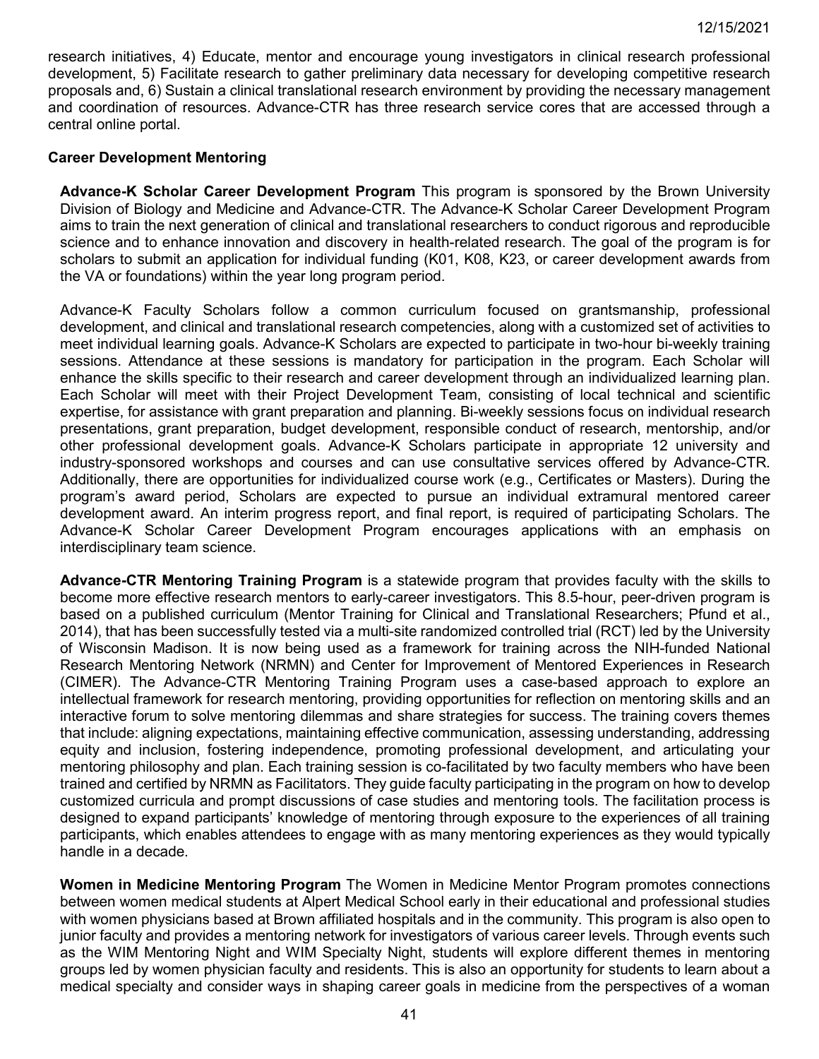research initiatives, 4) Educate, mentor and encourage young investigators in clinical research professional development, 5) Facilitate research to gather preliminary data necessary for developing competitive research proposals and, 6) Sustain a clinical translational research environment by providing the necessary management and coordination of resources. Advance-CTR has three research service cores that are accessed through a central online portal.

**Career Development Mentoring**

**Advance-K Scholar Career Development Program** This program is sponsored by the Brown University Division of Biology and Medicine and Advance-CTR. The Advance-K Scholar Career Development Program aims to train the next generation of clinical and translational researchers to conduct rigorous and reproducible science and to enhance innovation and discovery in health-related research. The goal of the program is for scholars to submit an application for individual funding (K01, K08, K23, or career development awards from the VA or foundations) within the year long program period.

Advance-K Faculty Scholars follow a common curriculum focused on grantsmanship, professional development, and clinical and translational research competencies, along with a customized set of activities to meet individual learning goals. Advance-K Scholars are expected to participate in two-hour bi-weekly training sessions. Attendance at these sessions is mandatory for participation in the program. Each Scholar will enhance the skills specific to their research and career development through an individualized learning plan. Each Scholar will meet with their Project Development Team, consisting of local technical and scientific expertise, for assistance with grant preparation and planning. Bi-weekly sessions focus on individual research presentations, grant preparation, budget development, responsible conduct of research, mentorship, and/or other professional development goals. Advance-K Scholars participate in appropriate 12 university and industry-sponsored workshops and courses and can use consultative services offered by Advance-CTR. Additionally, there are opportunities for individualized course work (e.g., Certificates or Masters). During the program's award period, Scholars are expected to pursue an individual extramural mentored career development award. An interim progress report, and final report, is required of participating Scholars. The Advance-K Scholar Career Development Program encourages applications with an emphasis on interdisciplinary team science.

**Advance-CTR Mentoring Training Program** is a statewide program that provides faculty with the skills to become more effective research mentors to early-career investigators. This 8.5-hour, peer-driven program is based on a published curriculum (Mentor Training for Clinical and Translational Researchers; Pfund et al., 2014), that has been successfully tested via a multi-site randomized controlled trial (RCT) led by the University of Wisconsin Madison. It is now being used as a framework for training across the NIH-funded National Research Mentoring Network (NRMN) and Center for Improvement of Mentored Experiences in Research (CIMER). The Advance-CTR Mentoring Training Program uses a case-based approach to explore an intellectual framework for research mentoring, providing opportunities for reflection on mentoring skills and an interactive forum to solve mentoring dilemmas and share strategies for success. The training covers themes that include: aligning expectations, maintaining effective communication, assessing understanding, addressing equity and inclusion, fostering independence, promoting professional development, and articulating your mentoring philosophy and plan. Each training session is co-facilitated by two faculty members who have been trained and certified by NRMN as Facilitators. They guide faculty participating in the program on how to develop customized curricula and prompt discussions of case studies and mentoring tools. The facilitation process is designed to expand participants' knowledge of mentoring through exposure to the experiences of all training participants, which enables attendees to engage with as many mentoring experiences as they would typically handle in a decade.

**Women in Medicine Mentoring Program** The Women in Medicine Mentor Program promotes connections between women medical students at Alpert Medical School early in their educational and professional studies with women physicians based at Brown affiliated hospitals and in the community. This program is also open to junior faculty and provides a mentoring network for investigators of various career levels. Through events such as the WIM Mentoring Night and WIM Specialty Night, students will explore different themes in mentoring groups led by women physician faculty and residents. This is also an opportunity for students to learn about a medical specialty and consider ways in shaping career goals in medicine from the perspectives of a woman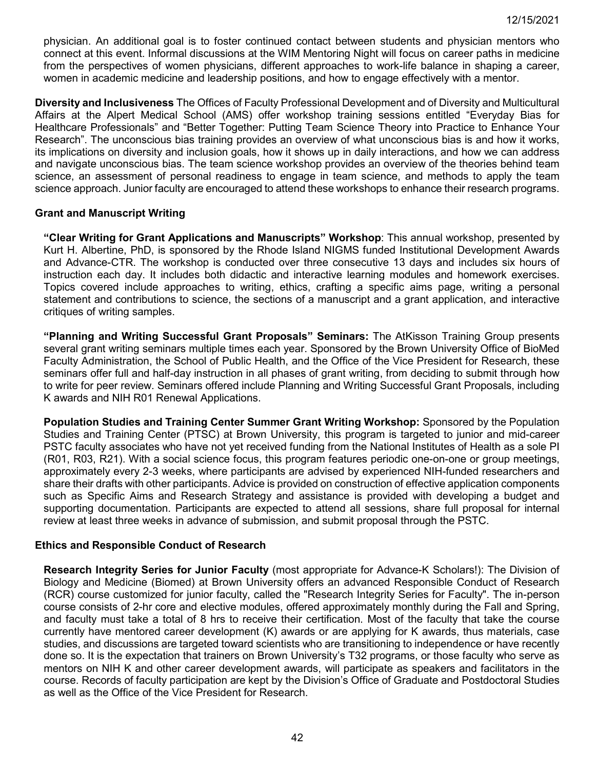physician. An additional goal is to foster continued contact between students and physician mentors who connect at this event. Informal discussions at the WIM Mentoring Night will focus on career paths in medicine from the perspectives of women physicians, different approaches to work-life balance in shaping a career, women in academic medicine and leadership positions, and how to engage effectively with a mentor.

**Diversity and Inclusiveness** The Offices of Faculty Professional Development and of Diversity and Multicultural Affairs at the Alpert Medical School (AMS) offer workshop training sessions entitled "Everyday Bias for Healthcare Professionals" and "Better Together: Putting Team Science Theory into Practice to Enhance Your Research". The unconscious bias training provides an overview of what unconscious bias is and how it works, its implications on diversity and inclusion goals, how it shows up in daily interactions, and how we can address and navigate unconscious bias. The team science workshop provides an overview of the theories behind team science, an assessment of personal readiness to engage in team science, and methods to apply the team science approach. Junior faculty are encouraged to attend these workshops to enhance their research programs.

### Grant and Manuscript Writing

**"Clear Writing for Grant Applications and Manuscripts" Workshop**: This annual workshop, presented by Kurt H. Albertine, PhD, is sponsored by the Rhode Island NIGMS funded Institutional Development Awards and Advance-CTR. The workshop is conducted over three consecutive 13 days and includes six hours of instruction each day. It includes both didactic and interactive learning modules and homework exercises. Topics covered include approaches to writing, ethics, crafting a specific aims page, writing a personal statement and contributions to science, the sections of a manuscript and a grant application, and interactive critiques of writing samples.

**"Planning and Writing Successful Grant Proposals" Seminars:** The AtKisson Training Group presents several grant writing seminars multiple times each year. Sponsored by the Brown University Office of BioMed Faculty Administration, the School of Public Health, and the Office of the Vice President for Research, these seminars offer full and half-day instruction in all phases of grant writing, from deciding to submit through how to write for peer review. Seminars offered include Planning and Writing Successful Grant Proposals, including K awards and NIH R01 Renewal Applications.

**Population Studies and Training Center Summer Grant Writing Workshop:** Sponsored by the Population Studies and Training Center (PTSC) at Brown University, this program is targeted to junior and mid-career PSTC faculty associates who have not yet received funding from the National Institutes of Health as a sole PI (R01, R03, R21). With a social science focus, this program features periodic one-on-one or group meetings, approximately every 2-3 weeks, where participants are advised by experienced NIH-funded researchers and share their drafts with other participants. Advice is provided on construction of effective application components such as Specific Aims and Research Strategy and assistance is provided with developing a budget and supporting documentation. Participants are expected to attend all sessions, share full proposal for internal review at least three weeks in advance of submission, and submit proposal through the PSTC.

### Ethics and Responsible Conduct of Research

**Research Integrity Series for Junior Faculty** (most appropriate for Advance-K Scholars!): The Division of Biology and Medicine (Biomed) at Brown University offers an advanced Responsible Conduct of Research (RCR) course customized for junior faculty, called the "Research Integrity Series for Faculty". The in-person course consists of 2-hr core and elective modules, offered approximately monthly during the Fall and Spring, and faculty must take a total of 8 hrs to receive their certification. Most of the faculty that take the course currently have mentored career development (K) awards or are applying for K awards, thus materials, case studies, and discussions are targeted toward scientists who are transitioning to independence or have recently done so. It is the expectation that trainers on Brown University's T32 programs, or those faculty who serve as mentors on NIH K and other career development awards, will participate as speakers and facilitators in the course. Records of faculty participation are kept by the Division's Office of Graduate and Postdoctoral Studies as well as the Office of the Vice President for Research.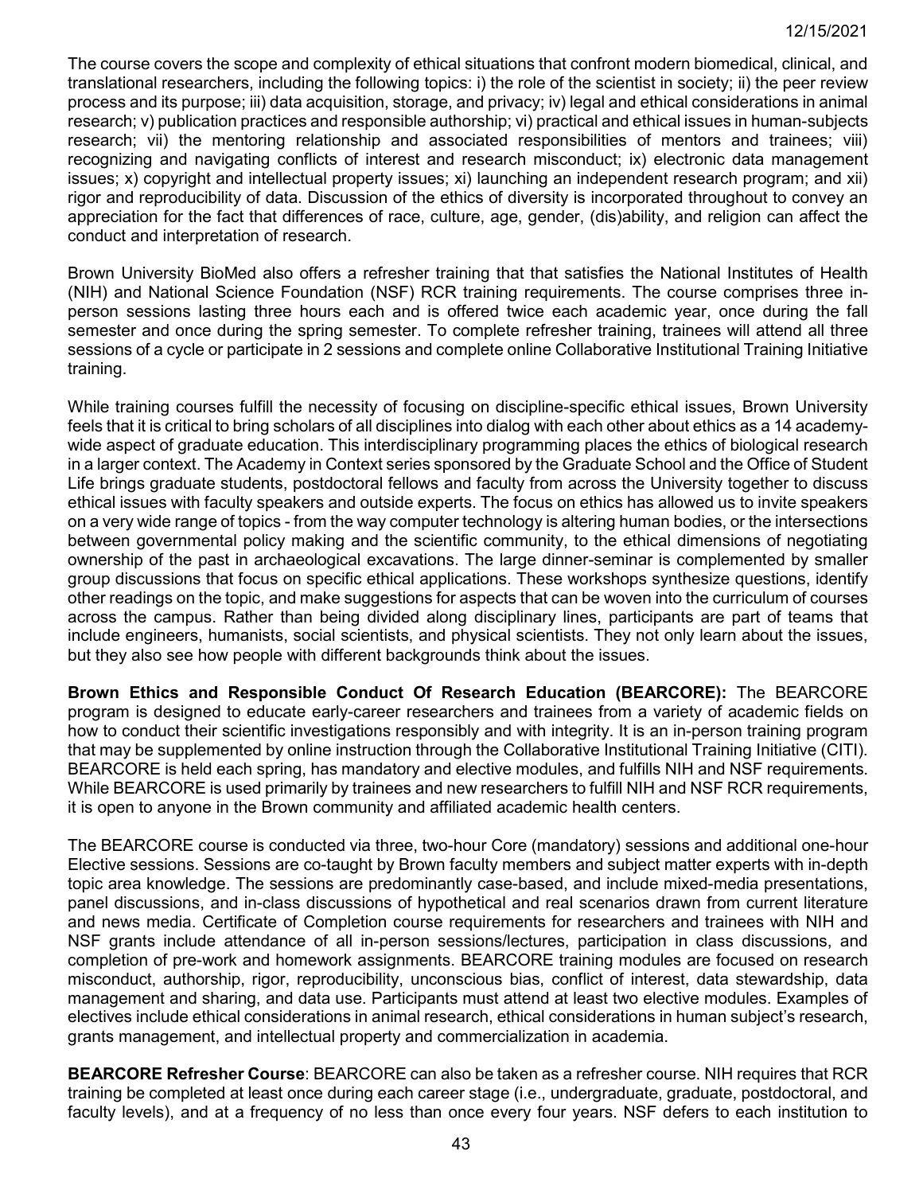The course covers the scope and complexity of ethical situations that confront modern biomedical, clinical, and translational researchers, including the following topics: i) the role of the scientist in society; ii) the peer review process and its purpose; iii) data acquisition, storage, and privacy; iv) legal and ethical considerations in animal research; v) publication practices and responsible authorship; vi) practical and ethical issues in human-subjects research; vii) the mentoring relationship and associated responsibilities of mentors and trainees; viii) recognizing and navigating conflicts of interest and research misconduct; ix) electronic data management issues; x) copyright and intellectual property issues; xi) launching an independent research program; and xii) rigor and reproducibility of data. Discussion of the ethics of diversity is incorporated throughout to convey an appreciation for the fact that differences of race, culture, age, gender, (dis)ability, and religion can affect the conduct and interpretation of research.

Brown University BioMed also offers a refresher training that that satisfies the National Institutes of Health (NIH) and National Science Foundation (NSF) RCR training requirements. The course comprises three in-person sessions lasting three hours each and is offered twice each academic year, once during the fall semester and once during the spring semester. To complete refresher training, trainees will attend all three sessions of a cycle or participate in 2 sessions and complete online Collaborative Institutional Training Initiative training.

While training courses fulfill the necessity of focusing on discipline-specific ethical issues, Brown University feels that it is critical to bring scholars of all disciplines into dialog with each other about ethics as a 14 academy-wide aspect of graduate education. This interdisciplinary programming places the ethics of biological research in a larger context. The Academy in Context series sponsored by the Graduate School and the Office of Student Life brings graduate students, postdoctoral fellows and faculty from across the University together to discuss ethical issues with faculty speakers and outside experts. The focus on ethics has allowed us to invite speakers on a very wide range of topics - from the way computer technology is altering human bodies, or the intersections between governmental policy making and the scientific community, to the ethical dimensions of negotiating ownership of the past in archaeological excavations. The large dinner-seminar is complemented by smaller group discussions that focus on specific ethical applications. These workshops synthesize questions, identify other readings on the topic, and make suggestions for aspects that can be woven into the curriculum of courses across the campus. Rather than being divided along disciplinary lines, participants are part of teams that include engineers, humanists, social scientists, and physical scientists. They not only learn about the issues, but they also see how people with different backgrounds think about the issues.

**Brown Ethics and Responsible Conduct Of Research Education (BEARCORE):** The BEARCORE program is designed to educate early-career researchers and trainees from a variety of academic fields on how to conduct their scientific investigations responsibly and with integrity. It is an in-person training program that may be supplemented by online instruction through the Collaborative Institutional Training Initiative (CITI). BEARCORE is held each spring, has mandatory and elective modules, and fulfills NIH and NSF requirements. While BEARCORE is used primarily by trainees and new researchers to fulfill NIH and NSF RCR requirements, it is open to anyone in the Brown community and affiliated academic health centers.

The BEARCORE course is conducted via three, two-hour Core (mandatory) sessions and additional one-hour Elective sessions. Sessions are co-taught by Brown faculty members and subject matter experts with in-depth topic area knowledge. The sessions are predominantly case-based, and include mixed-media presentations, panel discussions, and in-class discussions of hypothetical and real scenarios drawn from current literature and news media. Certificate of Completion course requirements for researchers and trainees with NIH and NSF grants include attendance of all in-person sessions/lectures, participation in class discussions, and completion of pre-work and homework assignments. BEARCORE training modules are focused on research misconduct, authorship, rigor, reproducibility, unconscious bias, conflict of interest, data stewardship, data management and sharing, and data use. Participants must attend at least two elective modules. Examples of electives include ethical considerations in animal research, ethical considerations in human subject's research, grants management, and intellectual property and commercialization in academia.

**BEARCORE Refresher Course**: BEARCORE can also be taken as a refresher course. NIH requires that RCR training be completed at least once during each career stage (i.e., undergraduate, graduate, postdoctoral, and faculty levels), and at a frequency of no less than once every four years. NSF defers to each institution to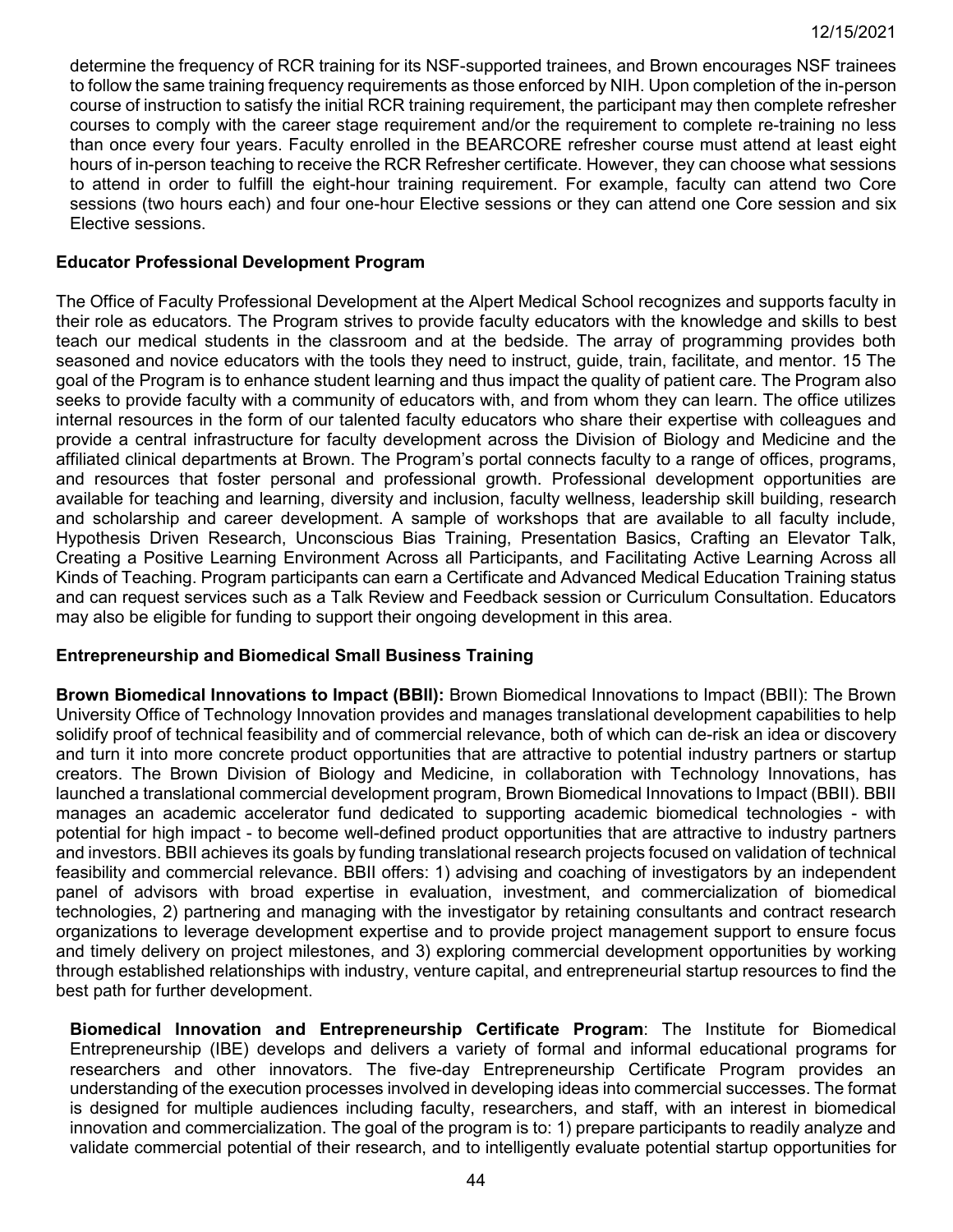determine the frequency of RCR training for its NSF-supported trainees, and Brown encourages NSF trainees to follow the same training frequency requirements as those enforced by NIH. Upon completion of the in-person course of instruction to satisfy the initial RCR training requirement, the participant may then complete refresher courses to comply with the career stage requirement and/or the requirement to complete re-training no less than once every four years. Faculty enrolled in the BEARCORE refresher course must attend at least eight hours of in-person teaching to receive the RCR Refresher certificate. However, they can choose what sessions to attend in order to fulfill the eight-hour training requirement. For example, faculty can attend two Core sessions (two hours each) and four one-hour Elective sessions or they can attend one Core session and six Elective sessions.

**Educator Professional Development Program**

The Office of Faculty Professional Development at the Alpert Medical School recognizes and supports faculty in their role as educators. The Program strives to provide faculty educators with the knowledge and skills to best teach our medical students in the classroom and at the bedside. The array of programming provides both seasoned and novice educators with the tools they need to instruct, guide, train, facilitate, and mentor. 15 The goal of the Program is to enhance student learning and thus impact the quality of patient care. The Program also seeks to provide faculty with a community of educators with, and from whom they can learn. The office utilizes internal resources in the form of our talented faculty educators who share their expertise with colleagues and provide a central infrastructure for faculty development across the Division of Biology and Medicine and the affiliated clinical departments at Brown. The Program's portal connects faculty to a range of offices, programs, and resources that foster personal and professional growth. Professional development opportunities are available for teaching and learning, diversity and inclusion, faculty wellness, leadership skill building, research and scholarship and career development. A sample of workshops that are available to all faculty include, Hypothesis Driven Research, Unconscious Bias Training, Presentation Basics, Crafting an Elevator Talk, Creating a Positive Learning Environment Across all Participants, and Facilitating Active Learning Across all Kinds of Teaching. Program participants can earn a Certificate and Advanced Medical Education Training status and can request services such as a Talk Review and Feedback session or Curriculum Consultation. Educators may also be eligible for funding to support their ongoing development in this area.

**Entrepreneurship and Biomedical Small Business Training**

**Brown Biomedical Innovations to Impact (BBII):** Brown Biomedical Innovations to Impact (BBII): The Brown University Office of Technology Innovation provides and manages translational development capabilities to help solidify proof of technical feasibility and of commercial relevance, both of which can de-risk an idea or discovery and turn it into more concrete product opportunities that are attractive to potential industry partners or startup creators. The Brown Division of Biology and Medicine, in collaboration with Technology Innovations, has launched a translational commercial development program, Brown Biomedical Innovations to Impact (BBII). BBII manages an academic accelerator fund dedicated to supporting academic biomedical technologies - with potential for high impact - to become well-defined product opportunities that are attractive to industry partners and investors. BBII achieves its goals by funding translational research projects focused on validation of technical feasibility and commercial relevance. BBII offers: 1) advising and coaching of investigators by an independent panel of advisors with broad expertise in evaluation, investment, and commercialization of biomedical technologies, 2) partnering and managing with the investigator by retaining consultants and contract research organizations to leverage development expertise and to provide project management support to ensure focus and timely delivery on project milestones, and 3) exploring commercial development opportunities by working through established relationships with industry, venture capital, and entrepreneurial startup resources to find the best path for further development.

**Biomedical Innovation and Entrepreneurship Certificate Program**: The Institute for Biomedical Entrepreneurship (IBE) develops and delivers a variety of formal and informal educational programs for researchers and other innovators. The five-day Entrepreneurship Certificate Program provides an understanding of the execution processes involved in developing ideas into commercial successes. The format is designed for multiple audiences including faculty, researchers, and staff, with an interest in biomedical innovation and commercialization. The goal of the program is to: 1) prepare participants to readily analyze and validate commercial potential of their research, and to intelligently evaluate potential startup opportunities for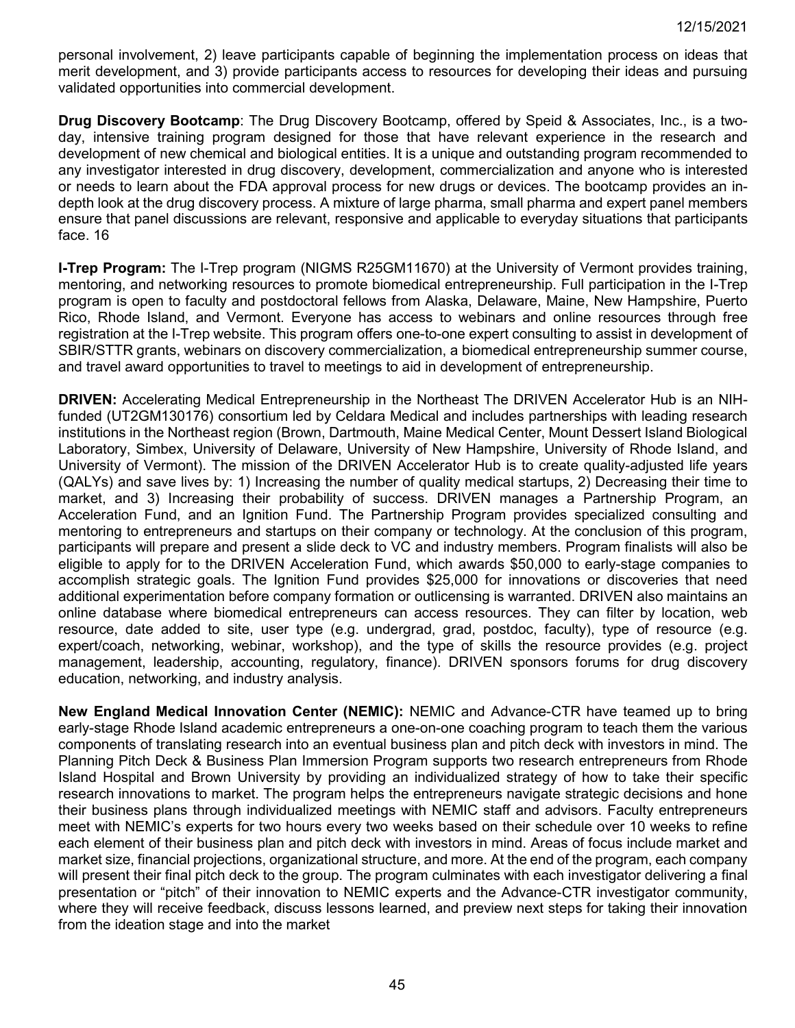personal involvement, 2) leave participants capable of beginning the implementation process on ideas that merit development, and 3) provide participants access to resources for developing their ideas and pursuing validated opportunities into commercial development.

**Drug Discovery Bootcamp**: The Drug Discovery Bootcamp, offered by Speid & Associates, Inc., is a two-day, intensive training program designed for those that have relevant experience in the research and development of new chemical and biological entities. It is a unique and outstanding program recommended to any investigator interested in drug discovery, development, commercialization and anyone who is interested or needs to learn about the FDA approval process for new drugs or devices. The bootcamp provides an in-depth look at the drug discovery process. A mixture of large pharma, small pharma and expert panel members ensure that panel discussions are relevant, responsive and applicable to everyday situations that participants face. 16

**I-Trep Program:** The I-Trep program (NIGMS R25GM11670) at the University of Vermont provides training, mentoring, and networking resources to promote biomedical entrepreneurship. Full participation in the I-Trep program is open to faculty and postdoctoral fellows from Alaska, Delaware, Maine, New Hampshire, Puerto Rico, Rhode Island, and Vermont. Everyone has access to webinars and online resources through free registration at the I-Trep website. This program offers one-to-one expert consulting to assist in development of SBIR/STTR grants, webinars on discovery commercialization, a biomedical entrepreneurship summer course, and travel award opportunities to travel to meetings to aid in development of entrepreneurship.

**DRIVEN:** Accelerating Medical Entrepreneurship in the Northeast The DRIVEN Accelerator Hub is an NIH-funded (UT2GM130176) consortium led by Celdara Medical and includes partnerships with leading research institutions in the Northeast region (Brown, Dartmouth, Maine Medical Center, Mount Dessert Island Biological Laboratory, Simbex, University of Delaware, University of New Hampshire, University of Rhode Island, and University of Vermont). The mission of the DRIVEN Accelerator Hub is to create quality-adjusted life years (QALYs) and save lives by: 1) Increasing the number of quality medical startups, 2) Decreasing their time to market, and 3) Increasing their probability of success. DRIVEN manages a Partnership Program, an Acceleration Fund, and an Ignition Fund. The Partnership Program provides specialized consulting and mentoring to entrepreneurs and startups on their company or technology. At the conclusion of this program, participants will prepare and present a slide deck to VC and industry members. Program finalists will also be eligible to apply for to the DRIVEN Acceleration Fund, which awards $50,000 to early-stage companies to accomplish strategic goals. The Ignition Fund provides $25,000 for innovations or discoveries that need additional experimentation before company formation or outlicensing is warranted. DRIVEN also maintains an online database where biomedical entrepreneurs can access resources. They can filter by location, web resource, date added to site, user type (e.g. undergrad, grad, postdoc, faculty), type of resource (e.g. expert/coach, networking, webinar, workshop), and the type of skills the resource provides (e.g. project management, leadership, accounting, regulatory, finance). DRIVEN sponsors forums for drug discovery education, networking, and industry analysis.

**New England Medical Innovation Center (NEMIC):** NEMIC and Advance-CTR have teamed up to bring early-stage Rhode Island academic entrepreneurs a one-on-one coaching program to teach them the various components of translating research into an eventual business plan and pitch deck with investors in mind. The Planning Pitch Deck & Business Plan Immersion Program supports two research entrepreneurs from Rhode Island Hospital and Brown University by providing an individualized strategy of how to take their specific research innovations to market. The program helps the entrepreneurs navigate strategic decisions and hone their business plans through individualized meetings with NEMIC staff and advisors. Faculty entrepreneurs meet with NEMIC's experts for two hours every two weeks based on their schedule over 10 weeks to refine each element of their business plan and pitch deck with investors in mind. Areas of focus include market and market size, financial projections, organizational structure, and more. At the end of the program, each company will present their final pitch deck to the group. The program culminates with each investigator delivering a final presentation or "pitch" of their innovation to NEMIC experts and the Advance-CTR investigator community, where they will receive feedback, discuss lessons learned, and preview next steps for taking their innovation from the ideation stage and into the market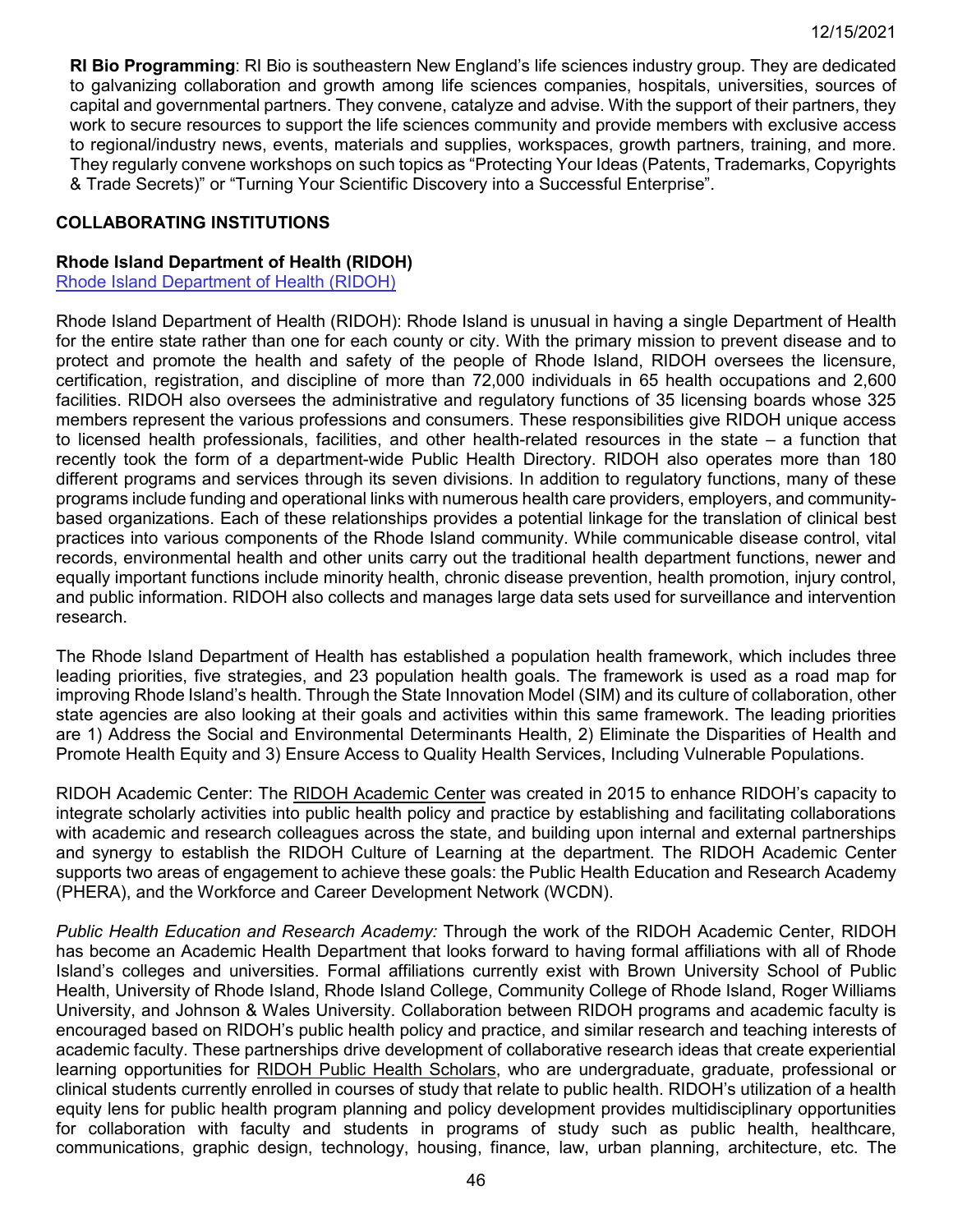**RI Bio Programming**: RI Bio is southeastern New England's life sciences industry group. They are dedicated to galvanizing collaboration and growth among life sciences companies, hospitals, universities, sources of capital and governmental partners. They convene, catalyze and advise. With the support of their partners, they work to secure resources to support the life sciences community and provide members with exclusive access to regional/industry news, events, materials and supplies, workspaces, growth partners, training, and more. They regularly convene workshops on such topics as "Protecting Your Ideas (Patents, Trademarks, Copyrights & Trade Secrets)" or "Turning Your Scientific Discovery into a Successful Enterprise".

## COLLABORATING INSTITUTIONS

### Rhode Island Department of Health (RIDOH)

Rhode Island Department of Health (RIDOH)

Rhode Island Department of Health (RIDOH): Rhode Island is unusual in having a single Department of Health for the entire state rather than one for each county or city. With the primary mission to prevent disease and to protect and promote the health and safety of the people of Rhode Island, RIDOH oversees the licensure, certification, registration, and discipline of more than 72,000 individuals in 65 health occupations and 2,600 facilities. RIDOH also oversees the administrative and regulatory functions of 35 licensing boards whose 325 members represent the various professions and consumers. These responsibilities give RIDOH unique access to licensed health professionals, facilities, and other health-related resources in the state – a function that recently took the form of a department-wide Public Health Directory. RIDOH also operates more than 180 different programs and services through its seven divisions. In addition to regulatory functions, many of these programs include funding and operational links with numerous health care providers, employers, and community-based organizations. Each of these relationships provides a potential linkage for the translation of clinical best practices into various components of the Rhode Island community. While communicable disease control, vital records, environmental health and other units carry out the traditional health department functions, newer and equally important functions include minority health, chronic disease prevention, health promotion, injury control, and public information. RIDOH also collects and manages large data sets used for surveillance and intervention research.

The Rhode Island Department of Health has established a population health framework, which includes three leading priorities, five strategies, and 23 population health goals. The framework is used as a road map for improving Rhode Island's health. Through the State Innovation Model (SIM) and its culture of collaboration, other state agencies are also looking at their goals and activities within this same framework. The leading priorities are 1) Address the Social and Environmental Determinants Health, 2) Eliminate the Disparities of Health and Promote Health Equity and 3) Ensure Access to Quality Health Services, Including Vulnerable Populations.

RIDOH Academic Center: The RIDOH Academic Center was created in 2015 to enhance RIDOH's capacity to integrate scholarly activities into public health policy and practice by establishing and facilitating collaborations with academic and research colleagues across the state, and building upon internal and external partnerships and synergy to establish the RIDOH Culture of Learning at the department. The RIDOH Academic Center supports two areas of engagement to achieve these goals: the Public Health Education and Research Academy (PHERA), and the Workforce and Career Development Network (WCDN).

*Public Health Education and Research Academy:* Through the work of the RIDOH Academic Center, RIDOH has become an Academic Health Department that looks forward to having formal affiliations with all of Rhode Island's colleges and universities. Formal affiliations currently exist with Brown University School of Public Health, University of Rhode Island, Rhode Island College, Community College of Rhode Island, Roger Williams University, and Johnson & Wales University. Collaboration between RIDOH programs and academic faculty is encouraged based on RIDOH's public health policy and practice, and similar research and teaching interests of academic faculty. These partnerships drive development of collaborative research ideas that create experiential learning opportunities for RIDOH Public Health Scholars, who are undergraduate, graduate, professional or clinical students currently enrolled in courses of study that relate to public health. RIDOH's utilization of a health equity lens for public health program planning and policy development provides multidisciplinary opportunities for collaboration with faculty and students in programs of study such as public health, healthcare, communications, graphic design, technology, housing, finance, law, urban planning, architecture, etc. The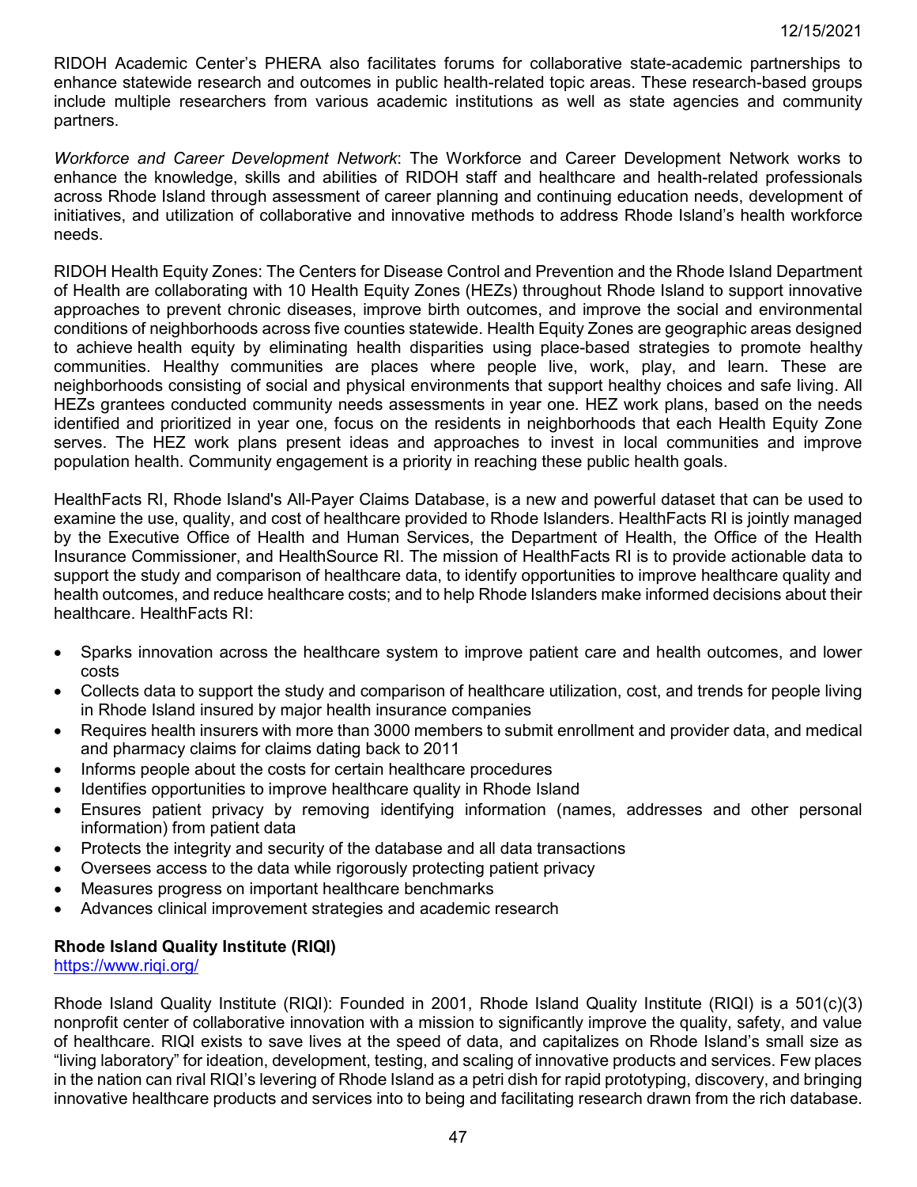RIDOH Academic Center's PHERA also facilitates forums for collaborative state-academic partnerships to enhance statewide research and outcomes in public health-related topic areas. These research-based groups include multiple researchers from various academic institutions as well as state agencies and community partners.

*Workforce and Career Development Network*: The Workforce and Career Development Network works to enhance the knowledge, skills and abilities of RIDOH staff and healthcare and health-related professionals across Rhode Island through assessment of career planning and continuing education needs, development of initiatives, and utilization of collaborative and innovative methods to address Rhode Island's health workforce needs.

RIDOH Health Equity Zones: The Centers for Disease Control and Prevention and the Rhode Island Department of Health are collaborating with 10 Health Equity Zones (HEZs) throughout Rhode Island to support innovative approaches to prevent chronic diseases, improve birth outcomes, and improve the social and environmental conditions of neighborhoods across five counties statewide. Health Equity Zones are geographic areas designed to achieve health equity by eliminating health disparities using place-based strategies to promote healthy communities. Healthy communities are places where people live, work, play, and learn. These are neighborhoods consisting of social and physical environments that support healthy choices and safe living. All HEZs grantees conducted community needs assessments in year one. HEZ work plans, based on the needs identified and prioritized in year one, focus on the residents in neighborhoods that each Health Equity Zone serves. The HEZ work plans present ideas and approaches to invest in local communities and improve population health. Community engagement is a priority in reaching these public health goals.

HealthFacts RI, Rhode Island's All-Payer Claims Database, is a new and powerful dataset that can be used to examine the use, quality, and cost of healthcare provided to Rhode Islanders. HealthFacts RI is jointly managed by the Executive Office of Health and Human Services, the Department of Health, the Office of the Health Insurance Commissioner, and HealthSource RI. The mission of HealthFacts RI is to provide actionable data to support the study and comparison of healthcare data, to identify opportunities to improve healthcare quality and health outcomes, and reduce healthcare costs; and to help Rhode Islanders make informed decisions about their healthcare. HealthFacts RI:

- Sparks innovation across the healthcare system to improve patient care and health outcomes, and lower costs
- Collects data to support the study and comparison of healthcare utilization, cost, and trends for people living in Rhode Island insured by major health insurance companies
- Requires health insurers with more than 3000 members to submit enrollment and provider data, and medical and pharmacy claims for claims dating back to 2011
- Informs people about the costs for certain healthcare procedures
- Identifies opportunities to improve healthcare quality in Rhode Island
- Ensures patient privacy by removing identifying information (names, addresses and other personal information) from patient data
- Protects the integrity and security of the database and all data transactions
- Oversees access to the data while rigorously protecting patient privacy
- Measures progress on important healthcare benchmarks
- Advances clinical improvement strategies and academic research

**Rhode Island Quality Institute (RIQI)**
https://www.riqi.org/

Rhode Island Quality Institute (RIQI): Founded in 2001, Rhode Island Quality Institute (RIQI) is a 501(c)(3) nonprofit center of collaborative innovation with a mission to significantly improve the quality, safety, and value of healthcare. RIQI exists to save lives at the speed of data, and capitalizes on Rhode Island's small size as "living laboratory" for ideation, development, testing, and scaling of innovative products and services. Few places in the nation can rival RIQI's levering of Rhode Island as a petri dish for rapid prototyping, discovery, and bringing innovative healthcare products and services into to being and facilitating research drawn from the rich database.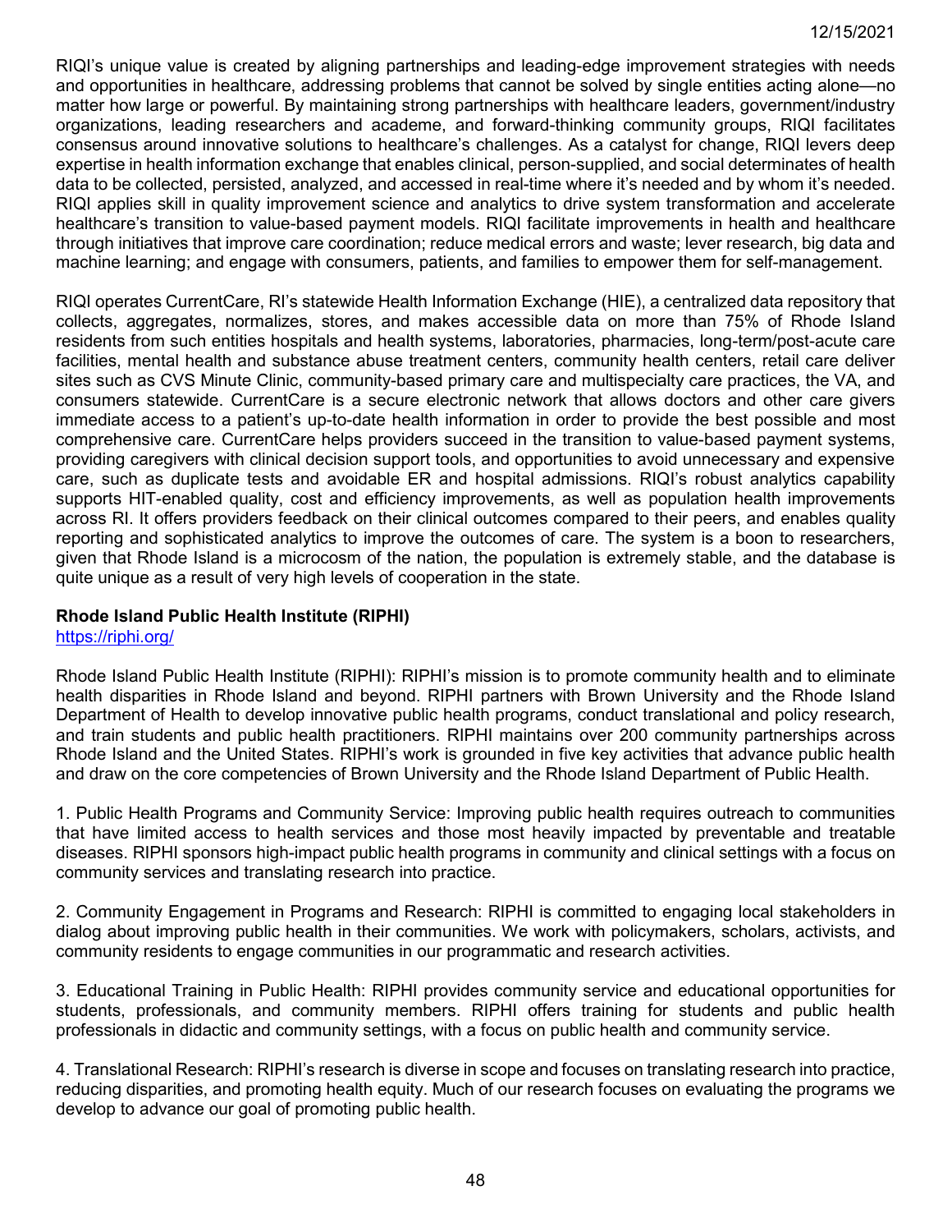RIQI's unique value is created by aligning partnerships and leading-edge improvement strategies with needs and opportunities in healthcare, addressing problems that cannot be solved by single entities acting alone—no matter how large or powerful. By maintaining strong partnerships with healthcare leaders, government/industry organizations, leading researchers and academe, and forward-thinking community groups, RIQI facilitates consensus around innovative solutions to healthcare's challenges. As a catalyst for change, RIQI levers deep expertise in health information exchange that enables clinical, person-supplied, and social determinates of health data to be collected, persisted, analyzed, and accessed in real-time where it's needed and by whom it's needed. RIQI applies skill in quality improvement science and analytics to drive system transformation and accelerate healthcare's transition to value-based payment models. RIQI facilitate improvements in health and healthcare through initiatives that improve care coordination; reduce medical errors and waste; lever research, big data and machine learning; and engage with consumers, patients, and families to empower them for self-management.

RIQI operates CurrentCare, RI's statewide Health Information Exchange (HIE), a centralized data repository that collects, aggregates, normalizes, stores, and makes accessible data on more than 75% of Rhode Island residents from such entities hospitals and health systems, laboratories, pharmacies, long-term/post-acute care facilities, mental health and substance abuse treatment centers, community health centers, retail care deliver sites such as CVS Minute Clinic, community-based primary care and multispecialty care practices, the VA, and consumers statewide. CurrentCare is a secure electronic network that allows doctors and other care givers immediate access to a patient's up-to-date health information in order to provide the best possible and most comprehensive care. CurrentCare helps providers succeed in the transition to value-based payment systems, providing caregivers with clinical decision support tools, and opportunities to avoid unnecessary and expensive care, such as duplicate tests and avoidable ER and hospital admissions. RIQI's robust analytics capability supports HIT-enabled quality, cost and efficiency improvements, as well as population health improvements across RI. It offers providers feedback on their clinical outcomes compared to their peers, and enables quality reporting and sophisticated analytics to improve the outcomes of care. The system is a boon to researchers, given that Rhode Island is a microcosm of the nation, the population is extremely stable, and the database is quite unique as a result of very high levels of cooperation in the state.

**Rhode Island Public Health Institute (RIPHI)**
https://riphi.org/

Rhode Island Public Health Institute (RIPHI): RIPHI's mission is to promote community health and to eliminate health disparities in Rhode Island and beyond. RIPHI partners with Brown University and the Rhode Island Department of Health to develop innovative public health programs, conduct translational and policy research, and train students and public health practitioners. RIPHI maintains over 200 community partnerships across Rhode Island and the United States. RIPHI's work is grounded in five key activities that advance public health and draw on the core competencies of Brown University and the Rhode Island Department of Public Health.

1. Public Health Programs and Community Service: Improving public health requires outreach to communities that have limited access to health services and those most heavily impacted by preventable and treatable diseases. RIPHI sponsors high-impact public health programs in community and clinical settings with a focus on community services and translating research into practice.

2. Community Engagement in Programs and Research: RIPHI is committed to engaging local stakeholders in dialog about improving public health in their communities. We work with policymakers, scholars, activists, and community residents to engage communities in our programmatic and research activities.

3. Educational Training in Public Health: RIPHI provides community service and educational opportunities for students, professionals, and community members. RIPHI offers training for students and public health professionals in didactic and community settings, with a focus on public health and community service.

4. Translational Research: RIPHI's research is diverse in scope and focuses on translating research into practice, reducing disparities, and promoting health equity. Much of our research focuses on evaluating the programs we develop to advance our goal of promoting public health.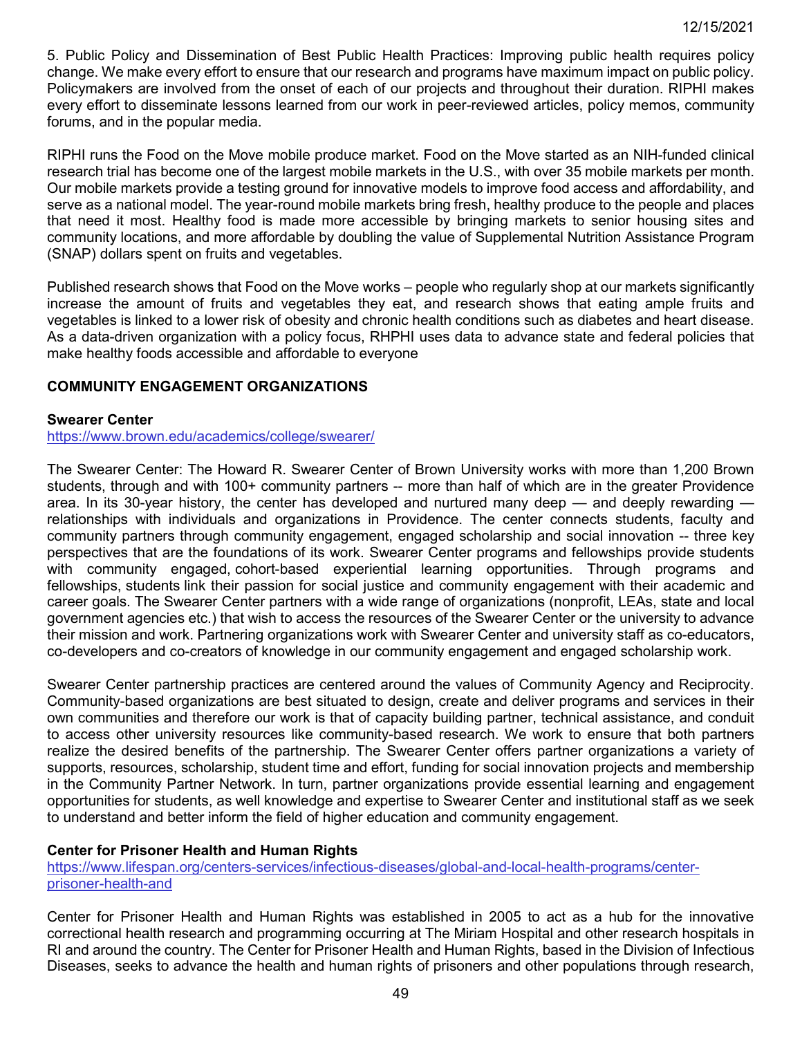5. Public Policy and Dissemination of Best Public Health Practices: Improving public health requires policy change. We make every effort to ensure that our research and programs have maximum impact on public policy. Policymakers are involved from the onset of each of our projects and throughout their duration. RIPHI makes every effort to disseminate lessons learned from our work in peer-reviewed articles, policy memos, community forums, and in the popular media.

RIPHI runs the Food on the Move mobile produce market. Food on the Move started as an NIH-funded clinical research trial has become one of the largest mobile markets in the U.S., with over 35 mobile markets per month. Our mobile markets provide a testing ground for innovative models to improve food access and affordability, and serve as a national model. The year-round mobile markets bring fresh, healthy produce to the people and places that need it most. Healthy food is made more accessible by bringing markets to senior housing sites and community locations, and more affordable by doubling the value of Supplemental Nutrition Assistance Program (SNAP) dollars spent on fruits and vegetables.

Published research shows that Food on the Move works – people who regularly shop at our markets significantly increase the amount of fruits and vegetables they eat, and research shows that eating ample fruits and vegetables is linked to a lower risk of obesity and chronic health conditions such as diabetes and heart disease. As a data-driven organization with a policy focus, RHPHI uses data to advance state and federal policies that make healthy foods accessible and affordable to everyone

## COMMUNITY ENGAGEMENT ORGANIZATIONS

### Swearer Center

https://www.brown.edu/academics/college/swearer/

The Swearer Center: The Howard R. Swearer Center of Brown University works with more than 1,200 Brown students, through and with 100+ community partners -- more than half of which are in the greater Providence area. In its 30-year history, the center has developed and nurtured many deep — and deeply rewarding — relationships with individuals and organizations in Providence. The center connects students, faculty and community partners through community engagement, engaged scholarship and social innovation -- three key perspectives that are the foundations of its work. Swearer Center programs and fellowships provide students with community engaged, cohort-based experiential learning opportunities. Through programs and fellowships, students link their passion for social justice and community engagement with their academic and career goals. The Swearer Center partners with a wide range of organizations (nonprofit, LEAs, state and local government agencies etc.) that wish to access the resources of the Swearer Center or the university to advance their mission and work. Partnering organizations work with Swearer Center and university staff as co-educators, co-developers and co-creators of knowledge in our community engagement and engaged scholarship work.

Swearer Center partnership practices are centered around the values of Community Agency and Reciprocity. Community-based organizations are best situated to design, create and deliver programs and services in their own communities and therefore our work is that of capacity building partner, technical assistance, and conduit to access other university resources like community-based research. We work to ensure that both partners realize the desired benefits of the partnership. The Swearer Center offers partner organizations a variety of supports, resources, scholarship, student time and effort, funding for social innovation projects and membership in the Community Partner Network. In turn, partner organizations provide essential learning and engagement opportunities for students, as well knowledge and expertise to Swearer Center and institutional staff as we seek to understand and better inform the field of higher education and community engagement.

### Center for Prisoner Health and Human Rights

https://www.lifespan.org/centers-services/infectious-diseases/global-and-local-health-programs/center-prisoner-health-and

Center for Prisoner Health and Human Rights was established in 2005 to act as a hub for the innovative correctional health research and programming occurring at The Miriam Hospital and other research hospitals in RI and around the country. The Center for Prisoner Health and Human Rights, based in the Division of Infectious Diseases, seeks to advance the health and human rights of prisoners and other populations through research,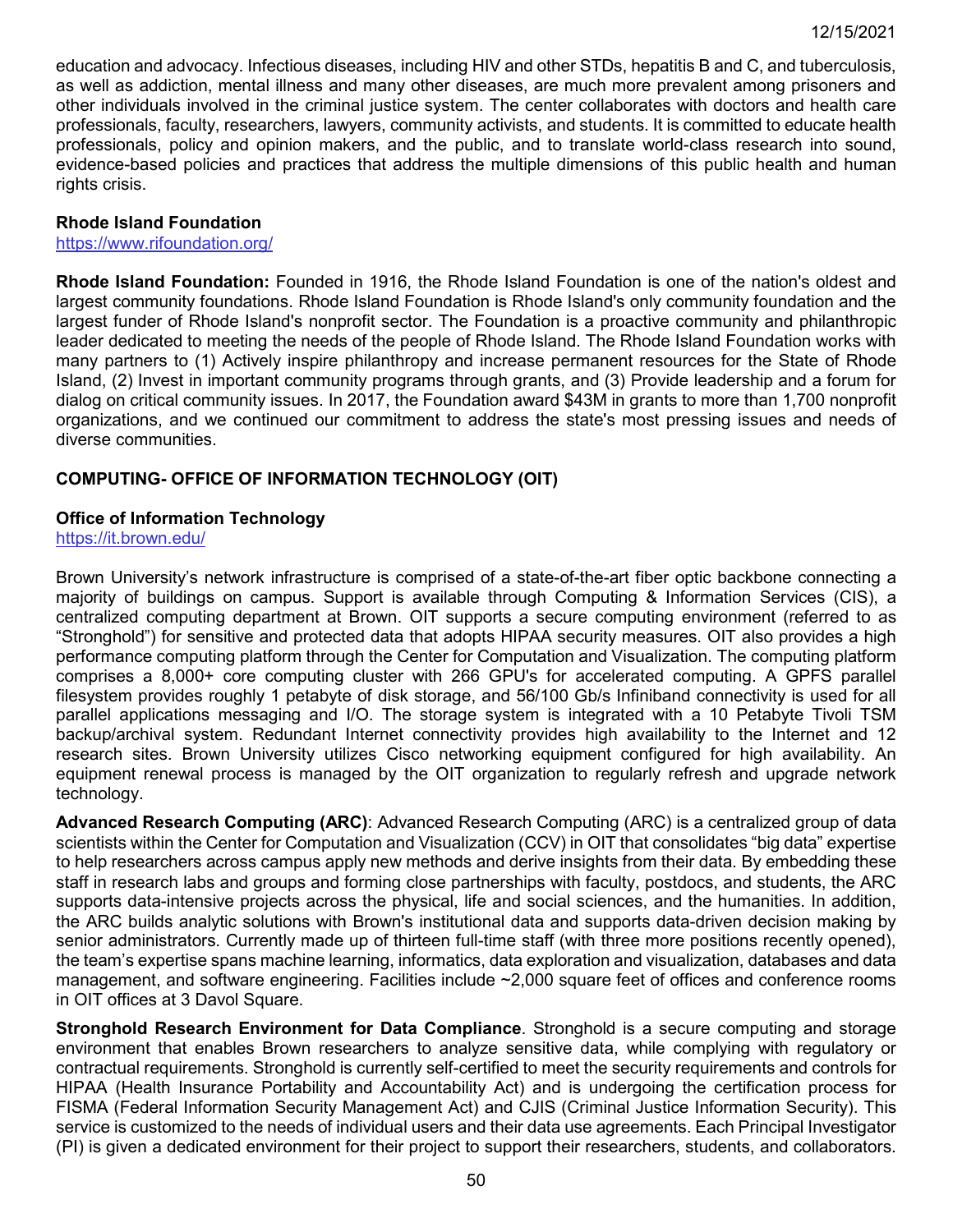education and advocacy. Infectious diseases, including HIV and other STDs, hepatitis B and C, and tuberculosis, as well as addiction, mental illness and many other diseases, are much more prevalent among prisoners and other individuals involved in the criminal justice system. The center collaborates with doctors and health care professionals, faculty, researchers, lawyers, community activists, and students. It is committed to educate health professionals, policy and opinion makers, and the public, and to translate world-class research into sound, evidence-based policies and practices that address the multiple dimensions of this public health and human rights crisis.

**Rhode Island Foundation**
https://www.rifoundation.org/

**Rhode Island Foundation:** Founded in 1916, the Rhode Island Foundation is one of the nation's oldest and largest community foundations. Rhode Island Foundation is Rhode Island's only community foundation and the largest funder of Rhode Island's nonprofit sector. The Foundation is a proactive community and philanthropic leader dedicated to meeting the needs of the people of Rhode Island. The Rhode Island Foundation works with many partners to (1) Actively inspire philanthropy and increase permanent resources for the State of Rhode Island, (2) Invest in important community programs through grants, and (3) Provide leadership and a forum for dialog on critical community issues. In 2017, the Foundation award $43M in grants to more than 1,700 nonprofit organizations, and we continued our commitment to address the state's most pressing issues and needs of diverse communities.

## COMPUTING- OFFICE OF INFORMATION TECHNOLOGY (OIT)

**Office of Information Technology**
https://it.brown.edu/

Brown University's network infrastructure is comprised of a state-of-the-art fiber optic backbone connecting a majority of buildings on campus. Support is available through Computing & Information Services (CIS), a centralized computing department at Brown. OIT supports a secure computing environment (referred to as "Stronghold") for sensitive and protected data that adopts HIPAA security measures. OIT also provides a high performance computing platform through the Center for Computation and Visualization. The computing platform comprises a 8,000+ core computing cluster with 266 GPU's for accelerated computing. A GPFS parallel filesystem provides roughly 1 petabyte of disk storage, and 56/100 Gb/s Infiniband connectivity is used for all parallel applications messaging and I/O. The storage system is integrated with a 10 Petabyte Tivoli TSM backup/archival system. Redundant Internet connectivity provides high availability to the Internet and 12 research sites. Brown University utilizes Cisco networking equipment configured for high availability. An equipment renewal process is managed by the OIT organization to regularly refresh and upgrade network technology.

**Advanced Research Computing (ARC)**: Advanced Research Computing (ARC) is a centralized group of data scientists within the Center for Computation and Visualization (CCV) in OIT that consolidates "big data" expertise to help researchers across campus apply new methods and derive insights from their data. By embedding these staff in research labs and groups and forming close partnerships with faculty, postdocs, and students, the ARC supports data-intensive projects across the physical, life and social sciences, and the humanities. In addition, the ARC builds analytic solutions with Brown's institutional data and supports data-driven decision making by senior administrators. Currently made up of thirteen full-time staff (with three more positions recently opened), the team's expertise spans machine learning, informatics, data exploration and visualization, databases and data management, and software engineering. Facilities include ~2,000 square feet of offices and conference rooms in OIT offices at 3 Davol Square.

**Stronghold Research Environment for Data Compliance**. Stronghold is a secure computing and storage environment that enables Brown researchers to analyze sensitive data, while complying with regulatory or contractual requirements. Stronghold is currently self-certified to meet the security requirements and controls for HIPAA (Health Insurance Portability and Accountability Act) and is undergoing the certification process for FISMA (Federal Information Security Management Act) and CJIS (Criminal Justice Information Security). This service is customized to the needs of individual users and their data use agreements. Each Principal Investigator (PI) is given a dedicated environment for their project to support their researchers, students, and collaborators.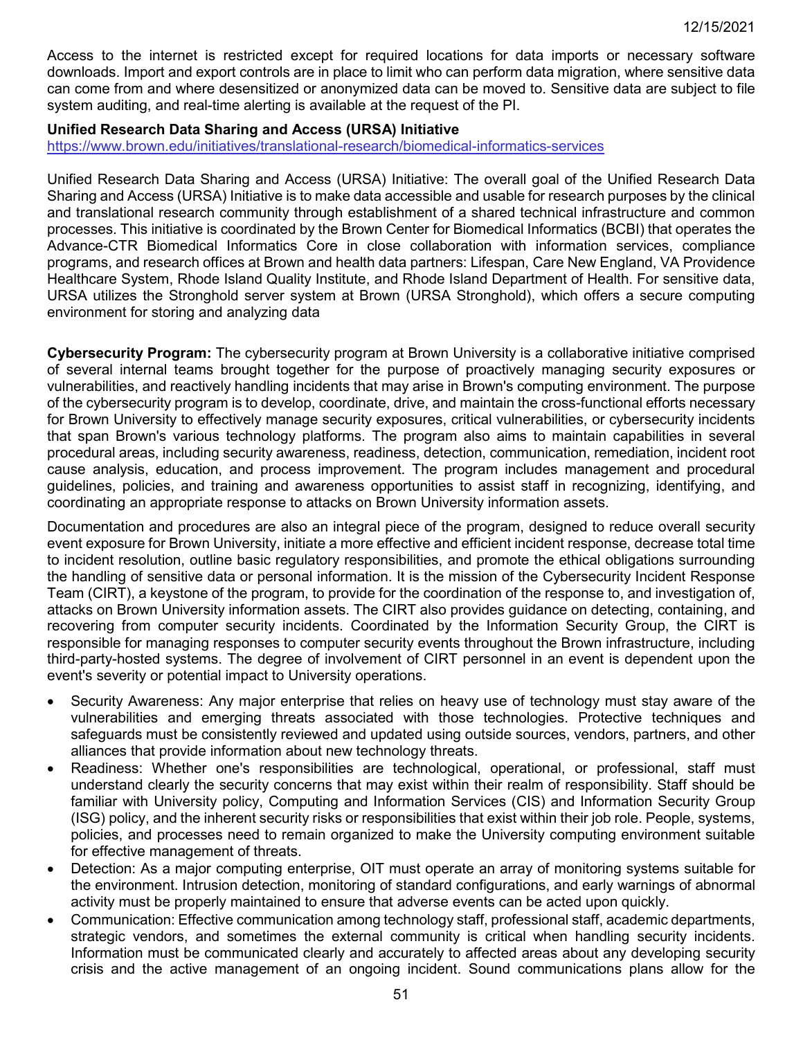Access to the internet is restricted except for required locations for data imports or necessary software downloads. Import and export controls are in place to limit who can perform data migration, where sensitive data can come from and where desensitized or anonymized data can be moved to. Sensitive data are subject to file system auditing, and real-time alerting is available at the request of the PI.

**Unified Research Data Sharing and Access (URSA) Initiative**
https://www.brown.edu/initiatives/translational-research/biomedical-informatics-services

Unified Research Data Sharing and Access (URSA) Initiative: The overall goal of the Unified Research Data Sharing and Access (URSA) Initiative is to make data accessible and usable for research purposes by the clinical and translational research community through establishment of a shared technical infrastructure and common processes. This initiative is coordinated by the Brown Center for Biomedical Informatics (BCBI) that operates the Advance-CTR Biomedical Informatics Core in close collaboration with information services, compliance programs, and research offices at Brown and health data partners: Lifespan, Care New England, VA Providence Healthcare System, Rhode Island Quality Institute, and Rhode Island Department of Health. For sensitive data, URSA utilizes the Stronghold server system at Brown (URSA Stronghold), which offers a secure computing environment for storing and analyzing data

**Cybersecurity Program:** The cybersecurity program at Brown University is a collaborative initiative comprised of several internal teams brought together for the purpose of proactively managing security exposures or vulnerabilities, and reactively handling incidents that may arise in Brown's computing environment. The purpose of the cybersecurity program is to develop, coordinate, drive, and maintain the cross-functional efforts necessary for Brown University to effectively manage security exposures, critical vulnerabilities, or cybersecurity incidents that span Brown's various technology platforms. The program also aims to maintain capabilities in several procedural areas, including security awareness, readiness, detection, communication, remediation, incident root cause analysis, education, and process improvement. The program includes management and procedural guidelines, policies, and training and awareness opportunities to assist staff in recognizing, identifying, and coordinating an appropriate response to attacks on Brown University information assets.

Documentation and procedures are also an integral piece of the program, designed to reduce overall security event exposure for Brown University, initiate a more effective and efficient incident response, decrease total time to incident resolution, outline basic regulatory responsibilities, and promote the ethical obligations surrounding the handling of sensitive data or personal information. It is the mission of the Cybersecurity Incident Response Team (CIRT), a keystone of the program, to provide for the coordination of the response to, and investigation of, attacks on Brown University information assets. The CIRT also provides guidance on detecting, containing, and recovering from computer security incidents. Coordinated by the Information Security Group, the CIRT is responsible for managing responses to computer security events throughout the Brown infrastructure, including third-party-hosted systems. The degree of involvement of CIRT personnel in an event is dependent upon the event's severity or potential impact to University operations.

- Security Awareness: Any major enterprise that relies on heavy use of technology must stay aware of the vulnerabilities and emerging threats associated with those technologies. Protective techniques and safeguards must be consistently reviewed and updated using outside sources, vendors, partners, and other alliances that provide information about new technology threats.
- Readiness: Whether one's responsibilities are technological, operational, or professional, staff must understand clearly the security concerns that may exist within their realm of responsibility. Staff should be familiar with University policy, Computing and Information Services (CIS) and Information Security Group (ISG) policy, and the inherent security risks or responsibilities that exist within their job role. People, systems, policies, and processes need to remain organized to make the University computing environment suitable for effective management of threats.
- Detection: As a major computing enterprise, OIT must operate an array of monitoring systems suitable for the environment. Intrusion detection, monitoring of standard configurations, and early warnings of abnormal activity must be properly maintained to ensure that adverse events can be acted upon quickly.
- Communication: Effective communication among technology staff, professional staff, academic departments, strategic vendors, and sometimes the external community is critical when handling security incidents. Information must be communicated clearly and accurately to affected areas about any developing security crisis and the active management of an ongoing incident. Sound communications plans allow for the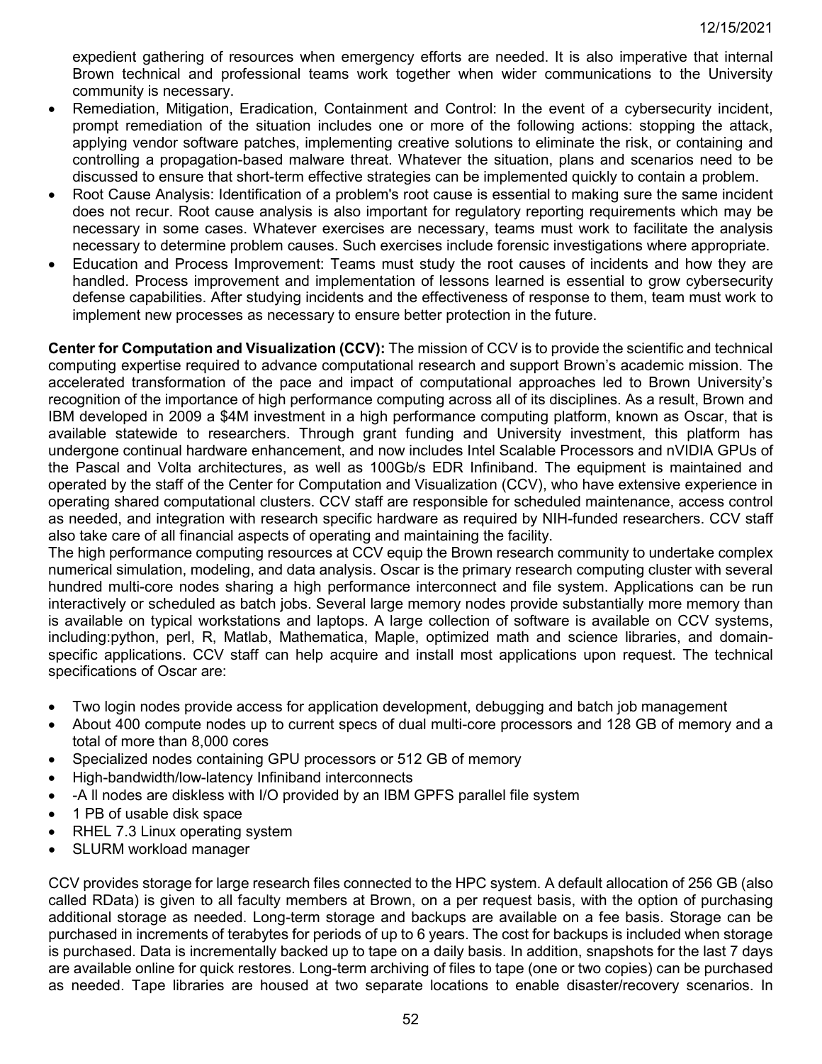expedient gathering of resources when emergency efforts are needed. It is also imperative that internal Brown technical and professional teams work together when wider communications to the University community is necessary.

- Remediation, Mitigation, Eradication, Containment and Control: In the event of a cybersecurity incident, prompt remediation of the situation includes one or more of the following actions: stopping the attack, applying vendor software patches, implementing creative solutions to eliminate the risk, or containing and controlling a propagation-based malware threat. Whatever the situation, plans and scenarios need to be discussed to ensure that short-term effective strategies can be implemented quickly to contain a problem.
- Root Cause Analysis: Identification of a problem's root cause is essential to making sure the same incident does not recur. Root cause analysis is also important for regulatory reporting requirements which may be necessary in some cases. Whatever exercises are necessary, teams must work to facilitate the analysis necessary to determine problem causes. Such exercises include forensic investigations where appropriate.
- Education and Process Improvement: Teams must study the root causes of incidents and how they are handled. Process improvement and implementation of lessons learned is essential to grow cybersecurity defense capabilities. After studying incidents and the effectiveness of response to them, team must work to implement new processes as necessary to ensure better protection in the future.

**Center for Computation and Visualization (CCV):** The mission of CCV is to provide the scientific and technical computing expertise required to advance computational research and support Brown's academic mission. The accelerated transformation of the pace and impact of computational approaches led to Brown University's recognition of the importance of high performance computing across all of its disciplines. As a result, Brown and IBM developed in 2009 a $4M investment in a high performance computing platform, known as Oscar, that is available statewide to researchers. Through grant funding and University investment, this platform has undergone continual hardware enhancement, and now includes Intel Scalable Processors and nVIDIA GPUs of the Pascal and Volta architectures, as well as 100Gb/s EDR Infiniband. The equipment is maintained and operated by the staff of the Center for Computation and Visualization (CCV), who have extensive experience in operating shared computational clusters. CCV staff are responsible for scheduled maintenance, access control as needed, and integration with research specific hardware as required by NIH-funded researchers. CCV staff also take care of all financial aspects of operating and maintaining the facility.

The high performance computing resources at CCV equip the Brown research community to undertake complex numerical simulation, modeling, and data analysis. Oscar is the primary research computing cluster with several hundred multi-core nodes sharing a high performance interconnect and file system. Applications can be run interactively or scheduled as batch jobs. Several large memory nodes provide substantially more memory than is available on typical workstations and laptops. A large collection of software is available on CCV systems, including:python, perl, R, Matlab, Mathematica, Maple, optimized math and science libraries, and domain-specific applications. CCV staff can help acquire and install most applications upon request. The technical specifications of Oscar are:

- Two login nodes provide access for application development, debugging and batch job management
- About 400 compute nodes up to current specs of dual multi-core processors and 128 GB of memory and a total of more than 8,000 cores
- Specialized nodes containing GPU processors or 512 GB of memory
- High-bandwidth/low-latency Infiniband interconnects
- -A ll nodes are diskless with I/O provided by an IBM GPFS parallel file system
- 1 PB of usable disk space
- RHEL 7.3 Linux operating system
- SLURM workload manager

CCV provides storage for large research files connected to the HPC system. A default allocation of 256 GB (also called RData) is given to all faculty members at Brown, on a per request basis, with the option of purchasing additional storage as needed. Long-term storage and backups are available on a fee basis. Storage can be purchased in increments of terabytes for periods of up to 6 years. The cost for backups is included when storage is purchased. Data is incrementally backed up to tape on a daily basis. In addition, snapshots for the last 7 days are available online for quick restores. Long-term archiving of files to tape (one or two copies) can be purchased as needed. Tape libraries are housed at two separate locations to enable disaster/recovery scenarios. In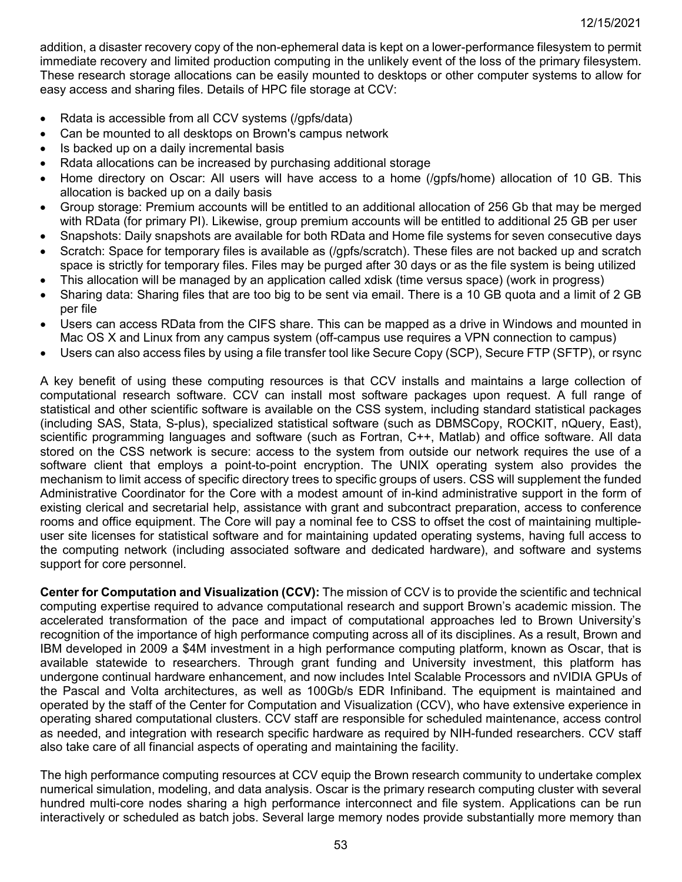addition, a disaster recovery copy of the non-ephemeral data is kept on a lower-performance filesystem to permit immediate recovery and limited production computing in the unlikely event of the loss of the primary filesystem. These research storage allocations can be easily mounted to desktops or other computer systems to allow for easy access and sharing files. Details of HPC file storage at CCV:

- Rdata is accessible from all CCV systems (/gpfs/data)
- Can be mounted to all desktops on Brown's campus network
- Is backed up on a daily incremental basis
- Rdata allocations can be increased by purchasing additional storage
- Home directory on Oscar: All users will have access to a home (/gpfs/home) allocation of 10 GB. This allocation is backed up on a daily basis
- Group storage: Premium accounts will be entitled to an additional allocation of 256 Gb that may be merged with RData (for primary PI). Likewise, group premium accounts will be entitled to additional 25 GB per user
- Snapshots: Daily snapshots are available for both RData and Home file systems for seven consecutive days
- Scratch: Space for temporary files is available as (/gpfs/scratch). These files are not backed up and scratch space is strictly for temporary files. Files may be purged after 30 days or as the file system is being utilized
- This allocation will be managed by an application called xdisk (time versus space) (work in progress)
- Sharing data: Sharing files that are too big to be sent via email. There is a 10 GB quota and a limit of 2 GB per file
- Users can access RData from the CIFS share. This can be mapped as a drive in Windows and mounted in Mac OS X and Linux from any campus system (off-campus use requires a VPN connection to campus)
- Users can also access files by using a file transfer tool like Secure Copy (SCP), Secure FTP (SFTP), or rsync

A key benefit of using these computing resources is that CCV installs and maintains a large collection of computational research software. CCV can install most software packages upon request. A full range of statistical and other scientific software is available on the CSS system, including standard statistical packages (including SAS, Stata, S-plus), specialized statistical software (such as DBMSCopy, ROCKIT, nQuery, East), scientific programming languages and software (such as Fortran, C++, Matlab) and office software. All data stored on the CSS network is secure: access to the system from outside our network requires the use of a software client that employs a point-to-point encryption. The UNIX operating system also provides the mechanism to limit access of specific directory trees to specific groups of users. CSS will supplement the funded Administrative Coordinator for the Core with a modest amount of in-kind administrative support in the form of existing clerical and secretarial help, assistance with grant and subcontract preparation, access to conference rooms and office equipment. The Core will pay a nominal fee to CSS to offset the cost of maintaining multiple-user site licenses for statistical software and for maintaining updated operating systems, having full access to the computing network (including associated software and dedicated hardware), and software and systems support for core personnel.

**Center for Computation and Visualization (CCV):** The mission of CCV is to provide the scientific and technical computing expertise required to advance computational research and support Brown's academic mission. The accelerated transformation of the pace and impact of computational approaches led to Brown University's recognition of the importance of high performance computing across all of its disciplines. As a result, Brown and IBM developed in 2009 a $4M investment in a high performance computing platform, known as Oscar, that is available statewide to researchers. Through grant funding and University investment, this platform has undergone continual hardware enhancement, and now includes Intel Scalable Processors and nVIDIA GPUs of the Pascal and Volta architectures, as well as 100Gb/s EDR Infiniband. The equipment is maintained and operated by the staff of the Center for Computation and Visualization (CCV), who have extensive experience in operating shared computational clusters. CCV staff are responsible for scheduled maintenance, access control as needed, and integration with research specific hardware as required by NIH-funded researchers. CCV staff also take care of all financial aspects of operating and maintaining the facility.

The high performance computing resources at CCV equip the Brown research community to undertake complex numerical simulation, modeling, and data analysis. Oscar is the primary research computing cluster with several hundred multi-core nodes sharing a high performance interconnect and file system. Applications can be run interactively or scheduled as batch jobs. Several large memory nodes provide substantially more memory than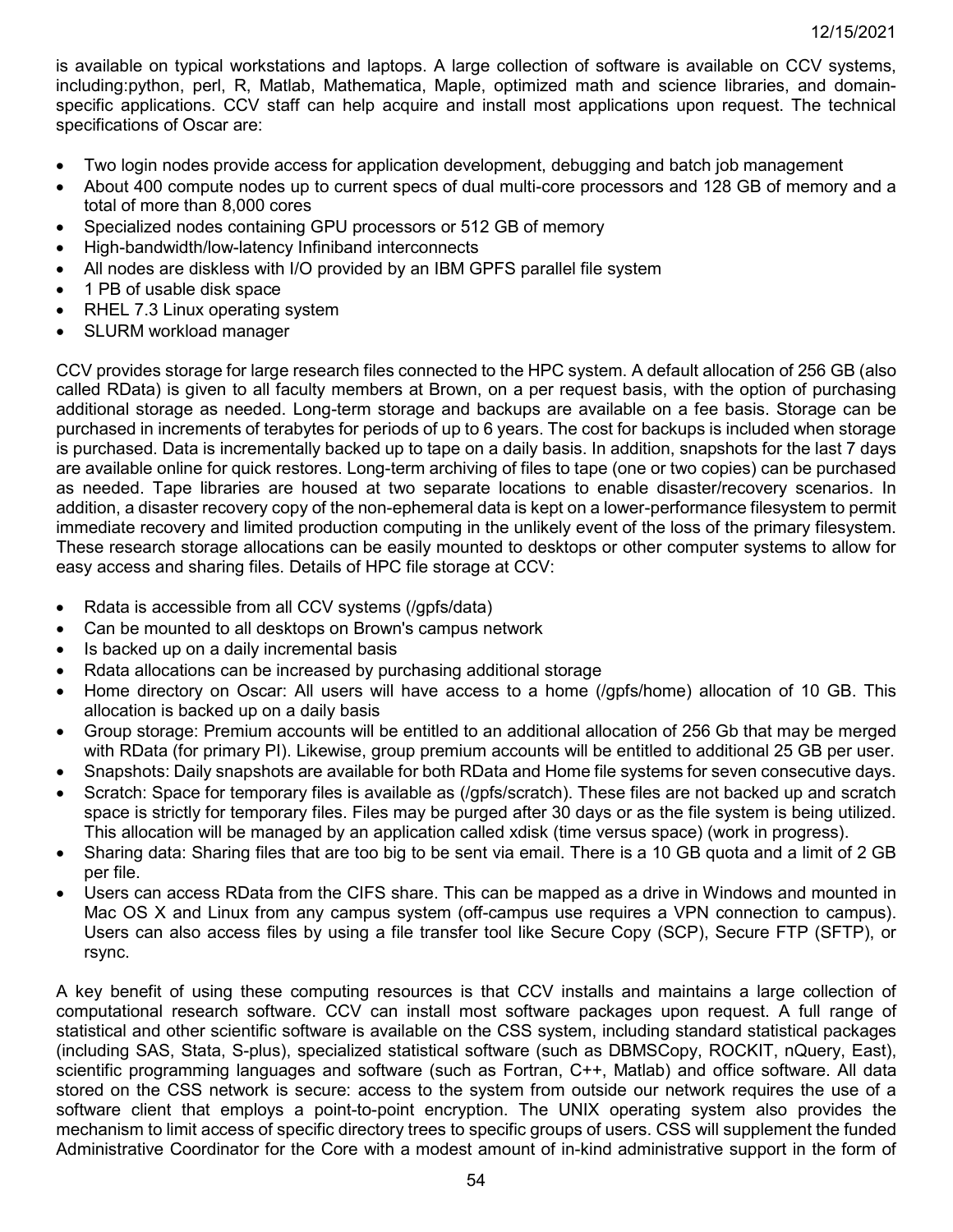is available on typical workstations and laptops. A large collection of software is available on CCV systems, including:python, perl, R, Matlab, Mathematica, Maple, optimized math and science libraries, and domain-specific applications. CCV staff can help acquire and install most applications upon request. The technical specifications of Oscar are:

- Two login nodes provide access for application development, debugging and batch job management
- About 400 compute nodes up to current specs of dual multi-core processors and 128 GB of memory and a total of more than 8,000 cores
- Specialized nodes containing GPU processors or 512 GB of memory
- High-bandwidth/low-latency Infiniband interconnects
- All nodes are diskless with I/O provided by an IBM GPFS parallel file system
- 1 PB of usable disk space
- RHEL 7.3 Linux operating system
- SLURM workload manager

CCV provides storage for large research files connected to the HPC system. A default allocation of 256 GB (also called RData) is given to all faculty members at Brown, on a per request basis, with the option of purchasing additional storage as needed. Long-term storage and backups are available on a fee basis. Storage can be purchased in increments of terabytes for periods of up to 6 years. The cost for backups is included when storage is purchased. Data is incrementally backed up to tape on a daily basis. In addition, snapshots for the last 7 days are available online for quick restores. Long-term archiving of files to tape (one or two copies) can be purchased as needed. Tape libraries are housed at two separate locations to enable disaster/recovery scenarios. In addition, a disaster recovery copy of the non-ephemeral data is kept on a lower-performance filesystem to permit immediate recovery and limited production computing in the unlikely event of the loss of the primary filesystem. These research storage allocations can be easily mounted to desktops or other computer systems to allow for easy access and sharing files. Details of HPC file storage at CCV:

- Rdata is accessible from all CCV systems (/gpfs/data)
- Can be mounted to all desktops on Brown's campus network
- Is backed up on a daily incremental basis
- Rdata allocations can be increased by purchasing additional storage
- Home directory on Oscar: All users will have access to a home (/gpfs/home) allocation of 10 GB. This allocation is backed up on a daily basis
- Group storage: Premium accounts will be entitled to an additional allocation of 256 Gb that may be merged with RData (for primary PI). Likewise, group premium accounts will be entitled to additional 25 GB per user.
- Snapshots: Daily snapshots are available for both RData and Home file systems for seven consecutive days.
- Scratch: Space for temporary files is available as (/gpfs/scratch). These files are not backed up and scratch space is strictly for temporary files. Files may be purged after 30 days or as the file system is being utilized. This allocation will be managed by an application called xdisk (time versus space) (work in progress).
- Sharing data: Sharing files that are too big to be sent via email. There is a 10 GB quota and a limit of 2 GB per file.
- Users can access RData from the CIFS share. This can be mapped as a drive in Windows and mounted in Mac OS X and Linux from any campus system (off-campus use requires a VPN connection to campus). Users can also access files by using a file transfer tool like Secure Copy (SCP), Secure FTP (SFTP), or rsync.

A key benefit of using these computing resources is that CCV installs and maintains a large collection of computational research software. CCV can install most software packages upon request. A full range of statistical and other scientific software is available on the CSS system, including standard statistical packages (including SAS, Stata, S-plus), specialized statistical software (such as DBMSCopy, ROCKIT, nQuery, East), scientific programming languages and software (such as Fortran, C++, Matlab) and office software. All data stored on the CSS network is secure: access to the system from outside our network requires the use of a software client that employs a point-to-point encryption. The UNIX operating system also provides the mechanism to limit access of specific directory trees to specific groups of users. CSS will supplement the funded Administrative Coordinator for the Core with a modest amount of in-kind administrative support in the form of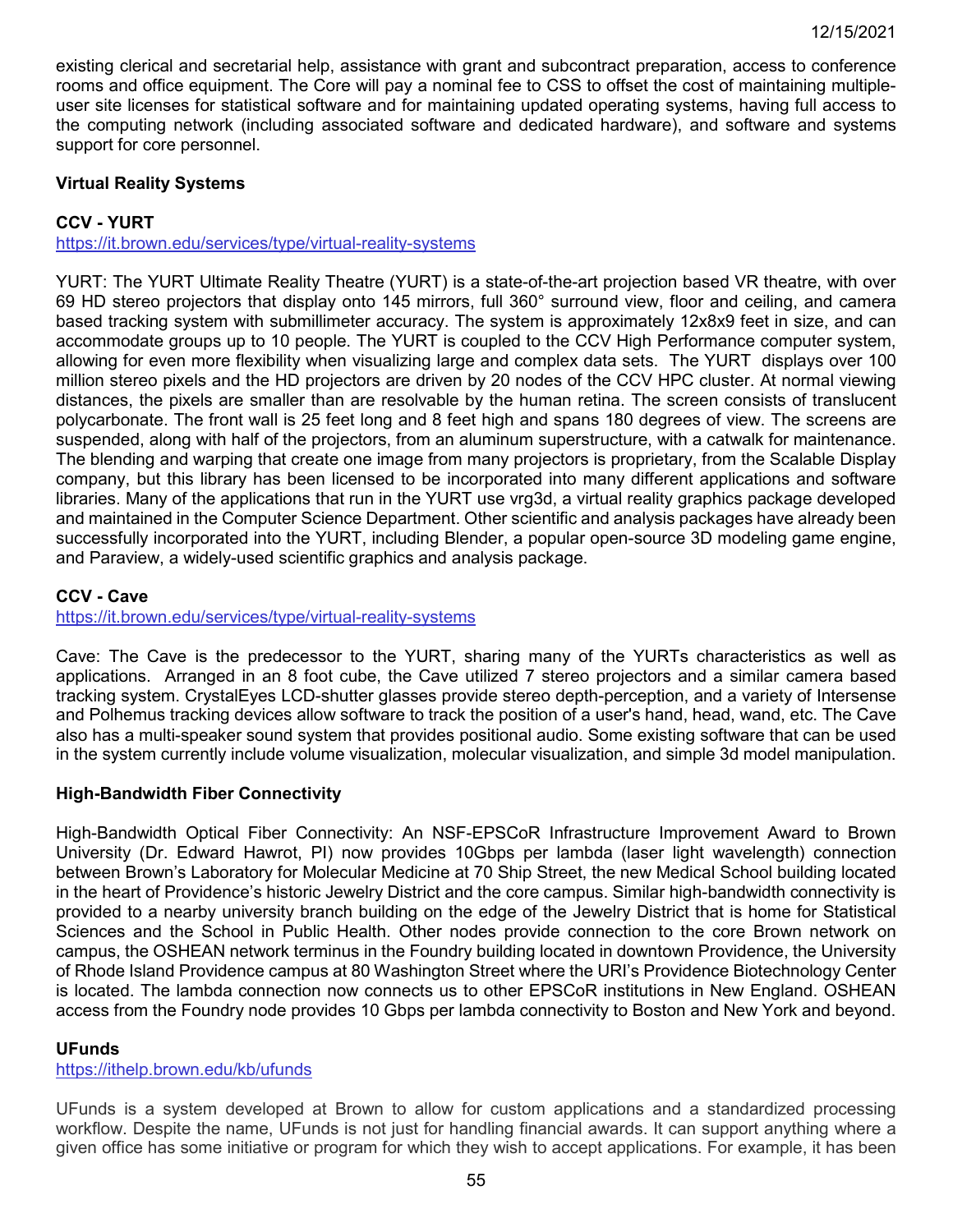existing clerical and secretarial help, assistance with grant and subcontract preparation, access to conference rooms and office equipment. The Core will pay a nominal fee to CSS to offset the cost of maintaining multiple-user site licenses for statistical software and for maintaining updated operating systems, having full access to the computing network (including associated software and dedicated hardware), and software and systems support for core personnel.

**Virtual Reality Systems**

**CCV - YURT**

https://it.brown.edu/services/type/virtual-reality-systems

YURT: The YURT Ultimate Reality Theatre (YURT) is a state-of-the-art projection based VR theatre, with over 69 HD stereo projectors that display onto 145 mirrors, full 360° surround view, floor and ceiling, and camera based tracking system with submillimeter accuracy. The system is approximately 12x8x9 feet in size, and can accommodate groups up to 10 people. The YURT is coupled to the CCV High Performance computer system, allowing for even more flexibility when visualizing large and complex data sets. The YURT displays over 100 million stereo pixels and the HD projectors are driven by 20 nodes of the CCV HPC cluster. At normal viewing distances, the pixels are smaller than are resolvable by the human retina. The screen consists of translucent polycarbonate. The front wall is 25 feet long and 8 feet high and spans 180 degrees of view. The screens are suspended, along with half of the projectors, from an aluminum superstructure, with a catwalk for maintenance. The blending and warping that create one image from many projectors is proprietary, from the Scalable Display company, but this library has been licensed to be incorporated into many different applications and software libraries. Many of the applications that run in the YURT use vrg3d, a virtual reality graphics package developed and maintained in the Computer Science Department. Other scientific and analysis packages have already been successfully incorporated into the YURT, including Blender, a popular open-source 3D modeling game engine, and Paraview, a widely-used scientific graphics and analysis package.

**CCV - Cave**

https://it.brown.edu/services/type/virtual-reality-systems

Cave: The Cave is the predecessor to the YURT, sharing many of the YURTs characteristics as well as applications. Arranged in an 8 foot cube, the Cave utilized 7 stereo projectors and a similar camera based tracking system. CrystalEyes LCD-shutter glasses provide stereo depth-perception, and a variety of Intersense and Polhemus tracking devices allow software to track the position of a user's hand, head, wand, etc. The Cave also has a multi-speaker sound system that provides positional audio. Some existing software that can be used in the system currently include volume visualization, molecular visualization, and simple 3d model manipulation.

**High-Bandwidth Fiber Connectivity**

High-Bandwidth Optical Fiber Connectivity: An NSF-EPSCoR Infrastructure Improvement Award to Brown University (Dr. Edward Hawrot, PI) now provides 10Gbps per lambda (laser light wavelength) connection between Brown's Laboratory for Molecular Medicine at 70 Ship Street, the new Medical School building located in the heart of Providence's historic Jewelry District and the core campus. Similar high-bandwidth connectivity is provided to a nearby university branch building on the edge of the Jewelry District that is home for Statistical Sciences and the School in Public Health. Other nodes provide connection to the core Brown network on campus, the OSHEAN network terminus in the Foundry building located in downtown Providence, the University of Rhode Island Providence campus at 80 Washington Street where the URI's Providence Biotechnology Center is located. The lambda connection now connects us to other EPSCoR institutions in New England. OSHEAN access from the Foundry node provides 10 Gbps per lambda connectivity to Boston and New York and beyond.

**UFunds**

https://ithelp.brown.edu/kb/ufunds

UFunds is a system developed at Brown to allow for custom applications and a standardized processing workflow. Despite the name, UFunds is not just for handling financial awards. It can support anything where a given office has some initiative or program for which they wish to accept applications. For example, it has been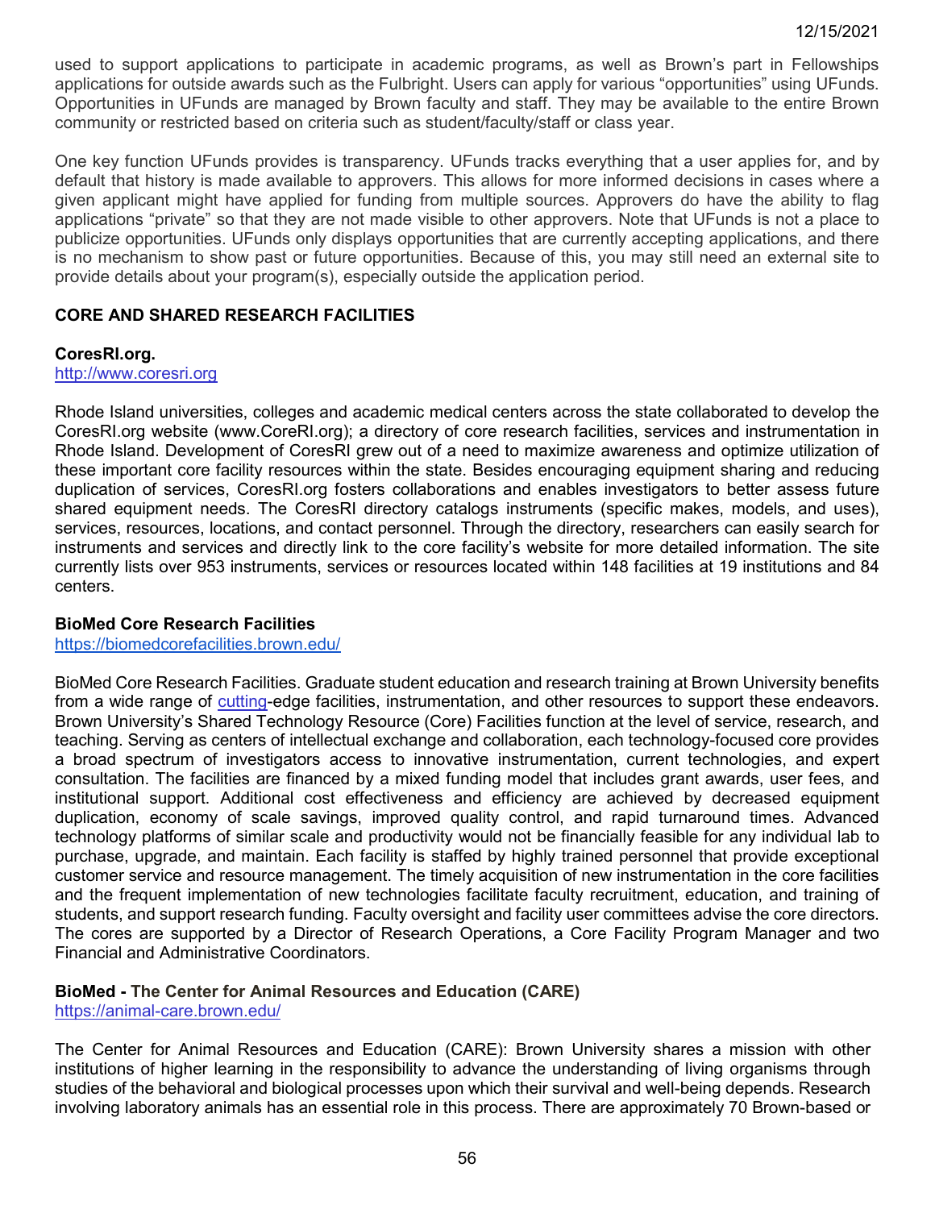used to support applications to participate in academic programs, as well as Brown's part in Fellowships applications for outside awards such as the Fulbright. Users can apply for various "opportunities" using UFunds. Opportunities in UFunds are managed by Brown faculty and staff. They may be available to the entire Brown community or restricted based on criteria such as student/faculty/staff or class year.

One key function UFunds provides is transparency. UFunds tracks everything that a user applies for, and by default that history is made available to approvers. This allows for more informed decisions in cases where a given applicant might have applied for funding from multiple sources. Approvers do have the ability to flag applications "private" so that they are not made visible to other approvers. Note that UFunds is not a place to publicize opportunities. UFunds only displays opportunities that are currently accepting applications, and there is no mechanism to show past or future opportunities. Because of this, you may still need an external site to provide details about your program(s), especially outside the application period.

## CORE AND SHARED RESEARCH FACILITIES

**CoresRI.org.**
[http://www.coresri.org](http://www.coresri.org)

Rhode Island universities, colleges and academic medical centers across the state collaborated to develop the CoresRI.org website (www.CoreRI.org); a directory of core research facilities, services and instrumentation in Rhode Island. Development of CoresRI grew out of a need to maximize awareness and optimize utilization of these important core facility resources within the state. Besides encouraging equipment sharing and reducing duplication of services, CoresRI.org fosters collaborations and enables investigators to better assess future shared equipment needs. The CoresRI directory catalogs instruments (specific makes, models, and uses), services, resources, locations, and contact personnel. Through the directory, researchers can easily search for instruments and services and directly link to the core facility's website for more detailed information. The site currently lists over 953 instruments, services or resources located within 148 facilities at 19 institutions and 84 centers.

**BioMed Core Research Facilities**
[https://biomedcorefacilities.brown.edu/](https://biomedcorefacilities.brown.edu/)

BioMed Core Research Facilities. Graduate student education and research training at Brown University benefits from a wide range of cutting-edge facilities, instrumentation, and other resources to support these endeavors. Brown University's Shared Technology Resource (Core) Facilities function at the level of service, research, and teaching. Serving as centers of intellectual exchange and collaboration, each technology-focused core provides a broad spectrum of investigators access to innovative instrumentation, current technologies, and expert consultation. The facilities are financed by a mixed funding model that includes grant awards, user fees, and institutional support. Additional cost effectiveness and efficiency are achieved by decreased equipment duplication, economy of scale savings, improved quality control, and rapid turnaround times. Advanced technology platforms of similar scale and productivity would not be financially feasible for any individual lab to purchase, upgrade, and maintain. Each facility is staffed by highly trained personnel that provide exceptional customer service and resource management. The timely acquisition of new instrumentation in the core facilities and the frequent implementation of new technologies facilitate faculty recruitment, education, and training of students, and support research funding. Faculty oversight and facility user committees advise the core directors. The cores are supported by a Director of Research Operations, a Core Facility Program Manager and two Financial and Administrative Coordinators.

**BioMed - The Center for Animal Resources and Education (CARE)**
[https://animal-care.brown.edu/](https://animal-care.brown.edu/)

The Center for Animal Resources and Education (CARE): Brown University shares a mission with other institutions of higher learning in the responsibility to advance the understanding of living organisms through studies of the behavioral and biological processes upon which their survival and well-being depends. Research involving laboratory animals has an essential role in this process. There are approximately 70 Brown-based or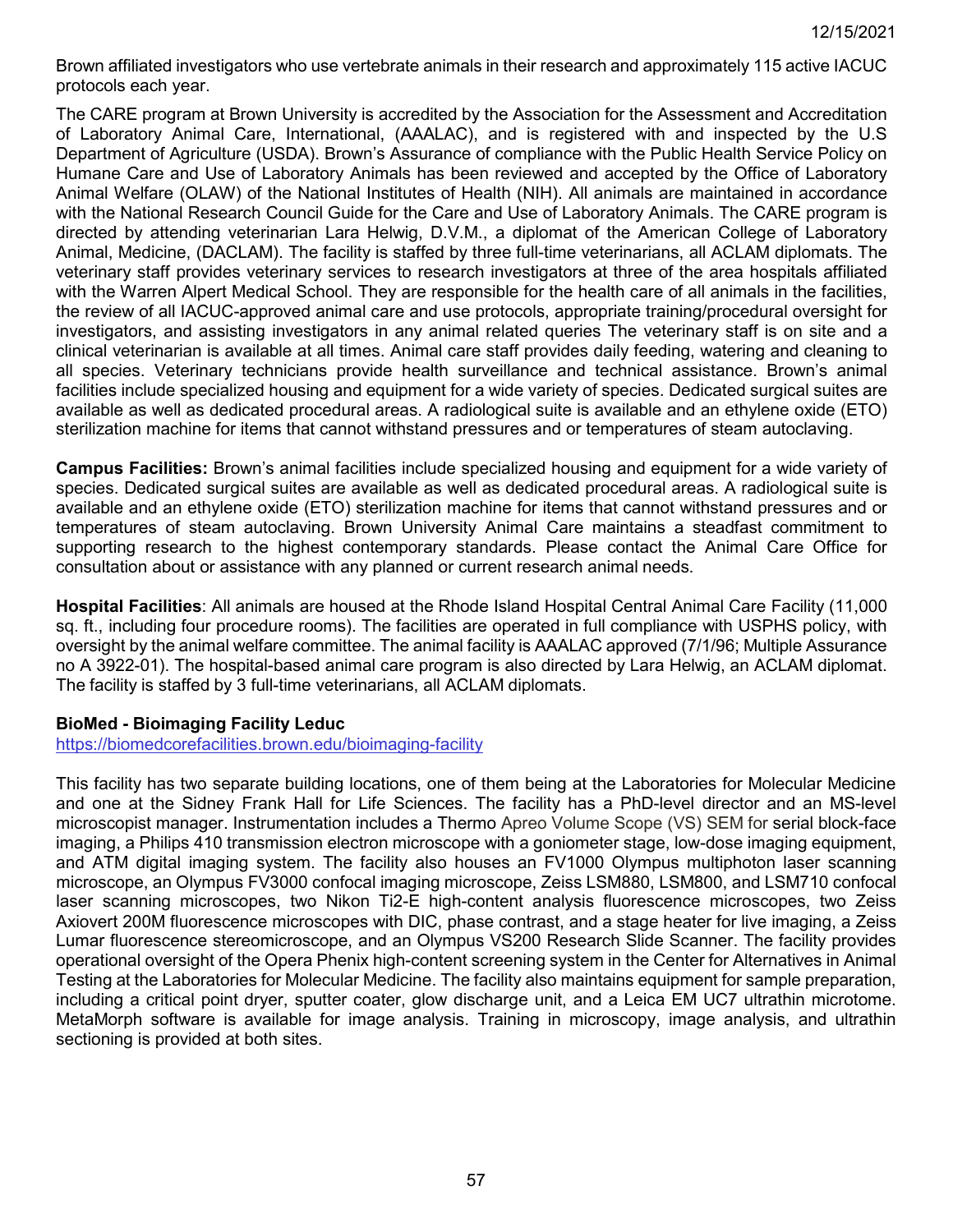Brown affiliated investigators who use vertebrate animals in their research and approximately 115 active IACUC protocols each year.

The CARE program at Brown University is accredited by the Association for the Assessment and Accreditation of Laboratory Animal Care, International, (AAALAC), and is registered with and inspected by the U.S Department of Agriculture (USDA). Brown's Assurance of compliance with the Public Health Service Policy on Humane Care and Use of Laboratory Animals has been reviewed and accepted by the Office of Laboratory Animal Welfare (OLAW) of the National Institutes of Health (NIH). All animals are maintained in accordance with the National Research Council Guide for the Care and Use of Laboratory Animals. The CARE program is directed by attending veterinarian Lara Helwig, D.V.M., a diplomat of the American College of Laboratory Animal, Medicine, (DACLAM). The facility is staffed by three full-time veterinarians, all ACLAM diplomats. The veterinary staff provides veterinary services to research investigators at three of the area hospitals affiliated with the Warren Alpert Medical School. They are responsible for the health care of all animals in the facilities, the review of all IACUC-approved animal care and use protocols, appropriate training/procedural oversight for investigators, and assisting investigators in any animal related queries The veterinary staff is on site and a clinical veterinarian is available at all times. Animal care staff provides daily feeding, watering and cleaning to all species. Veterinary technicians provide health surveillance and technical assistance. Brown's animal facilities include specialized housing and equipment for a wide variety of species. Dedicated surgical suites are available as well as dedicated procedural areas. A radiological suite is available and an ethylene oxide (ETO) sterilization machine for items that cannot withstand pressures and or temperatures of steam autoclaving.

**Campus Facilities:** Brown's animal facilities include specialized housing and equipment for a wide variety of species. Dedicated surgical suites are available as well as dedicated procedural areas. A radiological suite is available and an ethylene oxide (ETO) sterilization machine for items that cannot withstand pressures and or temperatures of steam autoclaving. Brown University Animal Care maintains a steadfast commitment to supporting research to the highest contemporary standards. Please contact the Animal Care Office for consultation about or assistance with any planned or current research animal needs.

**Hospital Facilities**: All animals are housed at the Rhode Island Hospital Central Animal Care Facility (11,000 sq. ft., including four procedure rooms). The facilities are operated in full compliance with USPHS policy, with oversight by the animal welfare committee. The animal facility is AAALAC approved (7/1/96; Multiple Assurance no A 3922-01). The hospital-based animal care program is also directed by Lara Helwig, an ACLAM diplomat. The facility is staffed by 3 full-time veterinarians, all ACLAM diplomats.

**BioMed - Bioimaging Facility Leduc**

https://biomedcorefacilities.brown.edu/bioimaging-facility

This facility has two separate building locations, one of them being at the Laboratories for Molecular Medicine and one at the Sidney Frank Hall for Life Sciences. The facility has a PhD-level director and an MS-level microscopist manager. Instrumentation includes a Thermo Apreo Volume Scope (VS) SEM for serial block-face imaging, a Philips 410 transmission electron microscope with a goniometer stage, low-dose imaging equipment, and ATM digital imaging system. The facility also houses an FV1000 Olympus multiphoton laser scanning microscope, an Olympus FV3000 confocal imaging microscope, Zeiss LSM880, LSM800, and LSM710 confocal laser scanning microscopes, two Nikon Ti2-E high-content analysis fluorescence microscopes, two Zeiss Axiovert 200M fluorescence microscopes with DIC, phase contrast, and a stage heater for live imaging, a Zeiss Lumar fluorescence stereomicroscope, and an Olympus VS200 Research Slide Scanner. The facility provides operational oversight of the Opera Phenix high-content screening system in the Center for Alternatives in Animal Testing at the Laboratories for Molecular Medicine. The facility also maintains equipment for sample preparation, including a critical point dryer, sputter coater, glow discharge unit, and a Leica EM UC7 ultrathin microtome. MetaMorph software is available for image analysis. Training in microscopy, image analysis, and ultrathin sectioning is provided at both sites.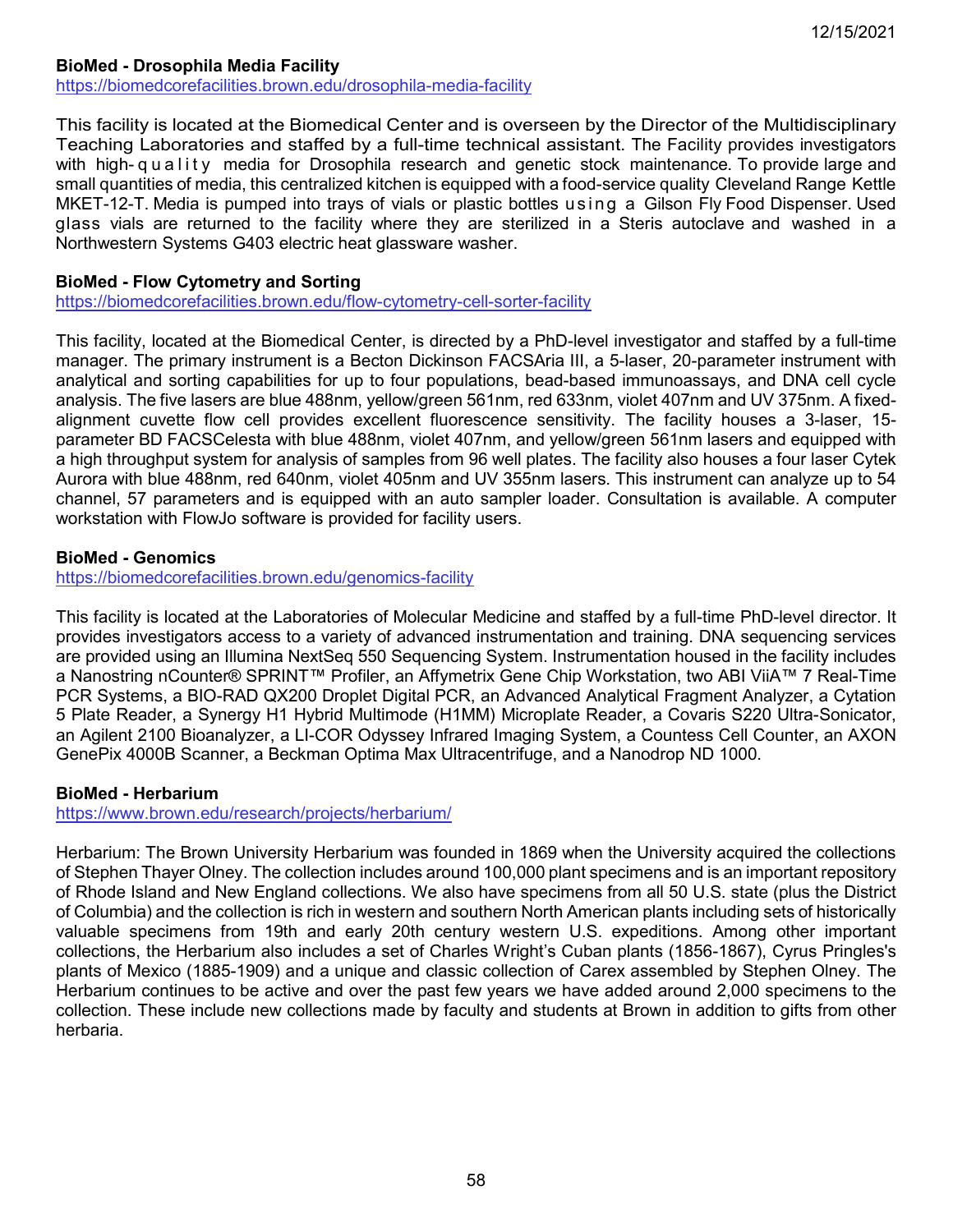**BioMed - Drosophila Media Facility**
https://biomedcorefacilities.brown.edu/drosophila-media-facility

This facility is located at the Biomedical Center and is overseen by the Director of the Multidisciplinary Teaching Laboratories and staffed by a full-time technical assistant. The Facility provides investigators with high-quality media for Drosophila research and genetic stock maintenance. To provide large and small quantities of media, this centralized kitchen is equipped with a food-service quality Cleveland Range Kettle MKET-12-T. Media is pumped into trays of vials or plastic bottles using a Gilson Fly Food Dispenser. Used glass vials are returned to the facility where they are sterilized in a Steris autoclave and washed in a Northwestern Systems G403 electric heat glassware washer.

**BioMed - Flow Cytometry and Sorting**
https://biomedcorefacilities.brown.edu/flow-cytometry-cell-sorter-facility

This facility, located at the Biomedical Center, is directed by a PhD-level investigator and staffed by a full-time manager. The primary instrument is a Becton Dickinson FACSAria III, a 5-laser, 20-parameter instrument with analytical and sorting capabilities for up to four populations, bead-based immunoassays, and DNA cell cycle analysis. The five lasers are blue 488nm, yellow/green 561nm, red 633nm, violet 407nm and UV 375nm. A fixed-alignment cuvette flow cell provides excellent fluorescence sensitivity. The facility houses a 3-laser, 15-parameter BD FACSCelesta with blue 488nm, violet 407nm, and yellow/green 561nm lasers and equipped with a high throughput system for analysis of samples from 96 well plates. The facility also houses a four laser Cytek Aurora with blue 488nm, red 640nm, violet 405nm and UV 355nm lasers. This instrument can analyze up to 54 channel, 57 parameters and is equipped with an auto sampler loader. Consultation is available. A computer workstation with FlowJo software is provided for facility users.

**BioMed - Genomics**
https://biomedcorefacilities.brown.edu/genomics-facility

This facility is located at the Laboratories of Molecular Medicine and staffed by a full-time PhD-level director. It provides investigators access to a variety of advanced instrumentation and training. DNA sequencing services are provided using an Illumina NextSeq 550 Sequencing System. Instrumentation housed in the facility includes a Nanostring nCounter® SPRINT™ Profiler, an Affymetrix Gene Chip Workstation, two ABI ViiA™ 7 Real-Time PCR Systems, a BIO-RAD QX200 Droplet Digital PCR, an Advanced Analytical Fragment Analyzer, a Cytation 5 Plate Reader, a Synergy H1 Hybrid Multimode (H1MM) Microplate Reader, a Covaris S220 Ultra-Sonicator, an Agilent 2100 Bioanalyzer, a LI-COR Odyssey Infrared Imaging System, a Countess Cell Counter, an AXON GenePix 4000B Scanner, a Beckman Optima Max Ultracentrifuge, and a Nanodrop ND 1000.

**BioMed - Herbarium**
https://www.brown.edu/research/projects/herbarium/

Herbarium: The Brown University Herbarium was founded in 1869 when the University acquired the collections of Stephen Thayer Olney. The collection includes around 100,000 plant specimens and is an important repository of Rhode Island and New England collections. We also have specimens from all 50 U.S. state (plus the District of Columbia) and the collection is rich in western and southern North American plants including sets of historically valuable specimens from 19th and early 20th century western U.S. expeditions. Among other important collections, the Herbarium also includes a set of Charles Wright's Cuban plants (1856-1867), Cyrus Pringles's plants of Mexico (1885-1909) and a unique and classic collection of Carex assembled by Stephen Olney. The Herbarium continues to be active and over the past few years we have added around 2,000 specimens to the collection. These include new collections made by faculty and students at Brown in addition to gifts from other herbaria.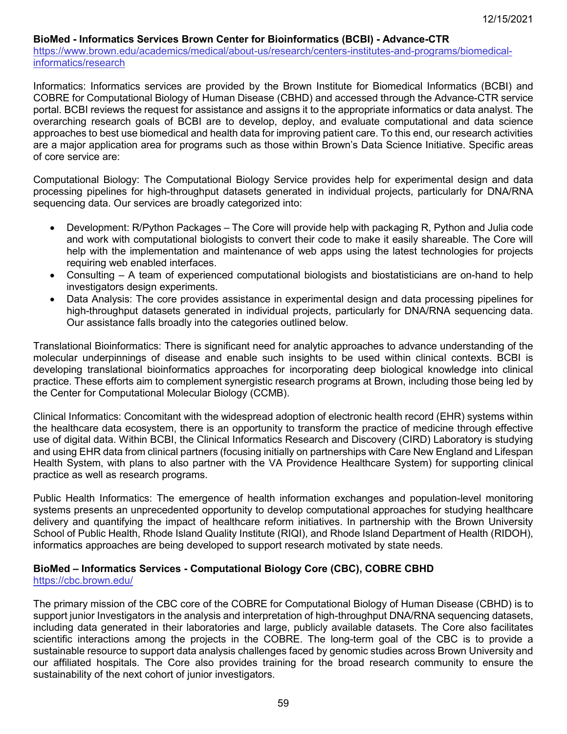**BioMed - Informatics Services Brown Center for Bioinformatics (BCBI) - Advance-CTR**
https://www.brown.edu/academics/medical/about-us/research/centers-institutes-and-programs/biomedical-informatics/research

Informatics: Informatics services are provided by the Brown Institute for Biomedical Informatics (BCBI) and COBRE for Computational Biology of Human Disease (CBHD) and accessed through the Advance-CTR service portal. BCBI reviews the request for assistance and assigns it to the appropriate informatics or data analyst. The overarching research goals of BCBI are to develop, deploy, and evaluate computational and data science approaches to best use biomedical and health data for improving patient care. To this end, our research activities are a major application area for programs such as those within Brown's Data Science Initiative. Specific areas of core service are:

Computational Biology: The Computational Biology Service provides help for experimental design and data processing pipelines for high-throughput datasets generated in individual projects, particularly for DNA/RNA sequencing data. Our services are broadly categorized into:

- Development: R/Python Packages – The Core will provide help with packaging R, Python and Julia code and work with computational biologists to convert their code to make it easily shareable. The Core will help with the implementation and maintenance of web apps using the latest technologies for projects requiring web enabled interfaces.
- Consulting – A team of experienced computational biologists and biostatisticians are on-hand to help investigators design experiments.
- Data Analysis: The core provides assistance in experimental design and data processing pipelines for high-throughput datasets generated in individual projects, particularly for DNA/RNA sequencing data. Our assistance falls broadly into the categories outlined below.

Translational Bioinformatics: There is significant need for analytic approaches to advance understanding of the molecular underpinnings of disease and enable such insights to be used within clinical contexts. BCBI is developing translational bioinformatics approaches for incorporating deep biological knowledge into clinical practice. These efforts aim to complement synergistic research programs at Brown, including those being led by the Center for Computational Molecular Biology (CCMB).

Clinical Informatics: Concomitant with the widespread adoption of electronic health record (EHR) systems within the healthcare data ecosystem, there is an opportunity to transform the practice of medicine through effective use of digital data. Within BCBI, the Clinical Informatics Research and Discovery (CIRD) Laboratory is studying and using EHR data from clinical partners (focusing initially on partnerships with Care New England and Lifespan Health System, with plans to also partner with the VA Providence Healthcare System) for supporting clinical practice as well as research programs.

Public Health Informatics: The emergence of health information exchanges and population-level monitoring systems presents an unprecedented opportunity to develop computational approaches for studying healthcare delivery and quantifying the impact of healthcare reform initiatives. In partnership with the Brown University School of Public Health, Rhode Island Quality Institute (RIQI), and Rhode Island Department of Health (RIDOH), informatics approaches are being developed to support research motivated by state needs.

**BioMed – Informatics Services - Computational Biology Core (CBC), COBRE CBHD**
https://cbc.brown.edu/

The primary mission of the CBC core of the COBRE for Computational Biology of Human Disease (CBHD) is to support junior Investigators in the analysis and interpretation of high-throughput DNA/RNA sequencing datasets, including data generated in their laboratories and large, publicly available datasets. The Core also facilitates scientific interactions among the projects in the COBRE. The long-term goal of the CBC is to provide a sustainable resource to support data analysis challenges faced by genomic studies across Brown University and our affiliated hospitals. The Core also provides training for the broad research community to ensure the sustainability of the next cohort of junior investigators.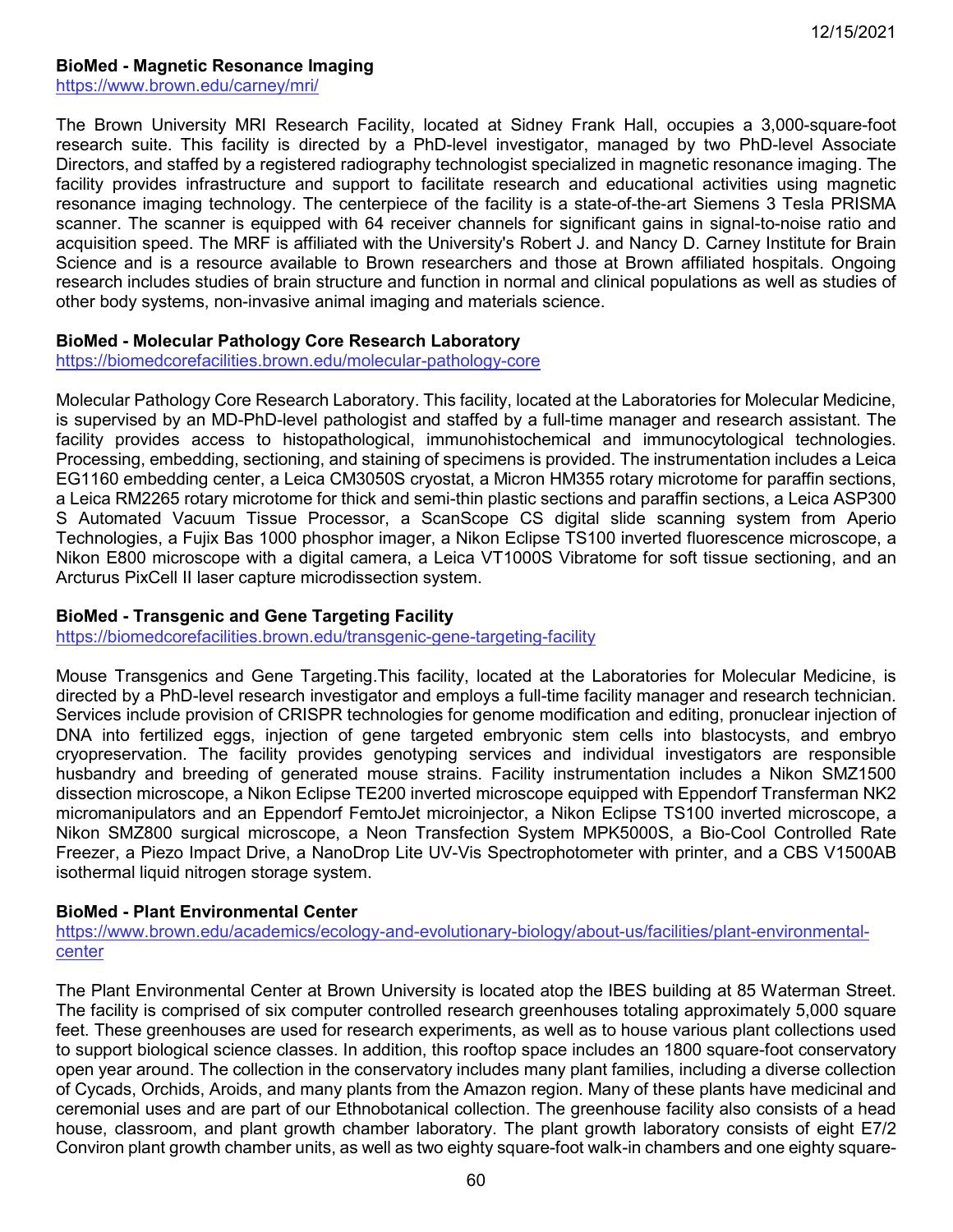**BioMed - Magnetic Resonance Imaging**
https://www.brown.edu/carney/mri/

The Brown University MRI Research Facility, located at Sidney Frank Hall, occupies a 3,000-square-foot research suite. This facility is directed by a PhD-level investigator, managed by two PhD-level Associate Directors, and staffed by a registered radiography technologist specialized in magnetic resonance imaging. The facility provides infrastructure and support to facilitate research and educational activities using magnetic resonance imaging technology. The centerpiece of the facility is a state-of-the-art Siemens 3 Tesla PRISMA scanner. The scanner is equipped with 64 receiver channels for significant gains in signal-to-noise ratio and acquisition speed. The MRF is affiliated with the University's Robert J. and Nancy D. Carney Institute for Brain Science and is a resource available to Brown researchers and those at Brown affiliated hospitals. Ongoing research includes studies of brain structure and function in normal and clinical populations as well as studies of other body systems, non-invasive animal imaging and materials science.

**BioMed - Molecular Pathology Core Research Laboratory**
https://biomedcorefacilities.brown.edu/molecular-pathology-core

Molecular Pathology Core Research Laboratory. This facility, located at the Laboratories for Molecular Medicine, is supervised by an MD-PhD-level pathologist and staffed by a full-time manager and research assistant. The facility provides access to histopathological, immunohistochemical and immunocytological technologies. Processing, embedding, sectioning, and staining of specimens is provided. The instrumentation includes a Leica EG1160 embedding center, a Leica CM3050S cryostat, a Micron HM355 rotary microtome for paraffin sections, a Leica RM2265 rotary microtome for thick and semi-thin plastic sections and paraffin sections, a Leica ASP300 S Automated Vacuum Tissue Processor, a ScanScope CS digital slide scanning system from Aperio Technologies, a Fujix Bas 1000 phosphor imager, a Nikon Eclipse TS100 inverted fluorescence microscope, a Nikon E800 microscope with a digital camera, a Leica VT1000S Vibratome for soft tissue sectioning, and an Arcturus PixCell II laser capture microdissection system.

**BioMed - Transgenic and Gene Targeting Facility**
https://biomedcorefacilities.brown.edu/transgenic-gene-targeting-facility

Mouse Transgenics and Gene Targeting.This facility, located at the Laboratories for Molecular Medicine, is directed by a PhD-level research investigator and employs a full-time facility manager and research technician. Services include provision of CRISPR technologies for genome modification and editing, pronuclear injection of DNA into fertilized eggs, injection of gene targeted embryonic stem cells into blastocysts, and embryo cryopreservation. The facility provides genotyping services and individual investigators are responsible husbandry and breeding of generated mouse strains. Facility instrumentation includes a Nikon SMZ1500 dissection microscope, a Nikon Eclipse TE200 inverted microscope equipped with Eppendorf Transferman NK2 micromanipulators and an Eppendorf FemtoJet microinjector, a Nikon Eclipse TS100 inverted microscope, a Nikon SMZ800 surgical microscope, a Neon Transfection System MPK5000S, a Bio-Cool Controlled Rate Freezer, a Piezo Impact Drive, a NanoDrop Lite UV-Vis Spectrophotometer with printer, and a CBS V1500AB isothermal liquid nitrogen storage system.

**BioMed - Plant Environmental Center**
https://www.brown.edu/academics/ecology-and-evolutionary-biology/about-us/facilities/plant-environmental-center

The Plant Environmental Center at Brown University is located atop the IBES building at 85 Waterman Street. The facility is comprised of six computer controlled research greenhouses totaling approximately 5,000 square feet. These greenhouses are used for research experiments, as well as to house various plant collections used to support biological science classes. In addition, this rooftop space includes an 1800 square-foot conservatory open year around. The collection in the conservatory includes many plant families, including a diverse collection of Cycads, Orchids, Aroids, and many plants from the Amazon region. Many of these plants have medicinal and ceremonial uses and are part of our Ethnobotanical collection. The greenhouse facility also consists of a head house, classroom, and plant growth chamber laboratory. The plant growth laboratory consists of eight E7/2 Conviron plant growth chamber units, as well as two eighty square-foot walk-in chambers and one eighty square-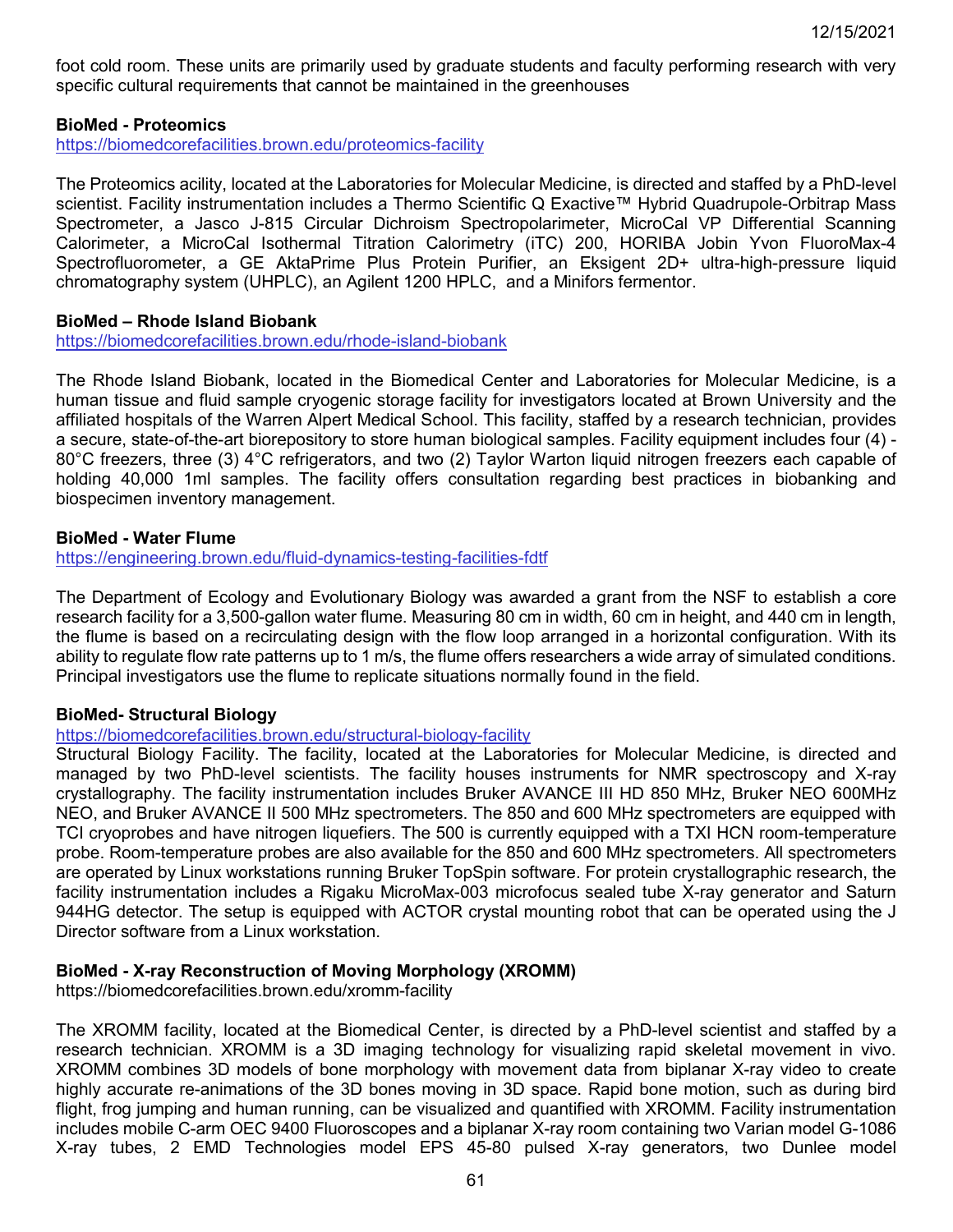foot cold room. These units are primarily used by graduate students and faculty performing research with very specific cultural requirements that cannot be maintained in the greenhouses

**BioMed - Proteomics**
https://biomedcorefacilities.brown.edu/proteomics-facility

The Proteomics acility, located at the Laboratories for Molecular Medicine, is directed and staffed by a PhD-level scientist. Facility instrumentation includes a Thermo Scientific Q Exactive™ Hybrid Quadrupole-Orbitrap Mass Spectrometer, a Jasco J-815 Circular Dichroism Spectropolarimeter, MicroCal VP Differential Scanning Calorimeter, a MicroCal Isothermal Titration Calorimetry (iTC) 200, HORIBA Jobin Yvon FluoroMax-4 Spectrofluorometer, a GE AktaPrime Plus Protein Purifier, an Eksigent 2D+ ultra-high-pressure liquid chromatography system (UHPLC), an Agilent 1200 HPLC, and a Minifors fermentor.

**BioMed – Rhode Island Biobank**
https://biomedcorefacilities.brown.edu/rhode-island-biobank

The Rhode Island Biobank, located in the Biomedical Center and Laboratories for Molecular Medicine, is a human tissue and fluid sample cryogenic storage facility for investigators located at Brown University and the affiliated hospitals of the Warren Alpert Medical School. This facility, staffed by a research technician, provides a secure, state-of-the-art biorepository to store human biological samples. Facility equipment includes four (4) -80°C freezers, three (3) 4°C refrigerators, and two (2) Taylor Warton liquid nitrogen freezers each capable of holding 40,000 1ml samples. The facility offers consultation regarding best practices in biobanking and biospecimen inventory management.

**BioMed - Water Flume**
https://engineering.brown.edu/fluid-dynamics-testing-facilities-fdtf

The Department of Ecology and Evolutionary Biology was awarded a grant from the NSF to establish a core research facility for a 3,500-gallon water flume. Measuring 80 cm in width, 60 cm in height, and 440 cm in length, the flume is based on a recirculating design with the flow loop arranged in a horizontal configuration. With its ability to regulate flow rate patterns up to 1 m/s, the flume offers researchers a wide array of simulated conditions. Principal investigators use the flume to replicate situations normally found in the field.

**BioMed- Structural Biology**
https://biomedcorefacilities.brown.edu/structural-biology-facility
Structural Biology Facility. The facility, located at the Laboratories for Molecular Medicine, is directed and managed by two PhD-level scientists. The facility houses instruments for NMR spectroscopy and X-ray crystallography. The facility instrumentation includes Bruker AVANCE III HD 850 MHz, Bruker NEO 600MHz NEO, and Bruker AVANCE II 500 MHz spectrometers. The 850 and 600 MHz spectrometers are equipped with TCI cryoprobes and have nitrogen liquefiers. The 500 is currently equipped with a TXI HCN room-temperature probe. Room-temperature probes are also available for the 850 and 600 MHz spectrometers. All spectrometers are operated by Linux workstations running Bruker TopSpin software. For protein crystallographic research, the facility instrumentation includes a Rigaku MicroMax-003 microfocus sealed tube X-ray generator and Saturn 944HG detector. The setup is equipped with ACTOR crystal mounting robot that can be operated using the J Director software from a Linux workstation.

**BioMed - X-ray Reconstruction of Moving Morphology (XROMM)**
https://biomedcorefacilities.brown.edu/xromm-facility

The XROMM facility, located at the Biomedical Center, is directed by a PhD-level scientist and staffed by a research technician. XROMM is a 3D imaging technology for visualizing rapid skeletal movement in vivo. XROMM combines 3D models of bone morphology with movement data from biplanar X-ray video to create highly accurate re-animations of the 3D bones moving in 3D space. Rapid bone motion, such as during bird flight, frog jumping and human running, can be visualized and quantified with XROMM. Facility instrumentation includes mobile C-arm OEC 9400 Fluoroscopes and a biplanar X-ray room containing two Varian model G-1086 X-ray tubes, 2 EMD Technologies model EPS 45-80 pulsed X-ray generators, two Dunlee model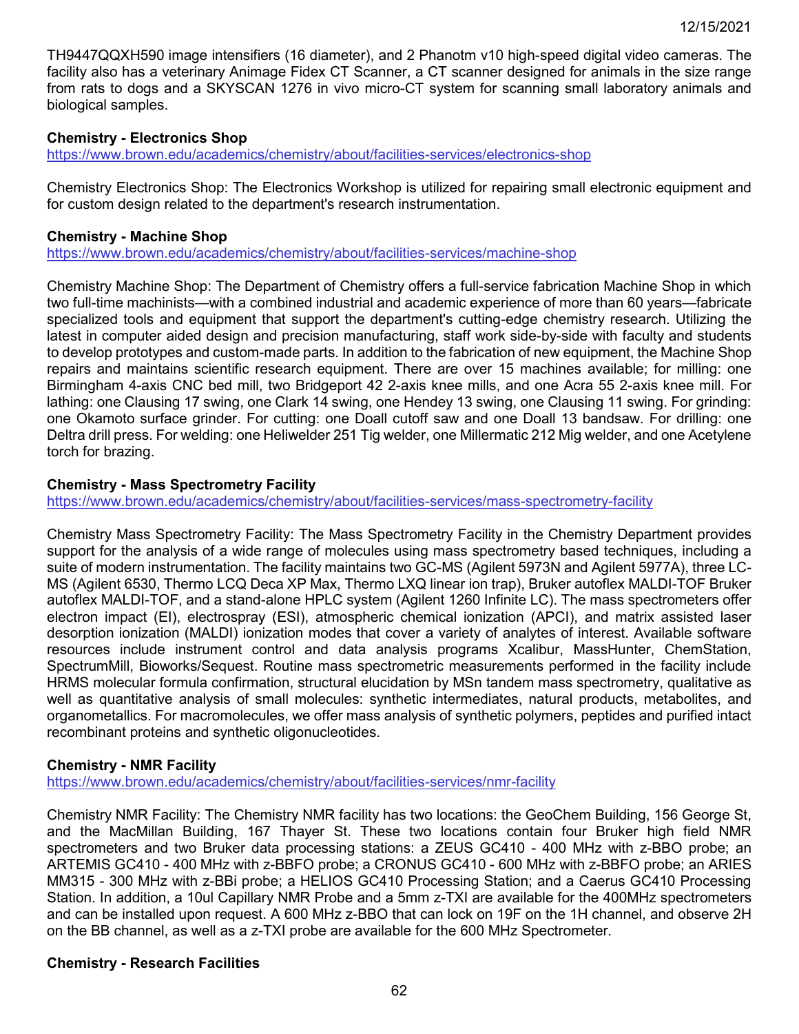TH9447QQXH590 image intensifiers (16 diameter), and 2 Phanotm v10 high-speed digital video cameras. The facility also has a veterinary Animage Fidex CT Scanner, a CT scanner designed for animals in the size range from rats to dogs and a SKYSCAN 1276 in vivo micro-CT system for scanning small laboratory animals and biological samples.

**Chemistry - Electronics Shop**
https://www.brown.edu/academics/chemistry/about/facilities-services/electronics-shop

Chemistry Electronics Shop: The Electronics Workshop is utilized for repairing small electronic equipment and for custom design related to the department's research instrumentation.

**Chemistry - Machine Shop**
https://www.brown.edu/academics/chemistry/about/facilities-services/machine-shop

Chemistry Machine Shop: The Department of Chemistry offers a full-service fabrication Machine Shop in which two full-time machinists—with a combined industrial and academic experience of more than 60 years—fabricate specialized tools and equipment that support the department's cutting-edge chemistry research. Utilizing the latest in computer aided design and precision manufacturing, staff work side-by-side with faculty and students to develop prototypes and custom-made parts. In addition to the fabrication of new equipment, the Machine Shop repairs and maintains scientific research equipment. There are over 15 machines available; for milling: one Birmingham 4-axis CNC bed mill, two Bridgeport 42 2-axis knee mills, and one Acra 55 2-axis knee mill. For lathing: one Clausing 17 swing, one Clark 14 swing, one Hendey 13 swing, one Clausing 11 swing. For grinding: one Okamoto surface grinder. For cutting: one Doall cutoff saw and one Doall 13 bandsaw. For drilling: one Deltra drill press. For welding: one Heliwelder 251 Tig welder, one Millermatic 212 Mig welder, and one Acetylene torch for brazing.

**Chemistry - Mass Spectrometry Facility**
https://www.brown.edu/academics/chemistry/about/facilities-services/mass-spectrometry-facility

Chemistry Mass Spectrometry Facility: The Mass Spectrometry Facility in the Chemistry Department provides support for the analysis of a wide range of molecules using mass spectrometry based techniques, including a suite of modern instrumentation. The facility maintains two GC-MS (Agilent 5973N and Agilent 5977A), three LC-MS (Agilent 6530, Thermo LCQ Deca XP Max, Thermo LXQ linear ion trap), Bruker autoflex MALDI-TOF Bruker autoflex MALDI-TOF, and a stand-alone HPLC system (Agilent 1260 Infinite LC). The mass spectrometers offer electron impact (EI), electrospray (ESI), atmospheric chemical ionization (APCI), and matrix assisted laser desorption ionization (MALDI) ionization modes that cover a variety of analytes of interest. Available software resources include instrument control and data analysis programs Xcalibur, MassHunter, ChemStation, SpectrumMill, Bioworks/Sequest. Routine mass spectrometric measurements performed in the facility include HRMS molecular formula confirmation, structural elucidation by MSn tandem mass spectrometry, qualitative as well as quantitative analysis of small molecules: synthetic intermediates, natural products, metabolites, and organometallics. For macromolecules, we offer mass analysis of synthetic polymers, peptides and purified intact recombinant proteins and synthetic oligonucleotides.

**Chemistry - NMR Facility**
https://www.brown.edu/academics/chemistry/about/facilities-services/nmr-facility

Chemistry NMR Facility: The Chemistry NMR facility has two locations: the GeoChem Building, 156 George St, and the MacMillan Building, 167 Thayer St. These two locations contain four Bruker high field NMR spectrometers and two Bruker data processing stations: a ZEUS GC410 - 400 MHz with z-BBO probe; an ARTEMIS GC410 - 400 MHz with z-BBFO probe; a CRONUS GC410 - 600 MHz with z-BBFO probe; an ARIES MM315 - 300 MHz with z-BBi probe; a HELIOS GC410 Processing Station; and a Caerus GC410 Processing Station. In addition, a 10ul Capillary NMR Probe and a 5mm z-TXI are available for the 400MHz spectrometers and can be installed upon request. A 600 MHz z-BBO that can lock on 19F on the 1H channel, and observe 2H on the BB channel, as well as a z-TXI probe are available for the 600 MHz Spectrometer.

**Chemistry - Research Facilities**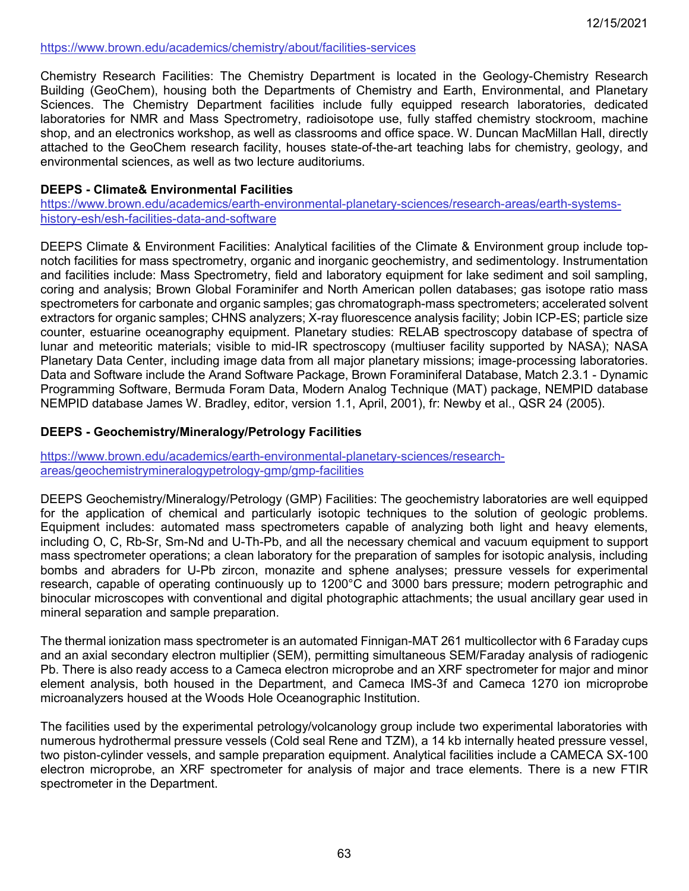https://www.brown.edu/academics/chemistry/about/facilities-services

Chemistry Research Facilities: The Chemistry Department is located in the Geology-Chemistry Research Building (GeoChem), housing both the Departments of Chemistry and Earth, Environmental, and Planetary Sciences. The Chemistry Department facilities include fully equipped research laboratories, dedicated laboratories for NMR and Mass Spectrometry, radioisotope use, fully staffed chemistry stockroom, machine shop, and an electronics workshop, as well as classrooms and office space. W. Duncan MacMillan Hall, directly attached to the GeoChem research facility, houses state-of-the-art teaching labs for chemistry, geology, and environmental sciences, as well as two lecture auditoriums.

**DEEPS - Climate& Environmental Facilities**

https://www.brown.edu/academics/earth-environmental-planetary-sciences/research-areas/earth-systems-history-esh/esh-facilities-data-and-software

DEEPS Climate & Environment Facilities: Analytical facilities of the Climate & Environment group include top-notch facilities for mass spectrometry, organic and inorganic geochemistry, and sedimentology. Instrumentation and facilities include: Mass Spectrometry, field and laboratory equipment for lake sediment and soil sampling, coring and analysis; Brown Global Foraminifer and North American pollen databases; gas isotope ratio mass spectrometers for carbonate and organic samples; gas chromatograph-mass spectrometers; accelerated solvent extractors for organic samples; CHNS analyzers; X-ray fluorescence analysis facility; Jobin ICP-ES; particle size counter, estuarine oceanography equipment. Planetary studies: RELAB spectroscopy database of spectra of lunar and meteoritic materials; visible to mid-IR spectroscopy (multiuser facility supported by NASA); NASA Planetary Data Center, including image data from all major planetary missions; image-processing laboratories. Data and Software include the Arand Software Package, Brown Foraminiferal Database, Match 2.3.1 - Dynamic Programming Software, Bermuda Foram Data, Modern Analog Technique (MAT) package, NEMPID database NEMPID database James W. Bradley, editor, version 1.1, April, 2001), fr: Newby et al., QSR 24 (2005).

**DEEPS - Geochemistry/Mineralogy/Petrology Facilities**

https://www.brown.edu/academics/earth-environmental-planetary-sciences/research-areas/geochemistrymineralogypetrology-gmp/gmp-facilities

DEEPS Geochemistry/Mineralogy/Petrology (GMP) Facilities: The geochemistry laboratories are well equipped for the application of chemical and particularly isotopic techniques to the solution of geologic problems. Equipment includes: automated mass spectrometers capable of analyzing both light and heavy elements, including O, C, Rb-Sr, Sm-Nd and U-Th-Pb, and all the necessary chemical and vacuum equipment to support mass spectrometer operations; a clean laboratory for the preparation of samples for isotopic analysis, including bombs and abraders for U-Pb zircon, monazite and sphene analyses; pressure vessels for experimental research, capable of operating continuously up to 1200°C and 3000 bars pressure; modern petrographic and binocular microscopes with conventional and digital photographic attachments; the usual ancillary gear used in mineral separation and sample preparation.

The thermal ionization mass spectrometer is an automated Finnigan-MAT 261 multicollector with 6 Faraday cups and an axial secondary electron multiplier (SEM), permitting simultaneous SEM/Faraday analysis of radiogenic Pb. There is also ready access to a Cameca electron microprobe and an XRF spectrometer for major and minor element analysis, both housed in the Department, and Cameca IMS-3f and Cameca 1270 ion microprobe microanalyzers housed at the Woods Hole Oceanographic Institution.

The facilities used by the experimental petrology/volcanology group include two experimental laboratories with numerous hydrothermal pressure vessels (Cold seal Rene and TZM), a 14 kb internally heated pressure vessel, two piston-cylinder vessels, and sample preparation equipment. Analytical facilities include a CAMECA SX-100 electron microprobe, an XRF spectrometer for analysis of major and trace elements. There is a new FTIR spectrometer in the Department.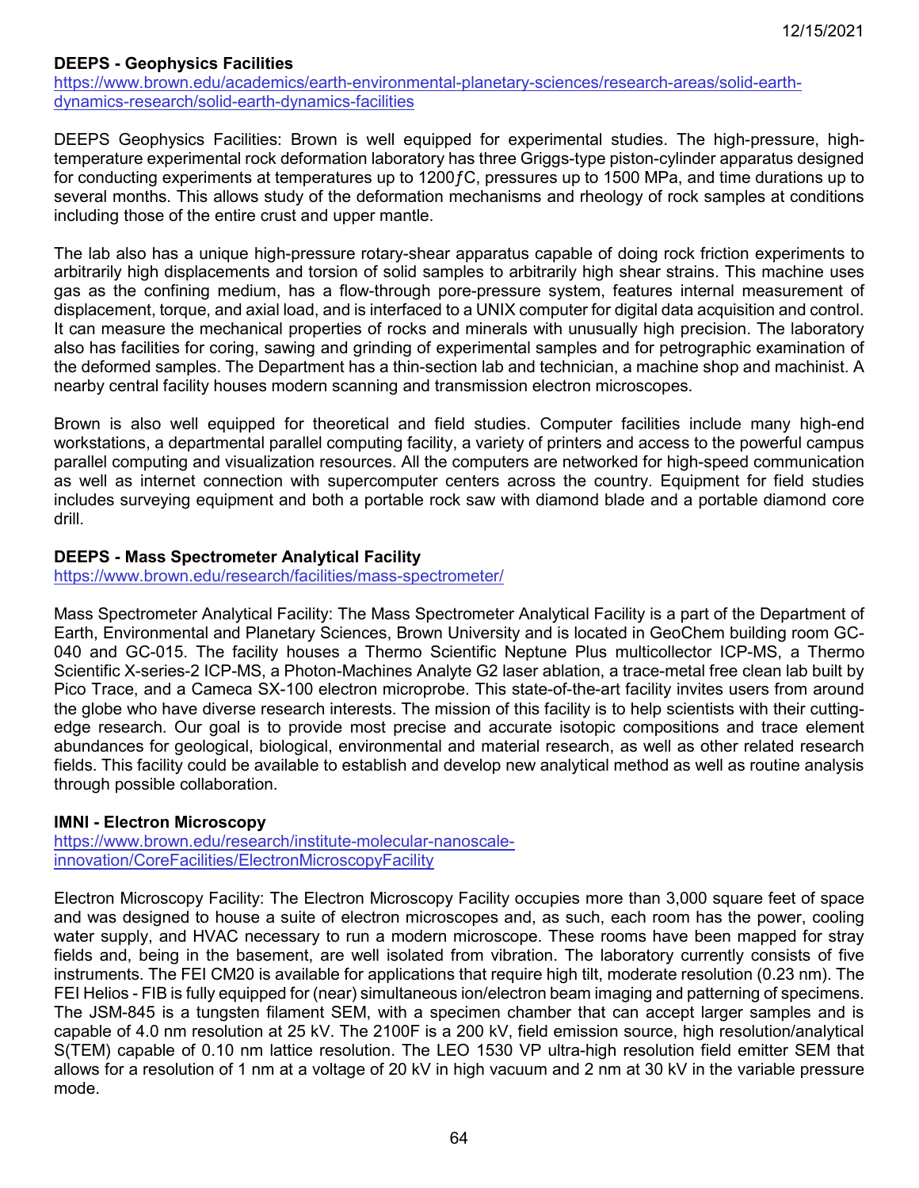**DEEPS - Geophysics Facilities**

https://www.brown.edu/academics/earth-environmental-planetary-sciences/research-areas/solid-earth-dynamics-research/solid-earth-dynamics-facilities

DEEPS Geophysics Facilities: Brown is well equipped for experimental studies. The high-pressure, high-temperature experimental rock deformation laboratory has three Griggs-type piston-cylinder apparatus designed for conducting experiments at temperatures up to 1200ƒC, pressures up to 1500 MPa, and time durations up to several months. This allows study of the deformation mechanisms and rheology of rock samples at conditions including those of the entire crust and upper mantle.

The lab also has a unique high-pressure rotary-shear apparatus capable of doing rock friction experiments to arbitrarily high displacements and torsion of solid samples to arbitrarily high shear strains. This machine uses gas as the confining medium, has a flow-through pore-pressure system, features internal measurement of displacement, torque, and axial load, and is interfaced to a UNIX computer for digital data acquisition and control. It can measure the mechanical properties of rocks and minerals with unusually high precision. The laboratory also has facilities for coring, sawing and grinding of experimental samples and for petrographic examination of the deformed samples. The Department has a thin-section lab and technician, a machine shop and machinist. A nearby central facility houses modern scanning and transmission electron microscopes.

Brown is also well equipped for theoretical and field studies. Computer facilities include many high-end workstations, a departmental parallel computing facility, a variety of printers and access to the powerful campus parallel computing and visualization resources. All the computers are networked for high-speed communication as well as internet connection with supercomputer centers across the country. Equipment for field studies includes surveying equipment and both a portable rock saw with diamond blade and a portable diamond core drill.

**DEEPS - Mass Spectrometer Analytical Facility**

https://www.brown.edu/research/facilities/mass-spectrometer/

Mass Spectrometer Analytical Facility: The Mass Spectrometer Analytical Facility is a part of the Department of Earth, Environmental and Planetary Sciences, Brown University and is located in GeoChem building room GC-040 and GC-015. The facility houses a Thermo Scientific Neptune Plus multicollector ICP-MS, a Thermo Scientific X-series-2 ICP-MS, a Photon-Machines Analyte G2 laser ablation, a trace-metal free clean lab built by Pico Trace, and a Cameca SX-100 electron microprobe. This state-of-the-art facility invites users from around the globe who have diverse research interests. The mission of this facility is to help scientists with their cutting-edge research. Our goal is to provide most precise and accurate isotopic compositions and trace element abundances for geological, biological, environmental and material research, as well as other related research fields. This facility could be available to establish and develop new analytical method as well as routine analysis through possible collaboration.

**IMNI - Electron Microscopy**

https://www.brown.edu/research/institute-molecular-nanoscale-innovation/CoreFacilities/ElectronMicroscopyFacility

Electron Microscopy Facility: The Electron Microscopy Facility occupies more than 3,000 square feet of space and was designed to house a suite of electron microscopes and, as such, each room has the power, cooling water supply, and HVAC necessary to run a modern microscope. These rooms have been mapped for stray fields and, being in the basement, are well isolated from vibration. The laboratory currently consists of five instruments. The FEI CM20 is available for applications that require high tilt, moderate resolution (0.23 nm). The FEI Helios - FIB is fully equipped for (near) simultaneous ion/electron beam imaging and patterning of specimens. The JSM-845 is a tungsten filament SEM, with a specimen chamber that can accept larger samples and is capable of 4.0 nm resolution at 25 kV. The 2100F is a 200 kV, field emission source, high resolution/analytical S(TEM) capable of 0.10 nm lattice resolution. The LEO 1530 VP ultra-high resolution field emitter SEM that allows for a resolution of 1 nm at a voltage of 20 kV in high vacuum and 2 nm at 30 kV in the variable pressure mode.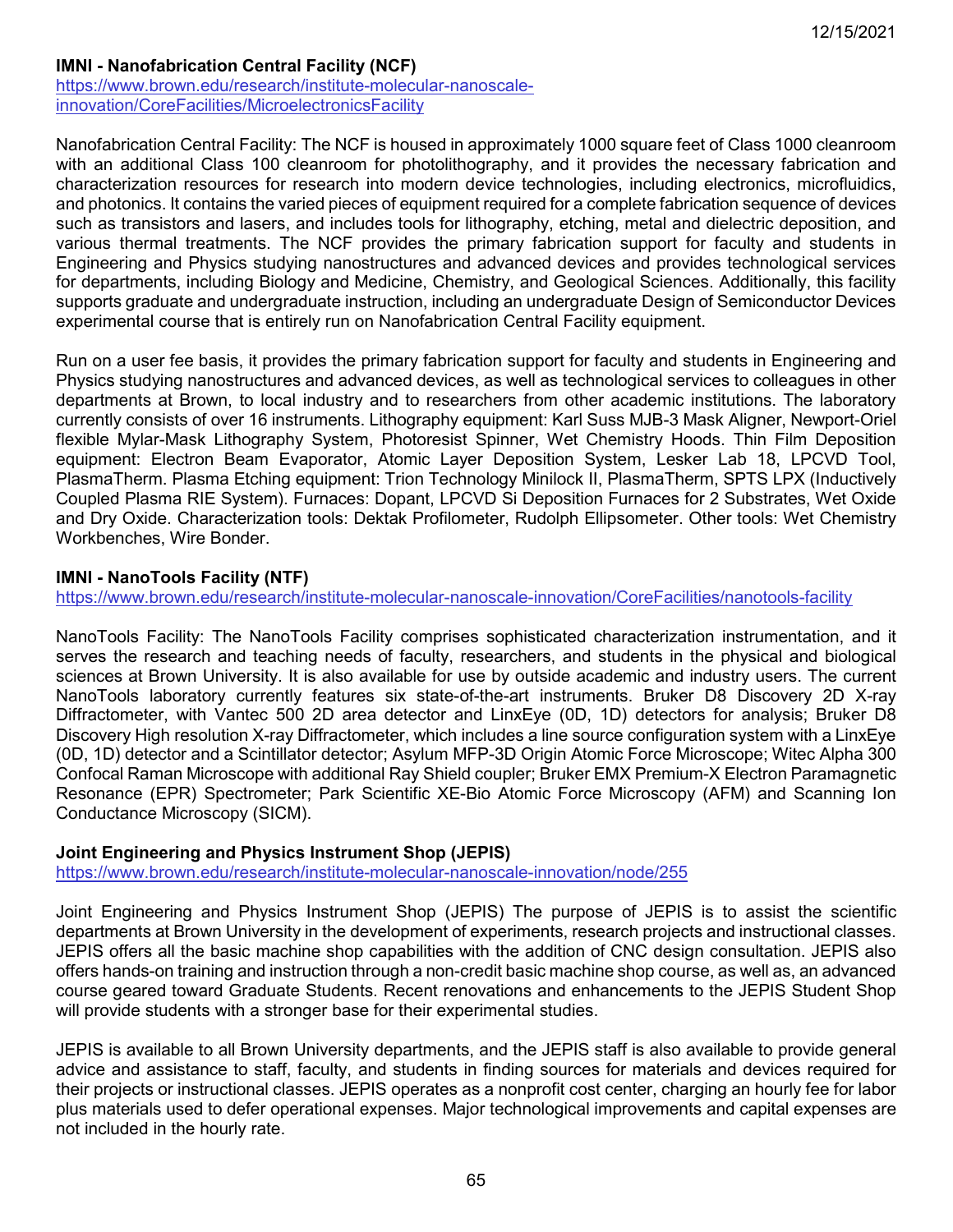**IMNI - Nanofabrication Central Facility (NCF)**
https://www.brown.edu/research/institute-molecular-nanoscale-innovation/CoreFacilities/MicroelectronicsFacility

Nanofabrication Central Facility: The NCF is housed in approximately 1000 square feet of Class 1000 cleanroom with an additional Class 100 cleanroom for photolithography, and it provides the necessary fabrication and characterization resources for research into modern device technologies, including electronics, microfluidics, and photonics. It contains the varied pieces of equipment required for a complete fabrication sequence of devices such as transistors and lasers, and includes tools for lithography, etching, metal and dielectric deposition, and various thermal treatments. The NCF provides the primary fabrication support for faculty and students in Engineering and Physics studying nanostructures and advanced devices and provides technological services for departments, including Biology and Medicine, Chemistry, and Geological Sciences. Additionally, this facility supports graduate and undergraduate instruction, including an undergraduate Design of Semiconductor Devices experimental course that is entirely run on Nanofabrication Central Facility equipment.

Run on a user fee basis, it provides the primary fabrication support for faculty and students in Engineering and Physics studying nanostructures and advanced devices, as well as technological services to colleagues in other departments at Brown, to local industry and to researchers from other academic institutions. The laboratory currently consists of over 16 instruments. Lithography equipment: Karl Suss MJB-3 Mask Aligner, Newport-Oriel flexible Mylar-Mask Lithography System, Photoresist Spinner, Wet Chemistry Hoods. Thin Film Deposition equipment: Electron Beam Evaporator, Atomic Layer Deposition System, Lesker Lab 18, LPCVD Tool, PlasmaTherm. Plasma Etching equipment: Trion Technology Minilock II, PlasmaTherm, SPTS LPX (Inductively Coupled Plasma RIE System). Furnaces: Dopant, LPCVD Si Deposition Furnaces for 2 Substrates, Wet Oxide and Dry Oxide. Characterization tools: Dektak Profilometer, Rudolph Ellipsometer. Other tools: Wet Chemistry Workbenches, Wire Bonder.

**IMNI - NanoTools Facility (NTF)**
https://www.brown.edu/research/institute-molecular-nanoscale-innovation/CoreFacilities/nanotools-facility

NanoTools Facility: The NanoTools Facility comprises sophisticated characterization instrumentation, and it serves the research and teaching needs of faculty, researchers, and students in the physical and biological sciences at Brown University. It is also available for use by outside academic and industry users. The current NanoTools laboratory currently features six state-of-the-art instruments. Bruker D8 Discovery 2D X-ray Diffractometer, with Vantec 500 2D area detector and LinxEye (0D, 1D) detectors for analysis; Bruker D8 Discovery High resolution X-ray Diffractometer, which includes a line source configuration system with a LinxEye (0D, 1D) detector and a Scintillator detector; Asylum MFP-3D Origin Atomic Force Microscope; Witec Alpha 300 Confocal Raman Microscope with additional Ray Shield coupler; Bruker EMX Premium-X Electron Paramagnetic Resonance (EPR) Spectrometer; Park Scientific XE-Bio Atomic Force Microscopy (AFM) and Scanning Ion Conductance Microscopy (SICM).

**Joint Engineering and Physics Instrument Shop (JEPIS)**
https://www.brown.edu/research/institute-molecular-nanoscale-innovation/node/255

Joint Engineering and Physics Instrument Shop (JEPIS) The purpose of JEPIS is to assist the scientific departments at Brown University in the development of experiments, research projects and instructional classes. JEPIS offers all the basic machine shop capabilities with the addition of CNC design consultation. JEPIS also offers hands-on training and instruction through a non-credit basic machine shop course, as well as, an advanced course geared toward Graduate Students. Recent renovations and enhancements to the JEPIS Student Shop will provide students with a stronger base for their experimental studies.

JEPIS is available to all Brown University departments, and the JEPIS staff is also available to provide general advice and assistance to staff, faculty, and students in finding sources for materials and devices required for their projects or instructional classes. JEPIS operates as a nonprofit cost center, charging an hourly fee for labor plus materials used to defer operational expenses. Major technological improvements and capital expenses are not included in the hourly rate.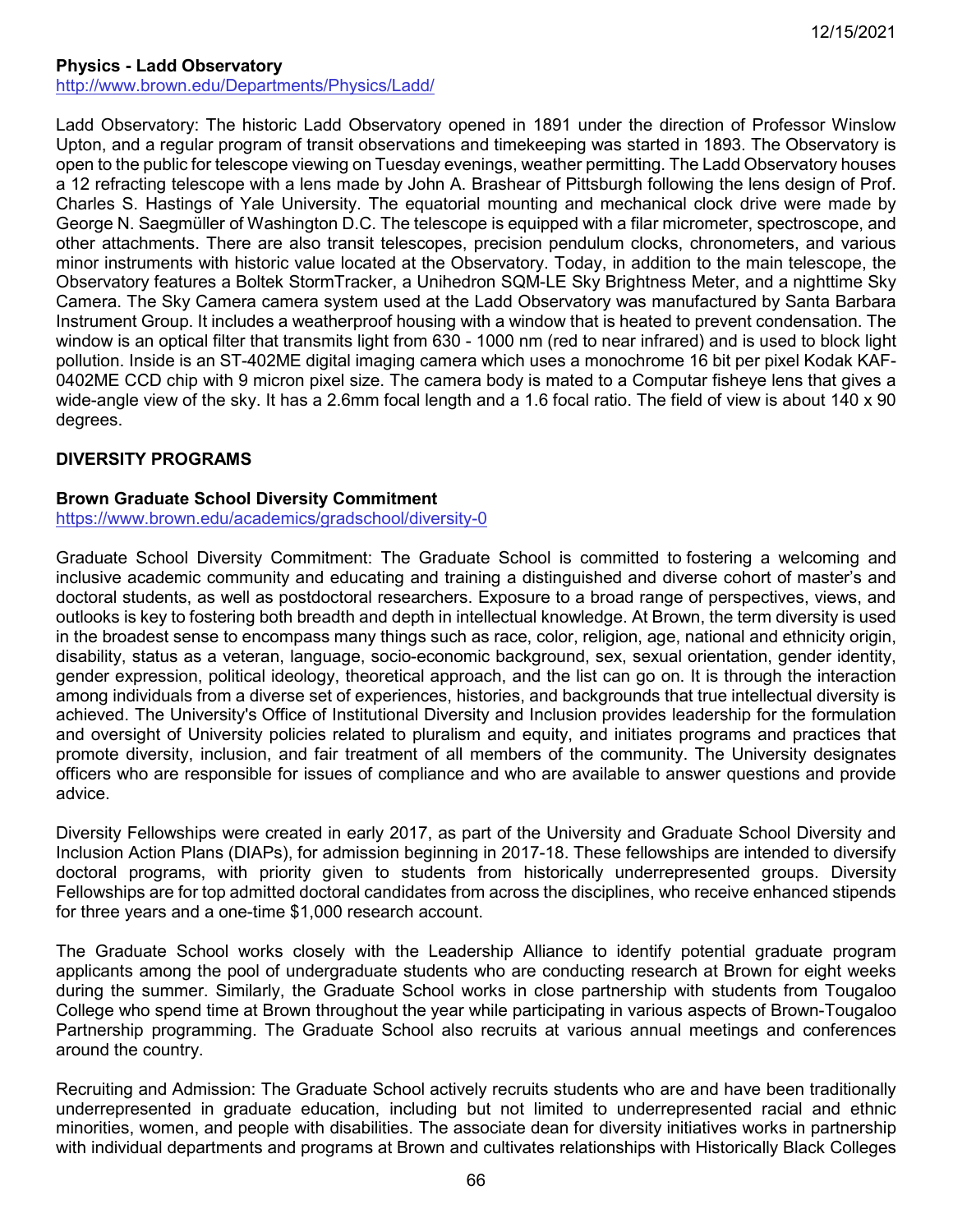**Physics - Ladd Observatory**
http://www.brown.edu/Departments/Physics/Ladd/

Ladd Observatory: The historic Ladd Observatory opened in 1891 under the direction of Professor Winslow Upton, and a regular program of transit observations and timekeeping was started in 1893. The Observatory is open to the public for telescope viewing on Tuesday evenings, weather permitting. The Ladd Observatory houses a 12 refracting telescope with a lens made by John A. Brashear of Pittsburgh following the lens design of Prof. Charles S. Hastings of Yale University. The equatorial mounting and mechanical clock drive were made by George N. Saegmüller of Washington D.C. The telescope is equipped with a filar micrometer, spectroscope, and other attachments. There are also transit telescopes, precision pendulum clocks, chronometers, and various minor instruments with historic value located at the Observatory. Today, in addition to the main telescope, the Observatory features a Boltek StormTracker, a Unihedron SQM-LE Sky Brightness Meter, and a nighttime Sky Camera. The Sky Camera camera system used at the Ladd Observatory was manufactured by Santa Barbara Instrument Group. It includes a weatherproof housing with a window that is heated to prevent condensation. The window is an optical filter that transmits light from 630 - 1000 nm (red to near infrared) and is used to block light pollution. Inside is an ST-402ME digital imaging camera which uses a monochrome 16 bit per pixel Kodak KAF-0402ME CCD chip with 9 micron pixel size. The camera body is mated to a Computar fisheye lens that gives a wide-angle view of the sky. It has a 2.6mm focal length and a 1.6 focal ratio. The field of view is about 140 x 90 degrees.

## DIVERSITY PROGRAMS

**Brown Graduate School Diversity Commitment**
https://www.brown.edu/academics/gradschool/diversity-0

Graduate School Diversity Commitment: The Graduate School is committed to fostering a welcoming and inclusive academic community and educating and training a distinguished and diverse cohort of master's and doctoral students, as well as postdoctoral researchers. Exposure to a broad range of perspectives, views, and outlooks is key to fostering both breadth and depth in intellectual knowledge. At Brown, the term diversity is used in the broadest sense to encompass many things such as race, color, religion, age, national and ethnicity origin, disability, status as a veteran, language, socio-economic background, sex, sexual orientation, gender identity, gender expression, political ideology, theoretical approach, and the list can go on. It is through the interaction among individuals from a diverse set of experiences, histories, and backgrounds that true intellectual diversity is achieved. The University's Office of Institutional Diversity and Inclusion provides leadership for the formulation and oversight of University policies related to pluralism and equity, and initiates programs and practices that promote diversity, inclusion, and fair treatment of all members of the community. The University designates officers who are responsible for issues of compliance and who are available to answer questions and provide advice.

Diversity Fellowships were created in early 2017, as part of the University and Graduate School Diversity and Inclusion Action Plans (DIAPs), for admission beginning in 2017-18. These fellowships are intended to diversify doctoral programs, with priority given to students from historically underrepresented groups. Diversity Fellowships are for top admitted doctoral candidates from across the disciplines, who receive enhanced stipends for three years and a one-time $1,000 research account.

The Graduate School works closely with the Leadership Alliance to identify potential graduate program applicants among the pool of undergraduate students who are conducting research at Brown for eight weeks during the summer. Similarly, the Graduate School works in close partnership with students from Tougaloo College who spend time at Brown throughout the year while participating in various aspects of Brown-Tougaloo Partnership programming. The Graduate School also recruits at various annual meetings and conferences around the country.

Recruiting and Admission: The Graduate School actively recruits students who are and have been traditionally underrepresented in graduate education, including but not limited to underrepresented racial and ethnic minorities, women, and people with disabilities. The associate dean for diversity initiatives works in partnership with individual departments and programs at Brown and cultivates relationships with Historically Black Colleges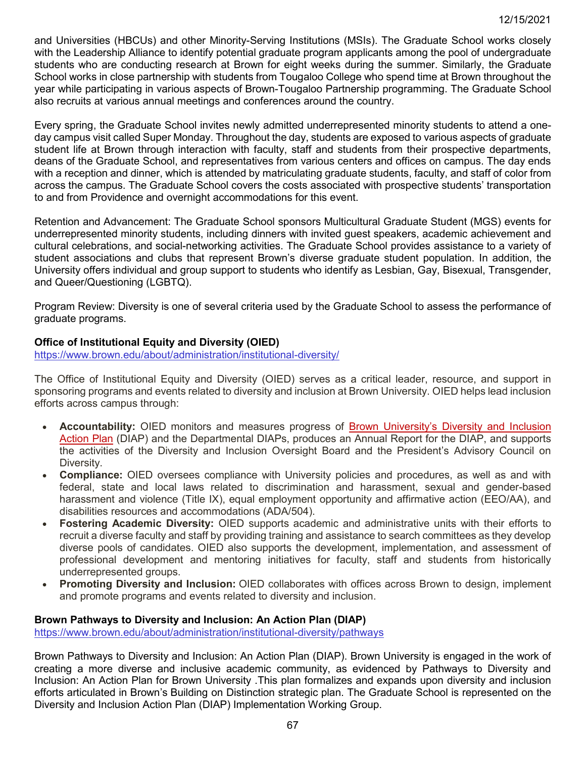and Universities (HBCUs) and other Minority-Serving Institutions (MSIs). The Graduate School works closely with the Leadership Alliance to identify potential graduate program applicants among the pool of undergraduate students who are conducting research at Brown for eight weeks during the summer. Similarly, the Graduate School works in close partnership with students from Tougaloo College who spend time at Brown throughout the year while participating in various aspects of Brown-Tougaloo Partnership programming. The Graduate School also recruits at various annual meetings and conferences around the country.

Every spring, the Graduate School invites newly admitted underrepresented minority students to attend a one-day campus visit called Super Monday. Throughout the day, students are exposed to various aspects of graduate student life at Brown through interaction with faculty, staff and students from their prospective departments, deans of the Graduate School, and representatives from various centers and offices on campus. The day ends with a reception and dinner, which is attended by matriculating graduate students, faculty, and staff of color from across the campus. The Graduate School covers the costs associated with prospective students' transportation to and from Providence and overnight accommodations for this event.

Retention and Advancement: The Graduate School sponsors Multicultural Graduate Student (MGS) events for underrepresented minority students, including dinners with invited guest speakers, academic achievement and cultural celebrations, and social-networking activities. The Graduate School provides assistance to a variety of student associations and clubs that represent Brown's diverse graduate student population. In addition, the University offers individual and group support to students who identify as Lesbian, Gay, Bisexual, Transgender, and Queer/Questioning (LGBTQ).

Program Review: Diversity is one of several criteria used by the Graduate School to assess the performance of graduate programs.

**Office of Institutional Equity and Diversity (OIED)**
https://www.brown.edu/about/administration/institutional-diversity/

The Office of Institutional Equity and Diversity (OIED) serves as a critical leader, resource, and support in sponsoring programs and events related to diversity and inclusion at Brown University. OIED helps lead inclusion efforts across campus through:

- **Accountability:** OIED monitors and measures progress of Brown University's Diversity and Inclusion Action Plan (DIAP) and the Departmental DIAPs, produces an Annual Report for the DIAP, and supports the activities of the Diversity and Inclusion Oversight Board and the President's Advisory Council on Diversity.
- **Compliance:** OIED oversees compliance with University policies and procedures, as well as and with federal, state and local laws related to discrimination and harassment, sexual and gender-based harassment and violence (Title IX), equal employment opportunity and affirmative action (EEO/AA), and disabilities resources and accommodations (ADA/504).
- **Fostering Academic Diversity:** OIED supports academic and administrative units with their efforts to recruit a diverse faculty and staff by providing training and assistance to search committees as they develop diverse pools of candidates. OIED also supports the development, implementation, and assessment of professional development and mentoring initiatives for faculty, staff and students from historically underrepresented groups.
- **Promoting Diversity and Inclusion:** OIED collaborates with offices across Brown to design, implement and promote programs and events related to diversity and inclusion.

**Brown Pathways to Diversity and Inclusion: An Action Plan (DIAP)**
https://www.brown.edu/about/administration/institutional-diversity/pathways

Brown Pathways to Diversity and Inclusion: An Action Plan (DIAP). Brown University is engaged in the work of creating a more diverse and inclusive academic community, as evidenced by Pathways to Diversity and Inclusion: An Action Plan for Brown University .This plan formalizes and expands upon diversity and inclusion efforts articulated in Brown's Building on Distinction strategic plan. The Graduate School is represented on the Diversity and Inclusion Action Plan (DIAP) Implementation Working Group.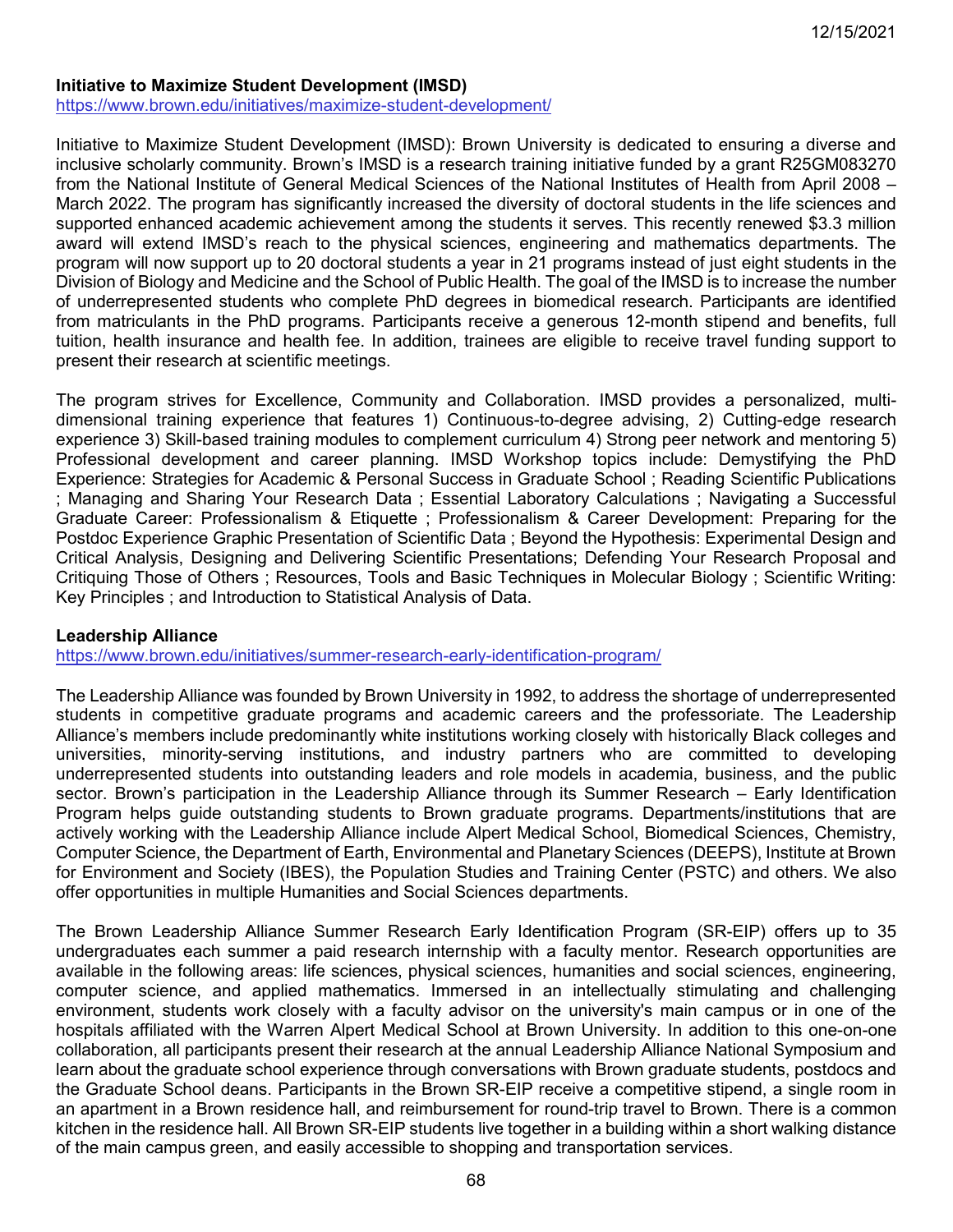**Initiative to Maximize Student Development (IMSD)**

https://www.brown.edu/initiatives/maximize-student-development/

Initiative to Maximize Student Development (IMSD): Brown University is dedicated to ensuring a diverse and inclusive scholarly community. Brown's IMSD is a research training initiative funded by a grant R25GM083270 from the National Institute of General Medical Sciences of the National Institutes of Health from April 2008 – March 2022. The program has significantly increased the diversity of doctoral students in the life sciences and supported enhanced academic achievement among the students it serves. This recently renewed $3.3 million award will extend IMSD's reach to the physical sciences, engineering and mathematics departments. The program will now support up to 20 doctoral students a year in 21 programs instead of just eight students in the Division of Biology and Medicine and the School of Public Health. The goal of the IMSD is to increase the number of underrepresented students who complete PhD degrees in biomedical research. Participants are identified from matriculants in the PhD programs. Participants receive a generous 12-month stipend and benefits, full tuition, health insurance and health fee. In addition, trainees are eligible to receive travel funding support to present their research at scientific meetings.

The program strives for Excellence, Community and Collaboration. IMSD provides a personalized, multi-dimensional training experience that features 1) Continuous-to-degree advising, 2) Cutting-edge research experience 3) Skill-based training modules to complement curriculum 4) Strong peer network and mentoring 5) Professional development and career planning. IMSD Workshop topics include: Demystifying the PhD Experience: Strategies for Academic & Personal Success in Graduate School ; Reading Scientific Publications ; Managing and Sharing Your Research Data ; Essential Laboratory Calculations ; Navigating a Successful Graduate Career: Professionalism & Etiquette ; Professionalism & Career Development: Preparing for the Postdoc Experience Graphic Presentation of Scientific Data ; Beyond the Hypothesis: Experimental Design and Critical Analysis, Designing and Delivering Scientific Presentations; Defending Your Research Proposal and Critiquing Those of Others ; Resources, Tools and Basic Techniques in Molecular Biology ; Scientific Writing: Key Principles ; and Introduction to Statistical Analysis of Data.

**Leadership Alliance**

https://www.brown.edu/initiatives/summer-research-early-identification-program/

The Leadership Alliance was founded by Brown University in 1992, to address the shortage of underrepresented students in competitive graduate programs and academic careers and the professoriate. The Leadership Alliance's members include predominantly white institutions working closely with historically Black colleges and universities, minority-serving institutions, and industry partners who are committed to developing underrepresented students into outstanding leaders and role models in academia, business, and the public sector. Brown's participation in the Leadership Alliance through its Summer Research – Early Identification Program helps guide outstanding students to Brown graduate programs. Departments/institutions that are actively working with the Leadership Alliance include Alpert Medical School, Biomedical Sciences, Chemistry, Computer Science, the Department of Earth, Environmental and Planetary Sciences (DEEPS), Institute at Brown for Environment and Society (IBES), the Population Studies and Training Center (PSTC) and others. We also offer opportunities in multiple Humanities and Social Sciences departments.

The Brown Leadership Alliance Summer Research Early Identification Program (SR-EIP) offers up to 35 undergraduates each summer a paid research internship with a faculty mentor. Research opportunities are available in the following areas: life sciences, physical sciences, humanities and social sciences, engineering, computer science, and applied mathematics. Immersed in an intellectually stimulating and challenging environment, students work closely with a faculty advisor on the university's main campus or in one of the hospitals affiliated with the Warren Alpert Medical School at Brown University. In addition to this one-on-one collaboration, all participants present their research at the annual Leadership Alliance National Symposium and learn about the graduate school experience through conversations with Brown graduate students, postdocs and the Graduate School deans. Participants in the Brown SR-EIP receive a competitive stipend, a single room in an apartment in a Brown residence hall, and reimbursement for round-trip travel to Brown. There is a common kitchen in the residence hall. All Brown SR-EIP students live together in a building within a short walking distance of the main campus green, and easily accessible to shopping and transportation services.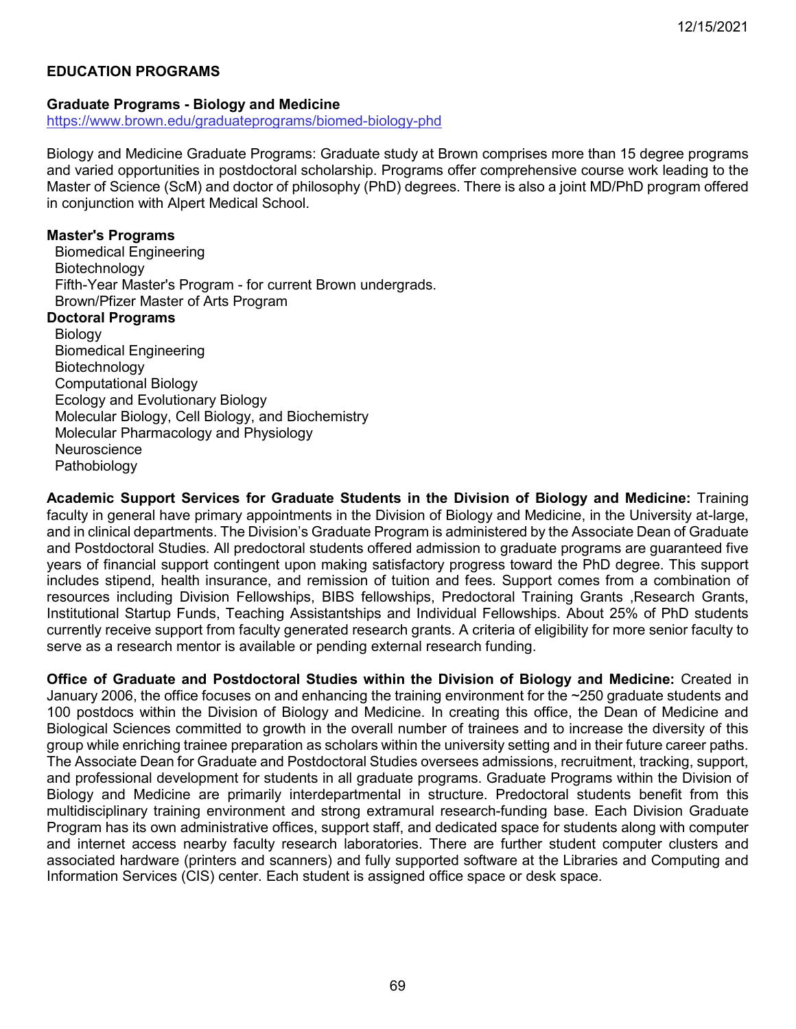## EDUCATION PROGRAMS

### Graduate Programs - Biology and Medicine

https://www.brown.edu/graduateprograms/biomed-biology-phd

Biology and Medicine Graduate Programs: Graduate study at Brown comprises more than 15 degree programs and varied opportunities in postdoctoral scholarship. Programs offer comprehensive course work leading to the Master of Science (ScM) and doctor of philosophy (PhD) degrees. There is also a joint MD/PhD program offered in conjunction with Alpert Medical School.

**Master's Programs**

- Biomedical Engineering
- Biotechnology
- Fifth-Year Master's Program - for current Brown undergrads.
- Brown/Pfizer Master of Arts Program

**Doctoral Programs**

- Biology
- Biomedical Engineering
- Biotechnology
- Computational Biology
- Ecology and Evolutionary Biology
- Molecular Biology, Cell Biology, and Biochemistry
- Molecular Pharmacology and Physiology
- Neuroscience
- Pathobiology

**Academic Support Services for Graduate Students in the Division of Biology and Medicine:** Training faculty in general have primary appointments in the Division of Biology and Medicine, in the University at-large, and in clinical departments. The Division's Graduate Program is administered by the Associate Dean of Graduate and Postdoctoral Studies. All predoctoral students offered admission to graduate programs are guaranteed five years of financial support contingent upon making satisfactory progress toward the PhD degree. This support includes stipend, health insurance, and remission of tuition and fees. Support comes from a combination of resources including Division Fellowships, BIBS fellowships, Predoctoral Training Grants ,Research Grants, Institutional Startup Funds, Teaching Assistantships and Individual Fellowships. About 25% of PhD students currently receive support from faculty generated research grants. A criteria of eligibility for more senior faculty to serve as a research mentor is available or pending external research funding.

**Office of Graduate and Postdoctoral Studies within the Division of Biology and Medicine:** Created in January 2006, the office focuses on and enhancing the training environment for the ~250 graduate students and 100 postdocs within the Division of Biology and Medicine. In creating this office, the Dean of Medicine and Biological Sciences committed to growth in the overall number of trainees and to increase the diversity of this group while enriching trainee preparation as scholars within the university setting and in their future career paths. The Associate Dean for Graduate and Postdoctoral Studies oversees admissions, recruitment, tracking, support, and professional development for students in all graduate programs. Graduate Programs within the Division of Biology and Medicine are primarily interdepartmental in structure. Predoctoral students benefit from this multidisciplinary training environment and strong extramural research-funding base. Each Division Graduate Program has its own administrative offices, support staff, and dedicated space for students along with computer and internet access nearby faculty research laboratories. There are further student computer clusters and associated hardware (printers and scanners) and fully supported software at the Libraries and Computing and Information Services (CIS) center. Each student is assigned office space or desk space.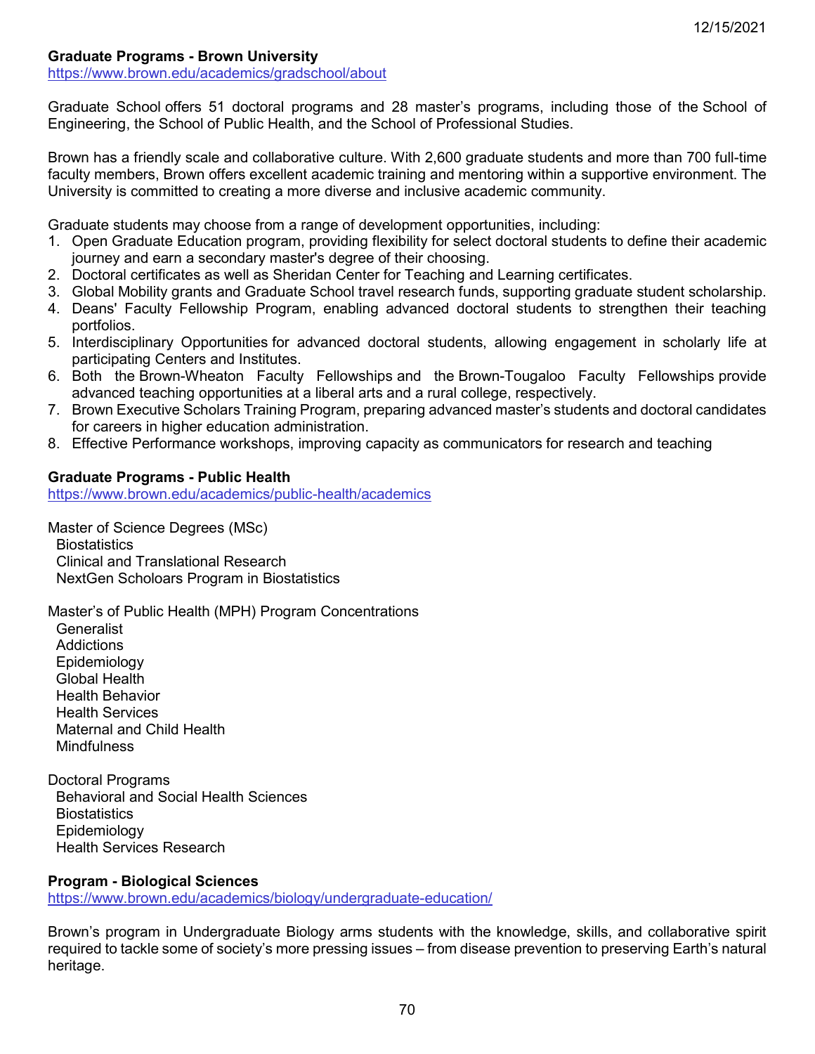12/15/2021

**Graduate Programs - Brown University**
https://www.brown.edu/academics/gradschool/about

Graduate School offers 51 doctoral programs and 28 master's programs, including those of the School of Engineering, the School of Public Health, and the School of Professional Studies.

Brown has a friendly scale and collaborative culture. With 2,600 graduate students and more than 700 full-time faculty members, Brown offers excellent academic training and mentoring within a supportive environment. The University is committed to creating a more diverse and inclusive academic community.

Graduate students may choose from a range of development opportunities, including:

1. Open Graduate Education program, providing flexibility for select doctoral students to define their academic journey and earn a secondary master's degree of their choosing.
2. Doctoral certificates as well as Sheridan Center for Teaching and Learning certificates.
3. Global Mobility grants and Graduate School travel research funds, supporting graduate student scholarship.
4. Deans' Faculty Fellowship Program, enabling advanced doctoral students to strengthen their teaching portfolios.
5. Interdisciplinary Opportunities for advanced doctoral students, allowing engagement in scholarly life at participating Centers and Institutes.
6. Both the Brown-Wheaton Faculty Fellowships and the Brown-Tougaloo Faculty Fellowships provide advanced teaching opportunities at a liberal arts and a rural college, respectively.
7. Brown Executive Scholars Training Program, preparing advanced master's students and doctoral candidates for careers in higher education administration.
8. Effective Performance workshops, improving capacity as communicators for research and teaching

**Graduate Programs - Public Health**
https://www.brown.edu/academics/public-health/academics

Master of Science Degrees (MSc)
- Biostatistics
- Clinical and Translational Research
- NextGen Scholoars Program in Biostatistics

Master's of Public Health (MPH) Program Concentrations
- Generalist
- Addictions
- Epidemiology
- Global Health
- Health Behavior
- Health Services
- Maternal and Child Health
- Mindfulness

Doctoral Programs
- Behavioral and Social Health Sciences
- Biostatistics
- Epidemiology
- Health Services Research

**Program - Biological Sciences**
https://www.brown.edu/academics/biology/undergraduate-education/

Brown's program in Undergraduate Biology arms students with the knowledge, skills, and collaborative spirit required to tackle some of society's more pressing issues – from disease prevention to preserving Earth's natural heritage.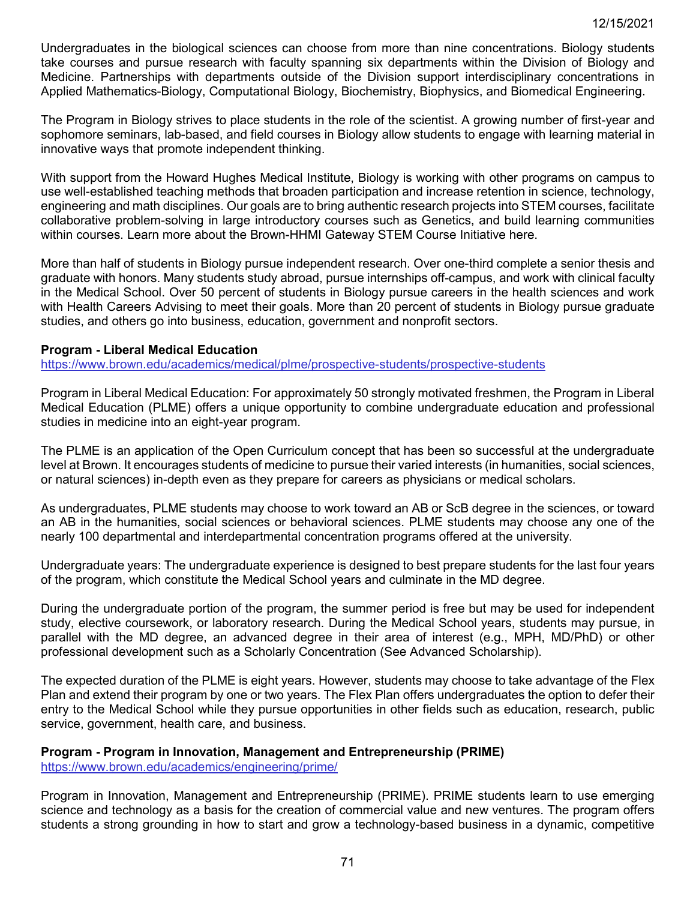Undergraduates in the biological sciences can choose from more than nine concentrations. Biology students take courses and pursue research with faculty spanning six departments within the Division of Biology and Medicine. Partnerships with departments outside of the Division support interdisciplinary concentrations in Applied Mathematics-Biology, Computational Biology, Biochemistry, Biophysics, and Biomedical Engineering.

The Program in Biology strives to place students in the role of the scientist. A growing number of first-year and sophomore seminars, lab-based, and field courses in Biology allow students to engage with learning material in innovative ways that promote independent thinking.

With support from the Howard Hughes Medical Institute, Biology is working with other programs on campus to use well-established teaching methods that broaden participation and increase retention in science, technology, engineering and math disciplines. Our goals are to bring authentic research projects into STEM courses, facilitate collaborative problem-solving in large introductory courses such as Genetics, and build learning communities within courses. Learn more about the Brown-HHMI Gateway STEM Course Initiative here.

More than half of students in Biology pursue independent research. Over one-third complete a senior thesis and graduate with honors. Many students study abroad, pursue internships off-campus, and work with clinical faculty in the Medical School. Over 50 percent of students in Biology pursue careers in the health sciences and work with Health Careers Advising to meet their goals. More than 20 percent of students in Biology pursue graduate studies, and others go into business, education, government and nonprofit sectors.

**Program - Liberal Medical Education**
https://www.brown.edu/academics/medical/plme/prospective-students/prospective-students

Program in Liberal Medical Education: For approximately 50 strongly motivated freshmen, the Program in Liberal Medical Education (PLME) offers a unique opportunity to combine undergraduate education and professional studies in medicine into an eight-year program.

The PLME is an application of the Open Curriculum concept that has been so successful at the undergraduate level at Brown. It encourages students of medicine to pursue their varied interests (in humanities, social sciences, or natural sciences) in-depth even as they prepare for careers as physicians or medical scholars.

As undergraduates, PLME students may choose to work toward an AB or ScB degree in the sciences, or toward an AB in the humanities, social sciences or behavioral sciences. PLME students may choose any one of the nearly 100 departmental and interdepartmental concentration programs offered at the university.

Undergraduate years: The undergraduate experience is designed to best prepare students for the last four years of the program, which constitute the Medical School years and culminate in the MD degree.

During the undergraduate portion of the program, the summer period is free but may be used for independent study, elective coursework, or laboratory research. During the Medical School years, students may pursue, in parallel with the MD degree, an advanced degree in their area of interest (e.g., MPH, MD/PhD) or other professional development such as a Scholarly Concentration (See Advanced Scholarship).

The expected duration of the PLME is eight years. However, students may choose to take advantage of the Flex Plan and extend their program by one or two years. The Flex Plan offers undergraduates the option to defer their entry to the Medical School while they pursue opportunities in other fields such as education, research, public service, government, health care, and business.

**Program - Program in Innovation, Management and Entrepreneurship (PRIME)**
https://www.brown.edu/academics/engineering/prime/

Program in Innovation, Management and Entrepreneurship (PRIME). PRIME students learn to use emerging science and technology as a basis for the creation of commercial value and new ventures. The program offers students a strong grounding in how to start and grow a technology-based business in a dynamic, competitive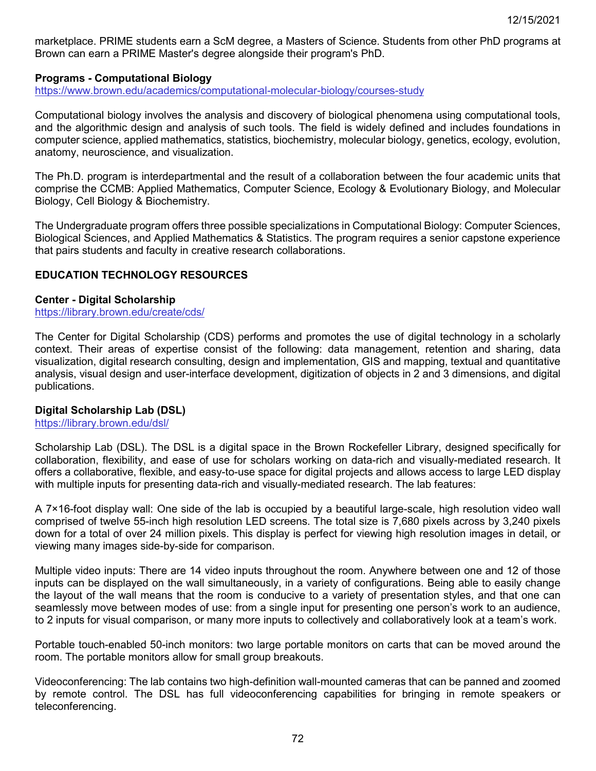marketplace. PRIME students earn a ScM degree, a Masters of Science. Students from other PhD programs at Brown can earn a PRIME Master's degree alongside their program's PhD.

**Programs - Computational Biology**
https://www.brown.edu/academics/computational-molecular-biology/courses-study

Computational biology involves the analysis and discovery of biological phenomena using computational tools, and the algorithmic design and analysis of such tools. The field is widely defined and includes foundations in computer science, applied mathematics, statistics, biochemistry, molecular biology, genetics, ecology, evolution, anatomy, neuroscience, and visualization.

The Ph.D. program is interdepartmental and the result of a collaboration between the four academic units that comprise the CCMB: Applied Mathematics, Computer Science, Ecology & Evolutionary Biology, and Molecular Biology, Cell Biology & Biochemistry.

The Undergraduate program offers three possible specializations in Computational Biology: Computer Sciences, Biological Sciences, and Applied Mathematics & Statistics. The program requires a senior capstone experience that pairs students and faculty in creative research collaborations.

## EDUCATION TECHNOLOGY RESOURCES

**Center - Digital Scholarship**
https://library.brown.edu/create/cds/

The Center for Digital Scholarship (CDS) performs and promotes the use of digital technology in a scholarly context. Their areas of expertise consist of the following: data management, retention and sharing, data visualization, digital research consulting, design and implementation, GIS and mapping, textual and quantitative analysis, visual design and user-interface development, digitization of objects in 2 and 3 dimensions, and digital publications.

**Digital Scholarship Lab (DSL)**
https://library.brown.edu/dsl/

Scholarship Lab (DSL). The DSL is a digital space in the Brown Rockefeller Library, designed specifically for collaboration, flexibility, and ease of use for scholars working on data-rich and visually-mediated research. It offers a collaborative, flexible, and easy-to-use space for digital projects and allows access to large LED display with multiple inputs for presenting data-rich and visually-mediated research. The lab features:

A 7×16-foot display wall: One side of the lab is occupied by a beautiful large-scale, high resolution video wall comprised of twelve 55-inch high resolution LED screens. The total size is 7,680 pixels across by 3,240 pixels down for a total of over 24 million pixels. This display is perfect for viewing high resolution images in detail, or viewing many images side-by-side for comparison.

Multiple video inputs: There are 14 video inputs throughout the room. Anywhere between one and 12 of those inputs can be displayed on the wall simultaneously, in a variety of configurations. Being able to easily change the layout of the wall means that the room is conducive to a variety of presentation styles, and that one can seamlessly move between modes of use: from a single input for presenting one person's work to an audience, to 2 inputs for visual comparison, or many more inputs to collectively and collaboratively look at a team's work.

Portable touch-enabled 50-inch monitors: two large portable monitors on carts that can be moved around the room. The portable monitors allow for small group breakouts.

Videoconferencing: The lab contains two high-definition wall-mounted cameras that can be panned and zoomed by remote control. The DSL has full videoconferencing capabilities for bringing in remote speakers or teleconferencing.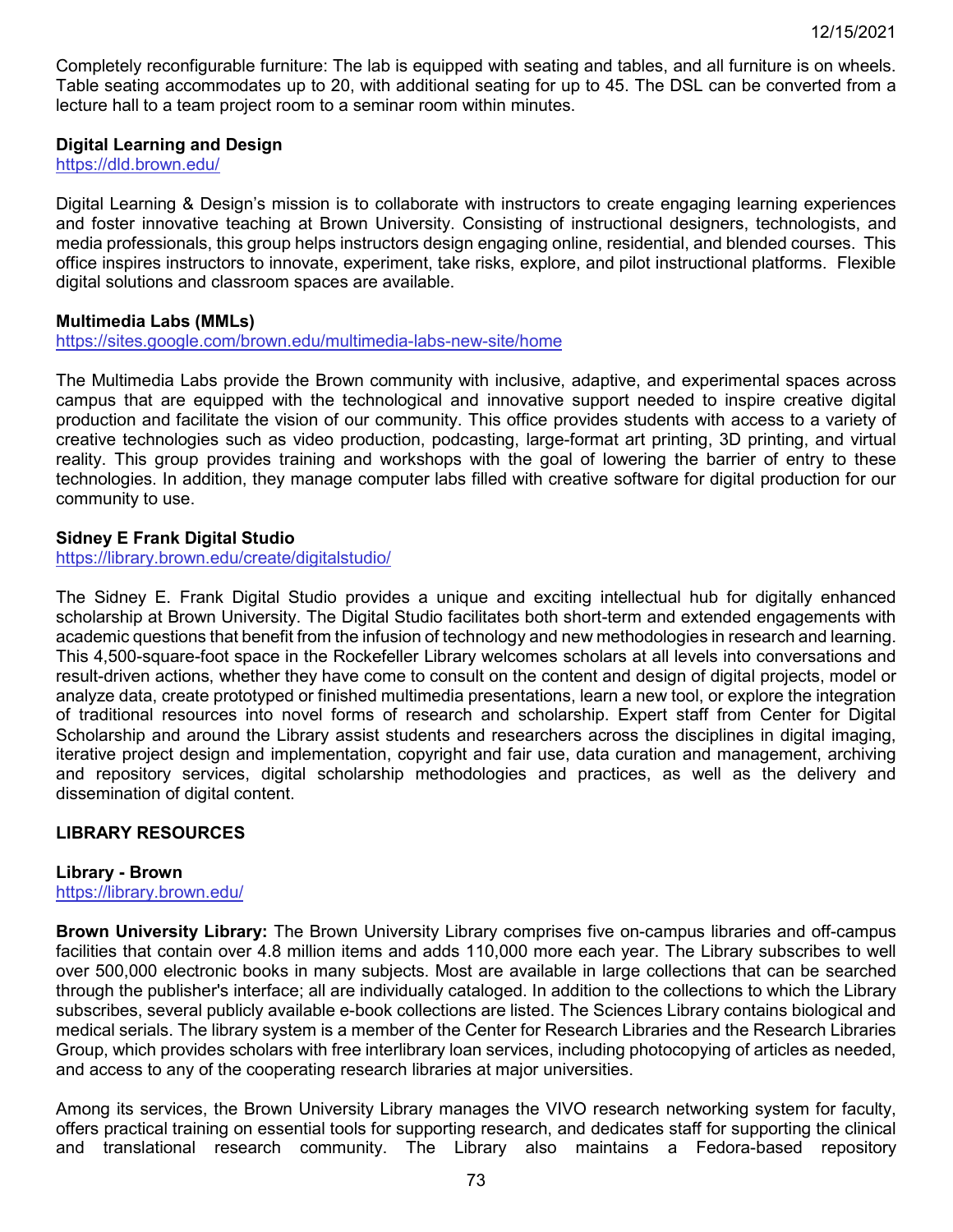Completely reconfigurable furniture: The lab is equipped with seating and tables, and all furniture is on wheels. Table seating accommodates up to 20, with additional seating for up to 45. The DSL can be converted from a lecture hall to a team project room to a seminar room within minutes.

**Digital Learning and Design**
https://dld.brown.edu/

Digital Learning & Design's mission is to collaborate with instructors to create engaging learning experiences and foster innovative teaching at Brown University. Consisting of instructional designers, technologists, and media professionals, this group helps instructors design engaging online, residential, and blended courses. This office inspires instructors to innovate, experiment, take risks, explore, and pilot instructional platforms. Flexible digital solutions and classroom spaces are available.

**Multimedia Labs (MMLs)**
https://sites.google.com/brown.edu/multimedia-labs-new-site/home

The Multimedia Labs provide the Brown community with inclusive, adaptive, and experimental spaces across campus that are equipped with the technological and innovative support needed to inspire creative digital production and facilitate the vision of our community. This office provides students with access to a variety of creative technologies such as video production, podcasting, large-format art printing, 3D printing, and virtual reality. This group provides training and workshops with the goal of lowering the barrier of entry to these technologies. In addition, they manage computer labs filled with creative software for digital production for our community to use.

**Sidney E Frank Digital Studio**
https://library.brown.edu/create/digitalstudio/

The Sidney E. Frank Digital Studio provides a unique and exciting intellectual hub for digitally enhanced scholarship at Brown University. The Digital Studio facilitates both short-term and extended engagements with academic questions that benefit from the infusion of technology and new methodologies in research and learning. This 4,500-square-foot space in the Rockefeller Library welcomes scholars at all levels into conversations and result-driven actions, whether they have come to consult on the content and design of digital projects, model or analyze data, create prototyped or finished multimedia presentations, learn a new tool, or explore the integration of traditional resources into novel forms of research and scholarship. Expert staff from Center for Digital Scholarship and around the Library assist students and researchers across the disciplines in digital imaging, iterative project design and implementation, copyright and fair use, data curation and management, archiving and repository services, digital scholarship methodologies and practices, as well as the delivery and dissemination of digital content.

**LIBRARY RESOURCES**

**Library - Brown**
https://library.brown.edu/

**Brown University Library:** The Brown University Library comprises five on-campus libraries and off-campus facilities that contain over 4.8 million items and adds 110,000 more each year. The Library subscribes to well over 500,000 electronic books in many subjects. Most are available in large collections that can be searched through the publisher's interface; all are individually cataloged. In addition to the collections to which the Library subscribes, several publicly available e-book collections are listed. The Sciences Library contains biological and medical serials. The library system is a member of the Center for Research Libraries and the Research Libraries Group, which provides scholars with free interlibrary loan services, including photocopying of articles as needed, and access to any of the cooperating research libraries at major universities.

Among its services, the Brown University Library manages the VIVO research networking system for faculty, offers practical training on essential tools for supporting research, and dedicates staff for supporting the clinical and translational research community. The Library also maintains a Fedora-based repository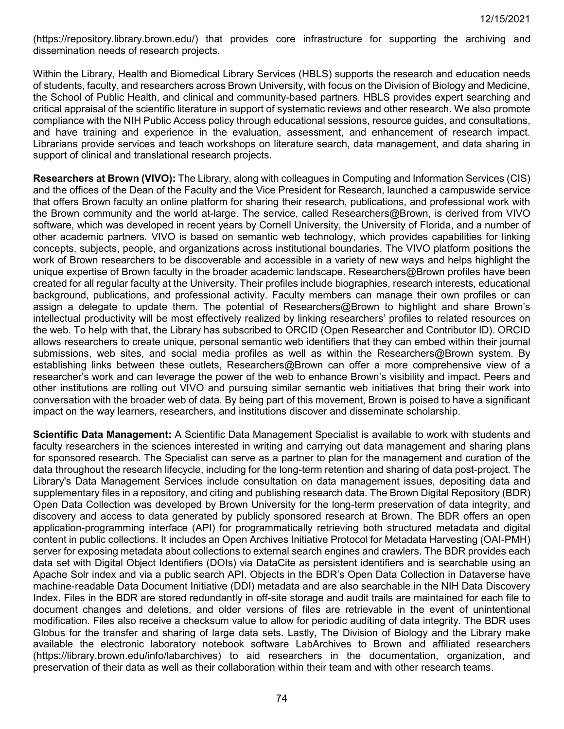(https://repository.library.brown.edu/) that provides core infrastructure for supporting the archiving and dissemination needs of research projects.

Within the Library, Health and Biomedical Library Services (HBLS) supports the research and education needs of students, faculty, and researchers across Brown University, with focus on the Division of Biology and Medicine, the School of Public Health, and clinical and community-based partners. HBLS provides expert searching and critical appraisal of the scientific literature in support of systematic reviews and other research. We also promote compliance with the NIH Public Access policy through educational sessions, resource guides, and consultations, and have training and experience in the evaluation, assessment, and enhancement of research impact. Librarians provide services and teach workshops on literature search, data management, and data sharing in support of clinical and translational research projects.

**Researchers at Brown (VIVO):** The Library, along with colleagues in Computing and Information Services (CIS) and the offices of the Dean of the Faculty and the Vice President for Research, launched a campuswide service that offers Brown faculty an online platform for sharing their research, publications, and professional work with the Brown community and the world at-large. The service, called Researchers@Brown, is derived from VIVO software, which was developed in recent years by Cornell University, the University of Florida, and a number of other academic partners. VIVO is based on semantic web technology, which provides capabilities for linking concepts, subjects, people, and organizations across institutional boundaries. The VIVO platform positions the work of Brown researchers to be discoverable and accessible in a variety of new ways and helps highlight the unique expertise of Brown faculty in the broader academic landscape. Researchers@Brown profiles have been created for all regular faculty at the University. Their profiles include biographies, research interests, educational background, publications, and professional activity. Faculty members can manage their own profiles or can assign a delegate to update them. The potential of Researchers@Brown to highlight and share Brown's intellectual productivity will be most effectively realized by linking researchers' profiles to related resources on the web. To help with that, the Library has subscribed to ORCID (Open Researcher and Contributor ID). ORCID allows researchers to create unique, personal semantic web identifiers that they can embed within their journal submissions, web sites, and social media profiles as well as within the Researchers@Brown system. By establishing links between these outlets, Researchers@Brown can offer a more comprehensive view of a researcher's work and can leverage the power of the web to enhance Brown's visibility and impact. Peers and other institutions are rolling out VIVO and pursuing similar semantic web initiatives that bring their work into conversation with the broader web of data. By being part of this movement, Brown is poised to have a significant impact on the way learners, researchers, and institutions discover and disseminate scholarship.

**Scientific Data Management:** A Scientific Data Management Specialist is available to work with students and faculty researchers in the sciences interested in writing and carrying out data management and sharing plans for sponsored research. The Specialist can serve as a partner to plan for the management and curation of the data throughout the research lifecycle, including for the long-term retention and sharing of data post-project. The Library's Data Management Services include consultation on data management issues, depositing data and supplementary files in a repository, and citing and publishing research data. The Brown Digital Repository (BDR) Open Data Collection was developed by Brown University for the long-term preservation of data integrity, and discovery and access to data generated by publicly sponsored research at Brown. The BDR offers an open application-programming interface (API) for programmatically retrieving both structured metadata and digital content in public collections. It includes an Open Archives Initiative Protocol for Metadata Harvesting (OAI-PMH) server for exposing metadata about collections to external search engines and crawlers. The BDR provides each data set with Digital Object Identifiers (DOIs) via DataCite as persistent identifiers and is searchable using an Apache Solr index and via a public search API. Objects in the BDR's Open Data Collection in Dataverse have machine-readable Data Document Initiative (DDI) metadata and are also searchable in the NIH Data Discovery Index. Files in the BDR are stored redundantly in off-site storage and audit trails are maintained for each file to document changes and deletions, and older versions of files are retrievable in the event of unintentional modification. Files also receive a checksum value to allow for periodic auditing of data integrity. The BDR uses Globus for the transfer and sharing of large data sets. Lastly, The Division of Biology and the Library make available the electronic laboratory notebook software LabArchives to Brown and affiliated researchers (https://library.brown.edu/info/labarchives) to aid researchers in the documentation, organization, and preservation of their data as well as their collaboration within their team and with other research teams.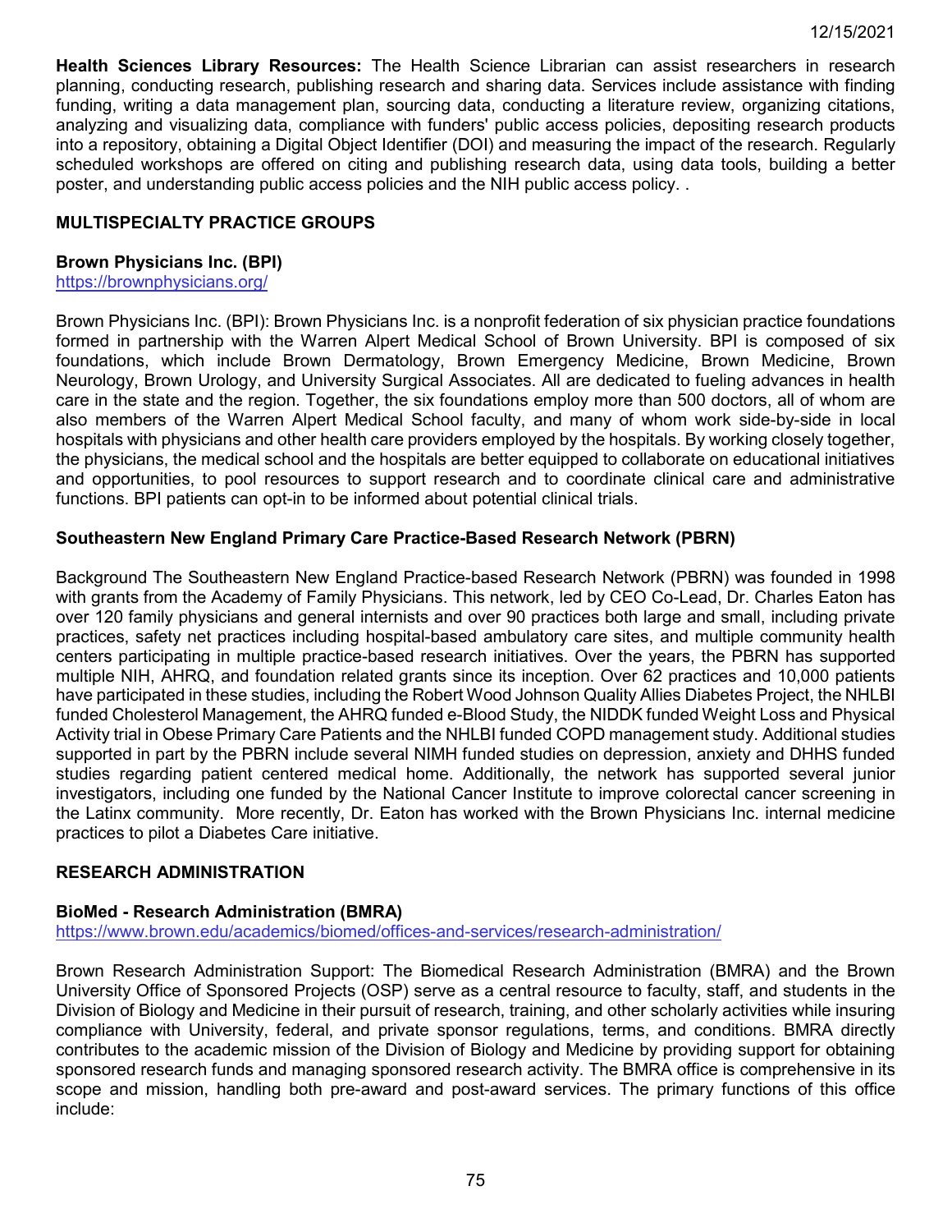**Health Sciences Library Resources:** The Health Science Librarian can assist researchers in research planning, conducting research, publishing research and sharing data. Services include assistance with finding funding, writing a data management plan, sourcing data, conducting a literature review, organizing citations, analyzing and visualizing data, compliance with funders' public access policies, depositing research products into a repository, obtaining a Digital Object Identifier (DOI) and measuring the impact of the research. Regularly scheduled workshops are offered on citing and publishing research data, using data tools, building a better poster, and understanding public access policies and the NIH public access policy. .

## MULTISPECIALTY PRACTICE GROUPS

### Brown Physicians Inc. (BPI)

https://brownphysicians.org/

Brown Physicians Inc. (BPI): Brown Physicians Inc. is a nonprofit federation of six physician practice foundations formed in partnership with the Warren Alpert Medical School of Brown University. BPI is composed of six foundations, which include Brown Dermatology, Brown Emergency Medicine, Brown Medicine, Brown Neurology, Brown Urology, and University Surgical Associates. All are dedicated to fueling advances in health care in the state and the region. Together, the six foundations employ more than 500 doctors, all of whom are also members of the Warren Alpert Medical School faculty, and many of whom work side-by-side in local hospitals with physicians and other health care providers employed by the hospitals. By working closely together, the physicians, the medical school and the hospitals are better equipped to collaborate on educational initiatives and opportunities, to pool resources to support research and to coordinate clinical care and administrative functions. BPI patients can opt-in to be informed about potential clinical trials.

### Southeastern New England Primary Care Practice-Based Research Network (PBRN)

Background The Southeastern New England Practice-based Research Network (PBRN) was founded in 1998 with grants from the Academy of Family Physicians. This network, led by CEO Co-Lead, Dr. Charles Eaton has over 120 family physicians and general internists and over 90 practices both large and small, including private practices, safety net practices including hospital-based ambulatory care sites, and multiple community health centers participating in multiple practice-based research initiatives. Over the years, the PBRN has supported multiple NIH, AHRQ, and foundation related grants since its inception. Over 62 practices and 10,000 patients have participated in these studies, including the Robert Wood Johnson Quality Allies Diabetes Project, the NHLBI funded Cholesterol Management, the AHRQ funded e-Blood Study, the NIDDK funded Weight Loss and Physical Activity trial in Obese Primary Care Patients and the NHLBI funded COPD management study. Additional studies supported in part by the PBRN include several NIMH funded studies on depression, anxiety and DHHS funded studies regarding patient centered medical home. Additionally, the network has supported several junior investigators, including one funded by the National Cancer Institute to improve colorectal cancer screening in the Latinx community. More recently, Dr. Eaton has worked with the Brown Physicians Inc. internal medicine practices to pilot a Diabetes Care initiative.

## RESEARCH ADMINISTRATION

### BioMed - Research Administration (BMRA)

https://www.brown.edu/academics/biomed/offices-and-services/research-administration/

Brown Research Administration Support: The Biomedical Research Administration (BMRA) and the Brown University Office of Sponsored Projects (OSP) serve as a central resource to faculty, staff, and students in the Division of Biology and Medicine in their pursuit of research, training, and other scholarly activities while insuring compliance with University, federal, and private sponsor regulations, terms, and conditions. BMRA directly contributes to the academic mission of the Division of Biology and Medicine by providing support for obtaining sponsored research funds and managing sponsored research activity. The BMRA office is comprehensive in its scope and mission, handling both pre-award and post-award services. The primary functions of this office include: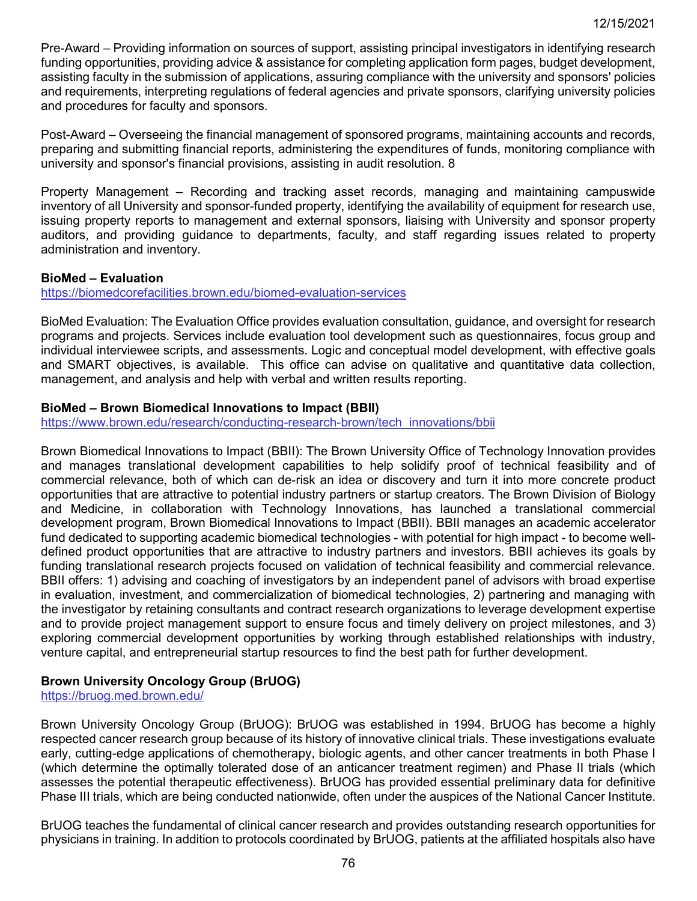Pre-Award – Providing information on sources of support, assisting principal investigators in identifying research funding opportunities, providing advice & assistance for completing application form pages, budget development, assisting faculty in the submission of applications, assuring compliance with the university and sponsors' policies and requirements, interpreting regulations of federal agencies and private sponsors, clarifying university policies and procedures for faculty and sponsors.

Post-Award – Overseeing the financial management of sponsored programs, maintaining accounts and records, preparing and submitting financial reports, administering the expenditures of funds, monitoring compliance with university and sponsor's financial provisions, assisting in audit resolution. 8

Property Management – Recording and tracking asset records, managing and maintaining campuswide inventory of all University and sponsor-funded property, identifying the availability of equipment for research use, issuing property reports to management and external sponsors, liaising with University and sponsor property auditors, and providing guidance to departments, faculty, and staff regarding issues related to property administration and inventory.

**BioMed – Evaluation**
https://biomedcorefacilities.brown.edu/biomed-evaluation-services

BioMed Evaluation: The Evaluation Office provides evaluation consultation, guidance, and oversight for research programs and projects. Services include evaluation tool development such as questionnaires, focus group and individual interviewee scripts, and assessments. Logic and conceptual model development, with effective goals and SMART objectives, is available. This office can advise on qualitative and quantitative data collection, management, and analysis and help with verbal and written results reporting.

**BioMed – Brown Biomedical Innovations to Impact (BBII)**
https://www.brown.edu/research/conducting-research-brown/tech_innovations/bbii

Brown Biomedical Innovations to Impact (BBII): The Brown University Office of Technology Innovation provides and manages translational development capabilities to help solidify proof of technical feasibility and of commercial relevance, both of which can de-risk an idea or discovery and turn it into more concrete product opportunities that are attractive to potential industry partners or startup creators. The Brown Division of Biology and Medicine, in collaboration with Technology Innovations, has launched a translational commercial development program, Brown Biomedical Innovations to Impact (BBII). BBII manages an academic accelerator fund dedicated to supporting academic biomedical technologies - with potential for high impact - to become well-defined product opportunities that are attractive to industry partners and investors. BBII achieves its goals by funding translational research projects focused on validation of technical feasibility and commercial relevance. BBII offers: 1) advising and coaching of investigators by an independent panel of advisors with broad expertise in evaluation, investment, and commercialization of biomedical technologies, 2) partnering and managing with the investigator by retaining consultants and contract research organizations to leverage development expertise and to provide project management support to ensure focus and timely delivery on project milestones, and 3) exploring commercial development opportunities by working through established relationships with industry, venture capital, and entrepreneurial startup resources to find the best path for further development.

**Brown University Oncology Group (BrUOG)**
https://bruog.med.brown.edu/

Brown University Oncology Group (BrUOG): BrUOG was established in 1994. BrUOG has become a highly respected cancer research group because of its history of innovative clinical trials. These investigations evaluate early, cutting-edge applications of chemotherapy, biologic agents, and other cancer treatments in both Phase I (which determine the optimally tolerated dose of an anticancer treatment regimen) and Phase II trials (which assesses the potential therapeutic effectiveness). BrUOG has provided essential preliminary data for definitive Phase III trials, which are being conducted nationwide, often under the auspices of the National Cancer Institute.

BrUOG teaches the fundamental of clinical cancer research and provides outstanding research opportunities for physicians in training. In addition to protocols coordinated by BrUOG, patients at the affiliated hospitals also have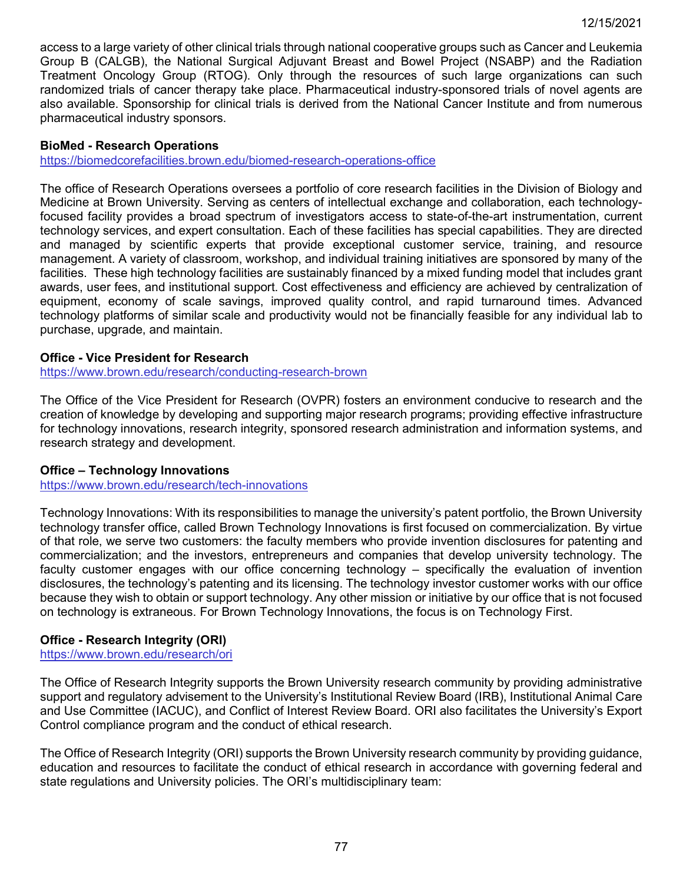access to a large variety of other clinical trials through national cooperative groups such as Cancer and Leukemia Group B (CALGB), the National Surgical Adjuvant Breast and Bowel Project (NSABP) and the Radiation Treatment Oncology Group (RTOG). Only through the resources of such large organizations can such randomized trials of cancer therapy take place. Pharmaceutical industry-sponsored trials of novel agents are also available. Sponsorship for clinical trials is derived from the National Cancer Institute and from numerous pharmaceutical industry sponsors.

**BioMed - Research Operations**
https://biomedcorefacilities.brown.edu/biomed-research-operations-office

The office of Research Operations oversees a portfolio of core research facilities in the Division of Biology and Medicine at Brown University. Serving as centers of intellectual exchange and collaboration, each technology-focused facility provides a broad spectrum of investigators access to state-of-the-art instrumentation, current technology services, and expert consultation. Each of these facilities has special capabilities. They are directed and managed by scientific experts that provide exceptional customer service, training, and resource management. A variety of classroom, workshop, and individual training initiatives are sponsored by many of the facilities. These high technology facilities are sustainably financed by a mixed funding model that includes grant awards, user fees, and institutional support. Cost effectiveness and efficiency are achieved by centralization of equipment, economy of scale savings, improved quality control, and rapid turnaround times. Advanced technology platforms of similar scale and productivity would not be financially feasible for any individual lab to purchase, upgrade, and maintain.

**Office - Vice President for Research**
https://www.brown.edu/research/conducting-research-brown

The Office of the Vice President for Research (OVPR) fosters an environment conducive to research and the creation of knowledge by developing and supporting major research programs; providing effective infrastructure for technology innovations, research integrity, sponsored research administration and information systems, and research strategy and development.

**Office – Technology Innovations**
https://www.brown.edu/research/tech-innovations

Technology Innovations: With its responsibilities to manage the university's patent portfolio, the Brown University technology transfer office, called Brown Technology Innovations is first focused on commercialization. By virtue of that role, we serve two customers: the faculty members who provide invention disclosures for patenting and commercialization; and the investors, entrepreneurs and companies that develop university technology. The faculty customer engages with our office concerning technology – specifically the evaluation of invention disclosures, the technology's patenting and its licensing. The technology investor customer works with our office because they wish to obtain or support technology. Any other mission or initiative by our office that is not focused on technology is extraneous. For Brown Technology Innovations, the focus is on Technology First.

**Office - Research Integrity (ORI)**
https://www.brown.edu/research/ori

The Office of Research Integrity supports the Brown University research community by providing administrative support and regulatory advisement to the University's Institutional Review Board (IRB), Institutional Animal Care and Use Committee (IACUC), and Conflict of Interest Review Board. ORI also facilitates the University's Export Control compliance program and the conduct of ethical research.

The Office of Research Integrity (ORI) supports the Brown University research community by providing guidance, education and resources to facilitate the conduct of ethical research in accordance with governing federal and state regulations and University policies. The ORI's multidisciplinary team: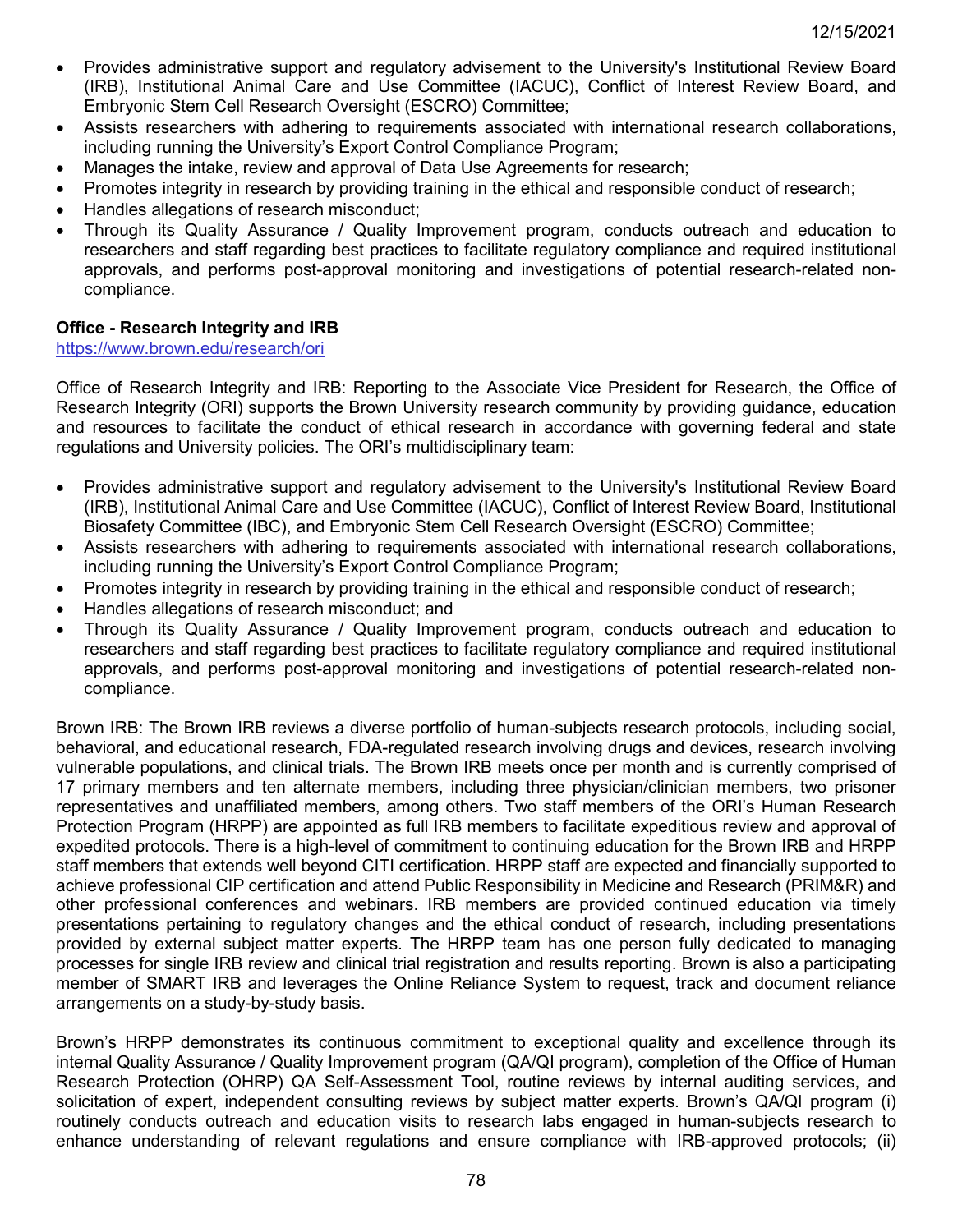- Provides administrative support and regulatory advisement to the University's Institutional Review Board (IRB), Institutional Animal Care and Use Committee (IACUC), Conflict of Interest Review Board, and Embryonic Stem Cell Research Oversight (ESCRO) Committee;
- Assists researchers with adhering to requirements associated with international research collaborations, including running the University's Export Control Compliance Program;
- Manages the intake, review and approval of Data Use Agreements for research;
- Promotes integrity in research by providing training in the ethical and responsible conduct of research;
- Handles allegations of research misconduct;
- Through its Quality Assurance / Quality Improvement program, conducts outreach and education to researchers and staff regarding best practices to facilitate regulatory compliance and required institutional approvals, and performs post-approval monitoring and investigations of potential research-related non-compliance.

**Office - Research Integrity and IRB**
https://www.brown.edu/research/ori

Office of Research Integrity and IRB: Reporting to the Associate Vice President for Research, the Office of Research Integrity (ORI) supports the Brown University research community by providing guidance, education and resources to facilitate the conduct of ethical research in accordance with governing federal and state regulations and University policies. The ORI's multidisciplinary team:

- Provides administrative support and regulatory advisement to the University's Institutional Review Board (IRB), Institutional Animal Care and Use Committee (IACUC), Conflict of Interest Review Board, Institutional Biosafety Committee (IBC), and Embryonic Stem Cell Research Oversight (ESCRO) Committee;
- Assists researchers with adhering to requirements associated with international research collaborations, including running the University's Export Control Compliance Program;
- Promotes integrity in research by providing training in the ethical and responsible conduct of research;
- Handles allegations of research misconduct; and
- Through its Quality Assurance / Quality Improvement program, conducts outreach and education to researchers and staff regarding best practices to facilitate regulatory compliance and required institutional approvals, and performs post-approval monitoring and investigations of potential research-related non-compliance.

Brown IRB: The Brown IRB reviews a diverse portfolio of human-subjects research protocols, including social, behavioral, and educational research, FDA-regulated research involving drugs and devices, research involving vulnerable populations, and clinical trials. The Brown IRB meets once per month and is currently comprised of 17 primary members and ten alternate members, including three physician/clinician members, two prisoner representatives and unaffiliated members, among others. Two staff members of the ORI's Human Research Protection Program (HRPP) are appointed as full IRB members to facilitate expeditious review and approval of expedited protocols. There is a high-level of commitment to continuing education for the Brown IRB and HRPP staff members that extends well beyond CITI certification. HRPP staff are expected and financially supported to achieve professional CIP certification and attend Public Responsibility in Medicine and Research (PRIM&R) and other professional conferences and webinars. IRB members are provided continued education via timely presentations pertaining to regulatory changes and the ethical conduct of research, including presentations provided by external subject matter experts. The HRPP team has one person fully dedicated to managing processes for single IRB review and clinical trial registration and results reporting. Brown is also a participating member of SMART IRB and leverages the Online Reliance System to request, track and document reliance arrangements on a study-by-study basis.

Brown's HRPP demonstrates its continuous commitment to exceptional quality and excellence through its internal Quality Assurance / Quality Improvement program (QA/QI program), completion of the Office of Human Research Protection (OHRP) QA Self-Assessment Tool, routine reviews by internal auditing services, and solicitation of expert, independent consulting reviews by subject matter experts. Brown's QA/QI program (i) routinely conducts outreach and education visits to research labs engaged in human-subjects research to enhance understanding of relevant regulations and ensure compliance with IRB-approved protocols; (ii)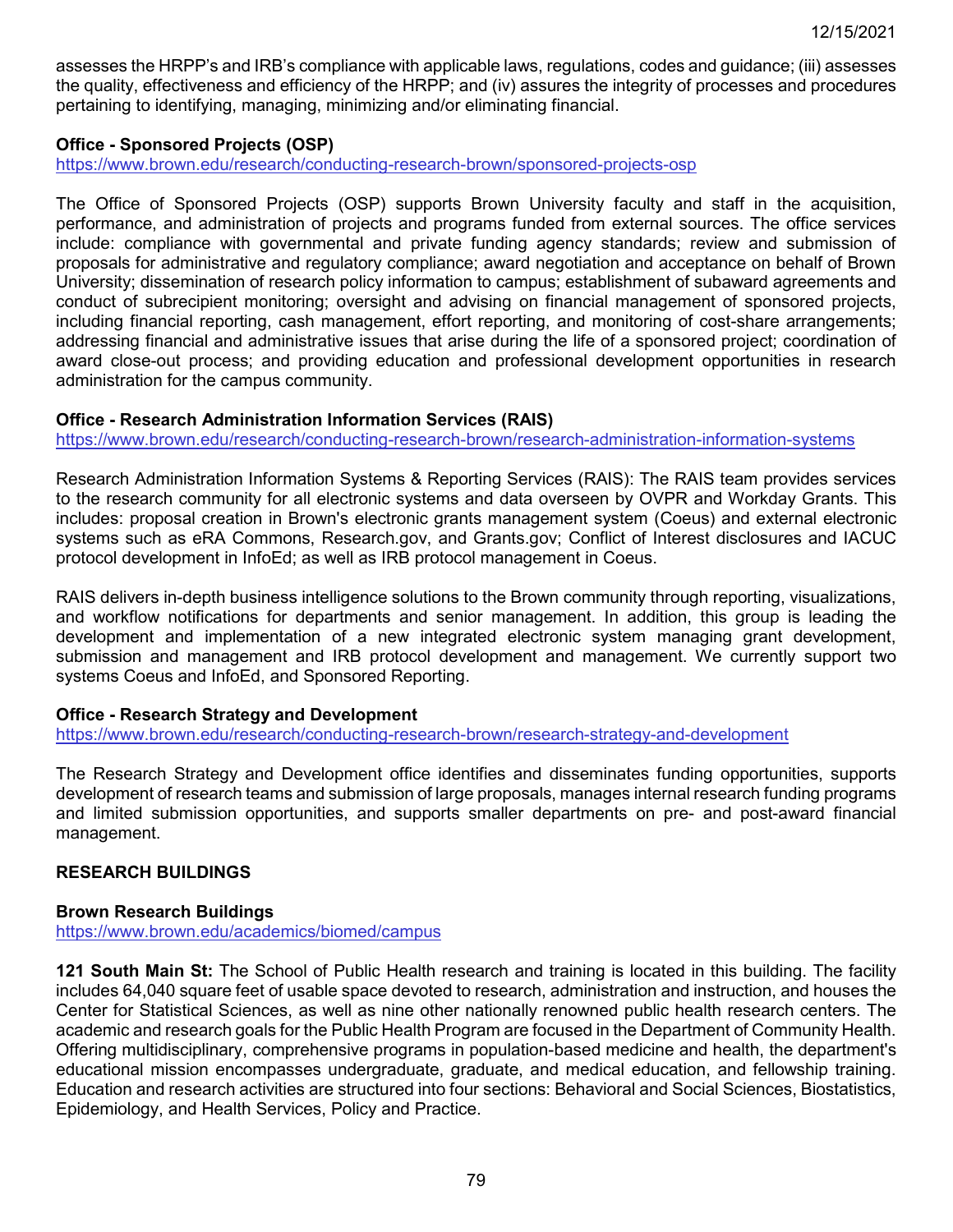assesses the HRPP's and IRB's compliance with applicable laws, regulations, codes and guidance; (iii) assesses the quality, effectiveness and efficiency of the HRPP; and (iv) assures the integrity of processes and procedures pertaining to identifying, managing, minimizing and/or eliminating financial.

**Office - Sponsored Projects (OSP)**
https://www.brown.edu/research/conducting-research-brown/sponsored-projects-osp

The Office of Sponsored Projects (OSP) supports Brown University faculty and staff in the acquisition, performance, and administration of projects and programs funded from external sources. The office services include: compliance with governmental and private funding agency standards; review and submission of proposals for administrative and regulatory compliance; award negotiation and acceptance on behalf of Brown University; dissemination of research policy information to campus; establishment of subaward agreements and conduct of subrecipient monitoring; oversight and advising on financial management of sponsored projects, including financial reporting, cash management, effort reporting, and monitoring of cost-share arrangements; addressing financial and administrative issues that arise during the life of a sponsored project; coordination of award close-out process; and providing education and professional development opportunities in research administration for the campus community.

**Office - Research Administration Information Services (RAIS)**
https://www.brown.edu/research/conducting-research-brown/research-administration-information-systems

Research Administration Information Systems & Reporting Services (RAIS): The RAIS team provides services to the research community for all electronic systems and data overseen by OVPR and Workday Grants. This includes: proposal creation in Brown's electronic grants management system (Coeus) and external electronic systems such as eRA Commons, Research.gov, and Grants.gov; Conflict of Interest disclosures and IACUC protocol development in InfoEd; as well as IRB protocol management in Coeus.

RAIS delivers in-depth business intelligence solutions to the Brown community through reporting, visualizations, and workflow notifications for departments and senior management. In addition, this group is leading the development and implementation of a new integrated electronic system managing grant development, submission and management and IRB protocol development and management. We currently support two systems Coeus and InfoEd, and Sponsored Reporting.

**Office - Research Strategy and Development**
https://www.brown.edu/research/conducting-research-brown/research-strategy-and-development

The Research Strategy and Development office identifies and disseminates funding opportunities, supports development of research teams and submission of large proposals, manages internal research funding programs and limited submission opportunities, and supports smaller departments on pre- and post-award financial management.

## RESEARCH BUILDINGS

**Brown Research Buildings**
https://www.brown.edu/academics/biomed/campus

**121 South Main St:** The School of Public Health research and training is located in this building. The facility includes 64,040 square feet of usable space devoted to research, administration and instruction, and houses the Center for Statistical Sciences, as well as nine other nationally renowned public health research centers. The academic and research goals for the Public Health Program are focused in the Department of Community Health. Offering multidisciplinary, comprehensive programs in population-based medicine and health, the department's educational mission encompasses undergraduate, graduate, and medical education, and fellowship training. Education and research activities are structured into four sections: Behavioral and Social Sciences, Biostatistics, Epidemiology, and Health Services, Policy and Practice.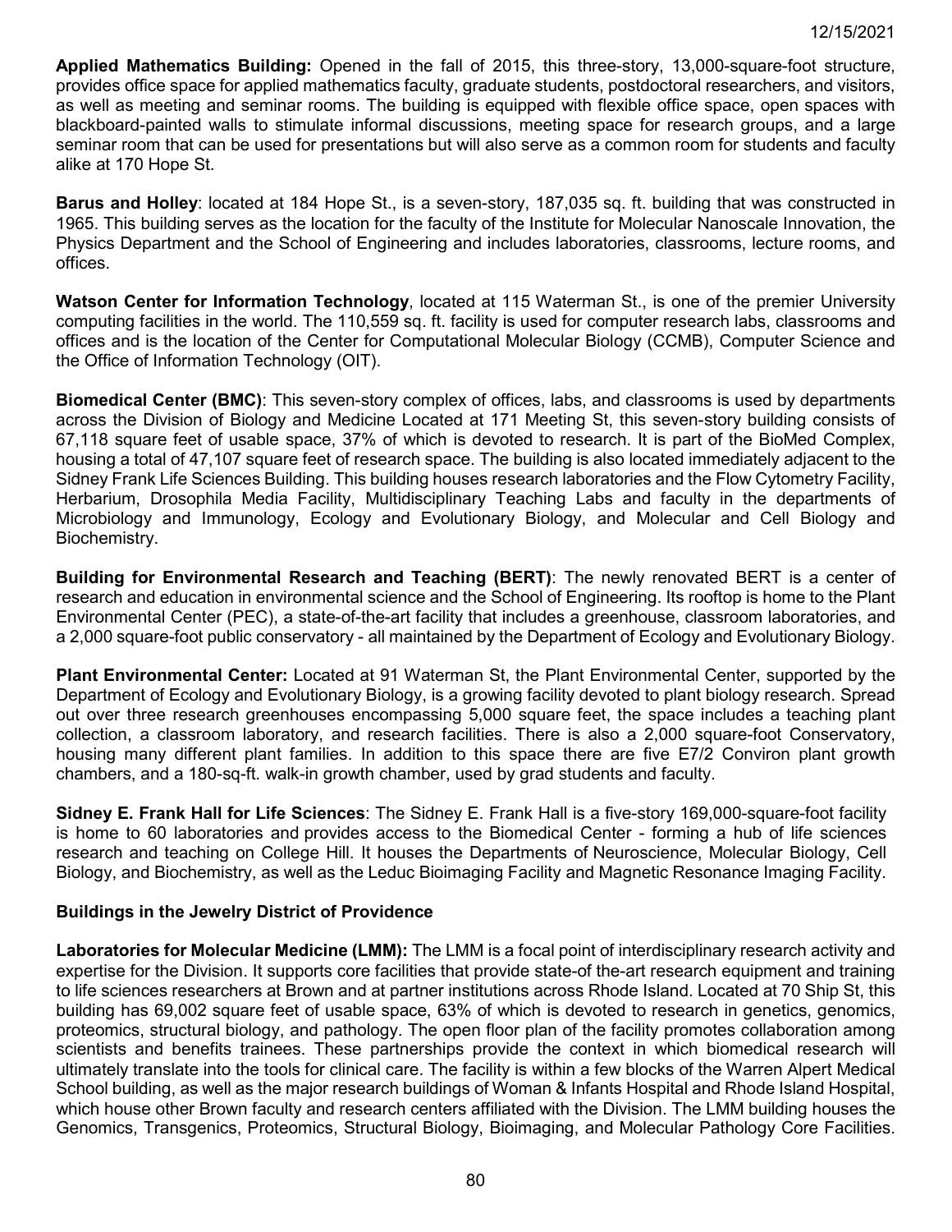**Applied Mathematics Building:** Opened in the fall of 2015, this three-story, 13,000-square-foot structure, provides office space for applied mathematics faculty, graduate students, postdoctoral researchers, and visitors, as well as meeting and seminar rooms. The building is equipped with flexible office space, open spaces with blackboard-painted walls to stimulate informal discussions, meeting space for research groups, and a large seminar room that can be used for presentations but will also serve as a common room for students and faculty alike at 170 Hope St.

**Barus and Holley**: located at 184 Hope St., is a seven-story, 187,035 sq. ft. building that was constructed in 1965. This building serves as the location for the faculty of the Institute for Molecular Nanoscale Innovation, the Physics Department and the School of Engineering and includes laboratories, classrooms, lecture rooms, and offices.

**Watson Center for Information Technology**, located at 115 Waterman St., is one of the premier University computing facilities in the world. The 110,559 sq. ft. facility is used for computer research labs, classrooms and offices and is the location of the Center for Computational Molecular Biology (CCMB), Computer Science and the Office of Information Technology (OIT).

**Biomedical Center (BMC)**: This seven-story complex of offices, labs, and classrooms is used by departments across the Division of Biology and Medicine Located at 171 Meeting St, this seven-story building consists of 67,118 square feet of usable space, 37% of which is devoted to research. It is part of the BioMed Complex, housing a total of 47,107 square feet of research space. The building is also located immediately adjacent to the Sidney Frank Life Sciences Building. This building houses research laboratories and the Flow Cytometry Facility, Herbarium, Drosophila Media Facility, Multidisciplinary Teaching Labs and faculty in the departments of Microbiology and Immunology, Ecology and Evolutionary Biology, and Molecular and Cell Biology and Biochemistry.

**Building for Environmental Research and Teaching (BERT)**: The newly renovated BERT is a center of research and education in environmental science and the School of Engineering. Its rooftop is home to the Plant Environmental Center (PEC), a state-of-the-art facility that includes a greenhouse, classroom laboratories, and a 2,000 square-foot public conservatory - all maintained by the Department of Ecology and Evolutionary Biology.

**Plant Environmental Center:** Located at 91 Waterman St, the Plant Environmental Center, supported by the Department of Ecology and Evolutionary Biology, is a growing facility devoted to plant biology research. Spread out over three research greenhouses encompassing 5,000 square feet, the space includes a teaching plant collection, a classroom laboratory, and research facilities. There is also a 2,000 square-foot Conservatory, housing many different plant families. In addition to this space there are five E7/2 Conviron plant growth chambers, and a 180-sq-ft. walk-in growth chamber, used by grad students and faculty.

**Sidney E. Frank Hall for Life Sciences**: The Sidney E. Frank Hall is a five-story 169,000-square-foot facility is home to 60 laboratories and provides access to the Biomedical Center - forming a hub of life sciences research and teaching on College Hill. It houses the Departments of Neuroscience, Molecular Biology, Cell Biology, and Biochemistry, as well as the Leduc Bioimaging Facility and Magnetic Resonance Imaging Facility.

### Buildings in the Jewelry District of Providence

**Laboratories for Molecular Medicine (LMM):** The LMM is a focal point of interdisciplinary research activity and expertise for the Division. It supports core facilities that provide state-of the-art research equipment and training to life sciences researchers at Brown and at partner institutions across Rhode Island. Located at 70 Ship St, this building has 69,002 square feet of usable space, 63% of which is devoted to research in genetics, genomics, proteomics, structural biology, and pathology. The open floor plan of the facility promotes collaboration among scientists and benefits trainees. These partnerships provide the context in which biomedical research will ultimately translate into the tools for clinical care. The facility is within a few blocks of the Warren Alpert Medical School building, as well as the major research buildings of Woman & Infants Hospital and Rhode Island Hospital, which house other Brown faculty and research centers affiliated with the Division. The LMM building houses the Genomics, Transgenics, Proteomics, Structural Biology, Bioimaging, and Molecular Pathology Core Facilities.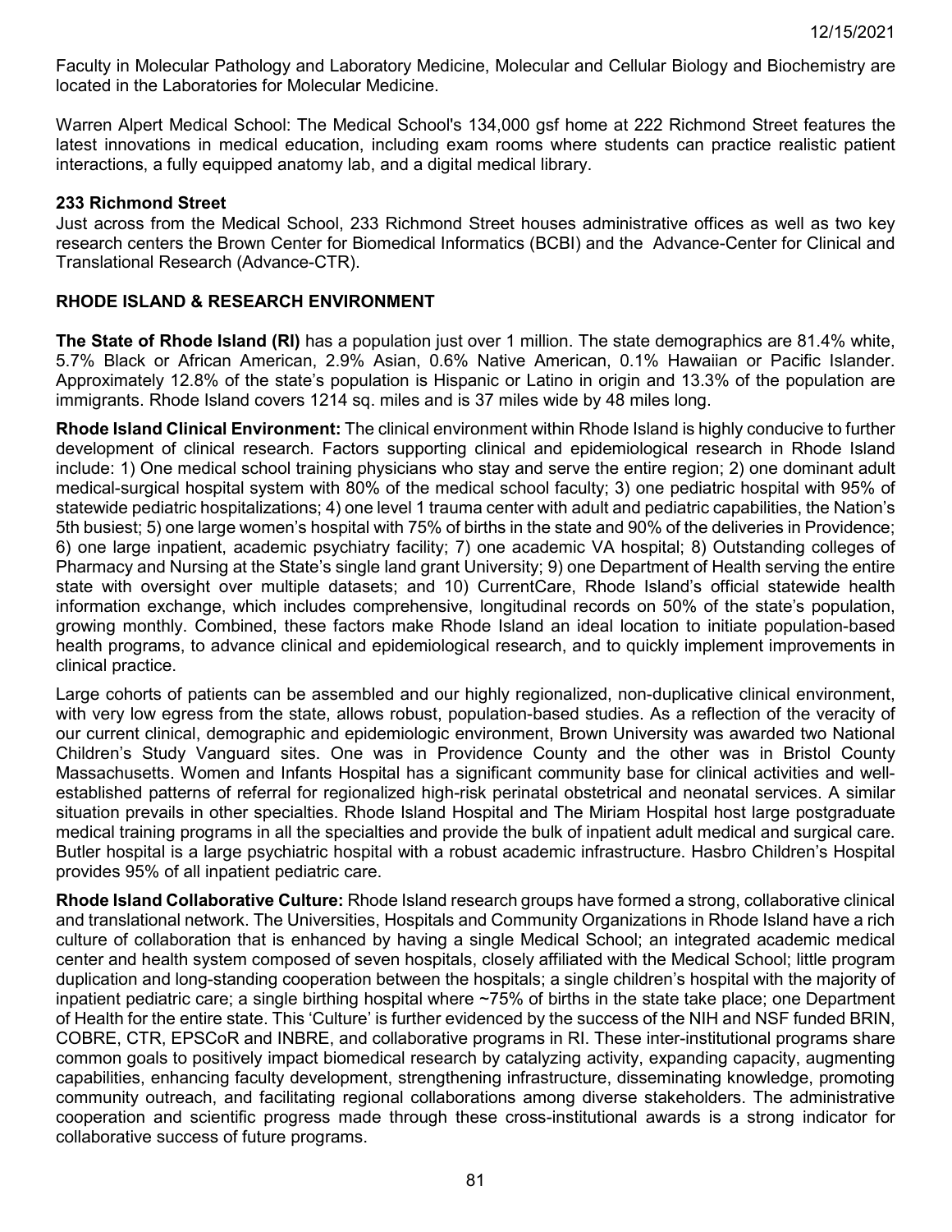Faculty in Molecular Pathology and Laboratory Medicine, Molecular and Cellular Biology and Biochemistry are located in the Laboratories for Molecular Medicine.

Warren Alpert Medical School: The Medical School's 134,000 gsf home at 222 Richmond Street features the latest innovations in medical education, including exam rooms where students can practice realistic patient interactions, a fully equipped anatomy lab, and a digital medical library.

**233 Richmond Street**

Just across from the Medical School, 233 Richmond Street houses administrative offices as well as two key research centers the Brown Center for Biomedical Informatics (BCBI) and the Advance-Center for Clinical and Translational Research (Advance-CTR).

## RHODE ISLAND & RESEARCH ENVIRONMENT

**The State of Rhode Island (RI)** has a population just over 1 million. The state demographics are 81.4% white, 5.7% Black or African American, 2.9% Asian, 0.6% Native American, 0.1% Hawaiian or Pacific Islander. Approximately 12.8% of the state's population is Hispanic or Latino in origin and 13.3% of the population are immigrants. Rhode Island covers 1214 sq. miles and is 37 miles wide by 48 miles long.

**Rhode Island Clinical Environment:** The clinical environment within Rhode Island is highly conducive to further development of clinical research. Factors supporting clinical and epidemiological research in Rhode Island include: 1) One medical school training physicians who stay and serve the entire region; 2) one dominant adult medical-surgical hospital system with 80% of the medical school faculty; 3) one pediatric hospital with 95% of statewide pediatric hospitalizations; 4) one level 1 trauma center with adult and pediatric capabilities, the Nation's 5th busiest; 5) one large women's hospital with 75% of births in the state and 90% of the deliveries in Providence; 6) one large inpatient, academic psychiatry facility; 7) one academic VA hospital; 8) Outstanding colleges of Pharmacy and Nursing at the State's single land grant University; 9) one Department of Health serving the entire state with oversight over multiple datasets; and 10) CurrentCare, Rhode Island's official statewide health information exchange, which includes comprehensive, longitudinal records on 50% of the state's population, growing monthly. Combined, these factors make Rhode Island an ideal location to initiate population-based health programs, to advance clinical and epidemiological research, and to quickly implement improvements in clinical practice.

Large cohorts of patients can be assembled and our highly regionalized, non-duplicative clinical environment, with very low egress from the state, allows robust, population-based studies. As a reflection of the veracity of our current clinical, demographic and epidemiologic environment, Brown University was awarded two National Children's Study Vanguard sites. One was in Providence County and the other was in Bristol County Massachusetts. Women and Infants Hospital has a significant community base for clinical activities and well-established patterns of referral for regionalized high-risk perinatal obstetrical and neonatal services. A similar situation prevails in other specialties. Rhode Island Hospital and The Miriam Hospital host large postgraduate medical training programs in all the specialties and provide the bulk of inpatient adult medical and surgical care. Butler hospital is a large psychiatric hospital with a robust academic infrastructure. Hasbro Children's Hospital provides 95% of all inpatient pediatric care.

**Rhode Island Collaborative Culture:** Rhode Island research groups have formed a strong, collaborative clinical and translational network. The Universities, Hospitals and Community Organizations in Rhode Island have a rich culture of collaboration that is enhanced by having a single Medical School; an integrated academic medical center and health system composed of seven hospitals, closely affiliated with the Medical School; little program duplication and long-standing cooperation between the hospitals; a single children's hospital with the majority of inpatient pediatric care; a single birthing hospital where ~75% of births in the state take place; one Department of Health for the entire state. This 'Culture' is further evidenced by the success of the NIH and NSF funded BRIN, COBRE, CTR, EPSCoR and INBRE, and collaborative programs in RI. These inter-institutional programs share common goals to positively impact biomedical research by catalyzing activity, expanding capacity, augmenting capabilities, enhancing faculty development, strengthening infrastructure, disseminating knowledge, promoting community outreach, and facilitating regional collaborations among diverse stakeholders. The administrative cooperation and scientific progress made through these cross-institutional awards is a strong indicator for collaborative success of future programs.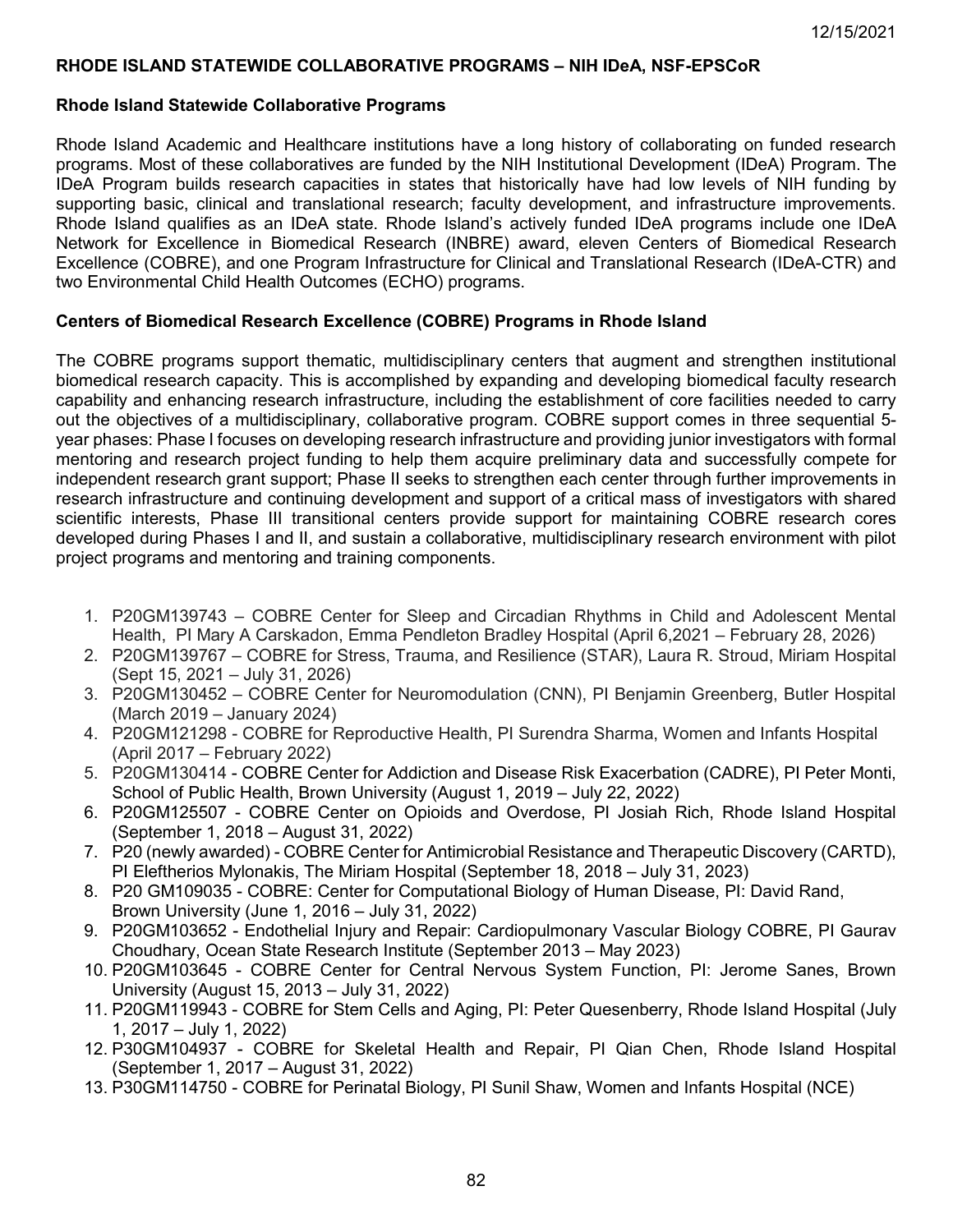12/15/2021

**RHODE ISLAND STATEWIDE COLLABORATIVE PROGRAMS – NIH IDeA, NSF-EPSCoR**

**Rhode Island Statewide Collaborative Programs**

Rhode Island Academic and Healthcare institutions have a long history of collaborating on funded research programs. Most of these collaboratives are funded by the NIH Institutional Development (IDeA) Program. The IDeA Program builds research capacities in states that historically have had low levels of NIH funding by supporting basic, clinical and translational research; faculty development, and infrastructure improvements. Rhode Island qualifies as an IDeA state. Rhode Island's actively funded IDeA programs include one IDeA Network for Excellence in Biomedical Research (INBRE) award, eleven Centers of Biomedical Research Excellence (COBRE), and one Program Infrastructure for Clinical and Translational Research (IDeA-CTR) and two Environmental Child Health Outcomes (ECHO) programs.

**Centers of Biomedical Research Excellence (COBRE) Programs in Rhode Island**

The COBRE programs support thematic, multidisciplinary centers that augment and strengthen institutional biomedical research capacity. This is accomplished by expanding and developing biomedical faculty research capability and enhancing research infrastructure, including the establishment of core facilities needed to carry out the objectives of a multidisciplinary, collaborative program. COBRE support comes in three sequential 5-year phases: Phase I focuses on developing research infrastructure and providing junior investigators with formal mentoring and research project funding to help them acquire preliminary data and successfully compete for independent research grant support; Phase II seeks to strengthen each center through further improvements in research infrastructure and continuing development and support of a critical mass of investigators with shared scientific interests, Phase III transitional centers provide support for maintaining COBRE research cores developed during Phases I and II, and sustain a collaborative, multidisciplinary research environment with pilot project programs and mentoring and training components.

1. P20GM139743 – COBRE Center for Sleep and Circadian Rhythms in Child and Adolescent Mental Health, PI Mary A Carskadon, Emma Pendleton Bradley Hospital (April 6,2021 – February 28, 2026)
2. P20GM139767 – COBRE for Stress, Trauma, and Resilience (STAR), Laura R. Stroud, Miriam Hospital (Sept 15, 2021 – July 31, 2026)
3. P20GM130452 – COBRE Center for Neuromodulation (CNN), PI Benjamin Greenberg, Butler Hospital (March 2019 – January 2024)
4. P20GM121298 - COBRE for Reproductive Health, PI Surendra Sharma, Women and Infants Hospital (April 2017 – February 2022)
5. P20GM130414 - COBRE Center for Addiction and Disease Risk Exacerbation (CADRE), PI Peter Monti, School of Public Health, Brown University (August 1, 2019 – July 22, 2022)
6. P20GM125507 - COBRE Center on Opioids and Overdose, PI Josiah Rich, Rhode Island Hospital (September 1, 2018 – August 31, 2022)
7. P20 (newly awarded) - COBRE Center for Antimicrobial Resistance and Therapeutic Discovery (CARTD), PI Eleftherios Mylonakis, The Miriam Hospital (September 18, 2018 – July 31, 2023)
8. P20 GM109035 - COBRE: Center for Computational Biology of Human Disease, PI: David Rand, Brown University (June 1, 2016 – July 31, 2022)
9. P20GM103652 - Endothelial Injury and Repair: Cardiopulmonary Vascular Biology COBRE, PI Gaurav Choudhary, Ocean State Research Institute (September 2013 – May 2023)
10. P20GM103645 - COBRE Center for Central Nervous System Function, PI: Jerome Sanes, Brown University (August 15, 2013 – July 31, 2022)
11. P20GM119943 - COBRE for Stem Cells and Aging, PI: Peter Quesenberry, Rhode Island Hospital (July 1, 2017 – July 1, 2022)
12. P30GM104937 - COBRE for Skeletal Health and Repair, PI Qian Chen, Rhode Island Hospital (September 1, 2017 – August 31, 2022)
13. P30GM114750 - COBRE for Perinatal Biology, PI Sunil Shaw, Women and Infants Hospital (NCE)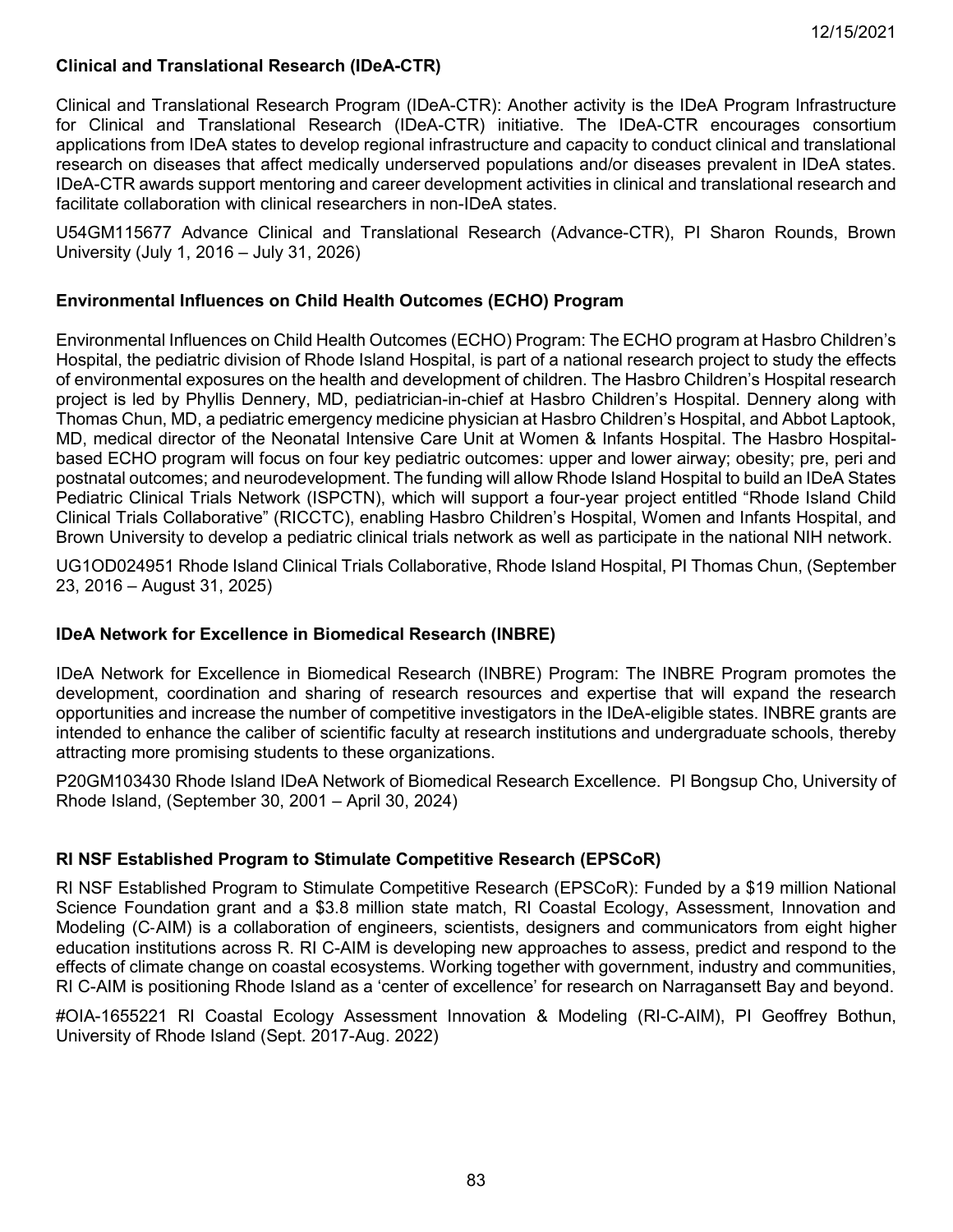12/15/2021

**Clinical and Translational Research (IDeA-CTR)**

Clinical and Translational Research Program (IDeA-CTR): Another activity is the IDeA Program Infrastructure for Clinical and Translational Research (IDeA-CTR) initiative. The IDeA-CTR encourages consortium applications from IDeA states to develop regional infrastructure and capacity to conduct clinical and translational research on diseases that affect medically underserved populations and/or diseases prevalent in IDeA states. IDeA-CTR awards support mentoring and career development activities in clinical and translational research and facilitate collaboration with clinical researchers in non-IDeA states.

U54GM115677 Advance Clinical and Translational Research (Advance-CTR), PI Sharon Rounds, Brown University (July 1, 2016 – July 31, 2026)

**Environmental Influences on Child Health Outcomes (ECHO) Program**

Environmental Influences on Child Health Outcomes (ECHO) Program: The ECHO program at Hasbro Children's Hospital, the pediatric division of Rhode Island Hospital, is part of a national research project to study the effects of environmental exposures on the health and development of children. The Hasbro Children's Hospital research project is led by Phyllis Dennery, MD, pediatrician-in-chief at Hasbro Children's Hospital. Dennery along with Thomas Chun, MD, a pediatric emergency medicine physician at Hasbro Children's Hospital, and Abbot Laptook, MD, medical director of the Neonatal Intensive Care Unit at Women & Infants Hospital. The Hasbro Hospital-based ECHO program will focus on four key pediatric outcomes: upper and lower airway; obesity; pre, peri and postnatal outcomes; and neurodevelopment. The funding will allow Rhode Island Hospital to build an IDeA States Pediatric Clinical Trials Network (ISPCTN), which will support a four-year project entitled "Rhode Island Child Clinical Trials Collaborative" (RICCTC), enabling Hasbro Children's Hospital, Women and Infants Hospital, and Brown University to develop a pediatric clinical trials network as well as participate in the national NIH network.

UG1OD024951 Rhode Island Clinical Trials Collaborative, Rhode Island Hospital, PI Thomas Chun, (September 23, 2016 – August 31, 2025)

**IDeA Network for Excellence in Biomedical Research (INBRE)**

IDeA Network for Excellence in Biomedical Research (INBRE) Program: The INBRE Program promotes the development, coordination and sharing of research resources and expertise that will expand the research opportunities and increase the number of competitive investigators in the IDeA-eligible states. INBRE grants are intended to enhance the caliber of scientific faculty at research institutions and undergraduate schools, thereby attracting more promising students to these organizations.

P20GM103430 Rhode Island IDeA Network of Biomedical Research Excellence. PI Bongsup Cho, University of Rhode Island, (September 30, 2001 – April 30, 2024)

**RI NSF Established Program to Stimulate Competitive Research (EPSCoR)**

RI NSF Established Program to Stimulate Competitive Research (EPSCoR): Funded by a $19 million National Science Foundation grant and a $3.8 million state match, RI Coastal Ecology, Assessment, Innovation and Modeling (C-AIM) is a collaboration of engineers, scientists, designers and communicators from eight higher education institutions across R. RI C-AIM is developing new approaches to assess, predict and respond to the effects of climate change on coastal ecosystems. Working together with government, industry and communities, RI C-AIM is positioning Rhode Island as a 'center of excellence' for research on Narragansett Bay and beyond.

#OIA-1655221 RI Coastal Ecology Assessment Innovation & Modeling (RI-C-AIM), PI Geoffrey Bothun, University of Rhode Island (Sept. 2017-Aug. 2022)